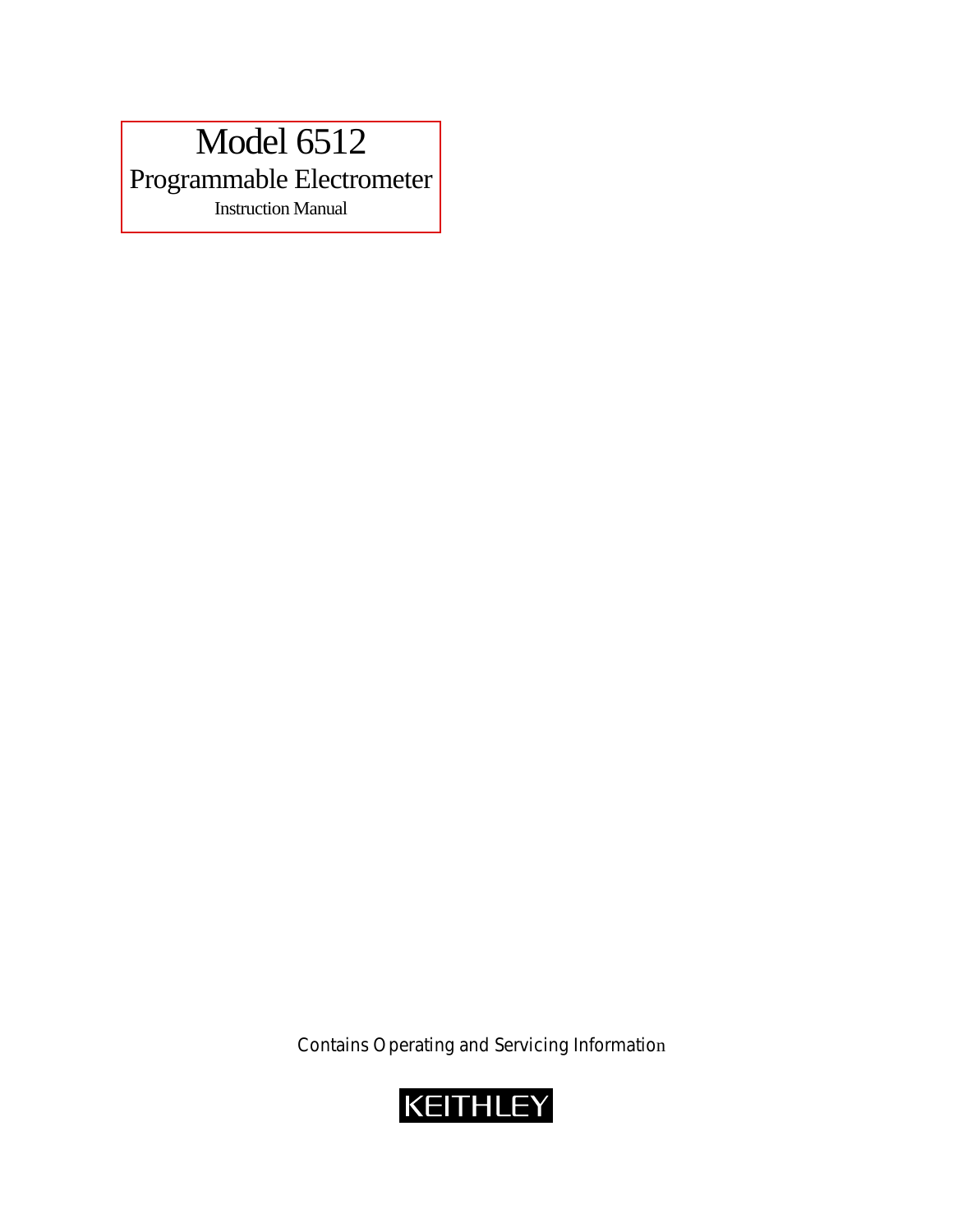# Model 6512

## Programmable Electrometer

### Instruction Manual

Contains Operating and Servicing Information

KEITHLEY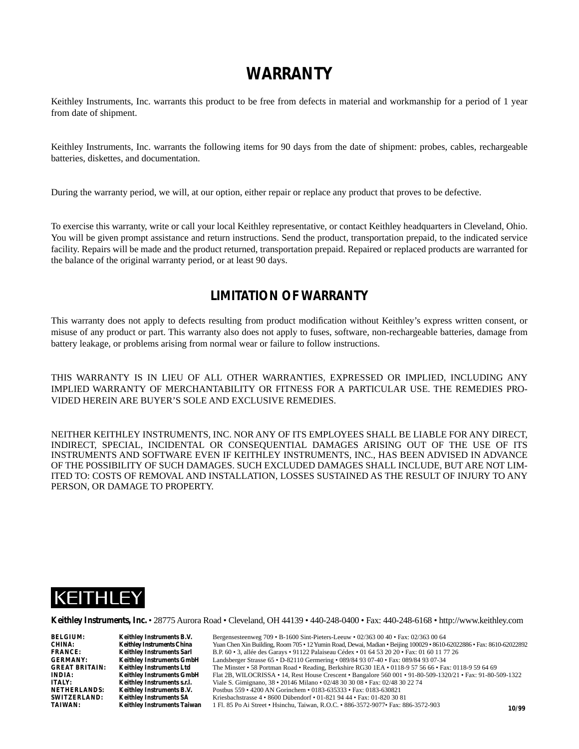# WARRANTY

Keithley Instruments, Inc. warrants this product to be free from defects in material and workmanship for a period of 1 year from date of shipment.

Keithley Instruments, Inc. warrants the following items for 90 days from the date of shipment: probes, cables, rechargeable batteries, diskettes, and documentation.

During the warranty period, we will, at our option, either repair or replace any product that proves to be defective.

To exercise this warranty, write or call your local Keithley representative, or contact Keithley headquarters in Cleveland, Ohio. You will be given prompt assistance and return instructions. Send the product, transportation prepaid, to the indicated service facility. Repairs will be made and the product returned, transportation prepaid. Repaired or replaced products are warranted for the balance of the original warranty period, or at least 90 days.

## LIMITATION OF WARRANTY

This warranty does not apply to defects resulting from product modification without Keithley's express written consent, or misuse of any product or part. This warranty also does not apply to fuses, software, non-rechargeable batteries, damage from battery leakage, or problems arising from normal wear or failure to follow instructions.

THIS WARRANTY IS IN LIEU OF ALL OTHER WARRANTIES, EXPRESSED OR IMPLIED, INCLUDING ANY IMPLIED WARRANTY OF MERCHANTABILITY OR FITNESS FOR A PARTICULAR USE. THE REMEDIES PROVIDED HEREIN ARE BUYER'S SOLE AND EXCLUSIVE REMEDIES.

NEITHER KEITHLEY INSTRUMENTS, INC. NOR ANY OF ITS EMPLOYEES SHALL BE LIABLE FOR ANY DIRECT, INDIRECT, SPECIAL, INCIDENTAL OR CONSEQUENTIAL DAMAGES ARISING OUT OF THE USE OF ITS INSTRUMENTS AND SOFTWARE EVEN IF KEITHLEY INSTRUMENTS, INC., HAS BEEN ADVISED IN ADVANCE OF THE POSSIBILITY OF SUCH DAMAGES. SUCH EXCLUDED DAMAGES SHALL INCLUDE, BUT ARE NOT LIMITED TO: COSTS OF REMOVAL AND INSTALLATION, LOSSES SUSTAINED AS THE RESULT OF INJURY TO ANY PERSON, OR DAMAGE TO PROPERTY.

KEITHLEY

**Keithley Instruments, Inc.** • 28775 Aurora Road • Cleveland, OH 44139 • 440-248-0400 • Fax: 440-248-6168 • http://www.keithley.com

| | | |
|---|---|---|
| **BELGIUM:** | **Keithley Instruments B.V.** | Bergensesteenweg 709 • B-1600 Sint-Pieters-Leeuw • 02/363 00 40 • Fax: 02/363 00 64 |
| **CHINA:** | **Keithley Instruments China** | Yuan Chen Xin Building, Room 705 • 12 Yumin Road, Dewai, Madian • Beijing 100029 • 8610-62022886 • Fax: 8610-62022892 |
| **FRANCE:** | **Keithley Instruments Sarl** | B.P. 60 • 3, allée des Garays • 91122 Palaiseau Cédex • 01 64 53 20 20 • Fax: 01 60 11 77 26 |
| **GERMANY:** | **Keithley Instruments GmbH** | Landsberger Strasse 65 • D-82110 Germering • 089/84 93 07-40 • Fax: 089/84 93 07-34 |
| **GREAT BRITAIN:** | **Keithley Instruments Ltd** | The Minster • 58 Portman Road • Reading, Berkshire RG30 1EA • 0118-9 57 56 66 • Fax: 0118-9 59 64 69 |
| **INDIA:** | **Keithley Instruments GmbH** | Flat 2B, WILOCRISSA • 14, Rest House Crescent • Bangalore 560 001 • 91-80-509-1320/21 • Fax: 91-80-509-1322 |
| **ITALY:** | **Keithley Instruments s.r.l.** | Viale S. Gimignano, 38 • 20146 Milano • 02/48 30 30 08 • Fax: 02/48 30 22 74 |
| **NETHERLANDS:** | **Keithley Instruments B.V.** | Postbus 559 • 4200 AN Gorinchem • 0183-635333 • Fax: 0183-630821 |
| **SWITZERLAND:** | **Keithley Instruments SA** | Kriesbachstrasse 4 • 8600 Dübendorf • 01-821 94 44 • Fax: 01-820 30 81 |
| **TAIWAN:** | **Keithley Instruments Taiwan** | 1 Fl. 85 Po Ai Street • Hsinchu, Taiwan, R.O.C. • 886-3572-9077• Fax: 886-3572-903 |

10/99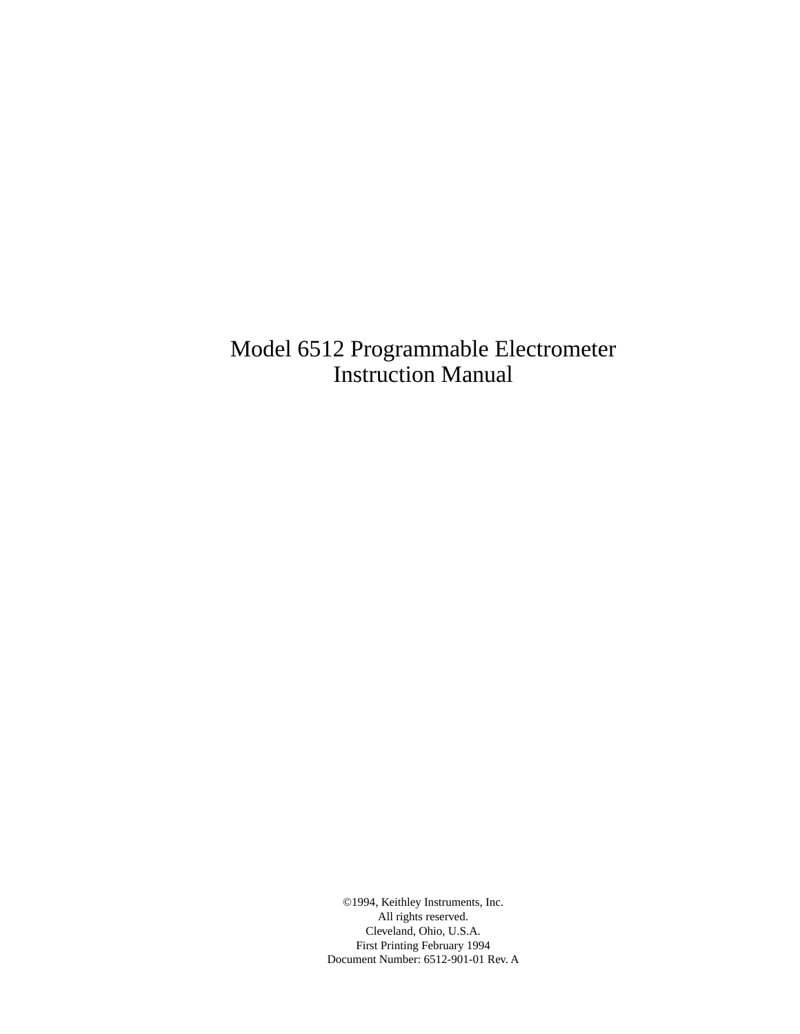# Model 6512 Programmable Electrometer
# Instruction Manual

©1994, Keithley Instruments, Inc.
All rights reserved.
Cleveland, Ohio, U.S.A.
First Printing February 1994
Document Number: 6512-901-01 Rev. A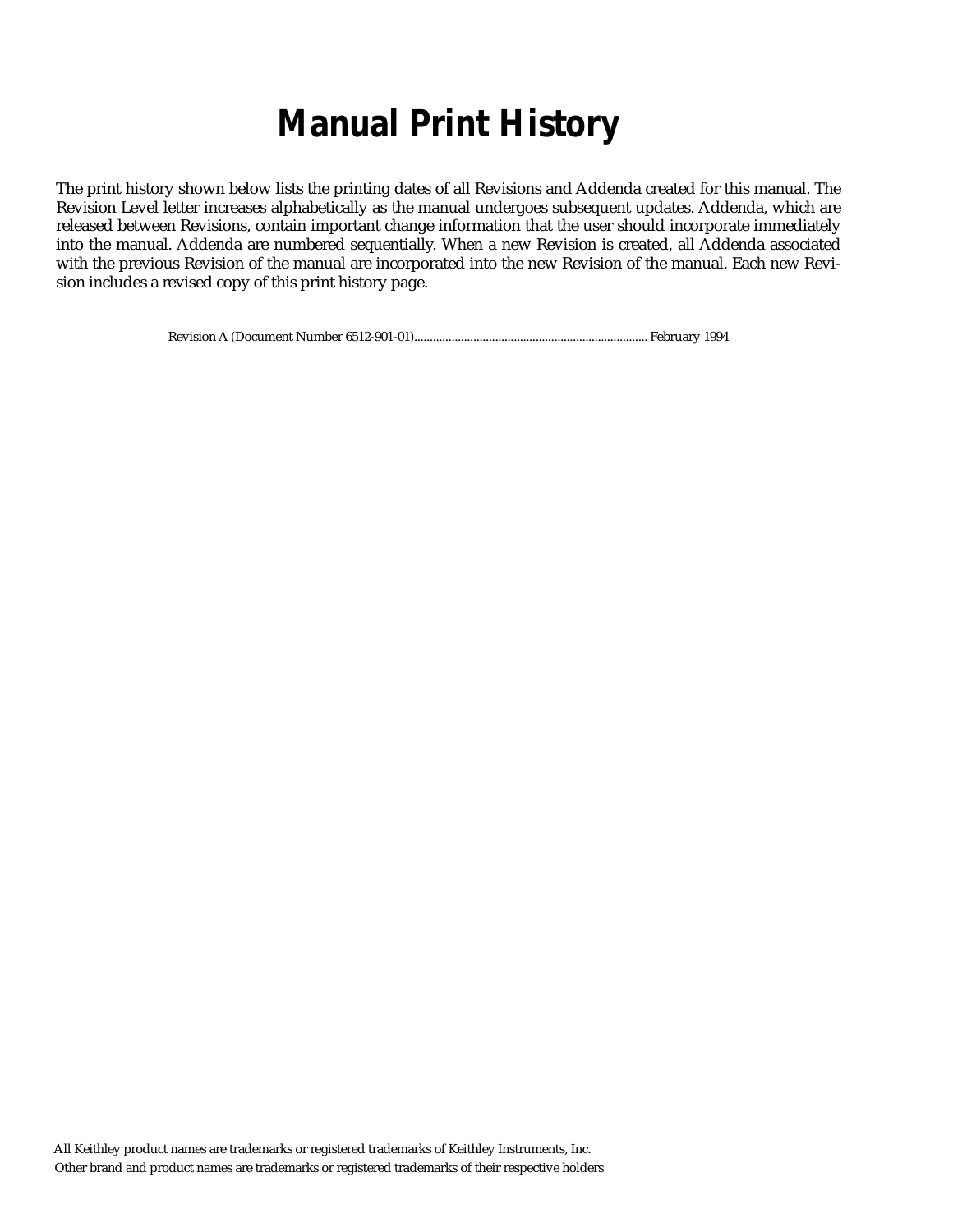# Manual Print History

The print history shown below lists the printing dates of all Revisions and Addenda created for this manual. The Revision Level letter increases alphabetically as the manual undergoes subsequent updates. Addenda, which are released between Revisions, contain important change information that the user should incorporate immediately into the manual. Addenda are numbered sequentially. When a new Revision is created, all Addenda associated with the previous Revision of the manual are incorporated into the new Revision of the manual. Each new Revision includes a revised copy of this print history page.

Revision A (Document Number 6512-901-01).......................................................................... February 1994

All Keithley product names are trademarks or registered trademarks of Keithley Instruments, Inc.
Other brand and product names are trademarks or registered trademarks of their respective holders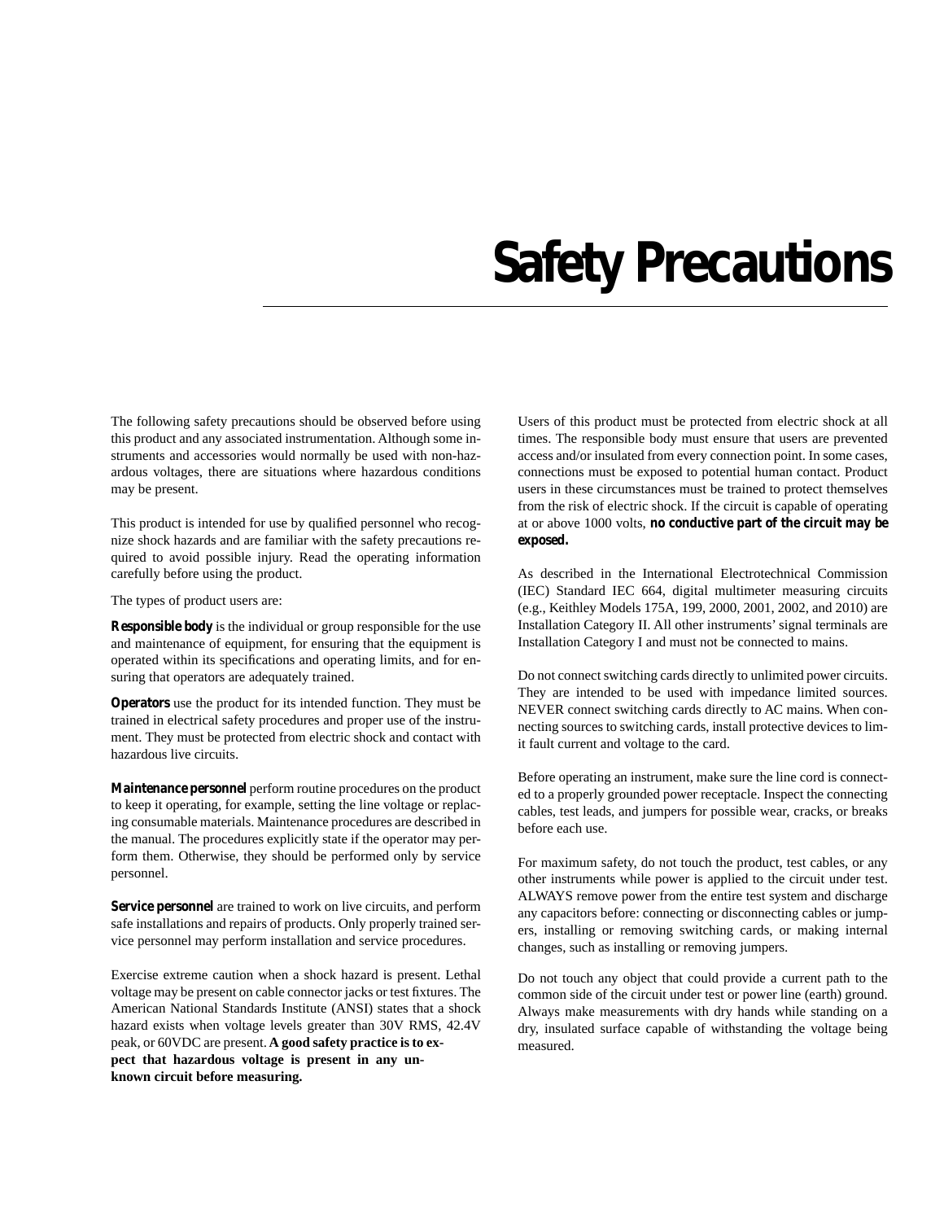# Safety Precautions

The following safety precautions should be observed before using this product and any associated instrumentation. Although some instruments and accessories would normally be used with non-hazardous voltages, there are situations where hazardous conditions may be present.

This product is intended for use by qualified personnel who recognize shock hazards and are familiar with the safety precautions required to avoid possible injury. Read the operating information carefully before using the product.

The types of product users are:

**Responsible body** is the individual or group responsible for the use and maintenance of equipment, for ensuring that the equipment is operated within its specifications and operating limits, and for ensuring that operators are adequately trained.

**Operators** use the product for its intended function. They must be trained in electrical safety procedures and proper use of the instrument. They must be protected from electric shock and contact with hazardous live circuits.

**Maintenance personnel** perform routine procedures on the product to keep it operating, for example, setting the line voltage or replacing consumable materials. Maintenance procedures are described in the manual. The procedures explicitly state if the operator may perform them. Otherwise, they should be performed only by service personnel.

**Service personnel** are trained to work on live circuits, and perform safe installations and repairs of products. Only properly trained service personnel may perform installation and service procedures.

Exercise extreme caution when a shock hazard is present. Lethal voltage may be present on cable connector jacks or test fixtures. The American National Standards Institute (ANSI) states that a shock hazard exists when voltage levels greater than 30V RMS, 42.4V peak, or 60VDC are present. **A good safety practice is to expect that hazardous voltage is present in any unknown circuit before measuring.**

Users of this product must be protected from electric shock at all times. The responsible body must ensure that users are prevented access and/or insulated from every connection point. In some cases, connections must be exposed to potential human contact. Product users in these circumstances must be trained to protect themselves from the risk of electric shock. If the circuit is capable of operating at or above 1000 volts, **no conductive part of the circuit may be exposed.**

As described in the International Electrotechnical Commission (IEC) Standard IEC 664, digital multimeter measuring circuits (e.g., Keithley Models 175A, 199, 2000, 2001, 2002, and 2010) are Installation Category II. All other instruments' signal terminals are Installation Category I and must not be connected to mains.

Do not connect switching cards directly to unlimited power circuits. They are intended to be used with impedance limited sources. NEVER connect switching cards directly to AC mains. When connecting sources to switching cards, install protective devices to limit fault current and voltage to the card.

Before operating an instrument, make sure the line cord is connected to a properly grounded power receptacle. Inspect the connecting cables, test leads, and jumpers for possible wear, cracks, or breaks before each use.

For maximum safety, do not touch the product, test cables, or any other instruments while power is applied to the circuit under test. ALWAYS remove power from the entire test system and discharge any capacitors before: connecting or disconnecting cables or jumpers, installing or removing switching cards, or making internal changes, such as installing or removing jumpers.

Do not touch any object that could provide a current path to the common side of the circuit under test or power line (earth) ground. Always make measurements with dry hands while standing on a dry, insulated surface capable of withstanding the voltage being measured.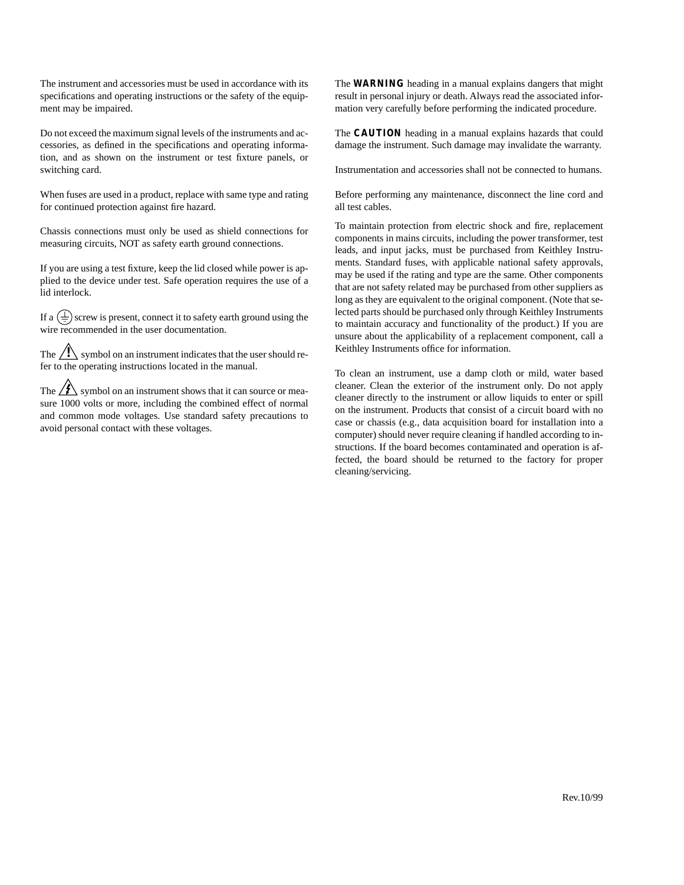The instrument and accessories must be used in accordance with its specifications and operating instructions or the safety of the equipment may be impaired.

Do not exceed the maximum signal levels of the instruments and accessories, as defined in the specifications and operating information, and as shown on the instrument or test fixture panels, or switching card.

When fuses are used in a product, replace with same type and rating for continued protection against fire hazard.

Chassis connections must only be used as shield connections for measuring circuits, NOT as safety earth ground connections.

If you are using a test fixture, keep the lid closed while power is applied to the device under test. Safe operation requires the use of a lid interlock.

If a ⏚ screw is present, connect it to safety earth ground using the wire recommended in the user documentation.

The ⚠ symbol on an instrument indicates that the user should refer to the operating instructions located in the manual.

The ⚡ symbol on an instrument shows that it can source or measure 1000 volts or more, including the combined effect of normal and common mode voltages. Use standard safety precautions to avoid personal contact with these voltages.

The **WARNING** heading in a manual explains dangers that might result in personal injury or death. Always read the associated information very carefully before performing the indicated procedure.

The **CAUTION** heading in a manual explains hazards that could damage the instrument. Such damage may invalidate the warranty.

Instrumentation and accessories shall not be connected to humans.

Before performing any maintenance, disconnect the line cord and all test cables.

To maintain protection from electric shock and fire, replacement components in mains circuits, including the power transformer, test leads, and input jacks, must be purchased from Keithley Instruments. Standard fuses, with applicable national safety approvals, may be used if the rating and type are the same. Other components that are not safety related may be purchased from other suppliers as long as they are equivalent to the original component. (Note that selected parts should be purchased only through Keithley Instruments to maintain accuracy and functionality of the product.) If you are unsure about the applicability of a replacement component, call a Keithley Instruments office for information.

To clean an instrument, use a damp cloth or mild, water based cleaner. Clean the exterior of the instrument only. Do not apply cleaner directly to the instrument or allow liquids to enter or spill on the instrument. Products that consist of a circuit board with no case or chassis (e.g., data acquisition board for installation into a computer) should never require cleaning if handled according to instructions. If the board becomes contaminated and operation is affected, the board should be returned to the factory for proper cleaning/servicing.

Rev.10/99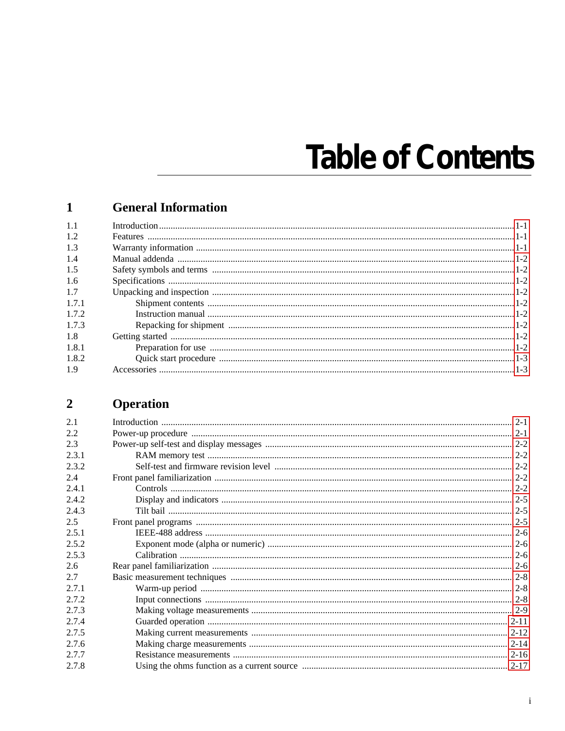# Table of Contents

## 1 General Information

| | | |
|---|---|---|
| 1.1 | Introduction | 1-1 |
| 1.2 | Features | 1-1 |
| 1.3 | Warranty information | 1-1 |
| 1.4 | Manual addenda | 1-2 |
| 1.5 | Safety symbols and terms | 1-2 |
| 1.6 | Specifications | 1-2 |
| 1.7 | Unpacking and inspection | 1-2 |
| 1.7.1 | Shipment contents | 1-2 |
| 1.7.2 | Instruction manual | 1-2 |
| 1.7.3 | Repacking for shipment | 1-2 |
| 1.8 | Getting started | 1-2 |
| 1.8.1 | Preparation for use | 1-2 |
| 1.8.2 | Quick start procedure | 1-3 |
| 1.9 | Accessories | 1-3 |

## 2 Operation

| | | |
|---|---|---|
| 2.1 | Introduction | 2-1 |
| 2.2 | Power-up procedure | 2-1 |
| 2.3 | Power-up self-test and display messages | 2-2 |
| 2.3.1 | RAM memory test | 2-2 |
| 2.3.2 | Self-test and firmware revision level | 2-2 |
| 2.4 | Front panel familiarization | 2-2 |
| 2.4.1 | Controls | 2-2 |
| 2.4.2 | Display and indicators | 2-5 |
| 2.4.3 | Tilt bail | 2-5 |
| 2.5 | Front panel programs | 2-5 |
| 2.5.1 | IEEE-488 address | 2-6 |
| 2.5.2 | Exponent mode (alpha or numeric) | 2-6 |
| 2.5.3 | Calibration | 2-6 |
| 2.6 | Rear panel familiarization | 2-6 |
| 2.7 | Basic measurement techniques | 2-8 |
| 2.7.1 | Warm-up period | 2-8 |
| 2.7.2 | Input connections | 2-8 |
| 2.7.3 | Making voltage measurements | 2-9 |
| 2.7.4 | Guarded operation | 2-11 |
| 2.7.5 | Making current measurements | 2-12 |
| 2.7.6 | Making charge measurements | 2-14 |
| 2.7.7 | Resistance measurements | 2-16 |
| 2.7.8 | Using the ohms function as a current source | 2-17 |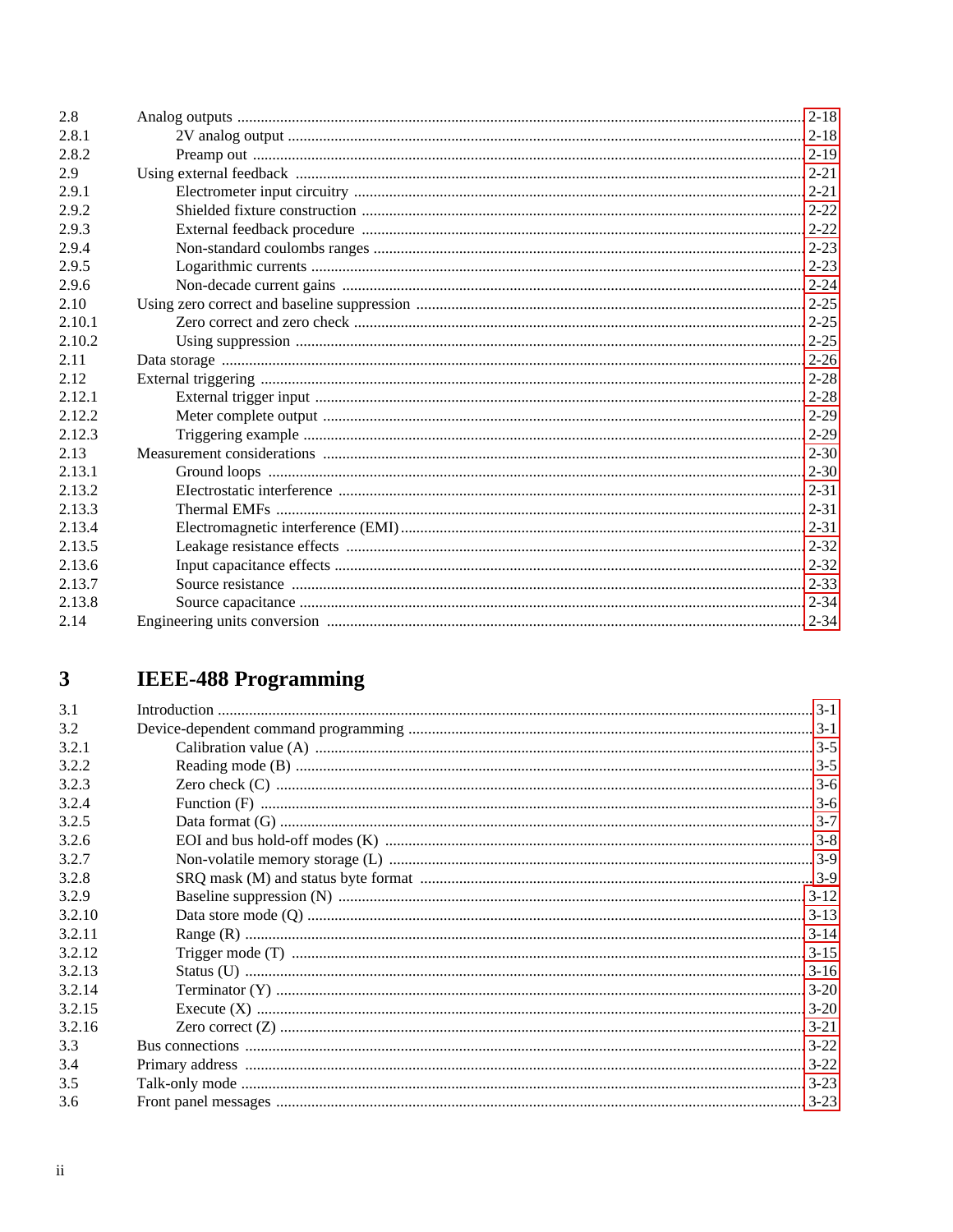| | | |
|---|---|---|
| 2.8 | Analog outputs | 2-18 |
| 2.8.1 | 2V analog output | 2-18 |
| 2.8.2 | Preamp out | 2-19 |
| 2.9 | Using external feedback | 2-21 |
| 2.9.1 | Electrometer input circuitry | 2-21 |
| 2.9.2 | Shielded fixture construction | 2-22 |
| 2.9.3 | External feedback procedure | 2-22 |
| 2.9.4 | Non-standard coulombs ranges | 2-23 |
| 2.9.5 | Logarithmic currents | 2-23 |
| 2.9.6 | Non-decade current gains | 2-24 |
| 2.10 | Using zero correct and baseline suppression | 2-25 |
| 2.10.1 | Zero correct and zero check | 2-25 |
| 2.10.2 | Using suppression | 2-25 |
| 2.11 | Data storage | 2-26 |
| 2.12 | External triggering | 2-28 |
| 2.12.1 | External trigger input | 2-28 |
| 2.12.2 | Meter complete output | 2-29 |
| 2.12.3 | Triggering example | 2-29 |
| 2.13 | Measurement considerations | 2-30 |
| 2.13.1 | Ground loops | 2-30 |
| 2.13.2 | Electrostatic interference | 2-31 |
| 2.13.3 | Thermal EMFs | 2-31 |
| 2.13.4 | Electromagnetic interference (EMI) | 2-31 |
| 2.13.5 | Leakage resistance effects | 2-32 |
| 2.13.6 | Input capacitance effects | 2-32 |
| 2.13.7 | Source resistance | 2-33 |
| 2.13.8 | Source capacitance | 2-34 |
| 2.14 | Engineering units conversion | 2-34 |

## 3 IEEE-488 Programming

| | | |
|---|---|---|
| 3.1 | Introduction | 3-1 |
| 3.2 | Device-dependent command programming | 3-1 |
| 3.2.1 | Calibration value (A) | 3-5 |
| 3.2.2 | Reading mode (B) | 3-5 |
| 3.2.3 | Zero check (C) | 3-6 |
| 3.2.4 | Function (F) | 3-6 |
| 3.2.5 | Data format (G) | 3-7 |
| 3.2.6 | EOI and bus hold-off modes (K) | 3-8 |
| 3.2.7 | Non-volatile memory storage (L) | 3-9 |
| 3.2.8 | SRQ mask (M) and status byte format | 3-9 |
| 3.2.9 | Baseline suppression (N) | 3-12 |
| 3.2.10 | Data store mode (Q) | 3-13 |
| 3.2.11 | Range (R) | 3-14 |
| 3.2.12 | Trigger mode (T) | 3-15 |
| 3.2.13 | Status (U) | 3-16 |
| 3.2.14 | Terminator (Y) | 3-20 |
| 3.2.15 | Execute (X) | 3-20 |
| 3.2.16 | Zero correct (Z) | 3-21 |
| 3.3 | Bus connections | 3-22 |
| 3.4 | Primary address | 3-22 |
| 3.5 | Talk-only mode | 3-23 |
| 3.6 | Front panel messages | 3-23 |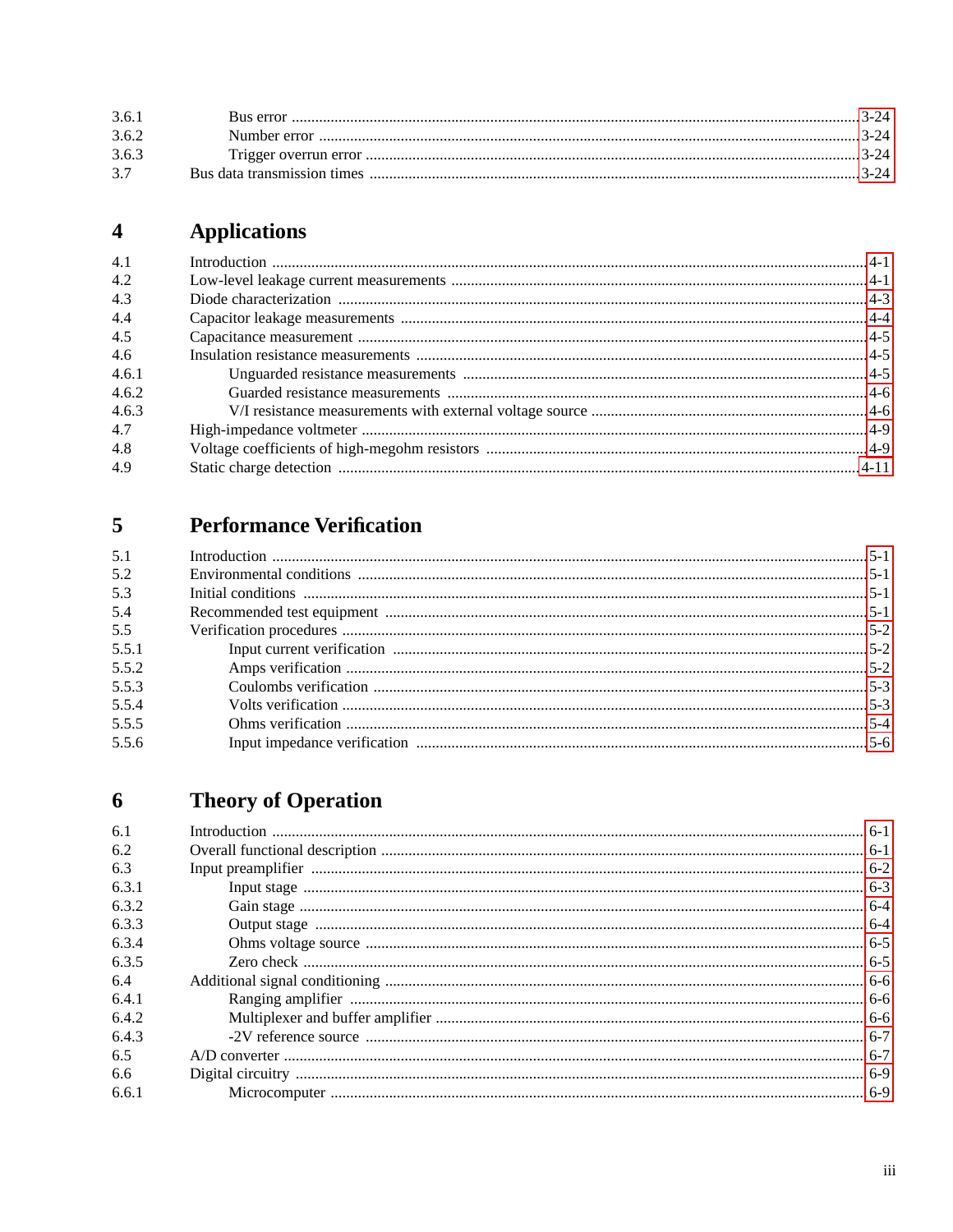| | | |
|---|---|---|
| 3.6.1 | Bus error | 3-24 |
| 3.6.2 | Number error | 3-24 |
| 3.6.3 | Trigger overrun error | 3-24 |
| 3.7 | Bus data transmission times | 3-24 |

## 4 Applications

| | | |
|---|---|---|
| 4.1 | Introduction | 4-1 |
| 4.2 | Low-level leakage current measurements | 4-1 |
| 4.3 | Diode characterization | 4-3 |
| 4.4 | Capacitor leakage measurements | 4-4 |
| 4.5 | Capacitance measurement | 4-5 |
| 4.6 | Insulation resistance measurements | 4-5 |
| 4.6.1 | Unguarded resistance measurements | 4-5 |
| 4.6.2 | Guarded resistance measurements | 4-6 |
| 4.6.3 | V/I resistance measurements with external voltage source | 4-6 |
| 4.7 | High-impedance voltmeter | 4-9 |
| 4.8 | Voltage coefficients of high-megohm resistors | 4-9 |
| 4.9 | Static charge detection | 4-11 |

## 5 Performance Verification

| | | |
|---|---|---|
| 5.1 | Introduction | 5-1 |
| 5.2 | Environmental conditions | 5-1 |
| 5.3 | Initial conditions | 5-1 |
| 5.4 | Recommended test equipment | 5-1 |
| 5.5 | Verification procedures | 5-2 |
| 5.5.1 | Input current verification | 5-2 |
| 5.5.2 | Amps verification | 5-2 |
| 5.5.3 | Coulombs verification | 5-3 |
| 5.5.4 | Volts verification | 5-3 |
| 5.5.5 | Ohms verification | 5-4 |
| 5.5.6 | Input impedance verification | 5-6 |

## 6 Theory of Operation

| | | |
|---|---|---|
| 6.1 | Introduction | 6-1 |
| 6.2 | Overall functional description | 6-1 |
| 6.3 | Input preamplifier | 6-2 |
| 6.3.1 | Input stage | 6-3 |
| 6.3.2 | Gain stage | 6-4 |
| 6.3.3 | Output stage | 6-4 |
| 6.3.4 | Ohms voltage source | 6-5 |
| 6.3.5 | Zero check | 6-5 |
| 6.4 | Additional signal conditioning | 6-6 |
| 6.4.1 | Ranging amplifier | 6-6 |
| 6.4.2 | Multiplexer and buffer amplifier | 6-6 |
| 6.4.3 | -2V reference source | 6-7 |
| 6.5 | A/D converter | 6-7 |
| 6.6 | Digital circuitry | 6-9 |
| 6.6.1 | Microcomputer | 6-9 |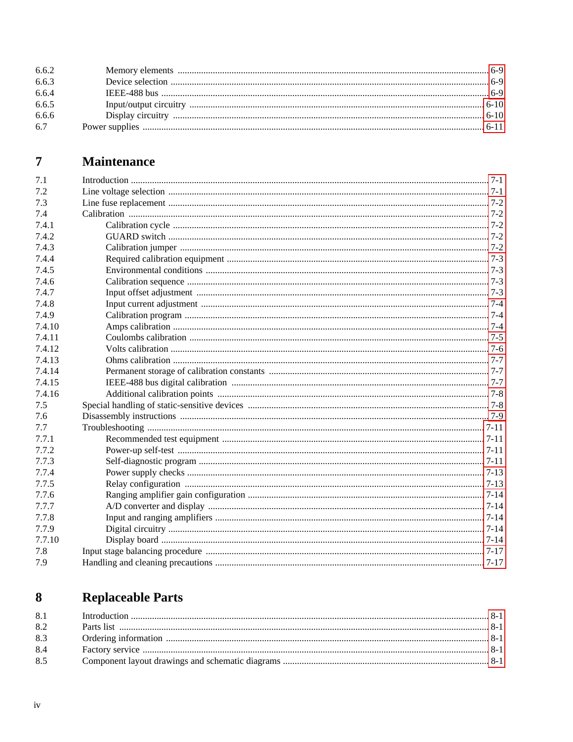| | | |
|---|---|---|
| 6.6.2 | Memory elements | 6-9 |
| 6.6.3 | Device selection | 6-9 |
| 6.6.4 | IEEE-488 bus | 6-9 |
| 6.6.5 | Input/output circuitry | 6-10 |
| 6.6.6 | Display circuitry | 6-10 |
| 6.7 | Power supplies | 6-11 |

## 7 Maintenance

| | | |
|---|---|---|
| 7.1 | Introduction | 7-1 |
| 7.2 | Line voltage selection | 7-1 |
| 7.3 | Line fuse replacement | 7-2 |
| 7.4 | Calibration | 7-2 |
| 7.4.1 | Calibration cycle | 7-2 |
| 7.4.2 | GUARD switch | 7-2 |
| 7.4.3 | Calibration jumper | 7-2 |
| 7.4.4 | Required calibration equipment | 7-3 |
| 7.4.5 | Environmental conditions | 7-3 |
| 7.4.6 | Calibration sequence | 7-3 |
| 7.4.7 | Input offset adjustment | 7-3 |
| 7.4.8 | Input current adjustment | 7-4 |
| 7.4.9 | Calibration program | 7-4 |
| 7.4.10 | Amps calibration | 7-4 |
| 7.4.11 | Coulombs calibration | 7-5 |
| 7.4.12 | Volts calibration | 7-6 |
| 7.4.13 | Ohms calibration | 7-7 |
| 7.4.14 | Permanent storage of calibration constants | 7-7 |
| 7.4.15 | IEEE-488 bus digital calibration | 7-7 |
| 7.4.16 | Additional calibration points | 7-8 |
| 7.5 | Special handling of static-sensitive devices | 7-8 |
| 7.6 | Disassembly instructions | 7-9 |
| 7.7 | Troubleshooting | 7-11 |
| 7.7.1 | Recommended test equipment | 7-11 |
| 7.7.2 | Power-up self-test | 7-11 |
| 7.7.3 | Self-diagnostic program | 7-11 |
| 7.7.4 | Power supply checks | 7-13 |
| 7.7.5 | Relay configuration | 7-13 |
| 7.7.6 | Ranging amplifier gain configuration | 7-14 |
| 7.7.7 | A/D converter and display | 7-14 |
| 7.7.8 | Input and ranging amplifiers | 7-14 |
| 7.7.9 | Digital circuitry | 7-14 |
| 7.7.10 | Display board | 7-14 |
| 7.8 | Input stage balancing procedure | 7-17 |
| 7.9 | Handling and cleaning precautions | 7-17 |

## 8 Replaceable Parts

| | | |
|---|---|---|
| 8.1 | Introduction | 8-1 |
| 8.2 | Parts list | 8-1 |
| 8.3 | Ordering information | 8-1 |
| 8.4 | Factory service | 8-1 |
| 8.5 | Component layout drawings and schematic diagrams | 8-1 |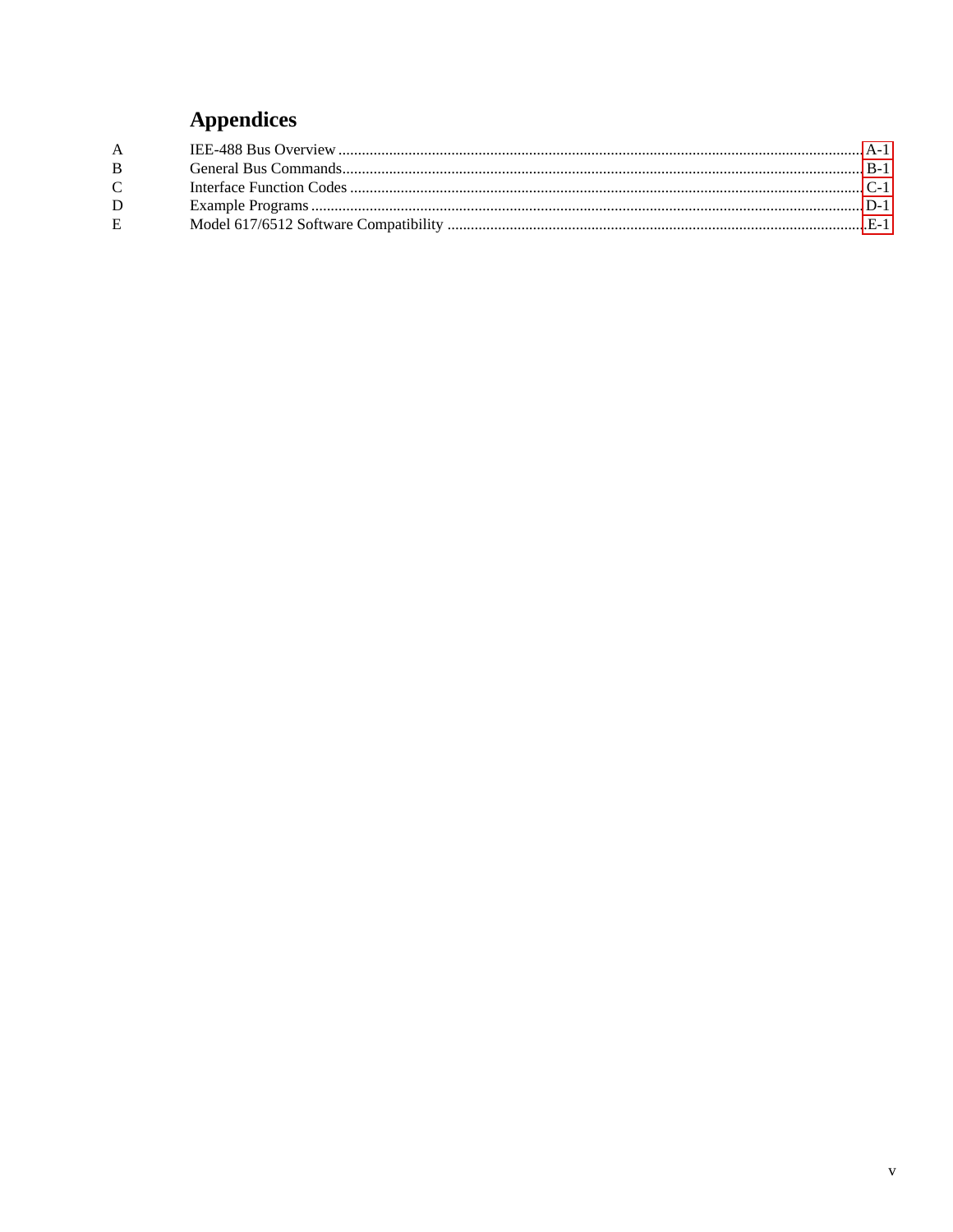## Appendices

| | | |
|---|---|---|
| A | IEE-488 Bus Overview | A-1 |
| B | General Bus Commands | B-1 |
| C | Interface Function Codes | C-1 |
| D | Example Programs | D-1 |
| E | Model 617/6512 Software Compatibility | E-1 |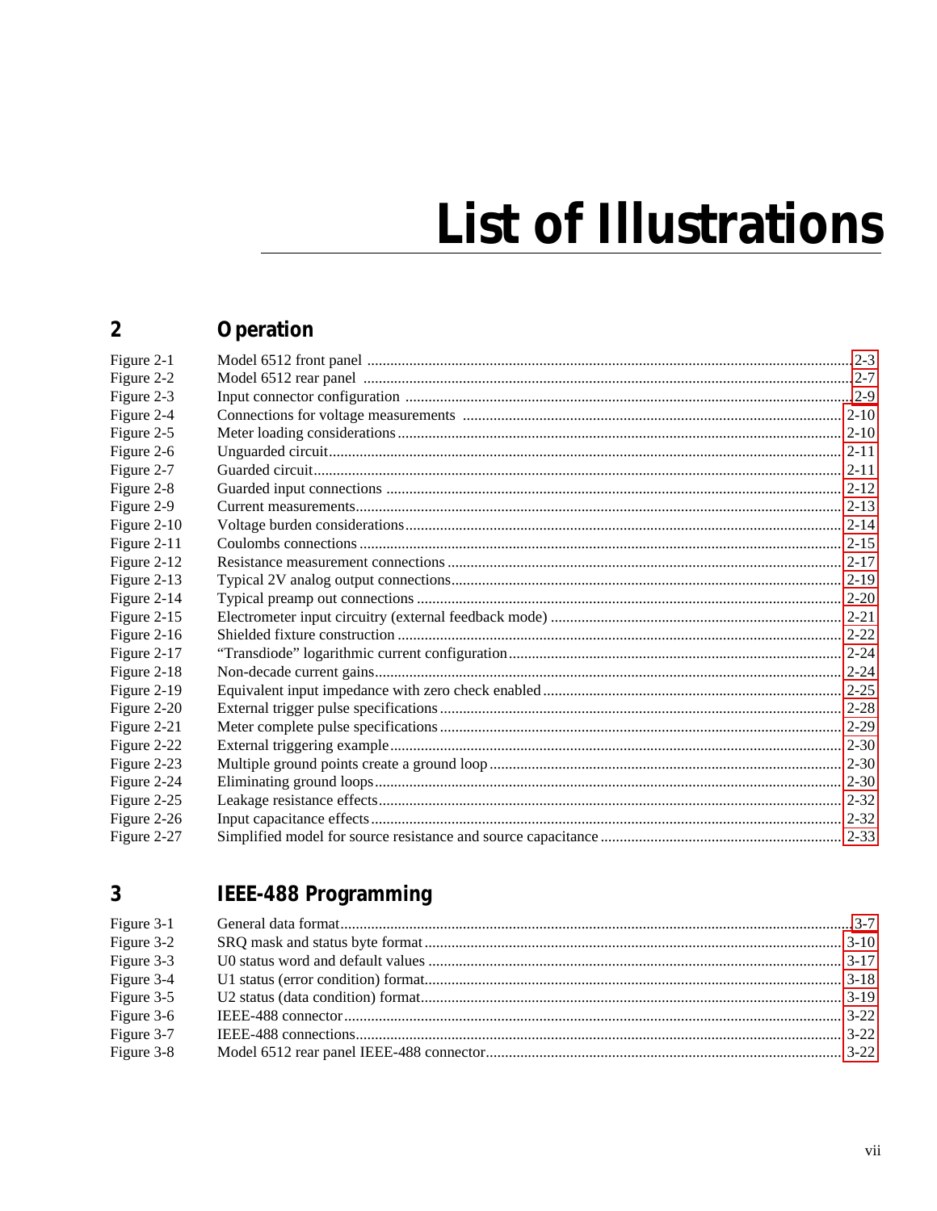# List of Illustrations

## 2 Operation

| | | |
|---|---|---|
| Figure 2-1 | Model 6512 front panel | 2-3 |
| Figure 2-2 | Model 6512 rear panel | 2-7 |
| Figure 2-3 | Input connector configuration | 2-9 |
| Figure 2-4 | Connections for voltage measurements | 2-10 |
| Figure 2-5 | Meter loading considerations | 2-10 |
| Figure 2-6 | Unguarded circuit | 2-11 |
| Figure 2-7 | Guarded circuit | 2-11 |
| Figure 2-8 | Guarded input connections | 2-12 |
| Figure 2-9 | Current measurements | 2-13 |
| Figure 2-10 | Voltage burden considerations | 2-14 |
| Figure 2-11 | Coulombs connections | 2-15 |
| Figure 2-12 | Resistance measurement connections | 2-17 |
| Figure 2-13 | Typical 2V analog output connections | 2-19 |
| Figure 2-14 | Typical preamp out connections | 2-20 |
| Figure 2-15 | Electrometer input circuitry (external feedback mode) | 2-21 |
| Figure 2-16 | Shielded fixture construction | 2-22 |
| Figure 2-17 | "Transdiode" logarithmic current configuration | 2-24 |
| Figure 2-18 | Non-decade current gains | 2-24 |
| Figure 2-19 | Equivalent input impedance with zero check enabled | 2-25 |
| Figure 2-20 | External trigger pulse specifications | 2-28 |
| Figure 2-21 | Meter complete pulse specifications | 2-29 |
| Figure 2-22 | External triggering example | 2-30 |
| Figure 2-23 | Multiple ground points create a ground loop | 2-30 |
| Figure 2-24 | Eliminating ground loops | 2-30 |
| Figure 2-25 | Leakage resistance effects | 2-32 |
| Figure 2-26 | Input capacitance effects | 2-32 |
| Figure 2-27 | Simplified model for source resistance and source capacitance | 2-33 |

## 3 IEEE-488 Programming

| | | |
|---|---|---|
| Figure 3-1 | General data format | 3-7 |
| Figure 3-2 | SRQ mask and status byte format | 3-10 |
| Figure 3-3 | U0 status word and default values | 3-17 |
| Figure 3-4 | U1 status (error condition) format | 3-18 |
| Figure 3-5 | U2 status (data condition) format | 3-19 |
| Figure 3-6 | IEEE-488 connector | 3-22 |
| Figure 3-7 | IEEE-488 connections | 3-22 |
| Figure 3-8 | Model 6512 rear panel IEEE-488 connector | 3-22 |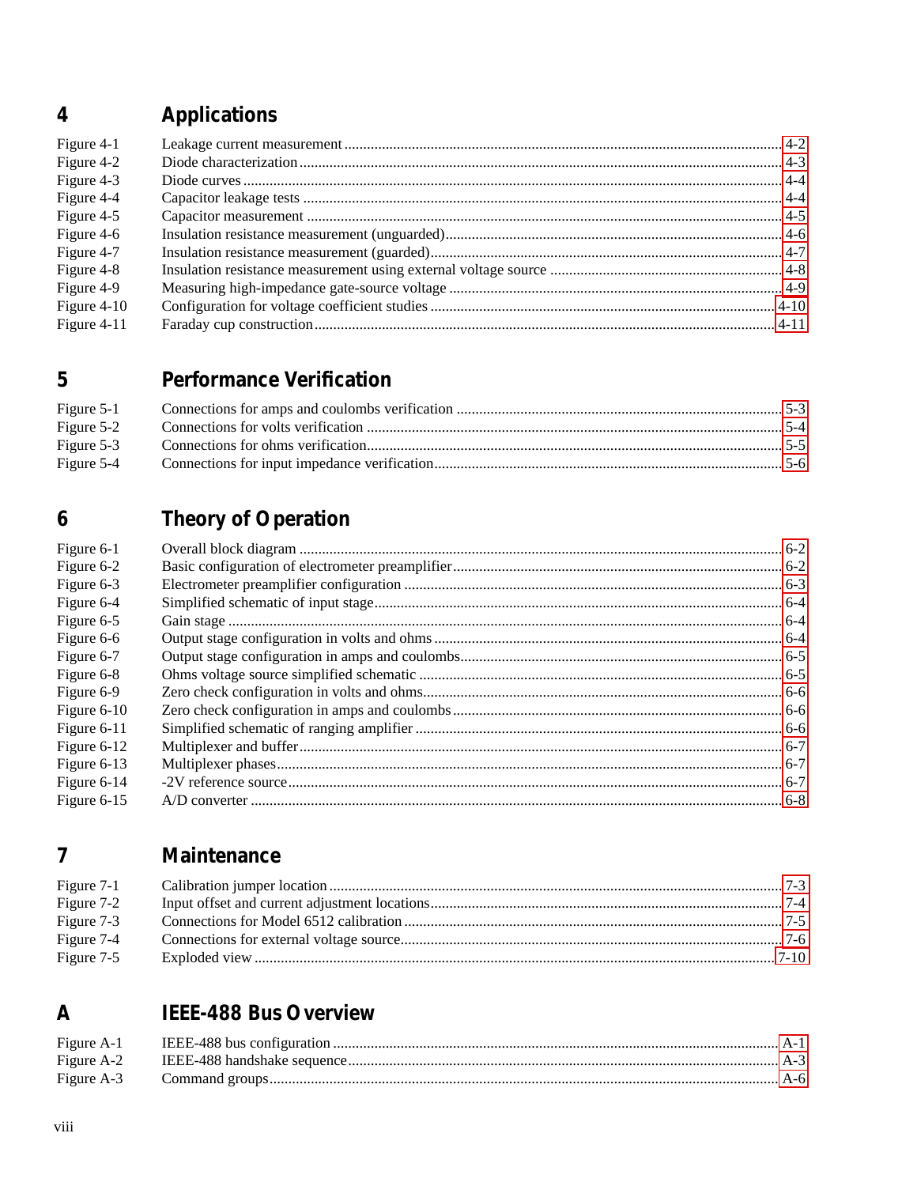## 4 Applications

| | | |
|---|---|---|
| Figure 4-1 | Leakage current measurement | 4-2 |
| Figure 4-2 | Diode characterization | 4-3 |
| Figure 4-3 | Diode curves | 4-4 |
| Figure 4-4 | Capacitor leakage tests | 4-4 |
| Figure 4-5 | Capacitor measurement | 4-5 |
| Figure 4-6 | Insulation resistance measurement (unguarded) | 4-6 |
| Figure 4-7 | Insulation resistance measurement (guarded) | 4-7 |
| Figure 4-8 | Insulation resistance measurement using external voltage source | 4-8 |
| Figure 4-9 | Measuring high-impedance gate-source voltage | 4-9 |
| Figure 4-10 | Configuration for voltage coefficient studies | 4-10 |
| Figure 4-11 | Faraday cup construction | 4-11 |

## 5 Performance Verification

| | | |
|---|---|---|
| Figure 5-1 | Connections for amps and coulombs verification | 5-3 |
| Figure 5-2 | Connections for volts verification | 5-4 |
| Figure 5-3 | Connections for ohms verification | 5-5 |
| Figure 5-4 | Connections for input impedance verification | 5-6 |

## 6 Theory of Operation

| | | |
|---|---|---|
| Figure 6-1 | Overall block diagram | 6-2 |
| Figure 6-2 | Basic configuration of electrometer preamplifier | 6-2 |
| Figure 6-3 | Electrometer preamplifier configuration | 6-3 |
| Figure 6-4 | Simplified schematic of input stage | 6-4 |
| Figure 6-5 | Gain stage | 6-4 |
| Figure 6-6 | Output stage configuration in volts and ohms | 6-4 |
| Figure 6-7 | Output stage configuration in amps and coulombs | 6-5 |
| Figure 6-8 | Ohms voltage source simplified schematic | 6-5 |
| Figure 6-9 | Zero check configuration in volts and ohms | 6-6 |
| Figure 6-10 | Zero check configuration in amps and coulombs | 6-6 |
| Figure 6-11 | Simplified schematic of ranging amplifier | 6-6 |
| Figure 6-12 | Multiplexer and buffer | 6-7 |
| Figure 6-13 | Multiplexer phases | 6-7 |
| Figure 6-14 | -2V reference source | 6-7 |
| Figure 6-15 | A/D converter | 6-8 |

## 7 Maintenance

| | | |
|---|---|---|
| Figure 7-1 | Calibration jumper location | 7-3 |
| Figure 7-2 | Input offset and current adjustment locations | 7-4 |
| Figure 7-3 | Connections for Model 6512 calibration | 7-5 |
| Figure 7-4 | Connections for external voltage source | 7-6 |
| Figure 7-5 | Exploded view | 7-10 |

## A IEEE-488 Bus Overview

| | | |
|---|---|---|
| Figure A-1 | IEEE-488 bus configuration | A-1 |
| Figure A-2 | IEEE-488 handshake sequence | A-3 |
| Figure A-3 | Command groups | A-6 |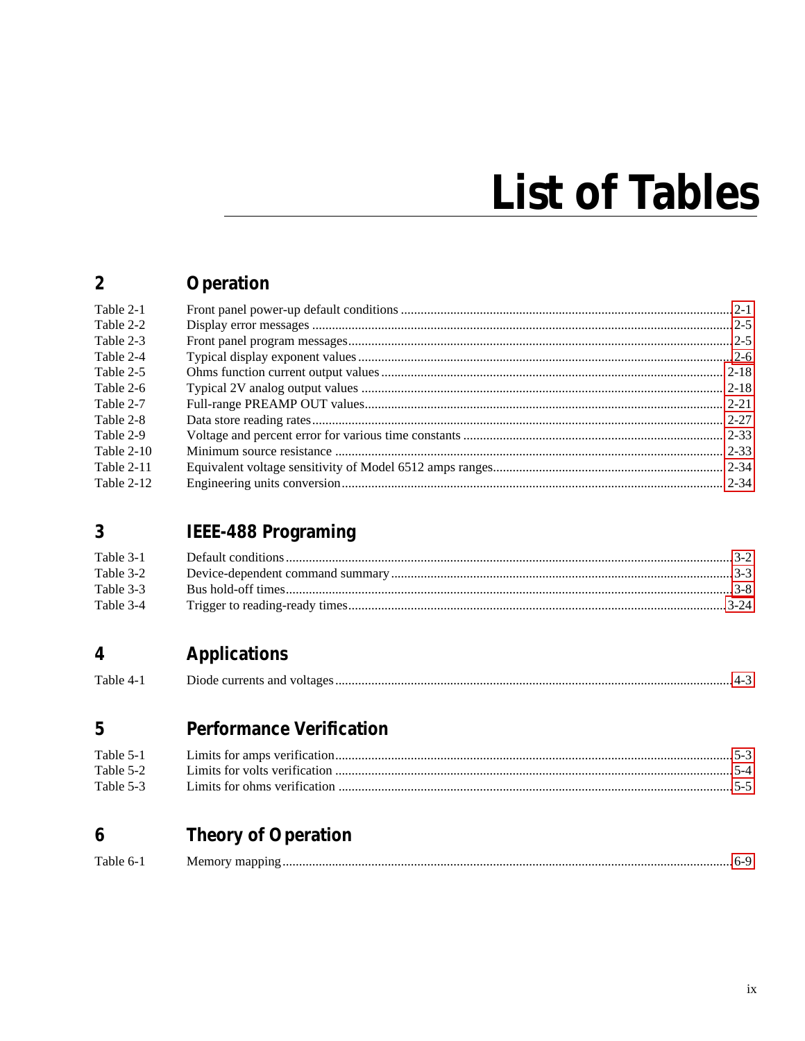# List of Tables

## 2 Operation

| | | |
|---|---|---|
| Table 2-1 | Front panel power-up default conditions | 2-1 |
| Table 2-2 | Display error messages | 2-5 |
| Table 2-3 | Front panel program messages | 2-5 |
| Table 2-4 | Typical display exponent values | 2-6 |
| Table 2-5 | Ohms function current output values | 2-18 |
| Table 2-6 | Typical 2V analog output values | 2-18 |
| Table 2-7 | Full-range PREAMP OUT values | 2-21 |
| Table 2-8 | Data store reading rates | 2-27 |
| Table 2-9 | Voltage and percent error for various time constants | 2-33 |
| Table 2-10 | Minimum source resistance | 2-33 |
| Table 2-11 | Equivalent voltage sensitivity of Model 6512 amps ranges | 2-34 |
| Table 2-12 | Engineering units conversion | 2-34 |

## 3 IEEE-488 Programing

| | | |
|---|---|---|
| Table 3-1 | Default conditions | 3-2 |
| Table 3-2 | Device-dependent command summary | 3-3 |
| Table 3-3 | Bus hold-off times | 3-8 |
| Table 3-4 | Trigger to reading-ready times | 3-24 |

## 4 Applications

| | | |
|---|---|---|
| Table 4-1 | Diode currents and voltages | 4-3 |

## 5 Performance Verification

| | | |
|---|---|---|
| Table 5-1 | Limits for amps verification | 5-3 |
| Table 5-2 | Limits for volts verification | 5-4 |
| Table 5-3 | Limits for ohms verification | 5-5 |

## 6 Theory of Operation

| | | |
|---|---|---|
| Table 6-1 | Memory mapping | 6-9 |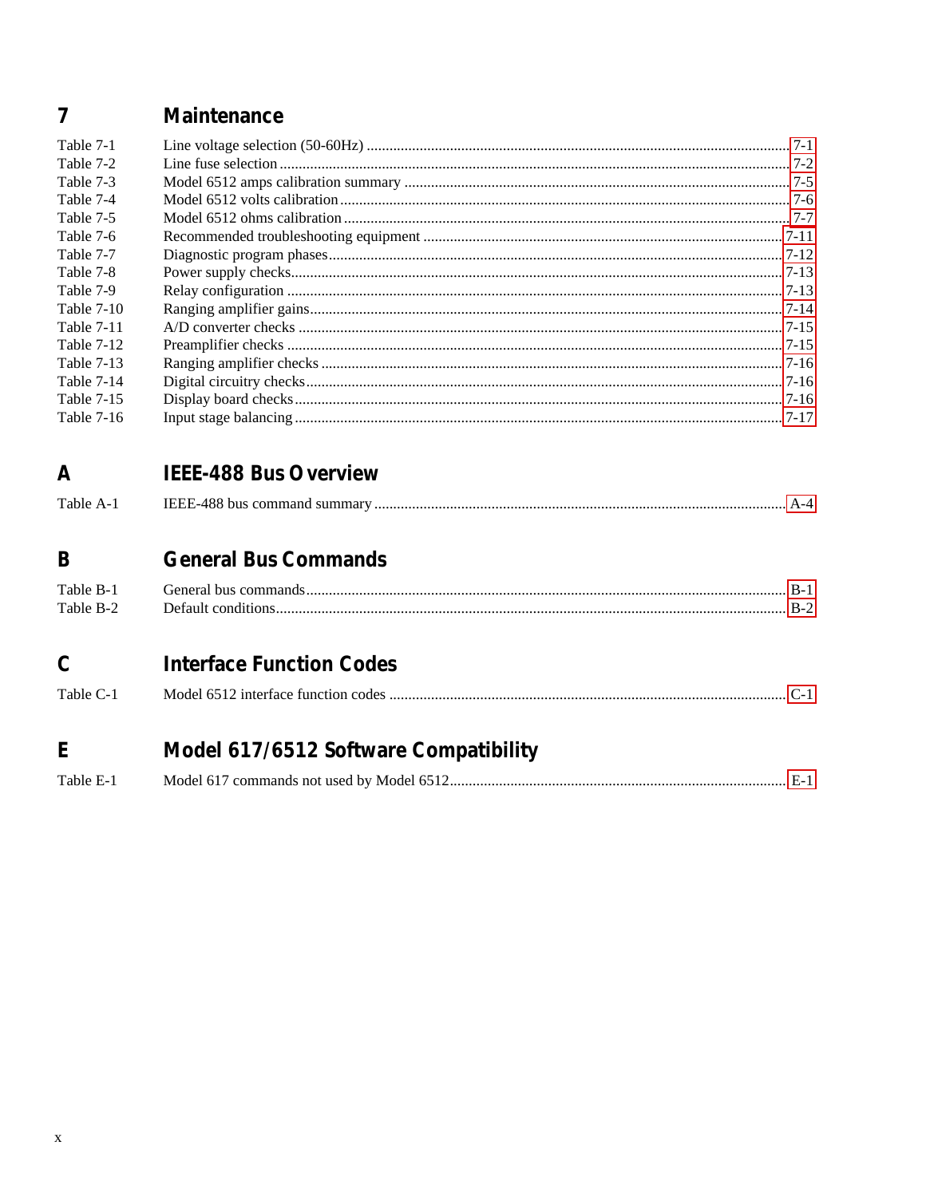## 7 Maintenance

| | | |
|---|---|---|
| Table 7-1 | Line voltage selection (50-60Hz) | 7-1 |
| Table 7-2 | Line fuse selection | 7-2 |
| Table 7-3 | Model 6512 amps calibration summary | 7-5 |
| Table 7-4 | Model 6512 volts calibration | 7-6 |
| Table 7-5 | Model 6512 ohms calibration | 7-7 |
| Table 7-6 | Recommended troubleshooting equipment | 7-11 |
| Table 7-7 | Diagnostic program phases | 7-12 |
| Table 7-8 | Power supply checks | 7-13 |
| Table 7-9 | Relay configuration | 7-13 |
| Table 7-10 | Ranging amplifier gains | 7-14 |
| Table 7-11 | A/D converter checks | 7-15 |
| Table 7-12 | Preamplifier checks | 7-15 |
| Table 7-13 | Ranging amplifier checks | 7-16 |
| Table 7-14 | Digital circuitry checks | 7-16 |
| Table 7-15 | Display board checks | 7-16 |
| Table 7-16 | Input stage balancing | 7-17 |

## A IEEE-488 Bus Overview

| | | |
|---|---|---|
| Table A-1 | IEEE-488 bus command summary | A-4 |

## B General Bus Commands

| | | |
|---|---|---|
| Table B-1 | General bus commands | B-1 |
| Table B-2 | Default conditions | B-2 |

## C Interface Function Codes

| | | |
|---|---|---|
| Table C-1 | Model 6512 interface function codes | C-1 |

## E Model 617/6512 Software Compatibility

| | | |
|---|---|---|
| Table E-1 | Model 617 commands not used by Model 6512 | E-1 |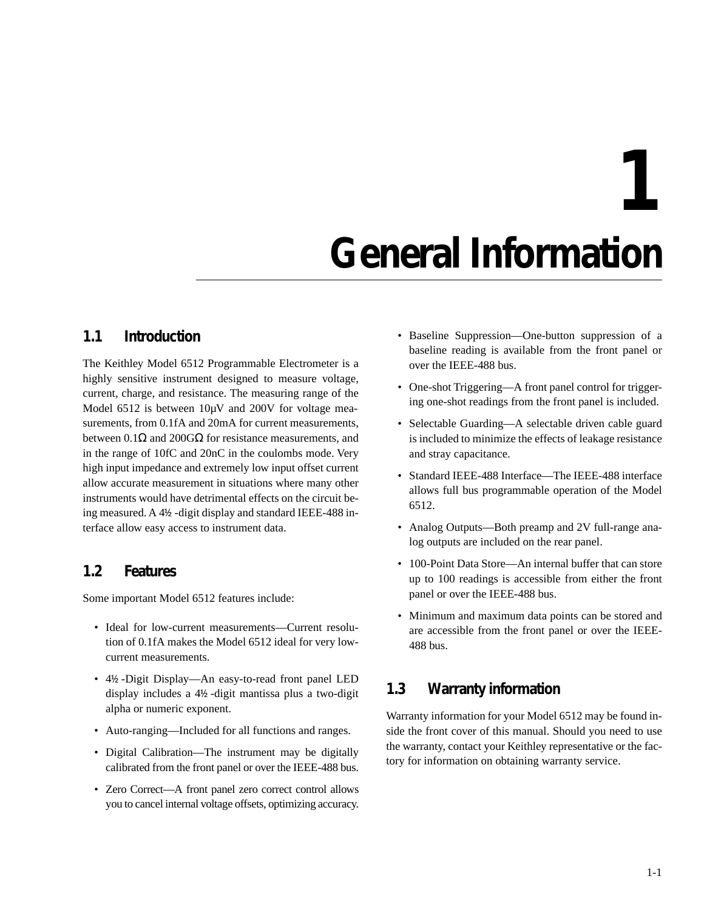# 1 General Information

## 1.1 Introduction

The Keithley Model 6512 Programmable Electrometer is a highly sensitive instrument designed to measure voltage, current, charge, and resistance. The measuring range of the Model 6512 is between 10µV and 200V for voltage measurements, from 0.1fA and 20mA for current measurements, between 0.1Ω and 200GΩ for resistance measurements, and in the range of 10fC and 20nC in the coulombs mode. Very high input impedance and extremely low input offset current allow accurate measurement in situations where many other instruments would have detrimental effects on the circuit being measured. A 4½ -digit display and standard IEEE-488 interface allow easy access to instrument data.

## 1.2 Features

Some important Model 6512 features include:

- Ideal for low-current measurements—Current resolution of 0.1fA makes the Model 6512 ideal for very low-current measurements.
- 4½ -Digit Display—An easy-to-read front panel LED display includes a 4½ -digit mantissa plus a two-digit alpha or numeric exponent.
- Auto-ranging—Included for all functions and ranges.
- Digital Calibration—The instrument may be digitally calibrated from the front panel or over the IEEE-488 bus.
- Zero Correct—A front panel zero correct control allows you to cancel internal voltage offsets, optimizing accuracy.
- Baseline Suppression—One-button suppression of a baseline reading is available from the front panel or over the IEEE-488 bus.
- One-shot Triggering—A front panel control for triggering one-shot readings from the front panel is included.
- Selectable Guarding—A selectable driven cable guard is included to minimize the effects of leakage resistance and stray capacitance.
- Standard IEEE-488 Interface—The IEEE-488 interface allows full bus programmable operation of the Model 6512.
- Analog Outputs—Both preamp and 2V full-range analog outputs are included on the rear panel.
- 100-Point Data Store—An internal buffer that can store up to 100 readings is accessible from either the front panel or over the IEEE-488 bus.
- Minimum and maximum data points can be stored and are accessible from the front panel or over the IEEE-488 bus.

## 1.3 Warranty information

Warranty information for your Model 6512 may be found inside the front cover of this manual. Should you need to use the warranty, contact your Keithley representative or the factory for information on obtaining warranty service.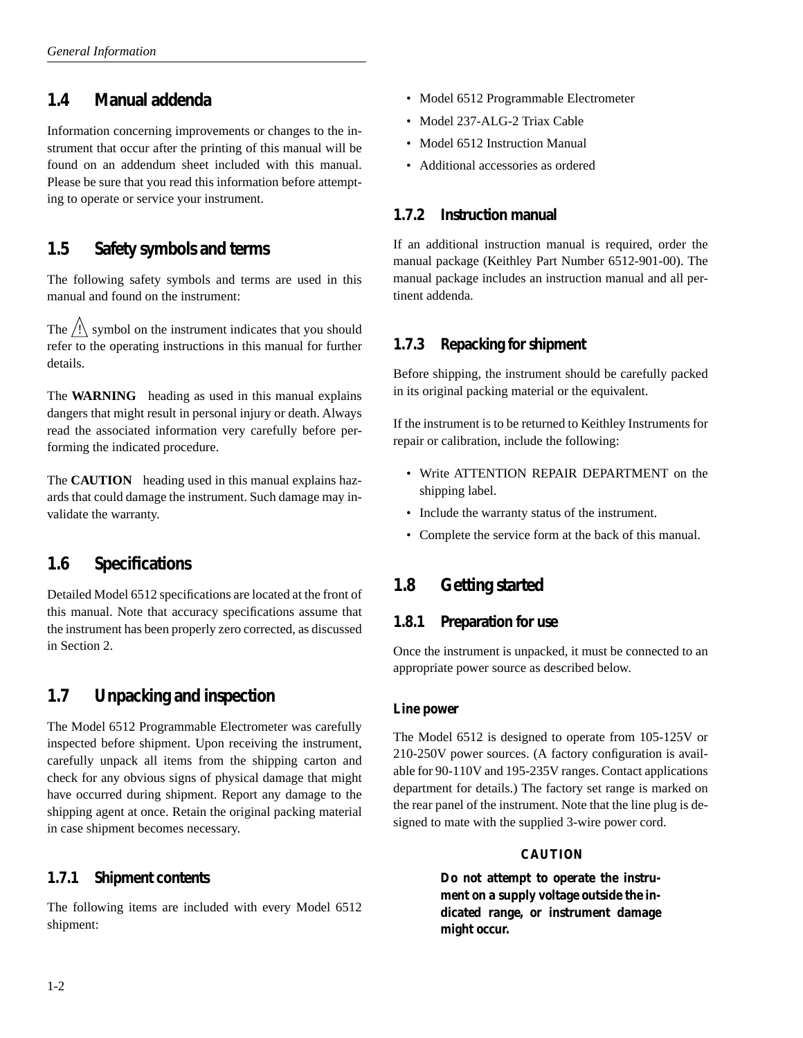## 1.4 Manual addenda

Information concerning improvements or changes to the instrument that occur after the printing of this manual will be found on an addendum sheet included with this manual. Please be sure that you read this information before attempting to operate or service your instrument.

## 1.5 Safety symbols and terms

The following safety symbols and terms are used in this manual and found on the instrument:

The ⚠ symbol on the instrument indicates that you should refer to the operating instructions in this manual for further details.

The **WARNING** heading as used in this manual explains dangers that might result in personal injury or death. Always read the associated information very carefully before performing the indicated procedure.

The **CAUTION** heading used in this manual explains hazards that could damage the instrument. Such damage may invalidate the warranty.

## 1.6 Specifications

Detailed Model 6512 specifications are located at the front of this manual. Note that accuracy specifications assume that the instrument has been properly zero corrected, as discussed in Section 2.

## 1.7 Unpacking and inspection

The Model 6512 Programmable Electrometer was carefully inspected before shipment. Upon receiving the instrument, carefully unpack all items from the shipping carton and check for any obvious signs of physical damage that might have occurred during shipment. Report any damage to the shipping agent at once. Retain the original packing material in case shipment becomes necessary.

### 1.7.1 Shipment contents

The following items are included with every Model 6512 shipment:

- Model 6512 Programmable Electrometer
- Model 237-ALG-2 Triax Cable
- Model 6512 Instruction Manual
- Additional accessories as ordered

### 1.7.2 Instruction manual

If an additional instruction manual is required, order the manual package (Keithley Part Number 6512-901-00). The manual package includes an instruction manual and all pertinent addenda.

### 1.7.3 Repacking for shipment

Before shipping, the instrument should be carefully packed in its original packing material or the equivalent.

If the instrument is to be returned to Keithley Instruments for repair or calibration, include the following:

- Write ATTENTION REPAIR DEPARTMENT on the shipping label.
- Include the warranty status of the instrument.
- Complete the service form at the back of this manual.

## 1.8 Getting started

### 1.8.1 Preparation for use

Once the instrument is unpacked, it must be connected to an appropriate power source as described below.

#### Line power

The Model 6512 is designed to operate from 105-125V or 210-250V power sources. (A factory configuration is available for 90-110V and 195-235V ranges. Contact applications department for details.) The factory set range is marked on the rear panel of the instrument. Note that the line plug is designed to mate with the supplied 3-wire power cord.

**CAUTION**

**Do not attempt to operate the instrument on a supply voltage outside the indicated range, or instrument damage might occur.**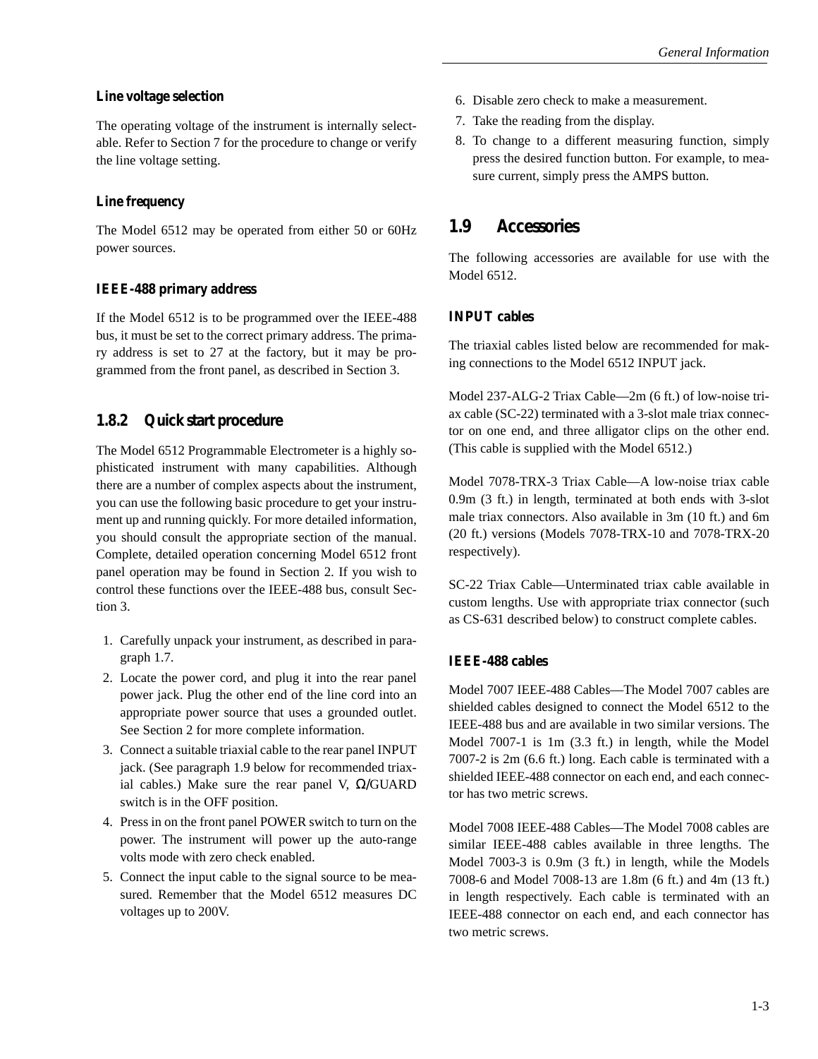### Line voltage selection

The operating voltage of the instrument is internally selectable. Refer to Section 7 for the procedure to change or verify the line voltage setting.

### Line frequency

The Model 6512 may be operated from either 50 or 60Hz power sources.

### IEEE-488 primary address

If the Model 6512 is to be programmed over the IEEE-488 bus, it must be set to the correct primary address. The primary address is set to 27 at the factory, but it may be programmed from the front panel, as described in Section 3.

## 1.8.2 Quick start procedure

The Model 6512 Programmable Electrometer is a highly sophisticated instrument with many capabilities. Although there are a number of complex aspects about the instrument, you can use the following basic procedure to get your instrument up and running quickly. For more detailed information, you should consult the appropriate section of the manual. Complete, detailed operation concerning Model 6512 front panel operation may be found in Section 2. If you wish to control these functions over the IEEE-488 bus, consult Section 3.

1. Carefully unpack your instrument, as described in paragraph 1.7.
2. Locate the power cord, and plug it into the rear panel power jack. Plug the other end of the line cord into an appropriate power source that uses a grounded outlet. See Section 2 for more complete information.
3. Connect a suitable triaxial cable to the rear panel INPUT jack. (See paragraph 1.9 below for recommended triaxial cables.) Make sure the rear panel V, Ω/GUARD switch is in the OFF position.
4. Press in on the front panel POWER switch to turn on the power. The instrument will power up the auto-range volts mode with zero check enabled.
5. Connect the input cable to the signal source to be measured. Remember that the Model 6512 measures DC voltages up to 200V.
6. Disable zero check to make a measurement.
7. Take the reading from the display.
8. To change to a different measuring function, simply press the desired function button. For example, to measure current, simply press the AMPS button.

## 1.9 Accessories

The following accessories are available for use with the Model 6512.

### INPUT cables

The triaxial cables listed below are recommended for making connections to the Model 6512 INPUT jack.

Model 237-ALG-2 Triax Cable—2m (6 ft.) of low-noise triax cable (SC-22) terminated with a 3-slot male triax connector on one end, and three alligator clips on the other end. (This cable is supplied with the Model 6512.)

Model 7078-TRX-3 Triax Cable—A low-noise triax cable 0.9m (3 ft.) in length, terminated at both ends with 3-slot male triax connectors. Also available in 3m (10 ft.) and 6m (20 ft.) versions (Models 7078-TRX-10 and 7078-TRX-20 respectively).

SC-22 Triax Cable—Unterminated triax cable available in custom lengths. Use with appropriate triax connector (such as CS-631 described below) to construct complete cables.

### IEEE-488 cables

Model 7007 IEEE-488 Cables—The Model 7007 cables are shielded cables designed to connect the Model 6512 to the IEEE-488 bus and are available in two similar versions. The Model 7007-1 is 1m (3.3 ft.) in length, while the Model 7007-2 is 2m (6.6 ft.) long. Each cable is terminated with a shielded IEEE-488 connector on each end, and each connector has two metric screws.

Model 7008 IEEE-488 Cables—The Model 7008 cables are similar IEEE-488 cables available in three lengths. The Model 7003-3 is 0.9m (3 ft.) in length, while the Models 7008-6 and Model 7008-13 are 1.8m (6 ft.) and 4m (13 ft.) in length respectively. Each cable is terminated with an IEEE-488 connector on each end, and each connector has two metric screws.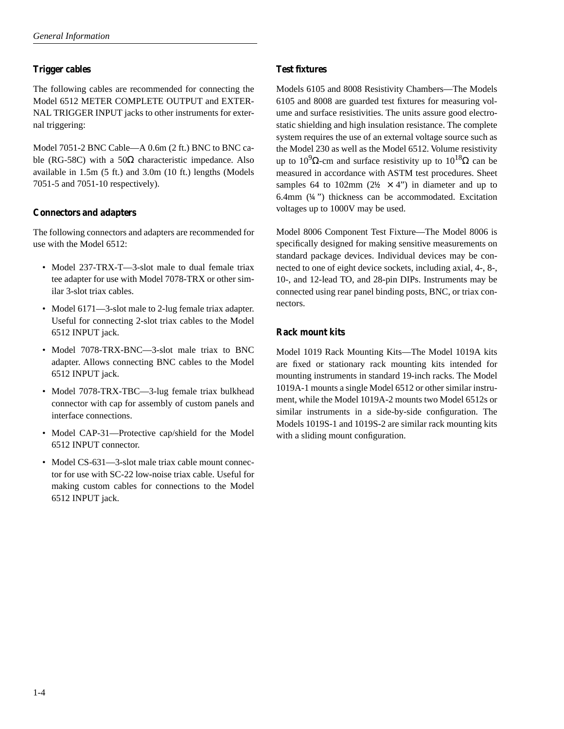### Trigger cables

The following cables are recommended for connecting the Model 6512 METER COMPLETE OUTPUT and EXTERNAL TRIGGER INPUT jacks to other instruments for external triggering:

Model 7051-2 BNC Cable—A 0.6m (2 ft.) BNC to BNC cable (RG-58C) with a 50Ω characteristic impedance. Also available in 1.5m (5 ft.) and 3.0m (10 ft.) lengths (Models 7051-5 and 7051-10 respectively).

### Connectors and adapters

The following connectors and adapters are recommended for use with the Model 6512:

- Model 237-TRX-T—3-slot male to dual female triax tee adapter for use with Model 7078-TRX or other similar 3-slot triax cables.
- Model 6171—3-slot male to 2-lug female triax adapter. Useful for connecting 2-slot triax cables to the Model 6512 INPUT jack.
- Model 7078-TRX-BNC—3-slot male triax to BNC adapter. Allows connecting BNC cables to the Model 6512 INPUT jack.
- Model 7078-TRX-TBC—3-lug female triax bulkhead connector with cap for assembly of custom panels and interface connections.
- Model CAP-31—Protective cap/shield for the Model 6512 INPUT connector.
- Model CS-631—3-slot male triax cable mount connector for use with SC-22 low-noise triax cable. Useful for making custom cables for connections to the Model 6512 INPUT jack.

### Test fixtures

Models 6105 and 8008 Resistivity Chambers—The Models 6105 and 8008 are guarded test fixtures for measuring volume and surface resistivities. The units assure good electrostatic shielding and high insulation resistance. The complete system requires the use of an external voltage source such as the Model 230 as well as the Model 6512. Volume resistivity up to $10^9$Ω-cm and surface resistivity up to $10^{18}$Ω can be measured in accordance with ASTM test procedures. Sheet samples 64 to 102mm (2½ × 4") in diameter and up to 6.4mm (¼") thickness can be accommodated. Excitation voltages up to 1000V may be used.

Model 8006 Component Test Fixture—The Model 8006 is specifically designed for making sensitive measurements on standard package devices. Individual devices may be connected to one of eight device sockets, including axial, 4-, 8-, 10-, and 12-lead TO, and 28-pin DIPs. Instruments may be connected using rear panel binding posts, BNC, or triax connectors.

### Rack mount kits

Model 1019 Rack Mounting Kits—The Model 1019A kits are fixed or stationary rack mounting kits intended for mounting instruments in standard 19-inch racks. The Model 1019A-1 mounts a single Model 6512 or other similar instrument, while the Model 1019A-2 mounts two Model 6512s or similar instruments in a side-by-side configuration. The Models 1019S-1 and 1019S-2 are similar rack mounting kits with a sliding mount configuration.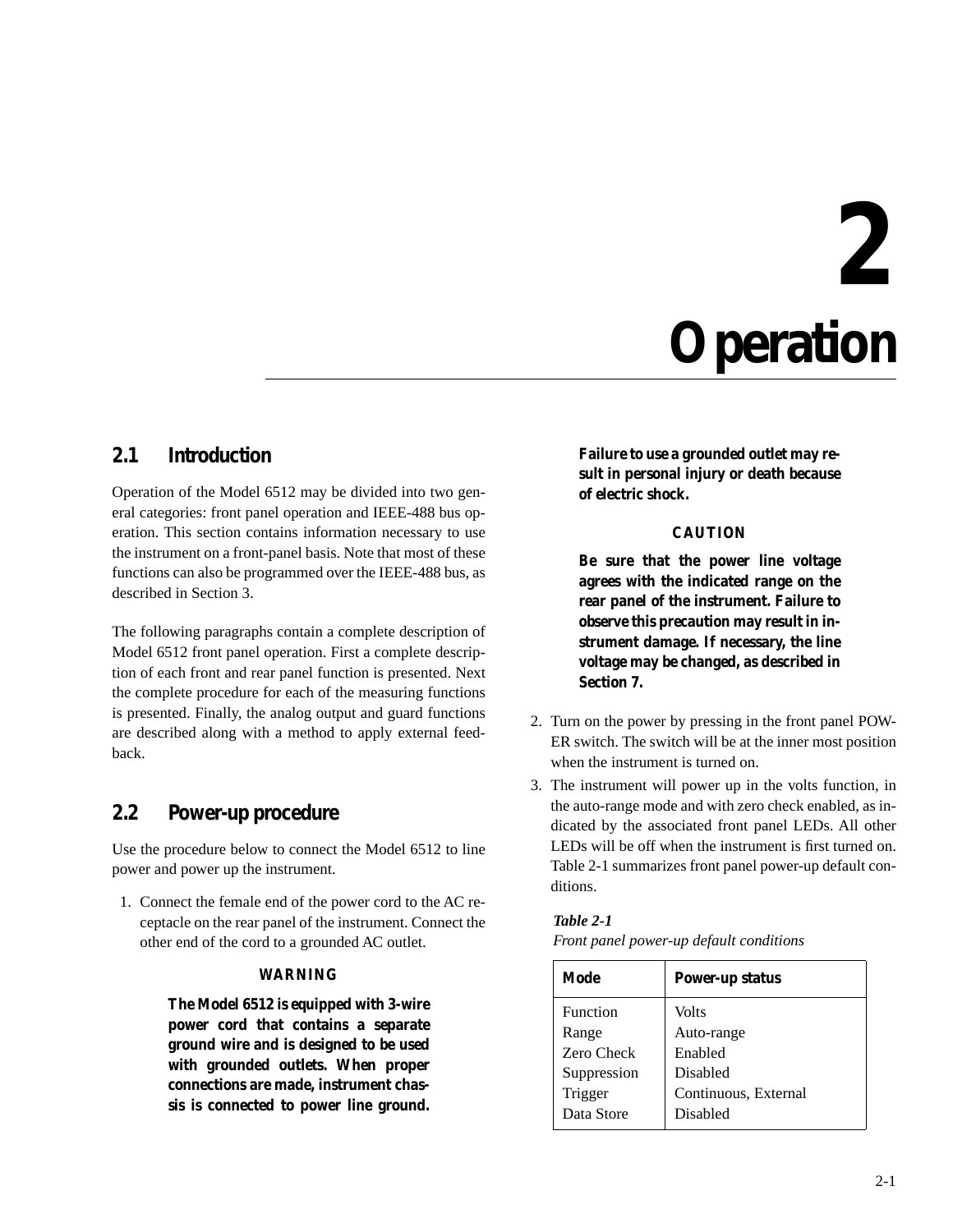# 2 Operation

## 2.1 Introduction

Operation of the Model 6512 may be divided into two general categories: front panel operation and IEEE-488 bus operation. This section contains information necessary to use the instrument on a front-panel basis. Note that most of these functions can also be programmed over the IEEE-488 bus, as described in Section 3.

The following paragraphs contain a complete description of Model 6512 front panel operation. First a complete description of each front and rear panel function is presented. Next the complete procedure for each of the measuring functions is presented. Finally, the analog output and guard functions are described along with a method to apply external feedback.

## 2.2 Power-up procedure

Use the procedure below to connect the Model 6512 to line power and power up the instrument.

1. Connect the female end of the power cord to the AC receptacle on the rear panel of the instrument. Connect the other end of the cord to a grounded AC outlet.

**WARNING**

**The Model 6512 is equipped with 3-wire power cord that contains a separate ground wire and is designed to be used with grounded outlets. When proper connections are made, instrument chassis is connected to power line ground. Failure to use a grounded outlet may result in personal injury or death because of electric shock.**

**CAUTION**

**Be sure that the power line voltage agrees with the indicated range on the rear panel of the instrument. Failure to observe this precaution may result in instrument damage. If necessary, the line voltage may be changed, as described in Section 7.**

2. Turn on the power by pressing in the front panel POWER switch. The switch will be at the inner most position when the instrument is turned on.
3. The instrument will power up in the volts function, in the auto-range mode and with zero check enabled, as indicated by the associated front panel LEDs. All other LEDs will be off when the instrument is first turned on. Table 2-1 summarizes front panel power-up default conditions.

***Table 2-1***
*Front panel power-up default conditions*

| Mode | Power-up status |
|---|---|
| Function | Volts |
| Range | Auto-range |
| Zero Check | Enabled |
| Suppression | Disabled |
| Trigger | Continuous, External |
| Data Store | Disabled |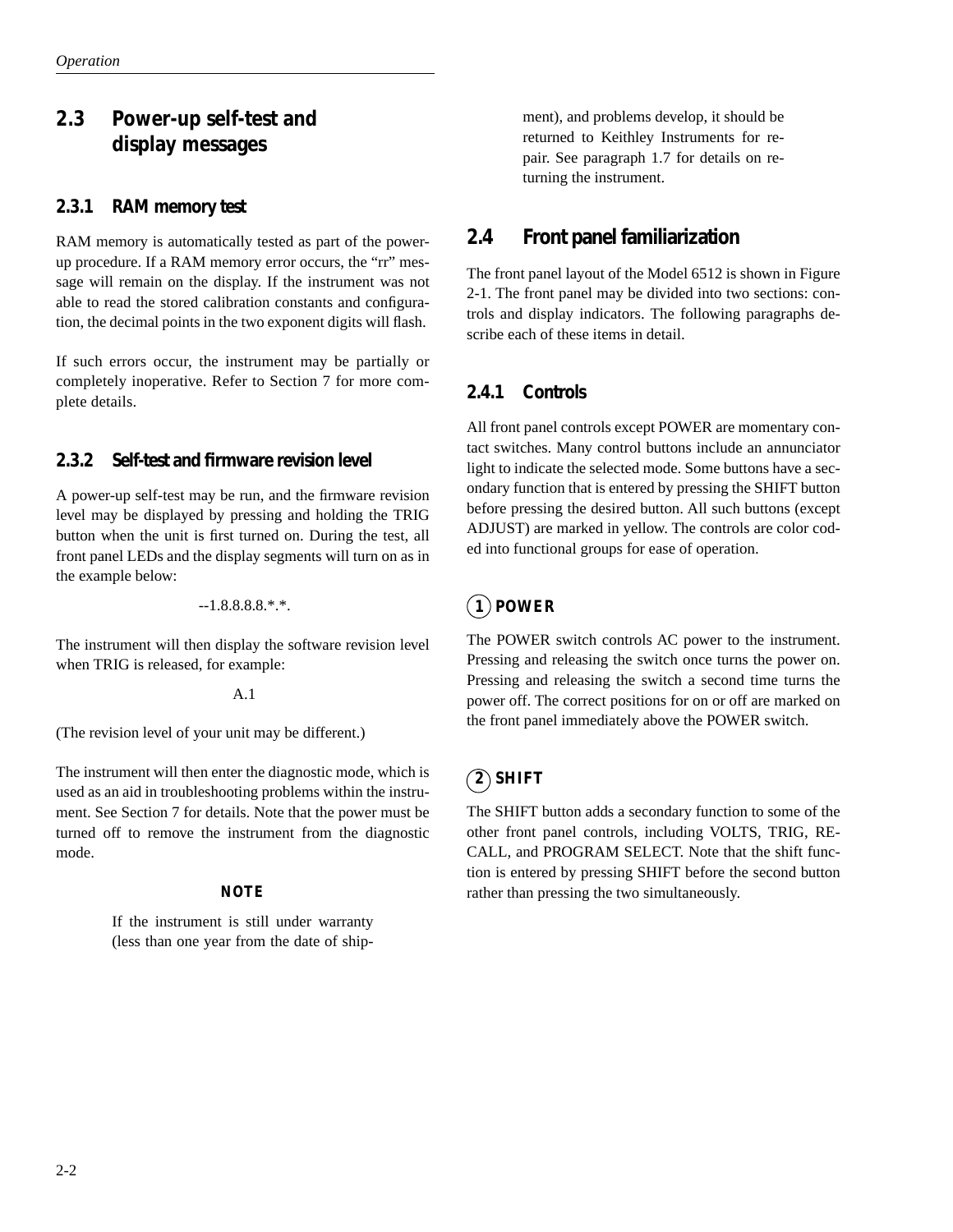## 2.3 Power-up self-test and display messages

### 2.3.1 RAM memory test

RAM memory is automatically tested as part of the power-up procedure. If a RAM memory error occurs, the "rr" message will remain on the display. If the instrument was not able to read the stored calibration constants and configuration, the decimal points in the two exponent digits will flash.

If such errors occur, the instrument may be partially or completely inoperative. Refer to Section 7 for more complete details.

### 2.3.2 Self-test and firmware revision level

A power-up self-test may be run, and the firmware revision level may be displayed by pressing and holding the TRIG button when the unit is first turned on. During the test, all front panel LEDs and the display segments will turn on as in the example below:

--1.8.8.8.8.*.*.

The instrument will then display the software revision level when TRIG is released, for example:

A.1

(The revision level of your unit may be different.)

The instrument will then enter the diagnostic mode, which is used as an aid in troubleshooting problems within the instrument. See Section 7 for details. Note that the power must be turned off to remove the instrument from the diagnostic mode.

**NOTE**

If the instrument is still under warranty (less than one year from the date of shipment), and problems develop, it should be returned to Keithley Instruments for repair. See paragraph 1.7 for details on returning the instrument.

## 2.4 Front panel familiarization

The front panel layout of the Model 6512 is shown in Figure 2-1. The front panel may be divided into two sections: controls and display indicators. The following paragraphs describe each of these items in detail.

### 2.4.1 Controls

All front panel controls except POWER are momentary contact switches. Many control buttons include an annunciator light to indicate the selected mode. Some buttons have a secondary function that is entered by pressing the SHIFT button before pressing the desired button. All such buttons (except ADJUST) are marked in yellow. The controls are color coded into functional groups for ease of operation.

**(1) POWER**

The POWER switch controls AC power to the instrument. Pressing and releasing the switch once turns the power on. Pressing and releasing the switch a second time turns the power off. The correct positions for on or off are marked on the front panel immediately above the POWER switch.

**(2) SHIFT**

The SHIFT button adds a secondary function to some of the other front panel controls, including VOLTS, TRIG, RECALL, and PROGRAM SELECT. Note that the shift function is entered by pressing SHIFT before the second button rather than pressing the two simultaneously.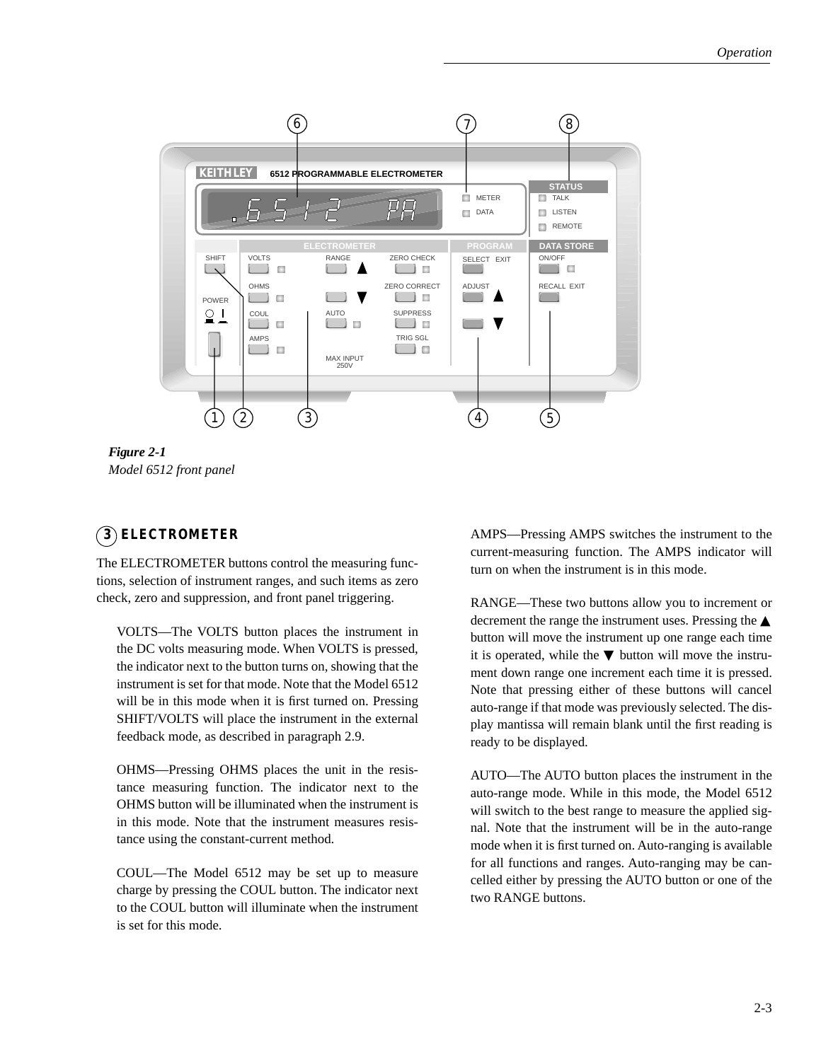*Figure 2-1*
*Model 6512 front panel*

### 3 ELECTROMETER

The ELECTROMETER buttons control the measuring functions, selection of instrument ranges, and such items as zero check, zero and suppression, and front panel triggering.

VOLTS—The VOLTS button places the instrument in the DC volts measuring mode. When VOLTS is pressed, the indicator next to the button turns on, showing that the instrument is set for that mode. Note that the Model 6512 will be in this mode when it is first turned on. Pressing SHIFT/VOLTS will place the instrument in the external feedback mode, as described in paragraph 2.9.

OHMS—Pressing OHMS places the unit in the resistance measuring function. The indicator next to the OHMS button will be illuminated when the instrument is in this mode. Note that the instrument measures resistance using the constant-current method.

COUL—The Model 6512 may be set up to measure charge by pressing the COUL button. The indicator next to the COUL button will illuminate when the instrument is set for this mode.

AMPS—Pressing AMPS switches the instrument to the current-measuring function. The AMPS indicator will turn on when the instrument is in this mode.

RANGE—These two buttons allow you to increment or decrement the range the instrument uses. Pressing the ▲ button will move the instrument up one range each time it is operated, while the ▼ button will move the instrument down range one increment each time it is pressed. Note that pressing either of these buttons will cancel auto-range if that mode was previously selected. The display mantissa will remain blank until the first reading is ready to be displayed.

AUTO—The AUTO button places the instrument in the auto-range mode. While in this mode, the Model 6512 will switch to the best range to measure the applied signal. Note that the instrument will be in the auto-range mode when it is first turned on. Auto-ranging is available for all functions and ranges. Auto-ranging may be cancelled either by pressing the AUTO button or one of the two RANGE buttons.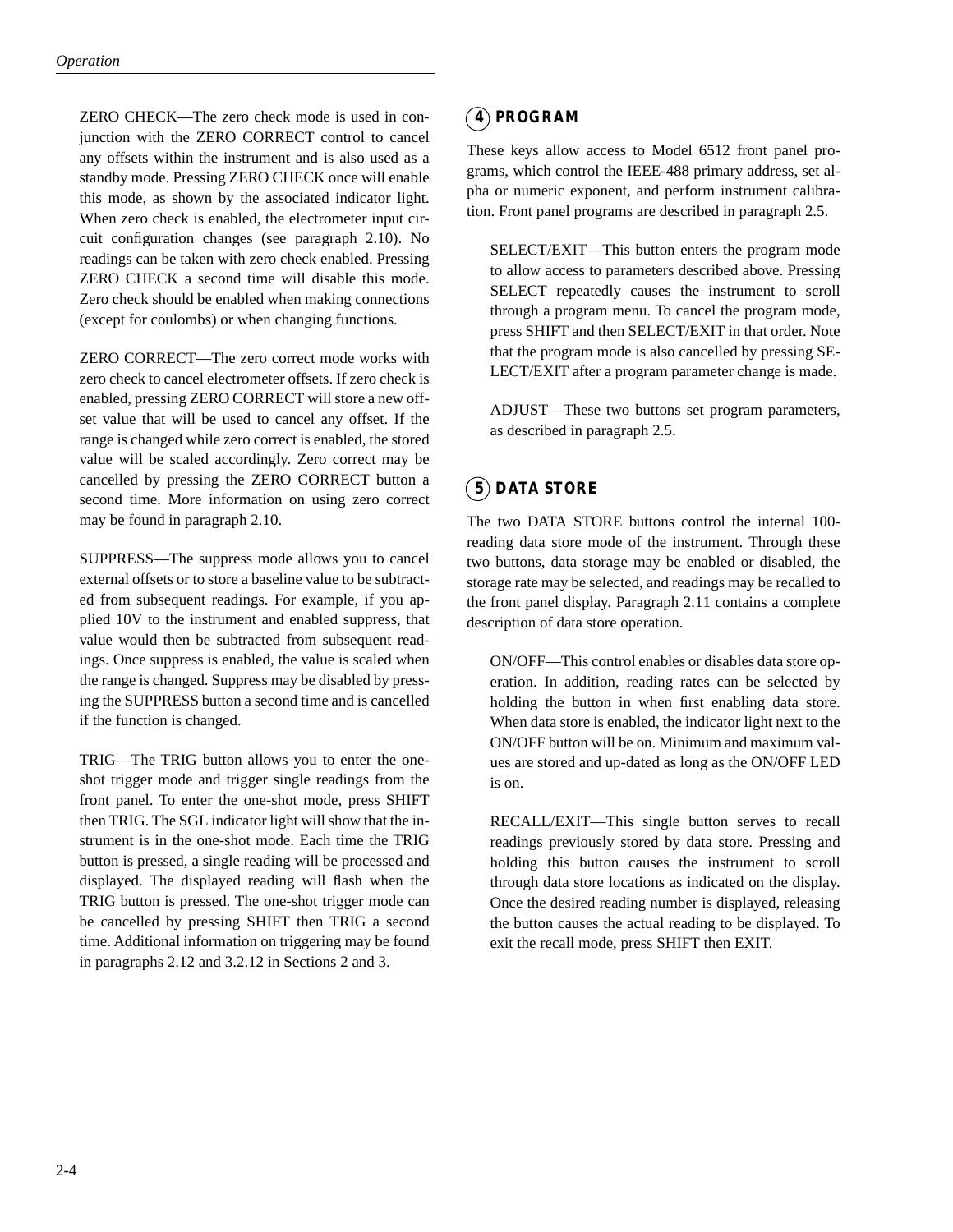ZERO CHECK—The zero check mode is used in conjunction with the ZERO CORRECT control to cancel any offsets within the instrument and is also used as a standby mode. Pressing ZERO CHECK once will enable this mode, as shown by the associated indicator light. When zero check is enabled, the electrometer input circuit configuration changes (see paragraph 2.10). No readings can be taken with zero check enabled. Pressing ZERO CHECK a second time will disable this mode. Zero check should be enabled when making connections (except for coulombs) or when changing functions.

ZERO CORRECT—The zero correct mode works with zero check to cancel electrometer offsets. If zero check is enabled, pressing ZERO CORRECT will store a new offset value that will be used to cancel any offset. If the range is changed while zero correct is enabled, the stored value will be scaled accordingly. Zero correct may be cancelled by pressing the ZERO CORRECT button a second time. More information on using zero correct may be found in paragraph 2.10.

SUPPRESS—The suppress mode allows you to cancel external offsets or to store a baseline value to be subtracted from subsequent readings. For example, if you applied 10V to the instrument and enabled suppress, that value would then be subtracted from subsequent readings. Once suppress is enabled, the value is scaled when the range is changed. Suppress may be disabled by pressing the SUPPRESS button a second time and is cancelled if the function is changed.

TRIG—The TRIG button allows you to enter the one-shot trigger mode and trigger single readings from the front panel. To enter the one-shot mode, press SHIFT then TRIG. The SGL indicator light will show that the instrument is in the one-shot mode. Each time the TRIG button is pressed, a single reading will be processed and displayed. The displayed reading will flash when the TRIG button is pressed. The one-shot trigger mode can be cancelled by pressing SHIFT then TRIG a second time. Additional information on triggering may be found in paragraphs 2.12 and 3.2.12 in Sections 2 and 3.

### (4) PROGRAM

These keys allow access to Model 6512 front panel programs, which control the IEEE-488 primary address, set alpha or numeric exponent, and perform instrument calibration. Front panel programs are described in paragraph 2.5.

SELECT/EXIT—This button enters the program mode to allow access to parameters described above. Pressing SELECT repeatedly causes the instrument to scroll through a program menu. To cancel the program mode, press SHIFT and then SELECT/EXIT in that order. Note that the program mode is also cancelled by pressing SELECT/EXIT after a program parameter change is made.

ADJUST—These two buttons set program parameters, as described in paragraph 2.5.

### (5) DATA STORE

The two DATA STORE buttons control the internal 100-reading data store mode of the instrument. Through these two buttons, data storage may be enabled or disabled, the storage rate may be selected, and readings may be recalled to the front panel display. Paragraph 2.11 contains a complete description of data store operation.

ON/OFF—This control enables or disables data store operation. In addition, reading rates can be selected by holding the button in when first enabling data store. When data store is enabled, the indicator light next to the ON/OFF button will be on. Minimum and maximum values are stored and up-dated as long as the ON/OFF LED is on.

RECALL/EXIT—This single button serves to recall readings previously stored by data store. Pressing and holding this button causes the instrument to scroll through data store locations as indicated on the display. Once the desired reading number is displayed, releasing the button causes the actual reading to be displayed. To exit the recall mode, press SHIFT then EXIT.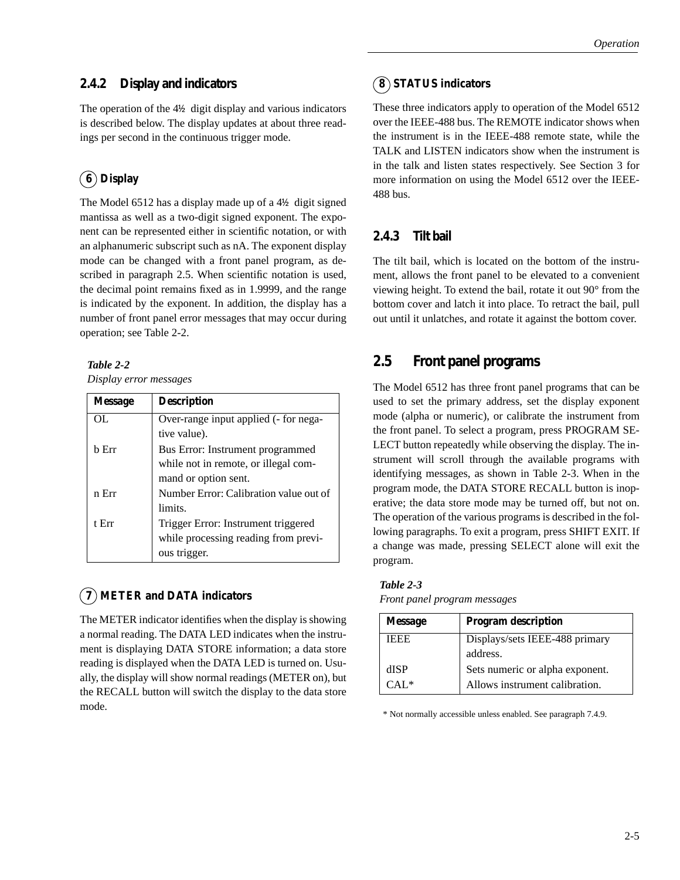### 2.4.2 Display and indicators

The operation of the 4½ digit display and various indicators is described below. The display updates at about three readings per second in the continuous trigger mode.

#### (6) Display

The Model 6512 has a display made up of a 4½ digit signed mantissa as well as a two-digit signed exponent. The exponent can be represented either in scientific notation, or with an alphanumeric subscript such as nA. The exponent display mode can be changed with a front panel program, as described in paragraph 2.5. When scientific notation is used, the decimal point remains fixed as in 1.9999, and the range is indicated by the exponent. In addition, the display has a number of front panel error messages that may occur during operation; see Table 2-2.

***Table 2-2***
*Display error messages*

| Message | Description |
|---|---|
| OL | Over-range input applied (- for negative value). |
| b Err | Bus Error: Instrument programmed while not in remote, or illegal command or option sent. |
| n Err | Number Error: Calibration value out of limits. |
| t Err | Trigger Error: Instrument triggered while processing reading from previous trigger. |

#### (7) METER and DATA indicators

The METER indicator identifies when the display is showing a normal reading. The DATA LED indicates when the instrument is displaying DATA STORE information; a data store reading is displayed when the DATA LED is turned on. Usually, the display will show normal readings (METER on), but the RECALL button will switch the display to the data store mode.

#### (8) STATUS indicators

These three indicators apply to operation of the Model 6512 over the IEEE-488 bus. The REMOTE indicator shows when the instrument is in the IEEE-488 remote state, while the TALK and LISTEN indicators show when the instrument is in the talk and listen states respectively. See Section 3 for more information on using the Model 6512 over the IEEE-488 bus.

### 2.4.3 Tilt bail

The tilt bail, which is located on the bottom of the instrument, allows the front panel to be elevated to a convenient viewing height. To extend the bail, rotate it out 90° from the bottom cover and latch it into place. To retract the bail, pull out until it unlatches, and rotate it against the bottom cover.

## 2.5 Front panel programs

The Model 6512 has three front panel programs that can be used to set the primary address, set the display exponent mode (alpha or numeric), or calibrate the instrument from the front panel. To select a program, press PROGRAM SELECT button repeatedly while observing the display. The instrument will scroll through the available programs with identifying messages, as shown in Table 2-3. When in the program mode, the DATA STORE RECALL button is inoperative; the data store mode may be turned off, but not on. The operation of the various programs is described in the following paragraphs. To exit a program, press SHIFT EXIT. If a change was made, pressing SELECT alone will exit the program.

***Table 2-3***
*Front panel program messages*

| Message | Program description |
|---|---|
| IEEE | Displays/sets IEEE-488 primary address. |
| dISP | Sets numeric or alpha exponent. |
| CAL* | Allows instrument calibration. |

\* Not normally accessible unless enabled. See paragraph 7.4.9.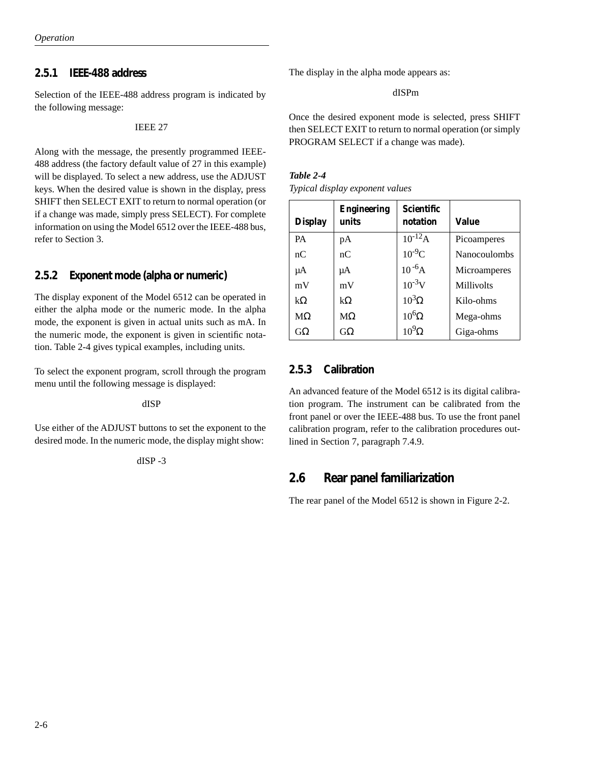### 2.5.1 IEEE-488 address

Selection of the IEEE-488 address program is indicated by the following message:

IEEE 27

Along with the message, the presently programmed IEEE-488 address (the factory default value of 27 in this example) will be displayed. To select a new address, use the ADJUST keys. When the desired value is shown in the display, press SHIFT then SELECT EXIT to return to normal operation (or if a change was made, simply press SELECT). For complete information on using the Model 6512 over the IEEE-488 bus, refer to Section 3.

### 2.5.2 Exponent mode (alpha or numeric)

The display exponent of the Model 6512 can be operated in either the alpha mode or the numeric mode. In the alpha mode, the exponent is given in actual units such as mA. In the numeric mode, the exponent is given in scientific notation. Table 2-4 gives typical examples, including units.

To select the exponent program, scroll through the program menu until the following message is displayed:

dISP

Use either of the ADJUST buttons to set the exponent to the desired mode. In the numeric mode, the display might show:

dISP -3

The display in the alpha mode appears as:

dISPm

Once the desired exponent mode is selected, press SHIFT then SELECT EXIT to return to normal operation (or simply PROGRAM SELECT if a change was made).

***Table 2-4***
*Typical display exponent values*

| Display | Engineering units | Scientific notation | Value |
|---|---|---|---|
| PA | pA | $10^{-12}$A | Picoamperes |
| nC | nC | $10^{-9}$C | Nanocoulombs |
| µA | µA | $10^{-6}$A | Microamperes |
| mV | mV | $10^{-3}$V | Millivolts |
| kΩ | kΩ | $10^{3}$Ω | Kilo-ohms |
| MΩ | MΩ | $10^{6}$Ω | Mega-ohms |
| GΩ | GΩ | $10^{9}$Ω | Giga-ohms |

### 2.5.3 Calibration

An advanced feature of the Model 6512 is its digital calibration program. The instrument can be calibrated from the front panel or over the IEEE-488 bus. To use the front panel calibration program, refer to the calibration procedures outlined in Section 7, paragraph 7.4.9.

## 2.6 Rear panel familiarization

The rear panel of the Model 6512 is shown in Figure 2-2.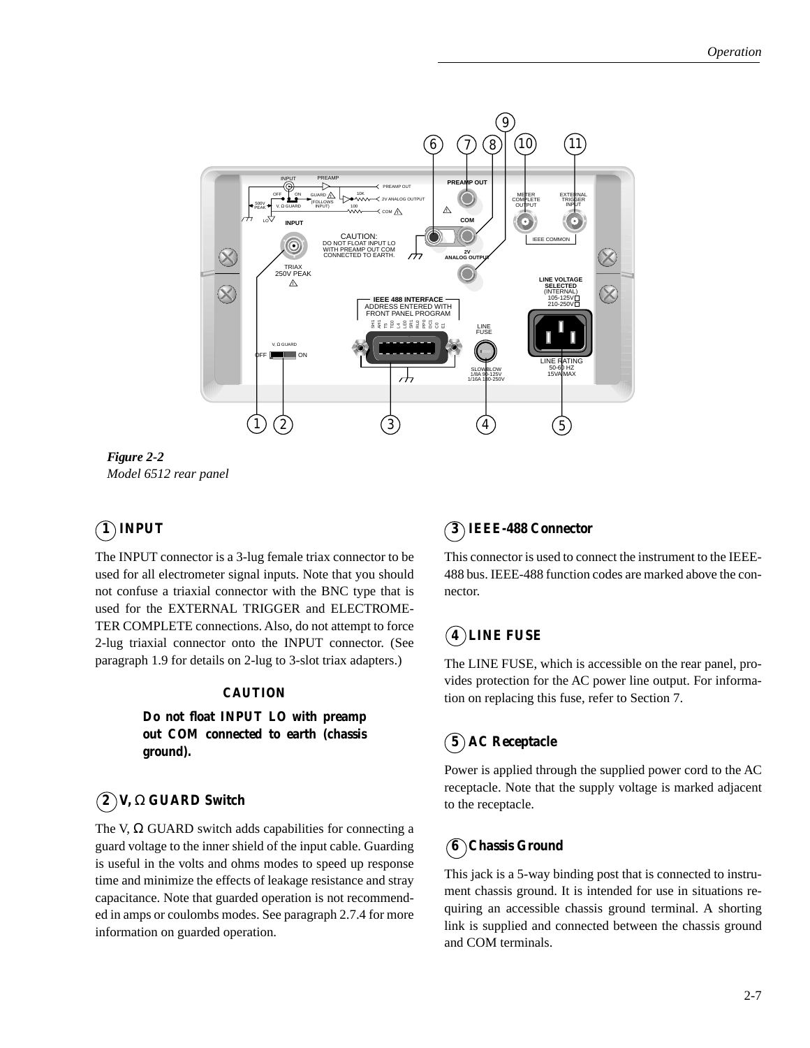*Figure 2-2*
*Model 6512 rear panel*

### 1 INPUT

The INPUT connector is a 3-lug female triax connector to be used for all electrometer signal inputs. Note that you should not confuse a triaxial connector with the BNC type that is used for the EXTERNAL TRIGGER and ELECTROMETER COMPLETE connections. Also, do not attempt to force 2-lug triaxial connector onto the INPUT connector. (See paragraph 1.9 for details on 2-lug to 3-slot triax adapters.)

**CAUTION**

**Do not float INPUT LO with preamp out COM connected to earth (chassis ground).**

### 2 V, Ω GUARD Switch

The V, Ω GUARD switch adds capabilities for connecting a guard voltage to the inner shield of the input cable. Guarding is useful in the volts and ohms modes to speed up response time and minimize the effects of leakage resistance and stray capacitance. Note that guarded operation is not recommended in amps or coulombs modes. See paragraph 2.7.4 for more information on guarded operation.

### 3 IEEE-488 Connector

This connector is used to connect the instrument to the IEEE-488 bus. IEEE-488 function codes are marked above the connector.

### 4 LINE FUSE

The LINE FUSE, which is accessible on the rear panel, provides protection for the AC power line output. For information on replacing this fuse, refer to Section 7.

### 5 AC Receptacle

Power is applied through the supplied power cord to the AC receptacle. Note that the supply voltage is marked adjacent to the receptacle.

### 6 Chassis Ground

This jack is a 5-way binding post that is connected to instrument chassis ground. It is intended for use in situations requiring an accessible chassis ground terminal. A shorting link is supplied and connected between the chassis ground and COM terminals.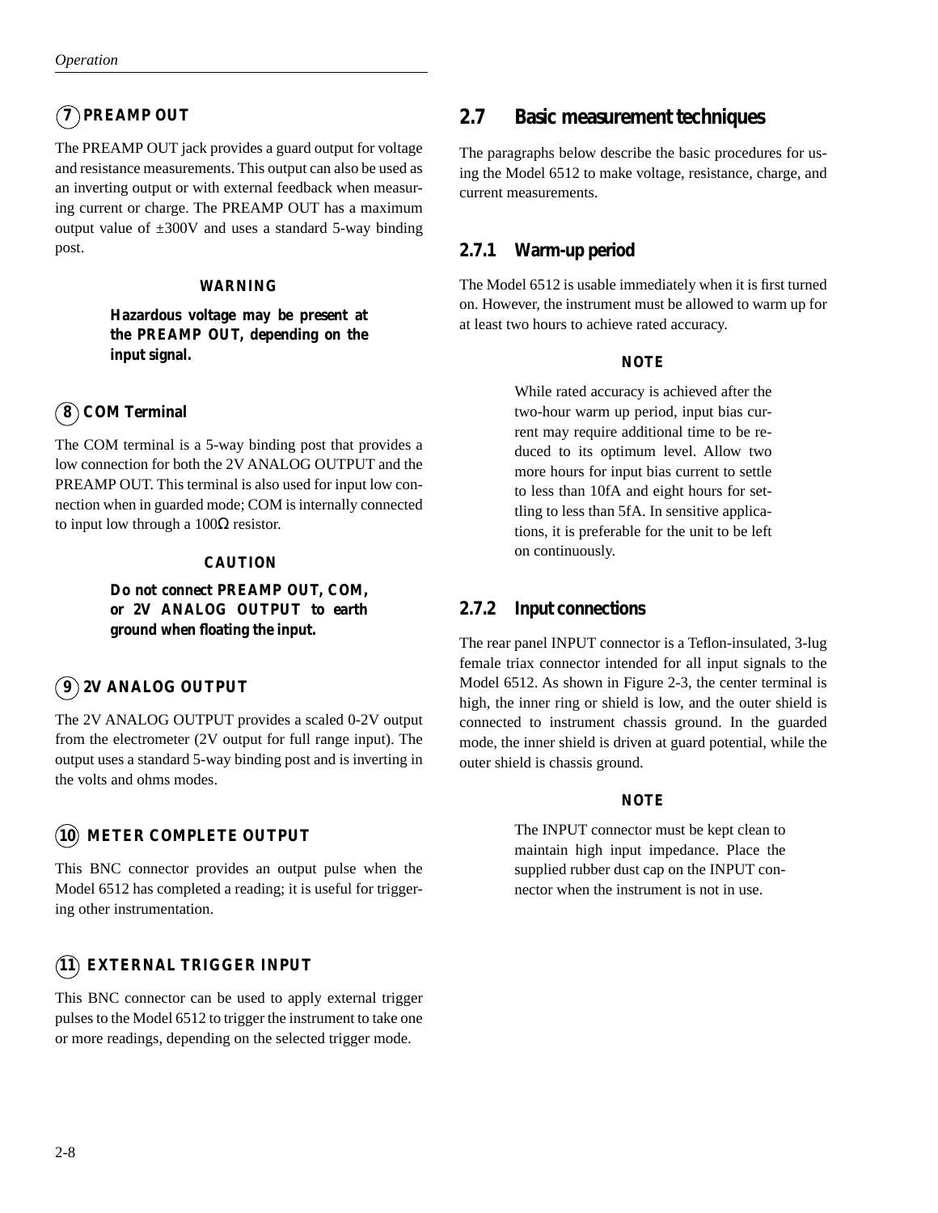### 7 PREAMP OUT

The PREAMP OUT jack provides a guard output for voltage and resistance measurements. This output can also be used as an inverting output or with external feedback when measuring current or charge. The PREAMP OUT has a maximum output value of ±300V and uses a standard 5-way binding post.

**WARNING**

**Hazardous voltage may be present at the PREAMP OUT, depending on the input signal.**

### 8 COM Terminal

The COM terminal is a 5-way binding post that provides a low connection for both the 2V ANALOG OUTPUT and the PREAMP OUT. This terminal is also used for input low connection when in guarded mode; COM is internally connected to input low through a 100Ω resistor.

**CAUTION**

**Do not connect PREAMP OUT, COM, or 2V ANALOG OUTPUT to earth ground when floating the input.**

### 9 2V ANALOG OUTPUT

The 2V ANALOG OUTPUT provides a scaled 0-2V output from the electrometer (2V output for full range input). The output uses a standard 5-way binding post and is inverting in the volts and ohms modes.

### 10 METER COMPLETE OUTPUT

This BNC connector provides an output pulse when the Model 6512 has completed a reading; it is useful for triggering other instrumentation.

### 11 EXTERNAL TRIGGER INPUT

This BNC connector can be used to apply external trigger pulses to the Model 6512 to trigger the instrument to take one or more readings, depending on the selected trigger mode.

## 2.7 Basic measurement techniques

The paragraphs below describe the basic procedures for using the Model 6512 to make voltage, resistance, charge, and current measurements.

### 2.7.1 Warm-up period

The Model 6512 is usable immediately when it is first turned on. However, the instrument must be allowed to warm up for at least two hours to achieve rated accuracy.

**NOTE**

While rated accuracy is achieved after the two-hour warm up period, input bias current may require additional time to be reduced to its optimum level. Allow two more hours for input bias current to settle to less than 10fA and eight hours for settling to less than 5fA. In sensitive applications, it is preferable for the unit to be left on continuously.

### 2.7.2 Input connections

The rear panel INPUT connector is a Teflon-insulated, 3-lug female triax connector intended for all input signals to the Model 6512. As shown in Figure 2-3, the center terminal is high, the inner ring or shield is low, and the outer shield is connected to instrument chassis ground. In the guarded mode, the inner shield is driven at guard potential, while the outer shield is chassis ground.

**NOTE**

The INPUT connector must be kept clean to maintain high input impedance. Place the supplied rubber dust cap on the INPUT connector when the instrument is not in use.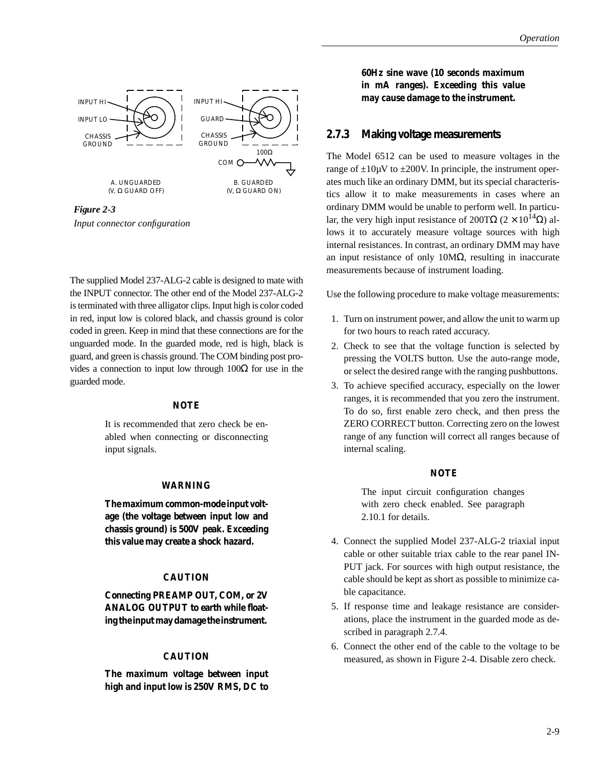INPUT HI

INPUT LO

CHASSIS GROUND

A. UNGUARDED (V, Ω GUARD OFF)

INPUT HI

GUARD

CHASSIS GROUND

COM 100Ω

B. GUARDED (V, Ω GUARD ON)

*Figure 2-3*
*Input connector configuration*

The supplied Model 237-ALG-2 cable is designed to mate with the INPUT connector. The other end of the Model 237-ALG-2 is terminated with three alligator clips. Input high is color coded in red, input low is colored black, and chassis ground is color coded in green. Keep in mind that these connections are for the unguarded mode. In the guarded mode, red is high, black is guard, and green is chassis ground. The COM binding post provides a connection to input low through 100Ω for use in the guarded mode.

**NOTE**

It is recommended that zero check be enabled when connecting or disconnecting input signals.

**WARNING**

**The maximum common-mode input voltage (the voltage between input low and chassis ground) is 500V peak. Exceeding this value may create a shock hazard.**

**CAUTION**

**Connecting PREAMP OUT, COM, or 2V ANALOG OUTPUT to earth while floating the input may damage the instrument.**

**CAUTION**

**The maximum voltage between input high and input low is 250V RMS, DC to 60Hz sine wave (10 seconds maximum in mA ranges). Exceeding this value may cause damage to the instrument.**

### 2.7.3 Making voltage measurements

The Model 6512 can be used to measure voltages in the range of ±10µV to ±200V. In principle, the instrument operates much like an ordinary DMM, but its special characteristics allow it to make measurements in cases where an ordinary DMM would be unable to perform well. In particular, the very high input resistance of 200TΩ ($2 \times 10^{14}\Omega$) allows it to accurately measure voltage sources with high internal resistances. In contrast, an ordinary DMM may have an input resistance of only 10MΩ, resulting in inaccurate measurements because of instrument loading.

Use the following procedure to make voltage measurements:

1. Turn on instrument power, and allow the unit to warm up for two hours to reach rated accuracy.
2. Check to see that the voltage function is selected by pressing the VOLTS button. Use the auto-range mode, or select the desired range with the ranging pushbuttons.
3. To achieve specified accuracy, especially on the lower ranges, it is recommended that you zero the instrument. To do so, first enable zero check, and then press the ZERO CORRECT button. Correcting zero on the lowest range of any function will correct all ranges because of internal scaling.

**NOTE**

The input circuit configuration changes with zero check enabled. See paragraph 2.10.1 for details.

4. Connect the supplied Model 237-ALG-2 triaxial input cable or other suitable triax cable to the rear panel INPUT jack. For sources with high output resistance, the cable should be kept as short as possible to minimize cable capacitance.
5. If response time and leakage resistance are considerations, place the instrument in the guarded mode as described in paragraph 2.7.4.
6. Connect the other end of the cable to the voltage to be measured, as shown in Figure 2-4. Disable zero check.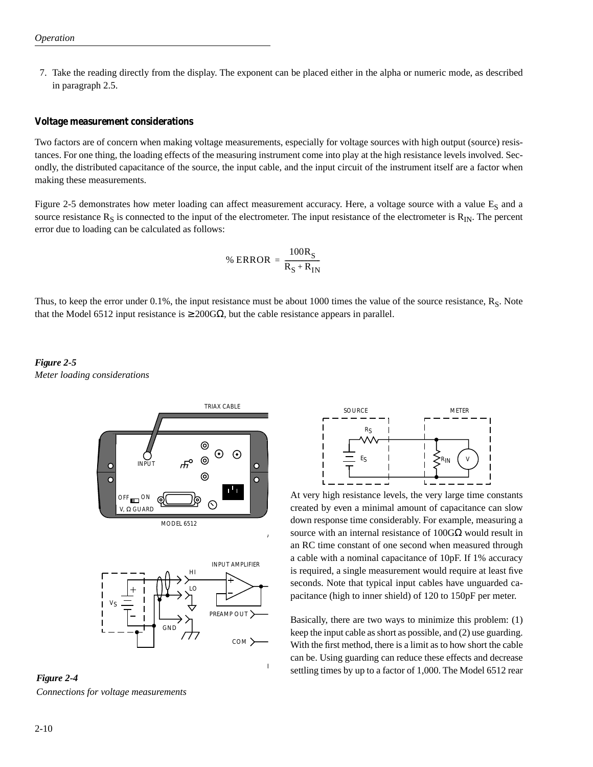7. Take the reading directly from the display. The exponent can be placed either in the alpha or numeric mode, as described in paragraph 2.5.

### Voltage measurement considerations

Two factors are of concern when making voltage measurements, especially for voltage sources with high output (source) resistances. For one thing, the loading effects of the measuring instrument come into play at the high resistance levels involved. Secondly, the distributed capacitance of the source, the input cable, and the input circuit of the instrument itself are a factor when making these measurements.

Figure 2-5 demonstrates how meter loading can affect measurement accuracy. Here, a voltage source with a value $E_S$ and a source resistance $R_S$ is connected to the input of the electrometer. The input resistance of the electrometer is $R_{IN}$. The percent error due to loading can be calculated as follows:

$$\%\ \text{ERROR} = \frac{100R_S}{R_S + R_{IN}}$$

Thus, to keep the error under 0.1%, the input resistance must be about 1000 times the value of the source resistance, $R_S$. Note that the Model 6512 input resistance is ≥200GΩ, but the cable resistance appears in parallel.

*Figure 2-5*
*Meter loading considerations*

At very high resistance levels, the very large time constants created by even a minimal amount of capacitance can slow down response time considerably. For example, measuring a source with an internal resistance of 100GΩ would result in an RC time constant of one second when measured through a cable with a nominal capacitance of 10pF. If 1% accuracy is required, a single measurement would require at least five seconds. Note that typical input cables have unguarded capacitance (high to inner shield) of 120 to 150pF per meter.

Basically, there are two ways to minimize this problem: (1) keep the input cable as short as possible, and (2) use guarding. With the first method, there is a limit as to how short the cable can be. Using guarding can reduce these effects and decrease settling times by up to a factor of 1,000. The Model 6512 rear

*Figure 2-4*
*Connections for voltage measurements*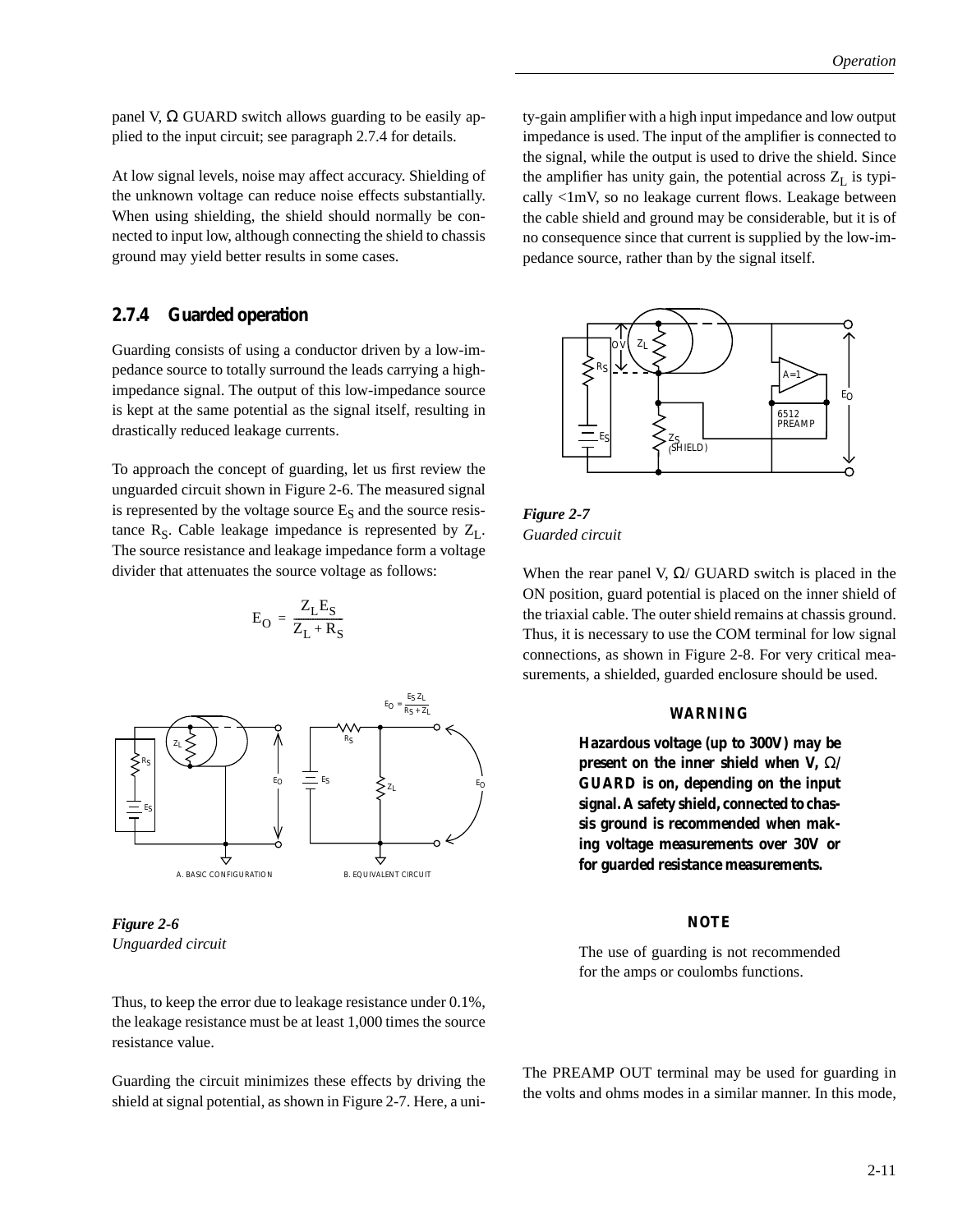panel V, Ω GUARD switch allows guarding to be easily applied to the input circuit; see paragraph 2.7.4 for details.

At low signal levels, noise may affect accuracy. Shielding of the unknown voltage can reduce noise effects substantially. When using shielding, the shield should normally be connected to input low, although connecting the shield to chassis ground may yield better results in some cases.

### 2.7.4 Guarded operation

Guarding consists of using a conductor driven by a low-impedance source to totally surround the leads carrying a high-impedance signal. The output of this low-impedance source is kept at the same potential as the signal itself, resulting in drastically reduced leakage currents.

To approach the concept of guarding, let us first review the unguarded circuit shown in Figure 2-6. The measured signal is represented by the voltage source $E_S$ and the source resistance $R_S$. Cable leakage impedance is represented by $Z_L$. The source resistance and leakage impedance form a voltage divider that attenuates the source voltage as follows:

$$E_O = \frac{Z_L E_S}{Z_L + R_S}$$

*Figure 2-6*
*Unguarded circuit*

Thus, to keep the error due to leakage resistance under 0.1%, the leakage resistance must be at least 1,000 times the source resistance value.

Guarding the circuit minimizes these effects by driving the shield at signal potential, as shown in Figure 2-7. Here, a unity-gain amplifier with a high input impedance and low output impedance is used. The input of the amplifier is connected to the signal, while the output is used to drive the shield. Since the amplifier has unity gain, the potential across $Z_L$ is typically <1mV, so no leakage current flows. Leakage between the cable shield and ground may be considerable, but it is of no consequence since that current is supplied by the low-impedance source, rather than by the signal itself.

*Figure 2-7*
*Guarded circuit*

When the rear panel V, Ω/ GUARD switch is placed in the ON position, guard potential is placed on the inner shield of the triaxial cable. The outer shield remains at chassis ground. Thus, it is necessary to use the COM terminal for low signal connections, as shown in Figure 2-8. For very critical measurements, a shielded, guarded enclosure should be used.

**WARNING**

**Hazardous voltage (up to 300V) may be present on the inner shield when V, Ω/ GUARD is on, depending on the input signal. A safety shield, connected to chassis ground is recommended when making voltage measurements over 30V or for guarded resistance measurements.**

**NOTE**

The use of guarding is not recommended for the amps or coulombs functions.

The PREAMP OUT terminal may be used for guarding in the volts and ohms modes in a similar manner. In this mode,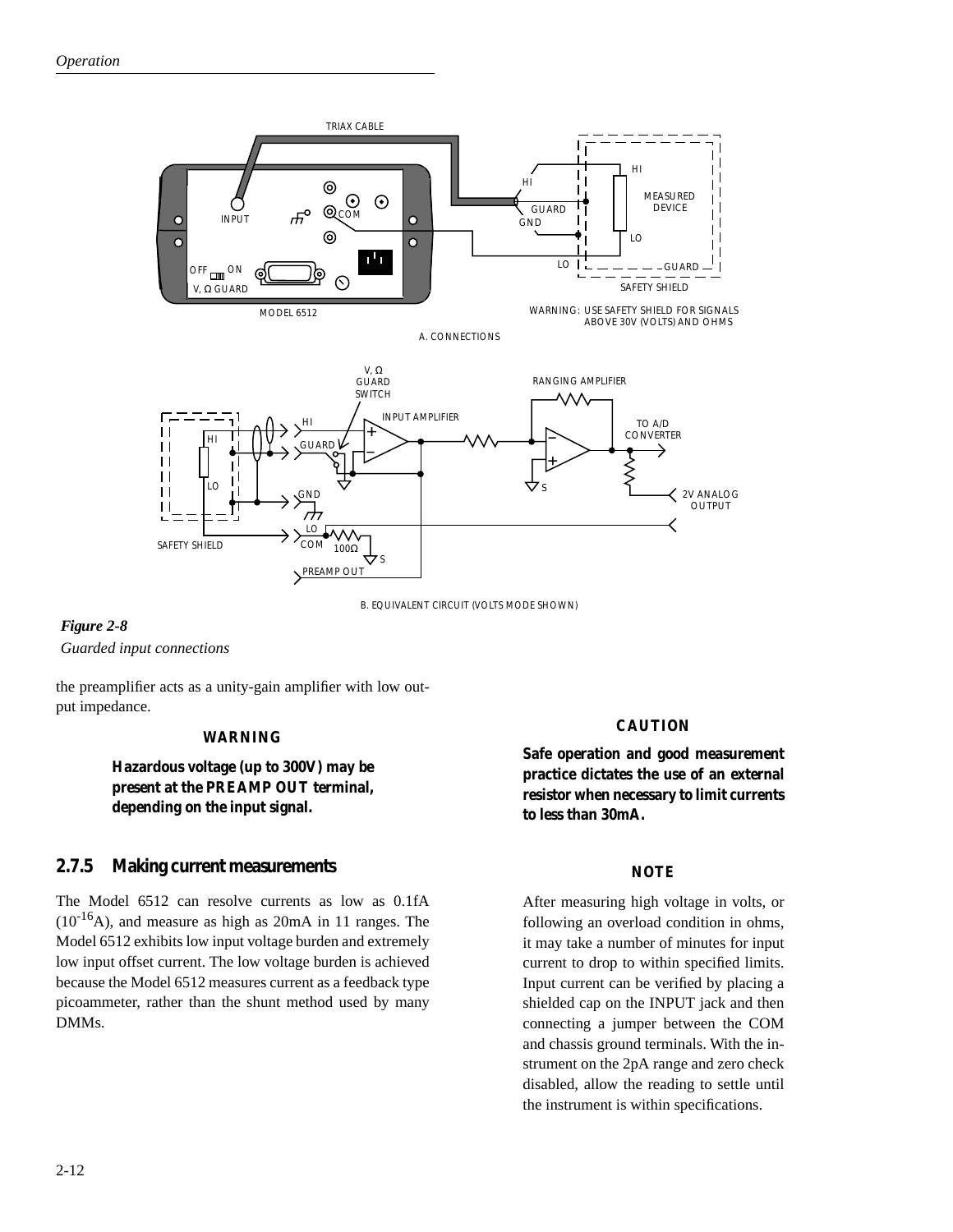*Figure 2-8*
*Guarded input connections*

the preamplifier acts as a unity-gain amplifier with low output impedance.

**WARNING**

**Hazardous voltage (up to 300V) may be present at the PREAMP OUT terminal, depending on the input signal.**

## 2.7.5 Making current measurements

The Model 6512 can resolve currents as low as 0.1fA ($10^{-16}$A), and measure as high as 20mA in 11 ranges. The Model 6512 exhibits low input voltage burden and extremely low input offset current. The low voltage burden is achieved because the Model 6512 measures current as a feedback type picoammeter, rather than the shunt method used by many DMMs.

**CAUTION**

**Safe operation and good measurement practice dictates the use of an external resistor when necessary to limit currents to less than 30mA.**

**NOTE**

After measuring high voltage in volts, or following an overload condition in ohms, it may take a number of minutes for input current to drop to within specified limits. Input current can be verified by placing a shielded cap on the INPUT jack and then connecting a jumper between the COM and chassis ground terminals. With the instrument on the 2pA range and zero check disabled, allow the reading to settle until the instrument is within specifications.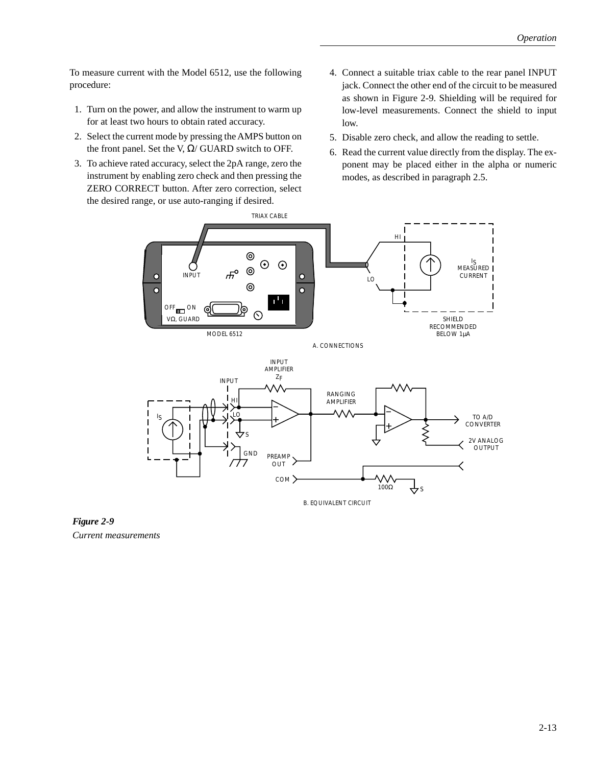To measure current with the Model 6512, use the following procedure:

1. Turn on the power, and allow the instrument to warm up for at least two hours to obtain rated accuracy.
2. Select the current mode by pressing the AMPS button on the front panel. Set the V, Ω/ GUARD switch to OFF.
3. To achieve rated accuracy, select the 2pA range, zero the instrument by enabling zero check and then pressing the ZERO CORRECT button. After zero correction, select the desired range, or use auto-ranging if desired.
4. Connect a suitable triax cable to the rear panel INPUT jack. Connect the other end of the circuit to be measured as shown in Figure 2-9. Shielding will be required for low-level measurements. Connect the shield to input low.
5. Disable zero check, and allow the reading to settle.
6. Read the current value directly from the display. The exponent may be placed either in the alpha or numeric modes, as described in paragraph 2.5.

***Figure 2-9***
*Current measurements*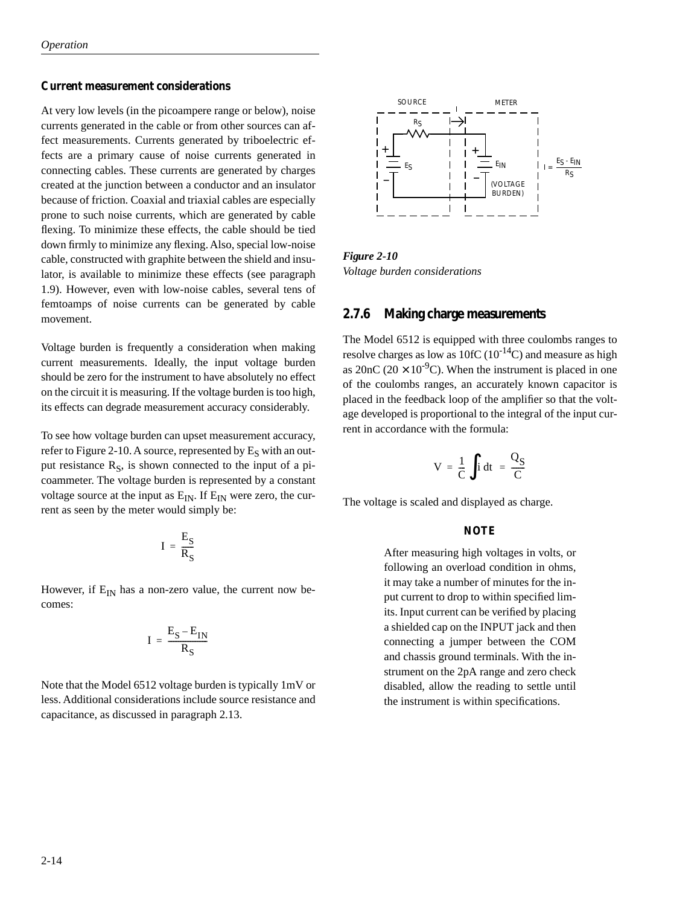### Current measurement considerations

At very low levels (in the picoampere range or below), noise currents generated in the cable or from other sources can affect measurements. Currents generated by triboelectric effects are a primary cause of noise currents generated in connecting cables. These currents are generated by charges created at the junction between a conductor and an insulator because of friction. Coaxial and triaxial cables are especially prone to such noise currents, which are generated by cable flexing. To minimize these effects, the cable should be tied down firmly to minimize any flexing. Also, special low-noise cable, constructed with graphite between the shield and insulator, is available to minimize these effects (see paragraph 1.9). However, even with low-noise cables, several tens of femtoamps of noise currents can be generated by cable movement.

Voltage burden is frequently a consideration when making current measurements. Ideally, the input voltage burden should be zero for the instrument to have absolutely no effect on the circuit it is measuring. If the voltage burden is too high, its effects can degrade measurement accuracy considerably.

To see how voltage burden can upset measurement accuracy, refer to Figure 2-10. A source, represented by $E_S$ with an output resistance $R_S$, is shown connected to the input of a picoammeter. The voltage burden is represented by a constant voltage source at the input as $E_{IN}$. If $E_{IN}$ were zero, the current as seen by the meter would simply be:

$$I = \frac{E_S}{R_S}$$

However, if $E_{IN}$ has a non-zero value, the current now becomes:

$$I = \frac{E_S - E_{IN}}{R_S}$$

Note that the Model 6512 voltage burden is typically 1mV or less. Additional considerations include source resistance and capacitance, as discussed in paragraph 2.13.

SOURCE METER $R_S$ $E_S$ $E_{IN}$ (VOLTAGE BURDEN) $I = \frac{E_S - E_{IN}}{R_S}$

***Figure 2-10***
*Voltage burden considerations*

## 2.7.6 Making charge measurements

The Model 6512 is equipped with three coulombs ranges to resolve charges as low as 10fC ($10^{-14}$C) and measure as high as 20nC ($20 \times 10^{-9}$C). When the instrument is placed in one of the coulombs ranges, an accurately known capacitor is placed in the feedback loop of the amplifier so that the voltage developed is proportional to the integral of the input current in accordance with the formula:

$$V = \frac{1}{C}\int i\,dt = \frac{Q_S}{C}$$

The voltage is scaled and displayed as charge.

**NOTE**

After measuring high voltages in volts, or following an overload condition in ohms, it may take a number of minutes for the input current to drop to within specified limits. Input current can be verified by placing a shielded cap on the INPUT jack and then connecting a jumper between the COM and chassis ground terminals. With the instrument on the 2pA range and zero check disabled, allow the reading to settle until the instrument is within specifications.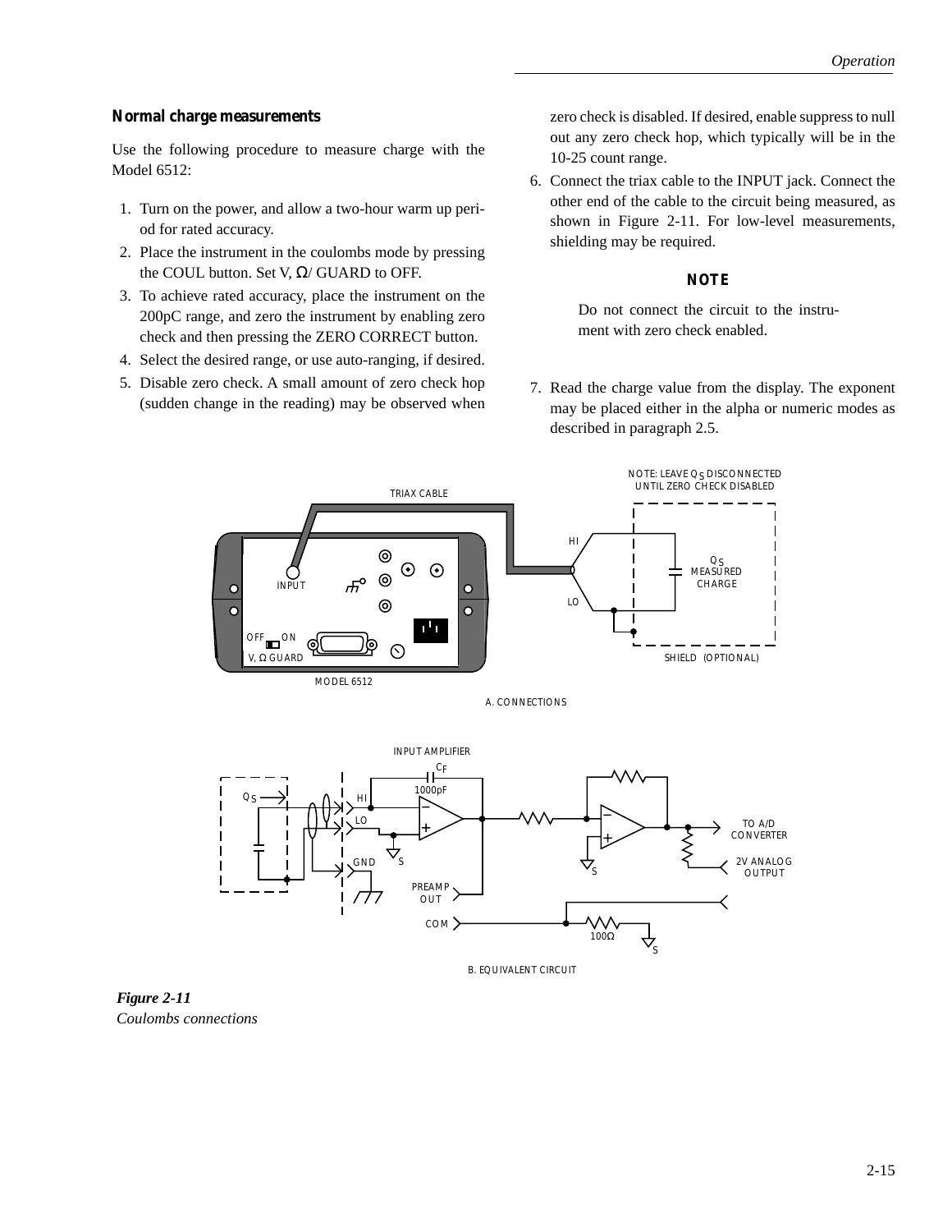### Normal charge measurements

Use the following procedure to measure charge with the Model 6512:

1. Turn on the power, and allow a two-hour warm up period for rated accuracy.
2. Place the instrument in the coulombs mode by pressing the COUL button. Set V, Ω/ GUARD to OFF.
3. To achieve rated accuracy, place the instrument on the 200pC range, and zero the instrument by enabling zero check and then pressing the ZERO CORRECT button.
4. Select the desired range, or use auto-ranging, if desired.
5. Disable zero check. A small amount of zero check hop (sudden change in the reading) may be observed when zero check is disabled. If desired, enable suppress to null out any zero check hop, which typically will be in the 10-25 count range.
6. Connect the triax cable to the INPUT jack. Connect the other end of the cable to the circuit being measured, as shown in Figure 2-11. For low-level measurements, shielding may be required.

**NOTE**

Do not connect the circuit to the instrument with zero check enabled.

7. Read the charge value from the display. The exponent may be placed either in the alpha or numeric modes as described in paragraph 2.5.

*Figure 2-11*
*Coulombs connections*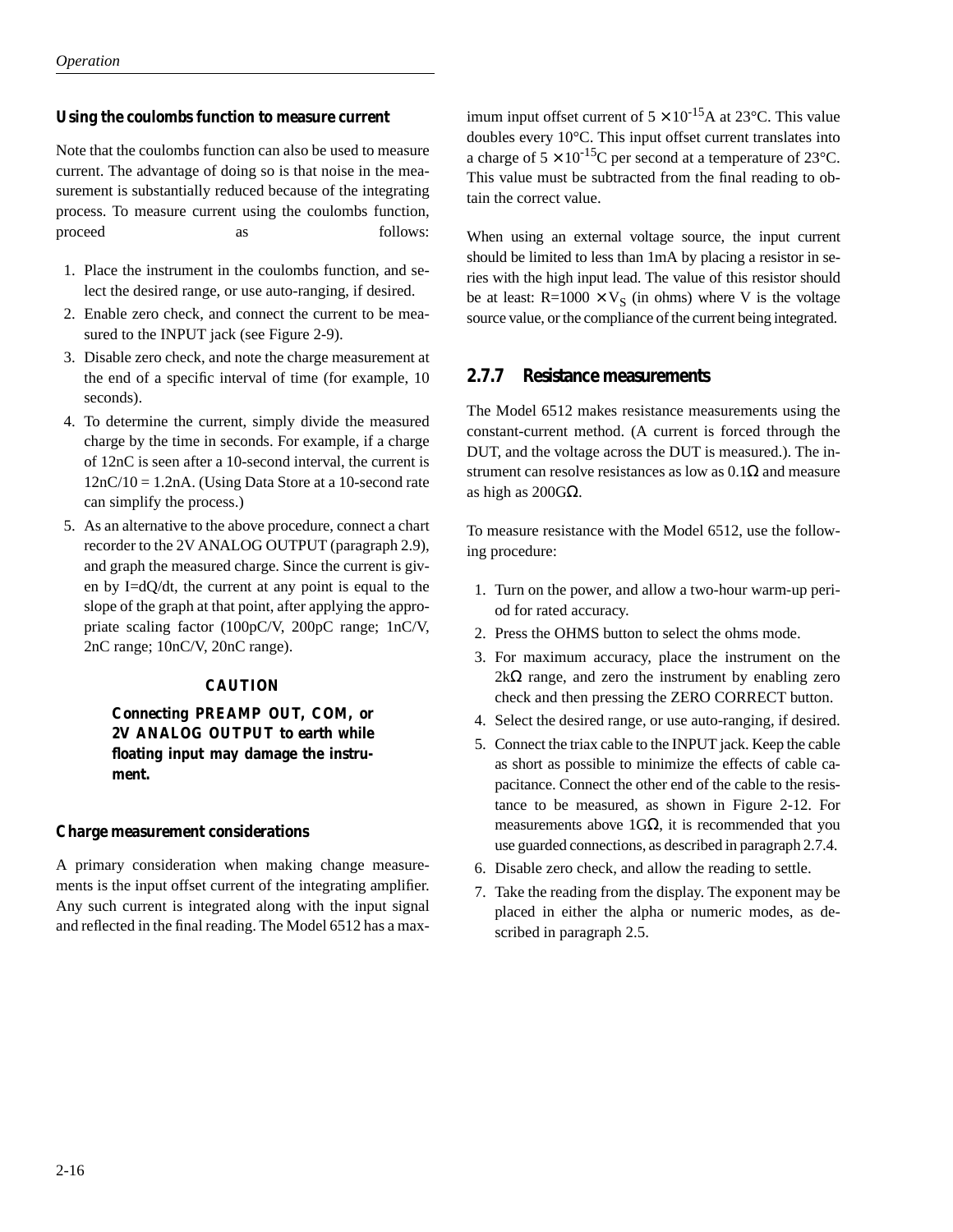### Using the coulombs function to measure current

Note that the coulombs function can also be used to measure current. The advantage of doing so is that noise in the measurement is substantially reduced because of the integrating process. To measure current using the coulombs function, proceed as follows:

1. Place the instrument in the coulombs function, and select the desired range, or use auto-ranging, if desired.
2. Enable zero check, and connect the current to be measured to the INPUT jack (see Figure 2-9).
3. Disable zero check, and note the charge measurement at the end of a specific interval of time (for example, 10 seconds).
4. To determine the current, simply divide the measured charge by the time in seconds. For example, if a charge of 12nC is seen after a 10-second interval, the current is 12nC/10 = 1.2nA. (Using Data Store at a 10-second rate can simplify the process.)
5. As an alternative to the above procedure, connect a chart recorder to the 2V ANALOG OUTPUT (paragraph 2.9), and graph the measured charge. Since the current is given by I=dQ/dt, the current at any point is equal to the slope of the graph at that point, after applying the appropriate scaling factor (100pC/V, 200pC range; 1nC/V, 2nC range; 10nC/V, 20nC range).

**CAUTION**

**Connecting PREAMP OUT, COM, or 2V ANALOG OUTPUT to earth while floating input may damage the instrument.**

### Charge measurement considerations

A primary consideration when making change measurements is the input offset current of the integrating amplifier. Any such current is integrated along with the input signal and reflected in the final reading. The Model 6512 has a maximum input offset current of $5 \times 10^{-15}$A at 23°C. This value doubles every 10°C. This input offset current translates into a charge of $5 \times 10^{-15}$C per second at a temperature of 23°C. This value must be subtracted from the final reading to obtain the correct value.

When using an external voltage source, the input current should be limited to less than 1mA by placing a resistor in series with the high input lead. The value of this resistor should be at least: $R=1000 \times V_S$ (in ohms) where V is the voltage source value, or the compliance of the current being integrated.

## 2.7.7 Resistance measurements

The Model 6512 makes resistance measurements using the constant-current method. (A current is forced through the DUT, and the voltage across the DUT is measured.). The instrument can resolve resistances as low as 0.1Ω and measure as high as 200GΩ.

To measure resistance with the Model 6512, use the following procedure:

1. Turn on the power, and allow a two-hour warm-up period for rated accuracy.
2. Press the OHMS button to select the ohms mode.
3. For maximum accuracy, place the instrument on the 2kΩ range, and zero the instrument by enabling zero check and then pressing the ZERO CORRECT button.
4. Select the desired range, or use auto-ranging, if desired.
5. Connect the triax cable to the INPUT jack. Keep the cable as short as possible to minimize the effects of cable capacitance. Connect the other end of the cable to the resistance to be measured, as shown in Figure 2-12. For measurements above 1GΩ, it is recommended that you use guarded connections, as described in paragraph 2.7.4.
6. Disable zero check, and allow the reading to settle.
7. Take the reading from the display. The exponent may be placed in either the alpha or numeric modes, as described in paragraph 2.5.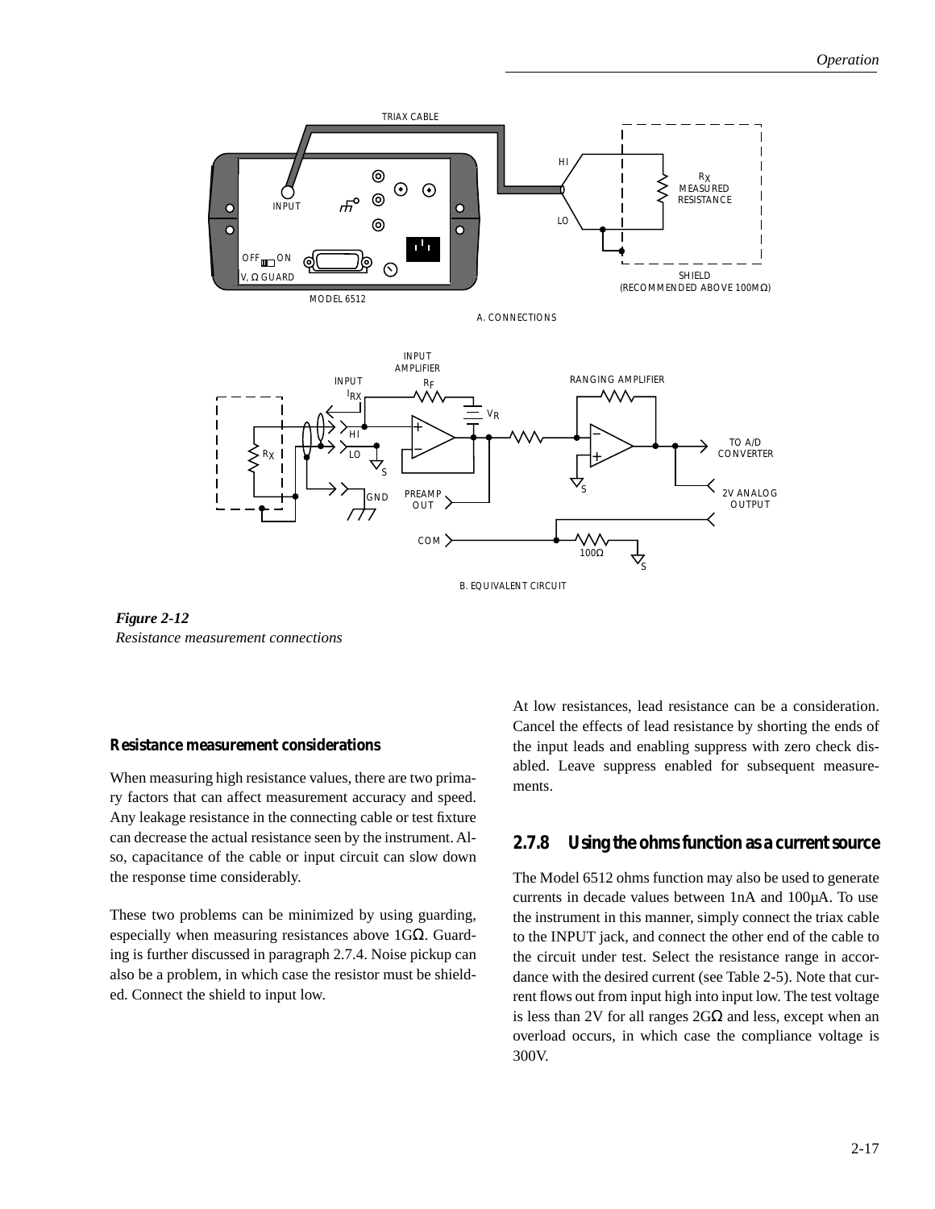*Figure 2-12*
*Resistance measurement connections*

### Resistance measurement considerations

When measuring high resistance values, there are two primary factors that can affect measurement accuracy and speed. Any leakage resistance in the connecting cable or test fixture can decrease the actual resistance seen by the instrument. Also, capacitance of the cable or input circuit can slow down the response time considerably.

These two problems can be minimized by using guarding, especially when measuring resistances above 1GΩ. Guarding is further discussed in paragraph 2.7.4. Noise pickup can also be a problem, in which case the resistor must be shielded. Connect the shield to input low.

At low resistances, lead resistance can be a consideration. Cancel the effects of lead resistance by shorting the ends of the input leads and enabling suppress with zero check disabled. Leave suppress enabled for subsequent measurements.

## 2.7.8 Using the ohms function as a current source

The Model 6512 ohms function may also be used to generate currents in decade values between 1nA and 100µA. To use the instrument in this manner, simply connect the triax cable to the INPUT jack, and connect the other end of the cable to the circuit under test. Select the resistance range in accordance with the desired current (see Table 2-5). Note that current flows out from input high into input low. The test voltage is less than 2V for all ranges 2GΩ and less, except when an overload occurs, in which case the compliance voltage is 300V.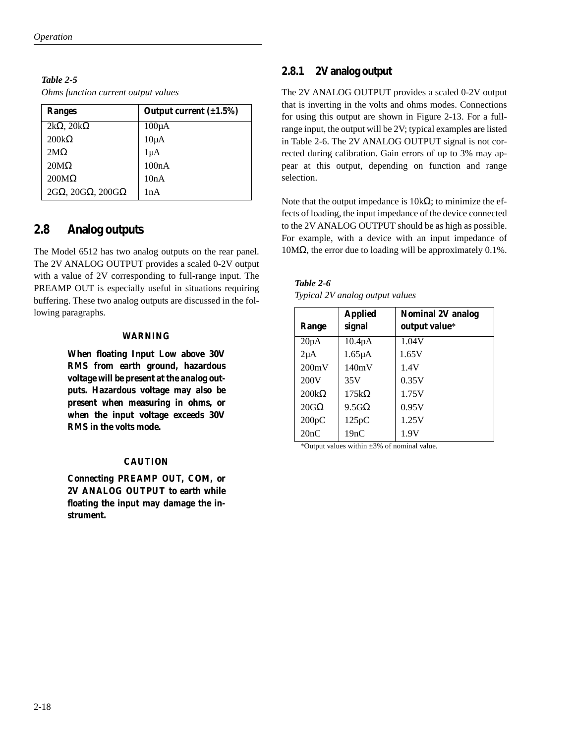*Table 2-5*
*Ohms function current output values*

| Ranges | Output current (±1.5%) |
|---|---|
| 2kΩ, 20kΩ | 100µA |
| 200kΩ | 10µA |
| 2MΩ | 1µA |
| 20MΩ | 100nA |
| 200MΩ | 10nA |
| 2GΩ, 20GΩ, 200GΩ | 1nA |

## 2.8 Analog outputs

The Model 6512 has two analog outputs on the rear panel. The 2V ANALOG OUTPUT provides a scaled 0-2V output with a value of 2V corresponding to full-range input. The PREAMP OUT is especially useful in situations requiring buffering. These two analog outputs are discussed in the following paragraphs.

**WARNING**

**When floating Input Low above 30V RMS from earth ground, hazardous voltage will be present at the analog outputs. Hazardous voltage may also be present when measuring in ohms, or when the input voltage exceeds 30V RMS in the volts mode.**

**CAUTION**

**Connecting PREAMP OUT, COM, or 2V ANALOG OUTPUT to earth while floating the input may damage the instrument.**

### 2.8.1 2V analog output

The 2V ANALOG OUTPUT provides a scaled 0-2V output that is inverting in the volts and ohms modes. Connections for using this output are shown in Figure 2-13. For a full-range input, the output will be 2V; typical examples are listed in Table 2-6. The 2V ANALOG OUTPUT signal is not corrected during calibration. Gain errors of up to 3% may appear at this output, depending on function and range selection.

Note that the output impedance is 10kΩ; to minimize the effects of loading, the input impedance of the device connected to the 2V ANALOG OUTPUT should be as high as possible. For example, with a device with an input impedance of 10MΩ, the error due to loading will be approximately 0.1%.

*Table 2-6*
*Typical 2V analog output values*

| Range | Applied signal | Nominal 2V analog output value* |
|---|---|---|
| 20pA | 10.4pA | 1.04V |
| 2µA | 1.65µA | 1.65V |
| 200mV | 140mV | 1.4V |
| 200V | 35V | 0.35V |
| 200kΩ | 175kΩ | 1.75V |
| 20GΩ | 9.5GΩ | 0.95V |
| 200pC | 125pC | 1.25V |
| 20nC | 19nC | 1.9V |

*Output values within ±3% of nominal value.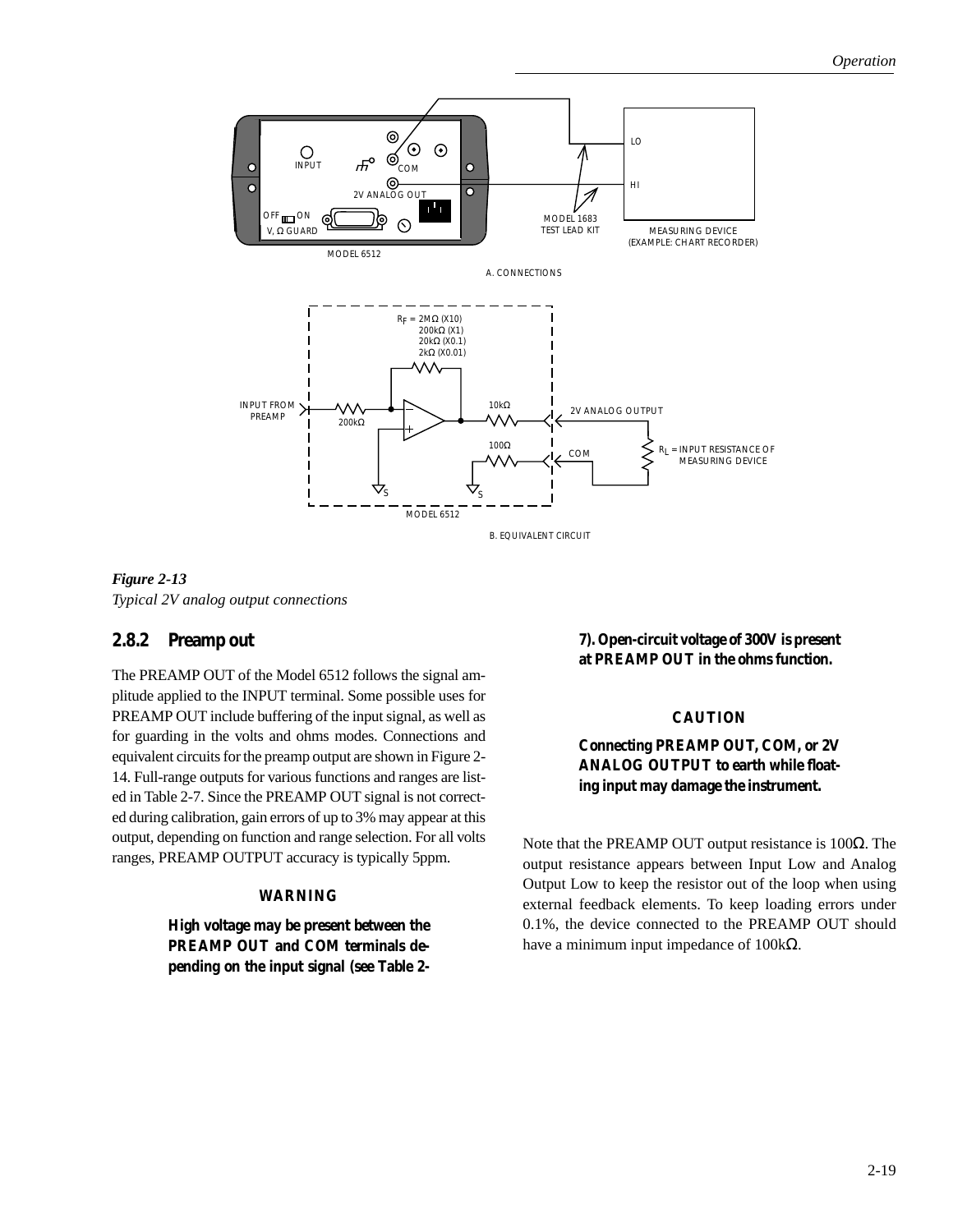*Figure 2-13*
*Typical 2V analog output connections*

### 2.8.2 Preamp out

The PREAMP OUT of the Model 6512 follows the signal amplitude applied to the INPUT terminal. Some possible uses for PREAMP OUT include buffering of the input signal, as well as for guarding in the volts and ohms modes. Connections and equivalent circuits for the preamp output are shown in Figure 2-14. Full-range outputs for various functions and ranges are listed in Table 2-7. Since the PREAMP OUT signal is not corrected during calibration, gain errors of up to 3% may appear at this output, depending on function and range selection. For all volts ranges, PREAMP OUTPUT accuracy is typically 5ppm.

**WARNING**

**High voltage may be present between the PREAMP OUT and COM terminals depending on the input signal (see Table 2-7). Open-circuit voltage of 300V is present at PREAMP OUT in the ohms function.**

**CAUTION**

**Connecting PREAMP OUT, COM, or 2V ANALOG OUTPUT to earth while floating input may damage the instrument.**

Note that the PREAMP OUT output resistance is 100Ω. The output resistance appears between Input Low and Analog Output Low to keep the resistor out of the loop when using external feedback elements. To keep loading errors under 0.1%, the device connected to the PREAMP OUT should have a minimum input impedance of 100kΩ.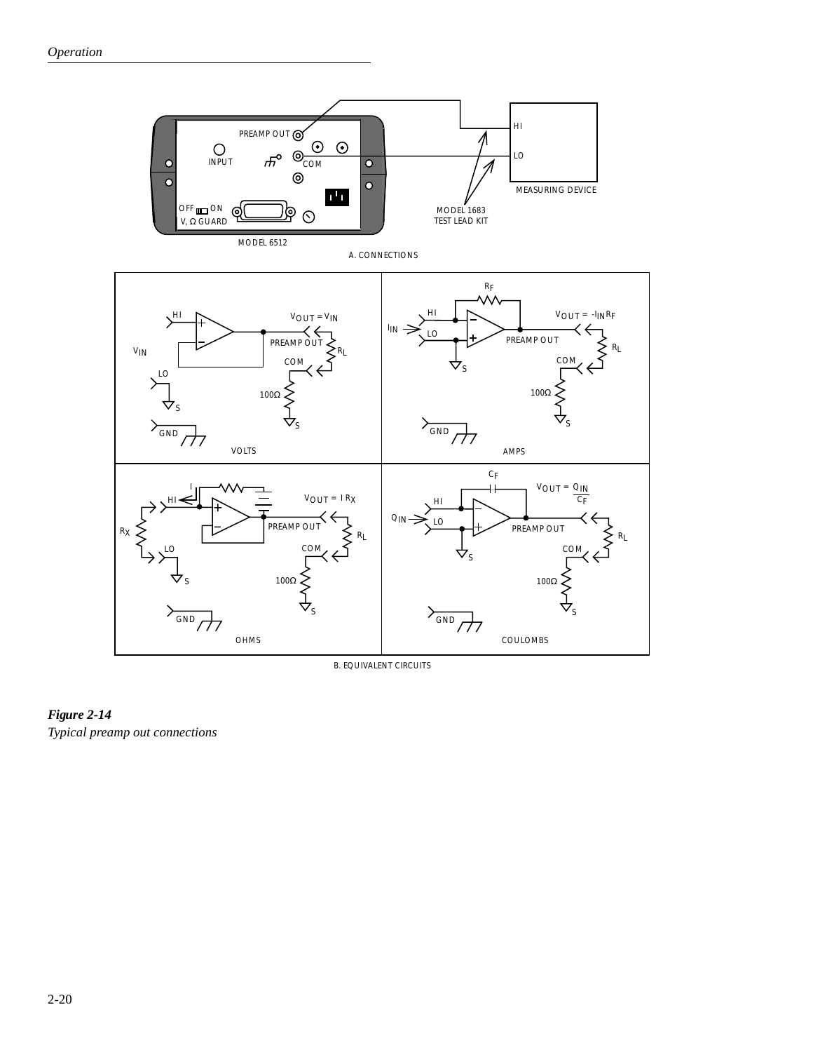*Figure 2-14*
*Typical preamp out connections*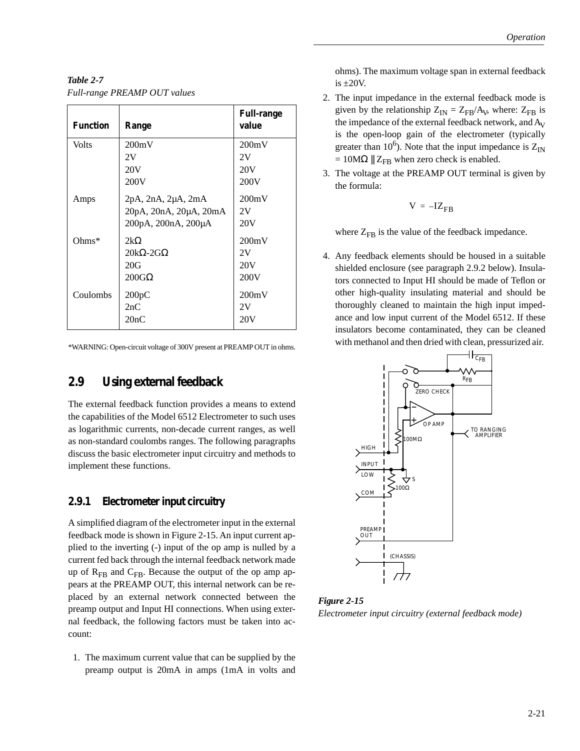*Table 2-7*
*Full-range PREAMP OUT values*

| Function | Range | Full-range value |
|---|---|---|
| Volts | 200mV<br>2V<br>20V<br>200V | 200mV<br>2V<br>20V<br>200V |
| Amps | 2pA, 2nA, 2µA, 2mA<br>20pA, 20nA, 20µA, 20mA<br>200pA, 200nA, 200µA | 200mV<br>2V<br>20V |
| Ohms* | 2kΩ<br>20kΩ-2GΩ<br>20G<br>200GΩ | 200mV<br>2V<br>20V<br>200V |
| Coulombs | 200pC<br>2nC<br>20nC | 200mV<br>2V<br>20V |

*WARNING: Open-circuit voltage of 300V present at PREAMP OUT in ohms.

## 2.9 Using external feedback

The external feedback function provides a means to extend the capabilities of the Model 6512 Electrometer to such uses as logarithmic currents, non-decade current ranges, as well as non-standard coulombs ranges. The following paragraphs discuss the basic electrometer input circuitry and methods to implement these functions.

### 2.9.1 Electrometer input circuitry

A simplified diagram of the electrometer input in the external feedback mode is shown in Figure 2-15. An input current applied to the inverting (-) input of the op amp is nulled by a current fed back through the internal feedback network made up of $R_{FB}$ and $C_{FB}$. Because the output of the op amp appears at the PREAMP OUT, this internal network can be replaced by an external network connected between the preamp output and Input HI connections. When using external feedback, the following factors must be taken into account:

1. The maximum current value that can be supplied by the preamp output is 20mA in amps (1mA in volts and ohms). The maximum voltage span in external feedback is ±20V.
2. The input impedance in the external feedback mode is given by the relationship $Z_{IN} = Z_{FB}/A_V$, where: $Z_{FB}$ is the impedance of the external feedback network, and $A_V$ is the open-loop gain of the electrometer (typically greater than $10^6$). Note that the input impedance is $Z_{IN} = 10M\Omega \parallel Z_{FB}$ when zero check is enabled.
3. The voltage at the PREAMP OUT terminal is given by the formula:

$$V = -IZ_{FB}$$

   where $Z_{FB}$ is the value of the feedback impedance.

4. Any feedback elements should be housed in a suitable shielded enclosure (see paragraph 2.9.2 below). Insulators connected to Input HI should be made of Teflon or other high-quality insulating material and should be thoroughly cleaned to maintain the high input impedance and low input current of the Model 6512. If these insulators become contaminated, they can be cleaned with methanol and then dried with clean, pressurized air.

*Figure 2-15*
*Electrometer input circuitry (external feedback mode)*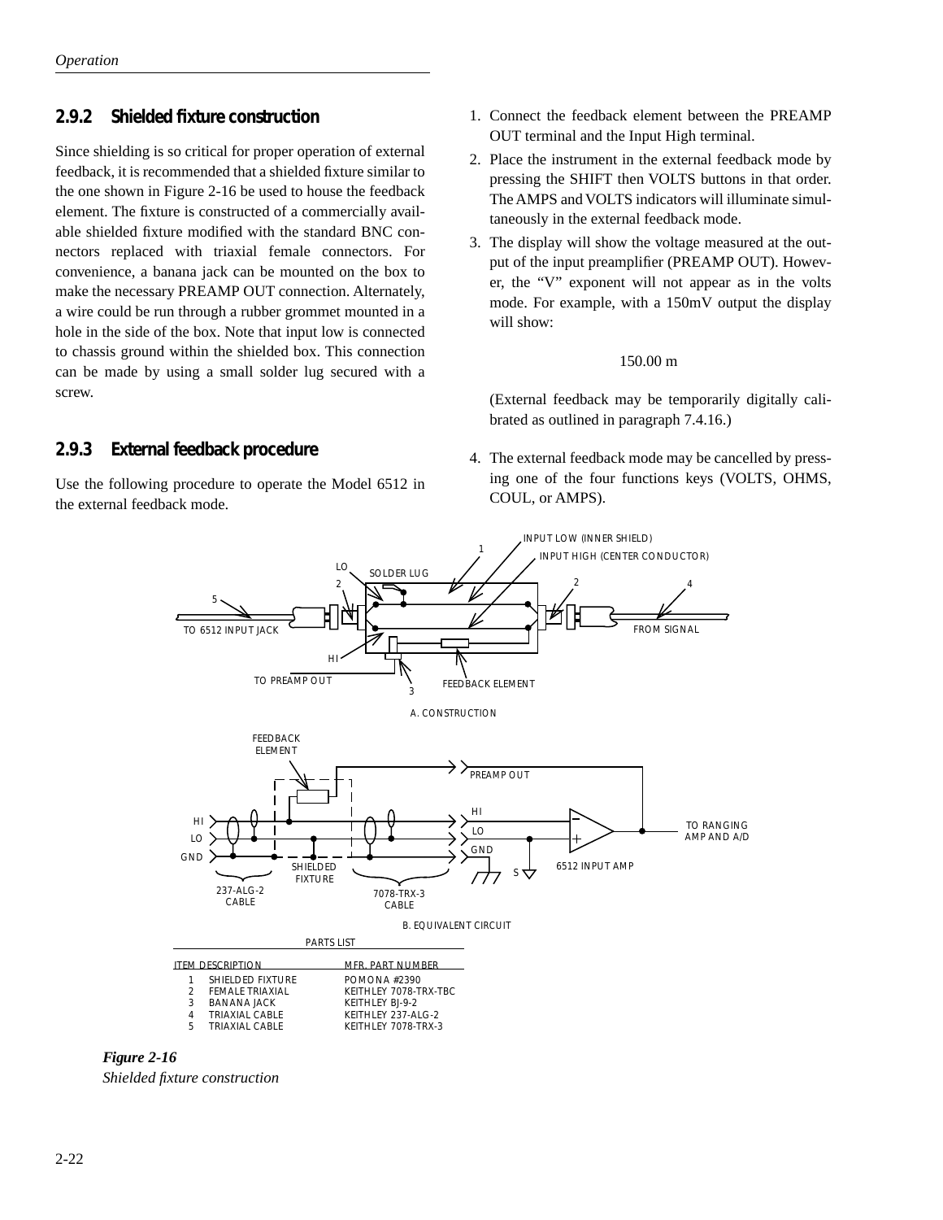### 2.9.2 Shielded fixture construction

Since shielding is so critical for proper operation of external feedback, it is recommended that a shielded fixture similar to the one shown in Figure 2-16 be used to house the feedback element. The fixture is constructed of a commercially available shielded fixture modified with the standard BNC connectors replaced with triaxial female connectors. For convenience, a banana jack can be mounted on the box to make the necessary PREAMP OUT connection. Alternately, a wire could be run through a rubber grommet mounted in a hole in the side of the box. Note that input low is connected to chassis ground within the shielded box. This connection can be made by using a small solder lug secured with a screw.

### 2.9.3 External feedback procedure

Use the following procedure to operate the Model 6512 in the external feedback mode.

1. Connect the feedback element between the PREAMP OUT terminal and the Input High terminal.
2. Place the instrument in the external feedback mode by pressing the SHIFT then VOLTS buttons in that order. The AMPS and VOLTS indicators will illuminate simultaneously in the external feedback mode.
3. The display will show the voltage measured at the output of the input preamplifier (PREAMP OUT). However, the “V” exponent will not appear as in the volts mode. For example, with a 150mV output the display will show:

   150.00 m

   (External feedback may be temporarily digitally calibrated as outlined in paragraph 7.4.16.)

4. The external feedback mode may be cancelled by pressing one of the four functions keys (VOLTS, OHMS, COUL, or AMPS).

PARTS LIST

| ITEM | DESCRIPTION | MFR. PART NUMBER |
|---|---|---|
| 1 | SHIELDED FIXTURE | POMONA #2390 |
| 2 | FEMALE TRIAXIAL | KEITHLEY 7078-TRX-TBC |
| 3 | BANANA JACK | KEITHLEY BJ-9-2 |
| 4 | TRIAXIAL CABLE | KEITHLEY 237-ALG-2 |
| 5 | TRIAXIAL CABLE | KEITHLEY 7078-TRX-3 |

***Figure 2-16***
*Shielded fixture construction*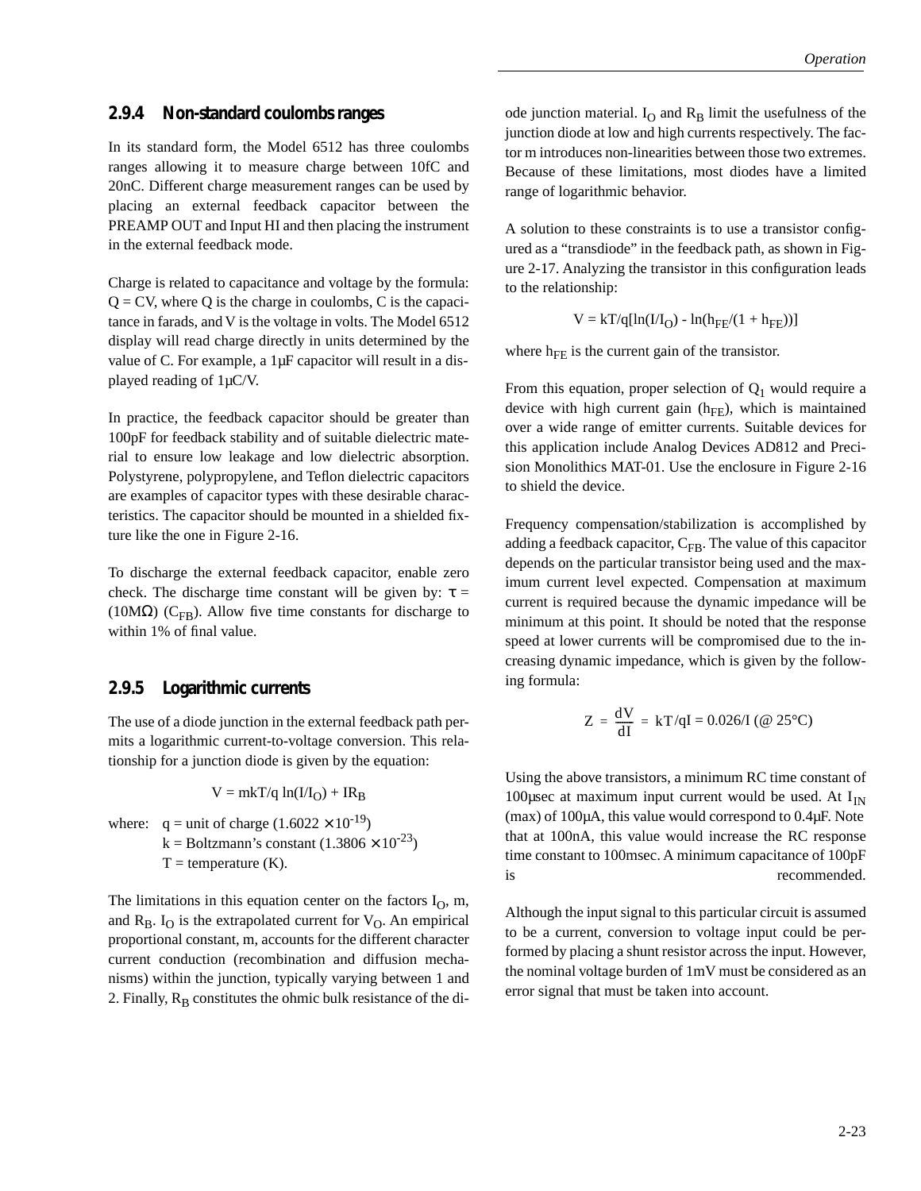### 2.9.4 Non-standard coulombs ranges

In its standard form, the Model 6512 has three coulombs ranges allowing it to measure charge between 10fC and 20nC. Different charge measurement ranges can be used by placing an external feedback capacitor between the PREAMP OUT and Input HI and then placing the instrument in the external feedback mode.

Charge is related to capacitance and voltage by the formula: $Q = CV$, where Q is the charge in coulombs, C is the capacitance in farads, and V is the voltage in volts. The Model 6512 display will read charge directly in units determined by the value of C. For example, a 1µF capacitor will result in a displayed reading of 1µC/V.

In practice, the feedback capacitor should be greater than 100pF for feedback stability and of suitable dielectric material to ensure low leakage and low dielectric absorption. Polystyrene, polypropylene, and Teflon dielectric capacitors are examples of capacitor types with these desirable characteristics. The capacitor should be mounted in a shielded fixture like the one in Figure 2-16.

To discharge the external feedback capacitor, enable zero check. The discharge time constant will be given by: $\tau = (10M\Omega)(C_{FB})$. Allow five time constants for discharge to within 1% of final value.

### 2.9.5 Logarithmic currents

The use of a diode junction in the external feedback path permits a logarithmic current-to-voltage conversion. This relationship for a junction diode is given by the equation:

$$V = mkT/q \ln(I/I_O) + IR_B$$

where: $q$ = unit of charge ($1.6022 \times 10^{-19}$)
$k$ = Boltzmann's constant ($1.3806 \times 10^{-23}$)
$T$ = temperature (K).

The limitations in this equation center on the factors $I_O$, m, and $R_B$. $I_O$ is the extrapolated current for $V_O$. An empirical proportional constant, m, accounts for the different character current conduction (recombination and diffusion mechanisms) within the junction, typically varying between 1 and 2. Finally, $R_B$ constitutes the ohmic bulk resistance of the diode junction material. $I_O$ and $R_B$ limit the usefulness of the junction diode at low and high currents respectively. The factor m introduces non-linearities between those two extremes. Because of these limitations, most diodes have a limited range of logarithmic behavior.

A solution to these constraints is to use a transistor configured as a "transdiode" in the feedback path, as shown in Figure 2-17. Analyzing the transistor in this configuration leads to the relationship:

$$V = kT/q[\ln(I/I_O) - \ln(h_{FE}/(1 + h_{FE}))]$$

where $h_{FE}$ is the current gain of the transistor.

From this equation, proper selection of $Q_1$ would require a device with high current gain ($h_{FE}$), which is maintained over a wide range of emitter currents. Suitable devices for this application include Analog Devices AD812 and Precision Monolithics MAT-01. Use the enclosure in Figure 2-16 to shield the device.

Frequency compensation/stabilization is accomplished by adding a feedback capacitor, $C_{FB}$. The value of this capacitor depends on the particular transistor being used and the maximum current level expected. Compensation at maximum current is required because the dynamic impedance will be minimum at this point. It should be noted that the response speed at lower currents will be compromised due to the increasing dynamic impedance, which is given by the following formula:

$$Z = \frac{dV}{dI} = kT/qI = 0.026/I \text{ (@ 25°C)}$$

Using the above transistors, a minimum RC time constant of 100µsec at maximum input current would be used. At $I_{IN}$ (max) of 100µA, this value would correspond to 0.4µF. Note that at 100nA, this value would increase the RC response time constant to 100msec. A minimum capacitance of 100pF is recommended.

Although the input signal to this particular circuit is assumed to be a current, conversion to voltage input could be performed by placing a shunt resistor across the input. However, the nominal voltage burden of 1mV must be considered as an error signal that must be taken into account.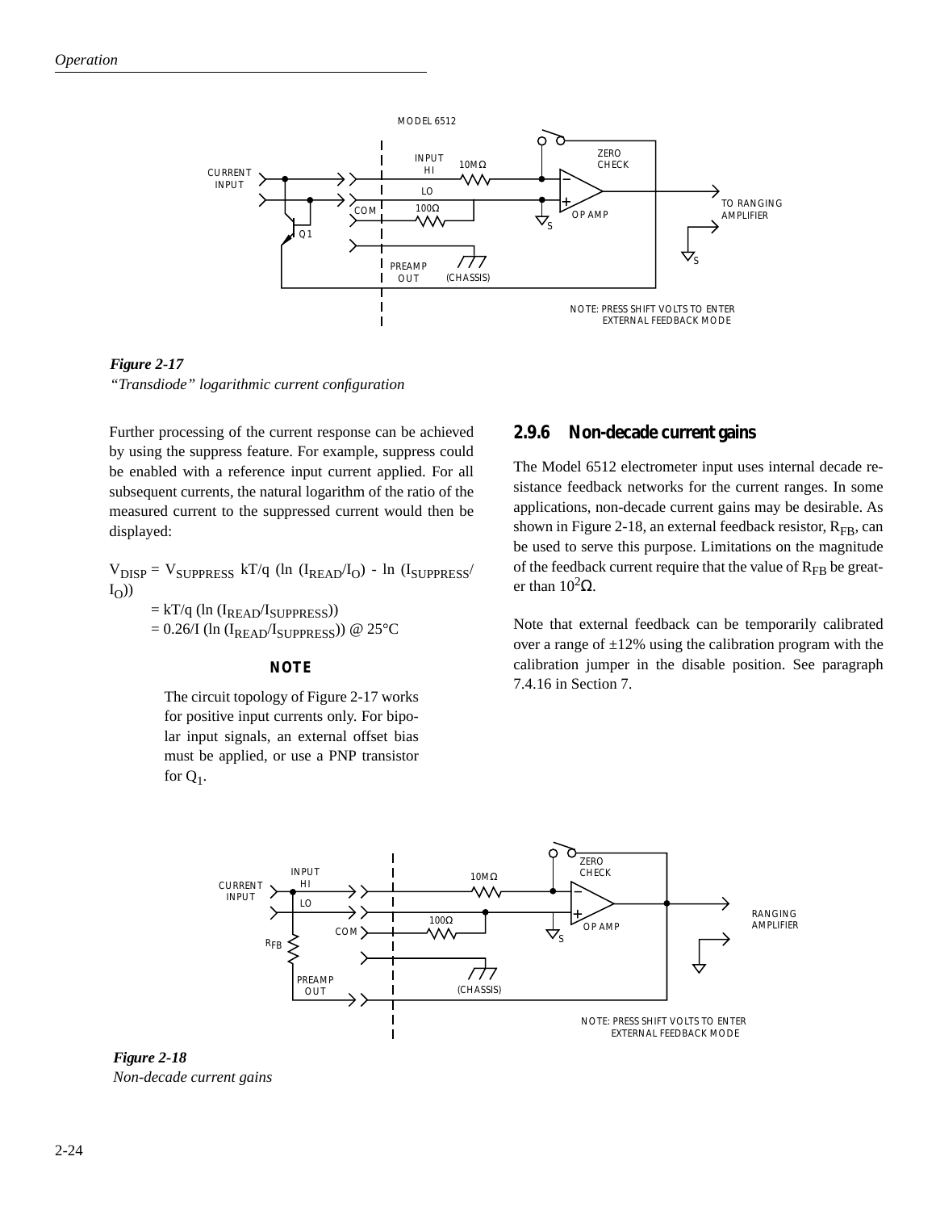*Figure 2-17*
*"Transdiode" logarithmic current configuration*

Further processing of the current response can be achieved by using the suppress feature. For example, suppress could be enabled with a reference input current applied. For all subsequent currents, the natural logarithm of the ratio of the measured current to the suppressed current would then be displayed:

$V_{DISP} = V_{SUPPRESS}$ kT/q (ln ($I_{READ}/I_O$) - ln ($I_{SUPPRESS}/I_O$))

= kT/q (ln ($I_{READ}/I_{SUPPRESS}$))

= 0.26/I (ln ($I_{READ}/I_{SUPPRESS}$)) @ 25°C

**NOTE**

The circuit topology of Figure 2-17 works for positive input currents only. For bipolar input signals, an external offset bias must be applied, or use a PNP transistor for $Q_1$.

### 2.9.6 Non-decade current gains

The Model 6512 electrometer input uses internal decade resistance feedback networks for the current ranges. In some applications, non-decade current gains may be desirable. As shown in Figure 2-18, an external feedback resistor, $R_{FB}$, can be used to serve this purpose. Limitations on the magnitude of the feedback current require that the value of $R_{FB}$ be greater than $10^2\Omega$.

Note that external feedback can be temporarily calibrated over a range of ±12% using the calibration program with the calibration jumper in the disable position. See paragraph 7.4.16 in Section 7.

*Figure 2-18*
*Non-decade current gains*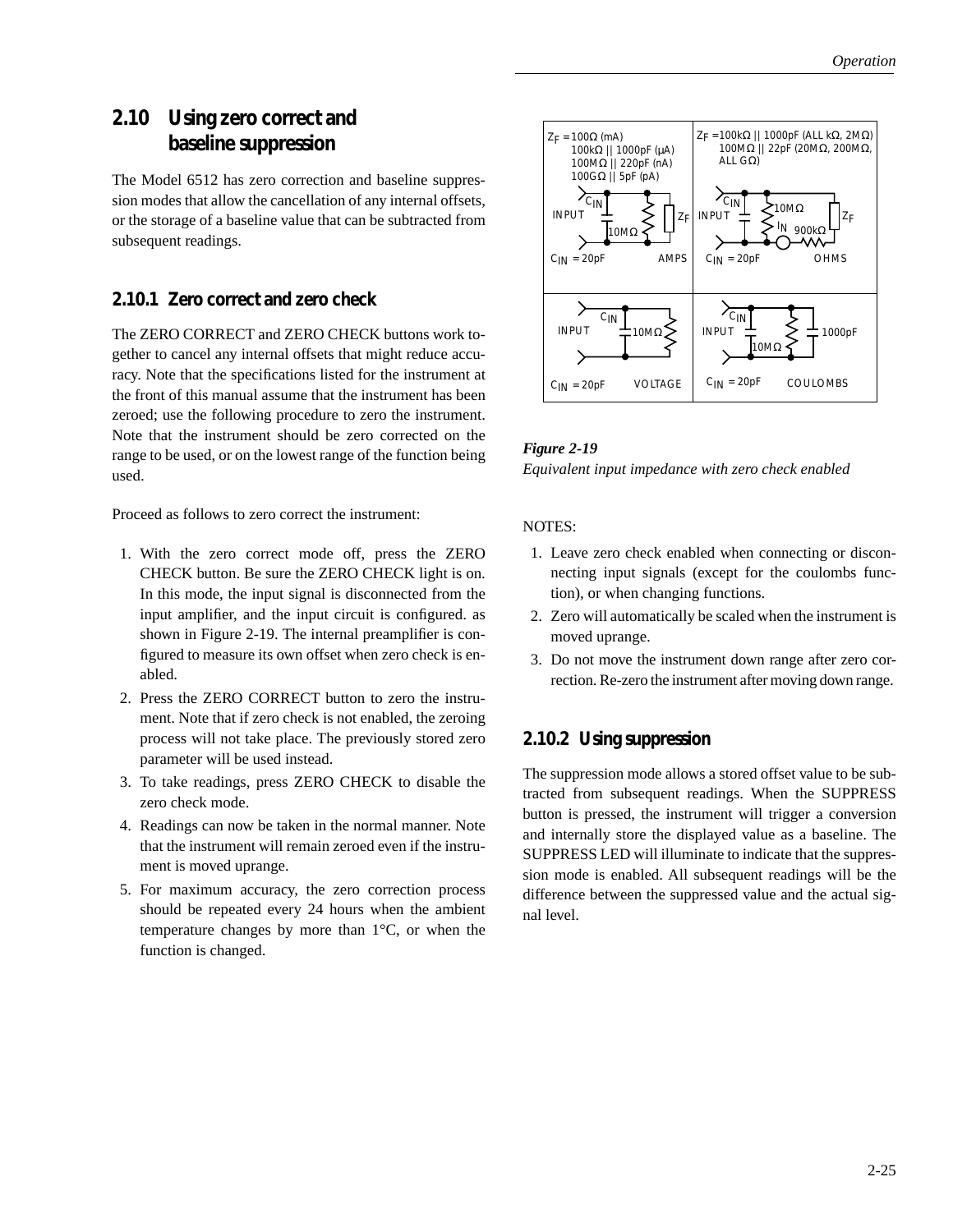## 2.10 Using zero correct and baseline suppression

The Model 6512 has zero correction and baseline suppression modes that allow the cancellation of any internal offsets, or the storage of a baseline value that can be subtracted from subsequent readings.

### 2.10.1 Zero correct and zero check

The ZERO CORRECT and ZERO CHECK buttons work together to cancel any internal offsets that might reduce accuracy. Note that the specifications listed for the instrument at the front of this manual assume that the instrument has been zeroed; use the following procedure to zero the instrument. Note that the instrument should be zero corrected on the range to be used, or on the lowest range of the function being used.

Proceed as follows to zero correct the instrument:

1. With the zero correct mode off, press the ZERO CHECK button. Be sure the ZERO CHECK light is on. In this mode, the input signal is disconnected from the input amplifier, and the input circuit is configured. as shown in Figure 2-19. The internal preamplifier is configured to measure its own offset when zero check is enabled.
2. Press the ZERO CORRECT button to zero the instrument. Note that if zero check is not enabled, the zeroing process will not take place. The previously stored zero parameter will be used instead.
3. To take readings, press ZERO CHECK to disable the zero check mode.
4. Readings can now be taken in the normal manner. Note that the instrument will remain zeroed even if the instrument is moved uprange.
5. For maximum accuracy, the zero correction process should be repeated every 24 hours when the ambient temperature changes by more than 1°C, or when the function is changed.

AMPS: $Z_F$ = 100Ω (mA), 100kΩ || 1000pF (µA), 100MΩ || 220pF (nA), 100GΩ || 5pF (pA); INPUT, $C_{IN}$, 10MΩ, $Z_F$; $C_{IN}$ = 20pF

OHMS: $Z_F$ = 100kΩ || 1000pF (ALL kΩ, 2MΩ), 100MΩ || 22pF (20MΩ, 200MΩ, ALL GΩ); INPUT, $C_{IN}$, 10MΩ, $I_N$, 900kΩ, $Z_F$; $C_{IN}$ = 20pF

VOLTAGE: INPUT, $C_{IN}$, 10MΩ; $C_{IN}$ = 20pF

COULOMBS: INPUT, $C_{IN}$, 10MΩ, 1000pF; $C_{IN}$ = 20pF

*Figure 2-19*
*Equivalent input impedance with zero check enabled*

NOTES:

1. Leave zero check enabled when connecting or disconnecting input signals (except for the coulombs function), or when changing functions.
2. Zero will automatically be scaled when the instrument is moved uprange.
3. Do not move the instrument down range after zero correction. Re-zero the instrument after moving down range.

### 2.10.2 Using suppression

The suppression mode allows a stored offset value to be subtracted from subsequent readings. When the SUPPRESS button is pressed, the instrument will trigger a conversion and internally store the displayed value as a baseline. The SUPPRESS LED will illuminate to indicate that the suppression mode is enabled. All subsequent readings will be the difference between the suppressed value and the actual signal level.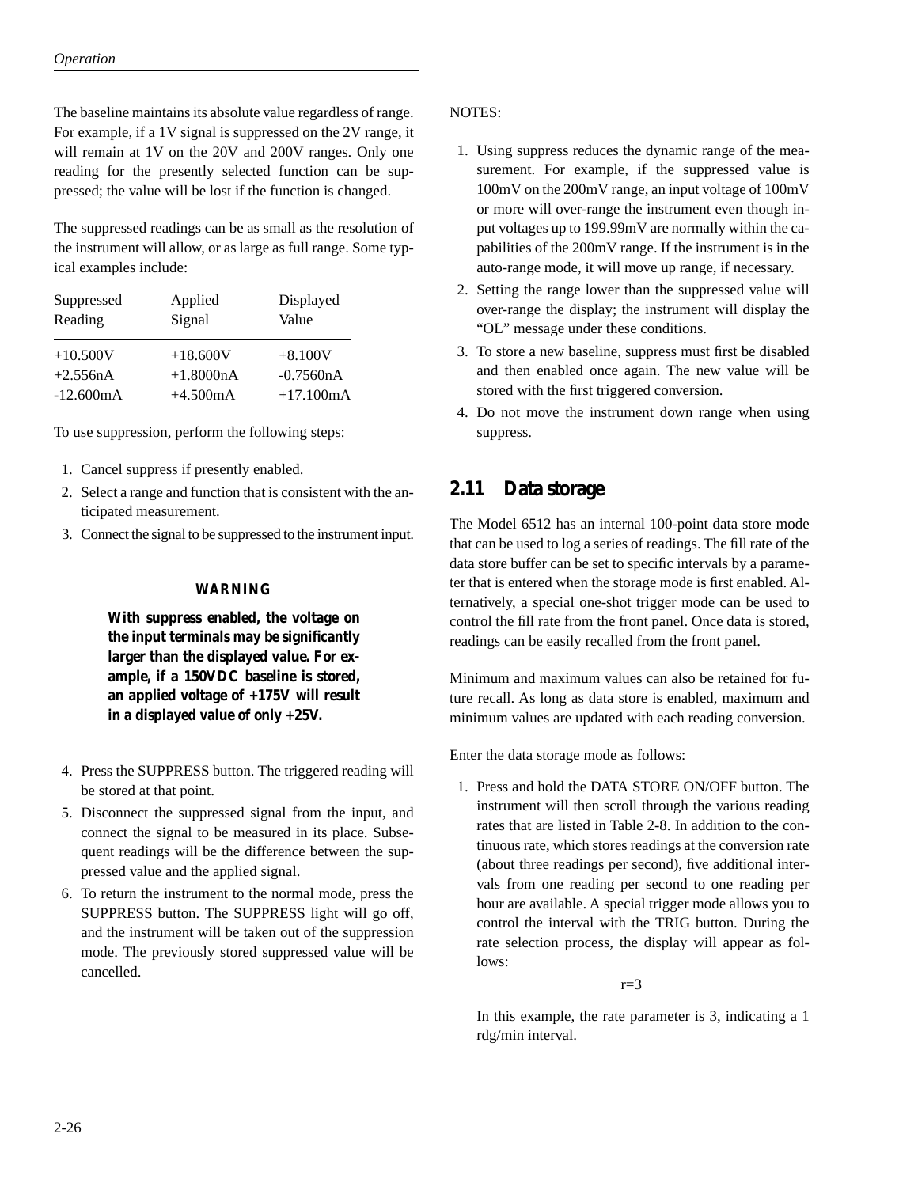The baseline maintains its absolute value regardless of range. For example, if a 1V signal is suppressed on the 2V range, it will remain at 1V on the 20V and 200V ranges. Only one reading for the presently selected function can be suppressed; the value will be lost if the function is changed.

The suppressed readings can be as small as the resolution of the instrument will allow, or as large as full range. Some typical examples include:

| Suppressed Reading | Applied Signal | Displayed Value |
|---|---|---|
| +10.500V | +18.600V | +8.100V |
| +2.556nA | +1.8000nA | -0.7560nA |
| -12.600mA | +4.500mA | +17.100mA |

To use suppression, perform the following steps:

1. Cancel suppress if presently enabled.
2. Select a range and function that is consistent with the anticipated measurement.
3. Connect the signal to be suppressed to the instrument input.

**WARNING**

**With suppress enabled, the voltage on the input terminals may be significantly larger than the displayed value. For example, if a 150VDC baseline is stored, an applied voltage of +175V will result in a displayed value of only +25V.**

4. Press the SUPPRESS button. The triggered reading will be stored at that point.
5. Disconnect the suppressed signal from the input, and connect the signal to be measured in its place. Subsequent readings will be the difference between the suppressed value and the applied signal.
6. To return the instrument to the normal mode, press the SUPPRESS button. The SUPPRESS light will go off, and the instrument will be taken out of the suppression mode. The previously stored suppressed value will be cancelled.

NOTES:

1. Using suppress reduces the dynamic range of the measurement. For example, if the suppressed value is 100mV on the 200mV range, an input voltage of 100mV or more will over-range the instrument even though input voltages up to 199.99mV are normally within the capabilities of the 200mV range. If the instrument is in the auto-range mode, it will move up range, if necessary.
2. Setting the range lower than the suppressed value will over-range the display; the instrument will display the "OL" message under these conditions.
3. To store a new baseline, suppress must first be disabled and then enabled once again. The new value will be stored with the first triggered conversion.
4. Do not move the instrument down range when using suppress.

## 2.11 Data storage

The Model 6512 has an internal 100-point data store mode that can be used to log a series of readings. The fill rate of the data store buffer can be set to specific intervals by a parameter that is entered when the storage mode is first enabled. Alternatively, a special one-shot trigger mode can be used to control the fill rate from the front panel. Once data is stored, readings can be easily recalled from the front panel.

Minimum and maximum values can also be retained for future recall. As long as data store is enabled, maximum and minimum values are updated with each reading conversion.

Enter the data storage mode as follows:

1. Press and hold the DATA STORE ON/OFF button. The instrument will then scroll through the various reading rates that are listed in Table 2-8. In addition to the continuous rate, which stores readings at the conversion rate (about three readings per second), five additional intervals from one reading per second to one reading per hour are available. A special trigger mode allows you to control the interval with the TRIG button. During the rate selection process, the display will appear as follows:

   r=3

   In this example, the rate parameter is 3, indicating a 1 rdg/min interval.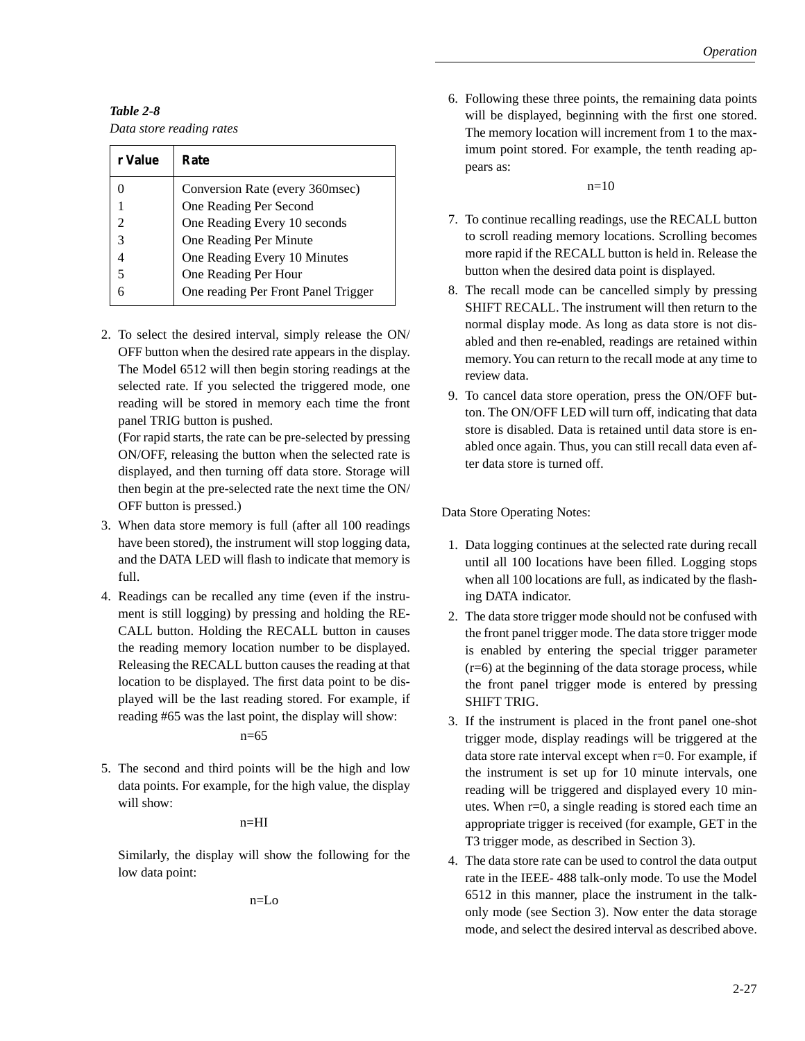*Table 2-8*
*Data store reading rates*

| r Value | Rate |
|---|---|
| 0 | Conversion Rate (every 360msec) |
| 1 | One Reading Per Second |
| 2 | One Reading Every 10 seconds |
| 3 | One Reading Per Minute |
| 4 | One Reading Every 10 Minutes |
| 5 | One Reading Per Hour |
| 6 | One reading Per Front Panel Trigger |

2. To select the desired interval, simply release the ON/OFF button when the desired rate appears in the display. The Model 6512 will then begin storing readings at the selected rate. If you selected the triggered mode, one reading will be stored in memory each time the front panel TRIG button is pushed.
   (For rapid starts, the rate can be pre-selected by pressing ON/OFF, releasing the button when the selected rate is displayed, and then turning off data store. Storage will then begin at the pre-selected rate the next time the ON/OFF button is pressed.)
3. When data store memory is full (after all 100 readings have been stored), the instrument will stop logging data, and the DATA LED will flash to indicate that memory is full.
4. Readings can be recalled any time (even if the instrument is still logging) by pressing and holding the RECALL button. Holding the RECALL button in causes the reading memory location number to be displayed. Releasing the RECALL button causes the reading at that location to be displayed. The first data point to be displayed will be the last reading stored. For example, if reading #65 was the last point, the display will show:

   n=65

5. The second and third points will be the high and low data points. For example, for the high value, the display will show:

   n=HI

   Similarly, the display will show the following for the low data point:

   n=Lo

6. Following these three points, the remaining data points will be displayed, beginning with the first one stored. The memory location will increment from 1 to the maximum point stored. For example, the tenth reading appears as:

   n=10

7. To continue recalling readings, use the RECALL button to scroll reading memory locations. Scrolling becomes more rapid if the RECALL button is held in. Release the button when the desired data point is displayed.
8. The recall mode can be cancelled simply by pressing SHIFT RECALL. The instrument will then return to the normal display mode. As long as data store is not disabled and then re-enabled, readings are retained within memory. You can return to the recall mode at any time to review data.
9. To cancel data store operation, press the ON/OFF button. The ON/OFF LED will turn off, indicating that data store is disabled. Data is retained until data store is enabled once again. Thus, you can still recall data even after data store is turned off.

Data Store Operating Notes:

1. Data logging continues at the selected rate during recall until all 100 locations have been filled. Logging stops when all 100 locations are full, as indicated by the flashing DATA indicator.
2. The data store trigger mode should not be confused with the front panel trigger mode. The data store trigger mode is enabled by entering the special trigger parameter (r=6) at the beginning of the data storage process, while the front panel trigger mode is entered by pressing SHIFT TRIG.
3. If the instrument is placed in the front panel one-shot trigger mode, display readings will be triggered at the data store rate interval except when r=0. For example, if the instrument is set up for 10 minute intervals, one reading will be triggered and displayed every 10 minutes. When r=0, a single reading is stored each time an appropriate trigger is received (for example, GET in the T3 trigger mode, as described in Section 3).
4. The data store rate can be used to control the data output rate in the IEEE- 488 talk-only mode. To use the Model 6512 in this manner, place the instrument in the talk-only mode (see Section 3). Now enter the data storage mode, and select the desired interval as described above.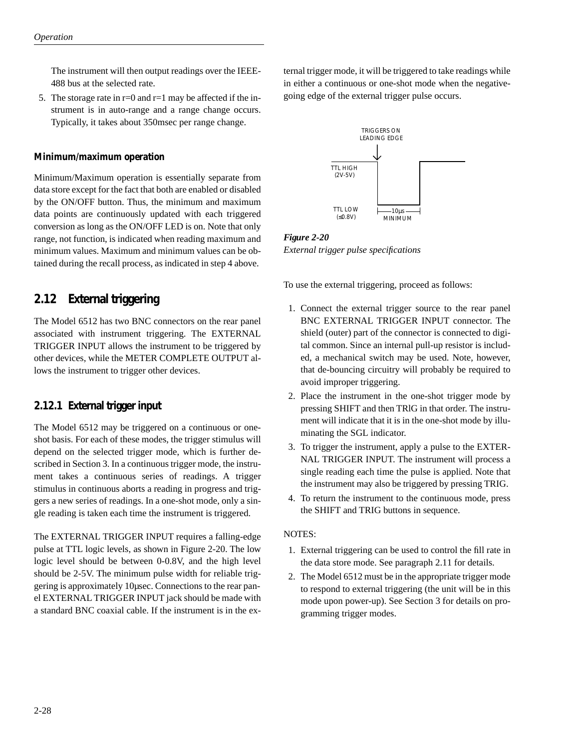The instrument will then output readings over the IEEE-488 bus at the selected rate.

5. The storage rate in r=0 and r=1 may be affected if the instrument is in auto-range and a range change occurs. Typically, it takes about 350msec per range change.

### Minimum/maximum operation

Minimum/Maximum operation is essentially separate from data store except for the fact that both are enabled or disabled by the ON/OFF button. Thus, the minimum and maximum data points are continuously updated with each triggered conversion as long as the ON/OFF LED is on. Note that only range, not function, is indicated when reading maximum and minimum values. Maximum and minimum values can be obtained during the recall process, as indicated in step 4 above.

## 2.12 External triggering

The Model 6512 has two BNC connectors on the rear panel associated with instrument triggering. The EXTERNAL TRIGGER INPUT allows the instrument to be triggered by other devices, while the METER COMPLETE OUTPUT allows the instrument to trigger other devices.

### 2.12.1 External trigger input

The Model 6512 may be triggered on a continuous or one-shot basis. For each of these modes, the trigger stimulus will depend on the selected trigger mode, which is further described in Section 3. In a continuous trigger mode, the instrument takes a continuous series of readings. A trigger stimulus in continuous aborts a reading in progress and triggers a new series of readings. In a one-shot mode, only a single reading is taken each time the instrument is triggered.

The EXTERNAL TRIGGER INPUT requires a falling-edge pulse at TTL logic levels, as shown in Figure 2-20. The low logic level should be between 0-0.8V, and the high level should be 2-5V. The minimum pulse width for reliable triggering is approximately 10µsec. Connections to the rear panel EXTERNAL TRIGGER INPUT jack should be made with a standard BNC coaxial cable. If the instrument is in the external trigger mode, it will be triggered to take readings while in either a continuous or one-shot mode when the negative-going edge of the external trigger pulse occurs.

TRIGGERS ON LEADING EDGE

TTL HIGH (2V-5V)

TTL LOW (≤0.8V)

10µs MINIMUM

***Figure 2-20***
*External trigger pulse specifications*

To use the external triggering, proceed as follows:

1. Connect the external trigger source to the rear panel BNC EXTERNAL TRIGGER INPUT connector. The shield (outer) part of the connector is connected to digital common. Since an internal pull-up resistor is included, a mechanical switch may be used. Note, however, that de-bouncing circuitry will probably be required to avoid improper triggering.
2. Place the instrument in the one-shot trigger mode by pressing SHIFT and then TRIG in that order. The instrument will indicate that it is in the one-shot mode by illuminating the SGL indicator.
3. To trigger the instrument, apply a pulse to the EXTERNAL TRIGGER INPUT. The instrument will process a single reading each time the pulse is applied. Note that the instrument may also be triggered by pressing TRIG.
4. To return the instrument to the continuous mode, press the SHIFT and TRIG buttons in sequence.

NOTES:

1. External triggering can be used to control the fill rate in the data store mode. See paragraph 2.11 for details.
2. The Model 6512 must be in the appropriate trigger mode to respond to external triggering (the unit will be in this mode upon power-up). See Section 3 for details on programming trigger modes.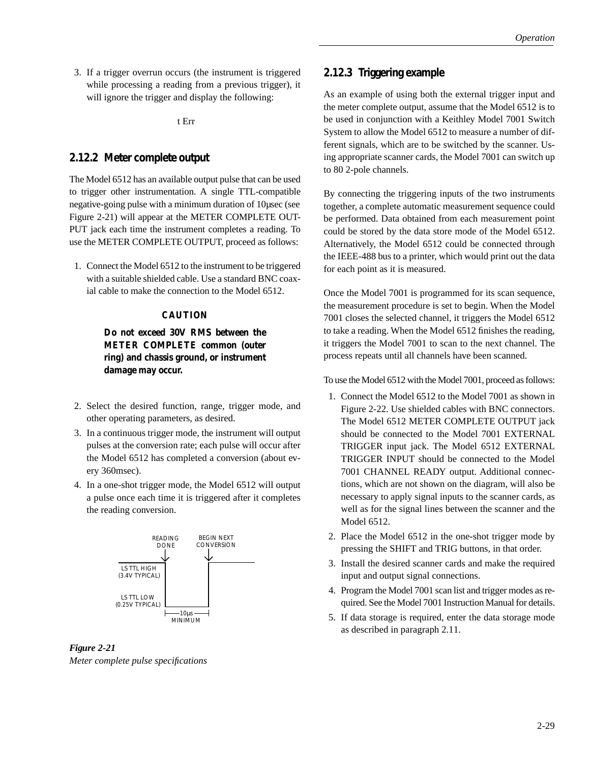3. If a trigger overrun occurs (the instrument is triggered while processing a reading from a previous trigger), it will ignore the trigger and display the following:

t Err

### 2.12.2 Meter complete output

The Model 6512 has an available output pulse that can be used to trigger other instrumentation. A single TTL-compatible negative-going pulse with a minimum duration of 10μsec (see Figure 2-21) will appear at the METER COMPLETE OUTPUT jack each time the instrument completes a reading. To use the METER COMPLETE OUTPUT, proceed as follows:

1. Connect the Model 6512 to the instrument to be triggered with a suitable shielded cable. Use a standard BNC coaxial cable to make the connection to the Model 6512.

**CAUTION**

**Do not exceed 30V RMS between the METER COMPLETE common (outer ring) and chassis ground, or instrument damage may occur.**

2. Select the desired function, range, trigger mode, and other operating parameters, as desired.
3. In a continuous trigger mode, the instrument will output pulses at the conversion rate; each pulse will occur after the Model 6512 has completed a conversion (about every 360msec).
4. In a one-shot trigger mode, the Model 6512 will output a pulse once each time it is triggered after it completes the reading conversion.

READING DONE — BEGIN NEXT CONVERSION — LS TTL HIGH (3.4V TYPICAL) — LS TTL LOW (0.25V TYPICAL) — 10μs MINIMUM

*Figure 2-21*
*Meter complete pulse specifications*

### 2.12.3 Triggering example

As an example of using both the external trigger input and the meter complete output, assume that the Model 6512 is to be used in conjunction with a Keithley Model 7001 Switch System to allow the Model 6512 to measure a number of different signals, which are to be switched by the scanner. Using appropriate scanner cards, the Model 7001 can switch up to 80 2-pole channels.

By connecting the triggering inputs of the two instruments together, a complete automatic measurement sequence could be performed. Data obtained from each measurement point could be stored by the data store mode of the Model 6512. Alternatively, the Model 6512 could be connected through the IEEE-488 bus to a printer, which would print out the data for each point as it is measured.

Once the Model 7001 is programmed for its scan sequence, the measurement procedure is set to begin. When the Model 7001 closes the selected channel, it triggers the Model 6512 to take a reading. When the Model 6512 finishes the reading, it triggers the Model 7001 to scan to the next channel. The process repeats until all channels have been scanned.

To use the Model 6512 with the Model 7001, proceed as follows:

1. Connect the Model 6512 to the Model 7001 as shown in Figure 2-22. Use shielded cables with BNC connectors. The Model 6512 METER COMPLETE OUTPUT jack should be connected to the Model 7001 EXTERNAL TRIGGER input jack. The Model 6512 EXTERNAL TRIGGER INPUT should be connected to the Model 7001 CHANNEL READY output. Additional connections, which are not shown on the diagram, will also be necessary to apply signal inputs to the scanner cards, as well as for the signal lines between the scanner and the Model 6512.
2. Place the Model 6512 in the one-shot trigger mode by pressing the SHIFT and TRIG buttons, in that order.
3. Install the desired scanner cards and make the required input and output signal connections.
4. Program the Model 7001 scan list and trigger modes as required. See the Model 7001 Instruction Manual for details.
5. If data storage is required, enter the data storage mode as described in paragraph 2.11.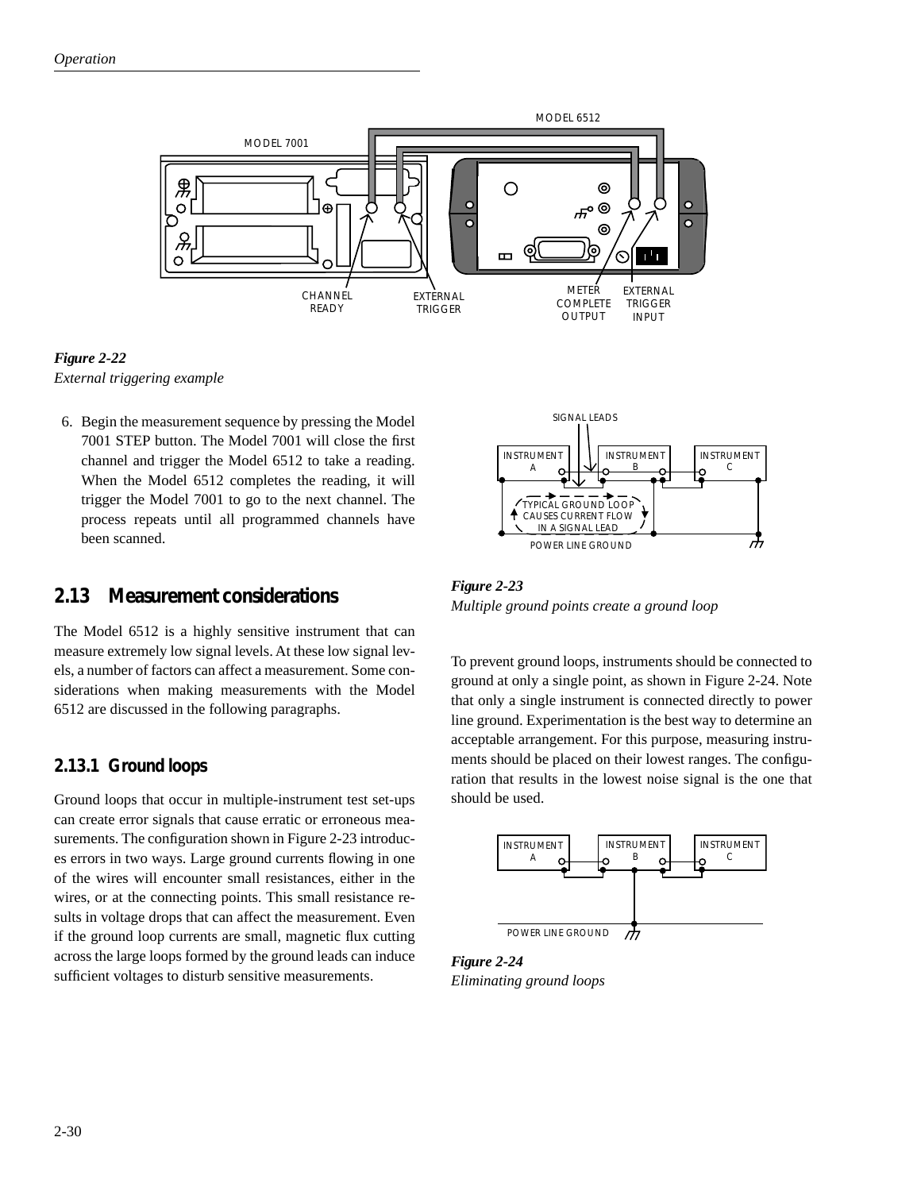*Figure 2-22*
*External triggering example*

6. Begin the measurement sequence by pressing the Model 7001 STEP button. The Model 7001 will close the first channel and trigger the Model 6512 to take a reading. When the Model 6512 completes the reading, it will trigger the Model 7001 to go to the next channel. The process repeats until all programmed channels have been scanned.

## 2.13 Measurement considerations

The Model 6512 is a highly sensitive instrument that can measure extremely low signal levels. At these low signal levels, a number of factors can affect a measurement. Some considerations when making measurements with the Model 6512 are discussed in the following paragraphs.

### 2.13.1 Ground loops

Ground loops that occur in multiple-instrument test set-ups can create error signals that cause erratic or erroneous measurements. The configuration shown in Figure 2-23 introduces errors in two ways. Large ground currents flowing in one of the wires will encounter small resistances, either in the wires, or at the connecting points. This small resistance results in voltage drops that can affect the measurement. Even if the ground loop currents are small, magnetic flux cutting across the large loops formed by the ground leads can induce sufficient voltages to disturb sensitive measurements.

*Figure 2-23*
*Multiple ground points create a ground loop*

To prevent ground loops, instruments should be connected to ground at only a single point, as shown in Figure 2-24. Note that only a single instrument is connected directly to power line ground. Experimentation is the best way to determine an acceptable arrangement. For this purpose, measuring instruments should be placed on their lowest ranges. The configuration that results in the lowest noise signal is the one that should be used.

*Figure 2-24*
*Eliminating ground loops*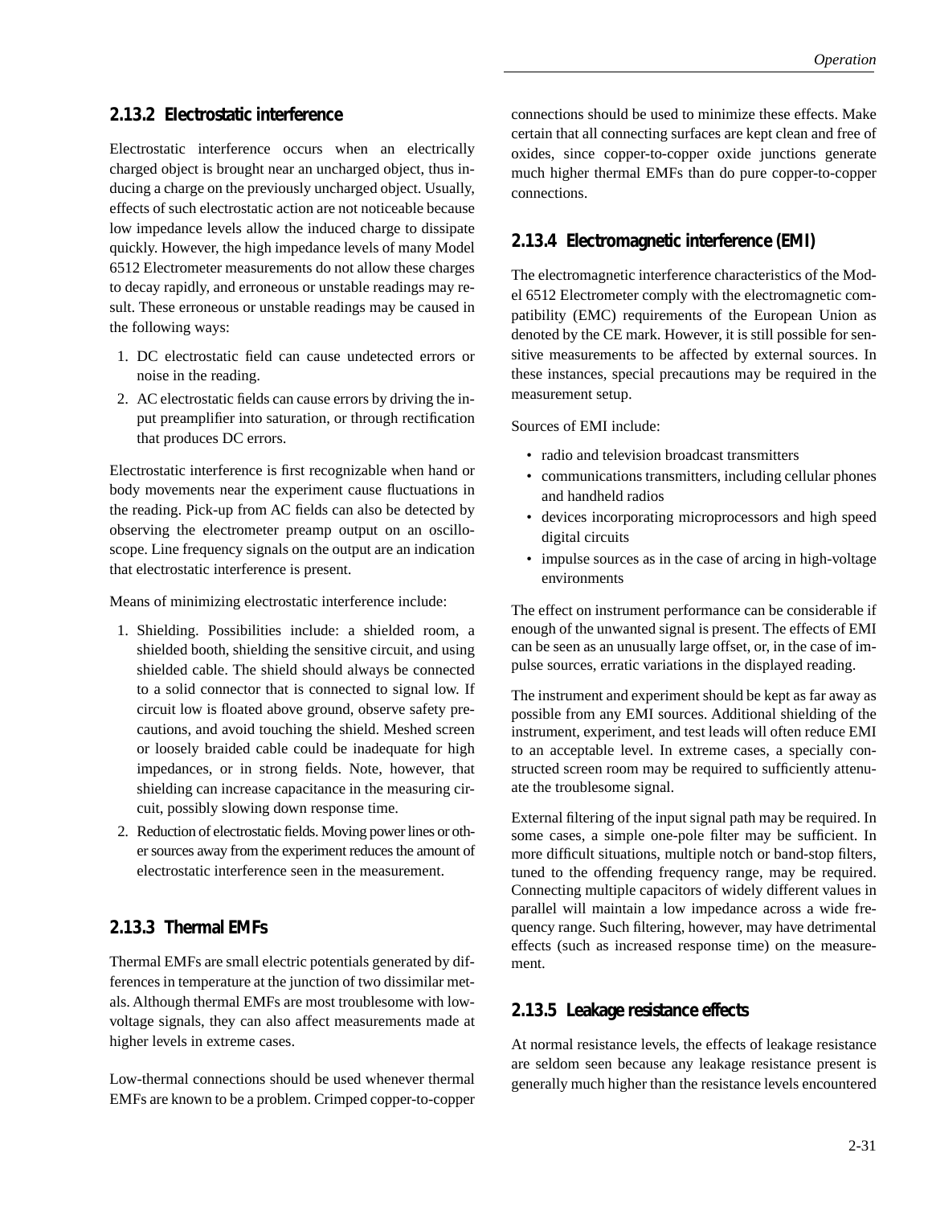### 2.13.2 Electrostatic interference

Electrostatic interference occurs when an electrically charged object is brought near an uncharged object, thus inducing a charge on the previously uncharged object. Usually, effects of such electrostatic action are not noticeable because low impedance levels allow the induced charge to dissipate quickly. However, the high impedance levels of many Model 6512 Electrometer measurements do not allow these charges to decay rapidly, and erroneous or unstable readings may result. These erroneous or unstable readings may be caused in the following ways:

1. DC electrostatic field can cause undetected errors or noise in the reading.
2. AC electrostatic fields can cause errors by driving the input preamplifier into saturation, or through rectification that produces DC errors.

Electrostatic interference is first recognizable when hand or body movements near the experiment cause fluctuations in the reading. Pick-up from AC fields can also be detected by observing the electrometer preamp output on an oscilloscope. Line frequency signals on the output are an indication that electrostatic interference is present.

Means of minimizing electrostatic interference include:

1. Shielding. Possibilities include: a shielded room, a shielded booth, shielding the sensitive circuit, and using shielded cable. The shield should always be connected to a solid connector that is connected to signal low. If circuit low is floated above ground, observe safety precautions, and avoid touching the shield. Meshed screen or loosely braided cable could be inadequate for high impedances, or in strong fields. Note, however, that shielding can increase capacitance in the measuring circuit, possibly slowing down response time.
2. Reduction of electrostatic fields. Moving power lines or other sources away from the experiment reduces the amount of electrostatic interference seen in the measurement.

### 2.13.3 Thermal EMFs

Thermal EMFs are small electric potentials generated by differences in temperature at the junction of two dissimilar metals. Although thermal EMFs are most troublesome with low-voltage signals, they can also affect measurements made at higher levels in extreme cases.

Low-thermal connections should be used whenever thermal EMFs are known to be a problem. Crimped copper-to-copper connections should be used to minimize these effects. Make certain that all connecting surfaces are kept clean and free of oxides, since copper-to-copper oxide junctions generate much higher thermal EMFs than do pure copper-to-copper connections.

### 2.13.4 Electromagnetic interference (EMI)

The electromagnetic interference characteristics of the Model 6512 Electrometer comply with the electromagnetic compatibility (EMC) requirements of the European Union as denoted by the CE mark. However, it is still possible for sensitive measurements to be affected by external sources. In these instances, special precautions may be required in the measurement setup.

Sources of EMI include:

- radio and television broadcast transmitters
- communications transmitters, including cellular phones and handheld radios
- devices incorporating microprocessors and high speed digital circuits
- impulse sources as in the case of arcing in high-voltage environments

The effect on instrument performance can be considerable if enough of the unwanted signal is present. The effects of EMI can be seen as an unusually large offset, or, in the case of impulse sources, erratic variations in the displayed reading.

The instrument and experiment should be kept as far away as possible from any EMI sources. Additional shielding of the instrument, experiment, and test leads will often reduce EMI to an acceptable level. In extreme cases, a specially constructed screen room may be required to sufficiently attenuate the troublesome signal.

External filtering of the input signal path may be required. In some cases, a simple one-pole filter may be sufficient. In more difficult situations, multiple notch or band-stop filters, tuned to the offending frequency range, may be required. Connecting multiple capacitors of widely different values in parallel will maintain a low impedance across a wide frequency range. Such filtering, however, may have detrimental effects (such as increased response time) on the measurement.

### 2.13.5 Leakage resistance effects

At normal resistance levels, the effects of leakage resistance are seldom seen because any leakage resistance present is generally much higher than the resistance levels encountered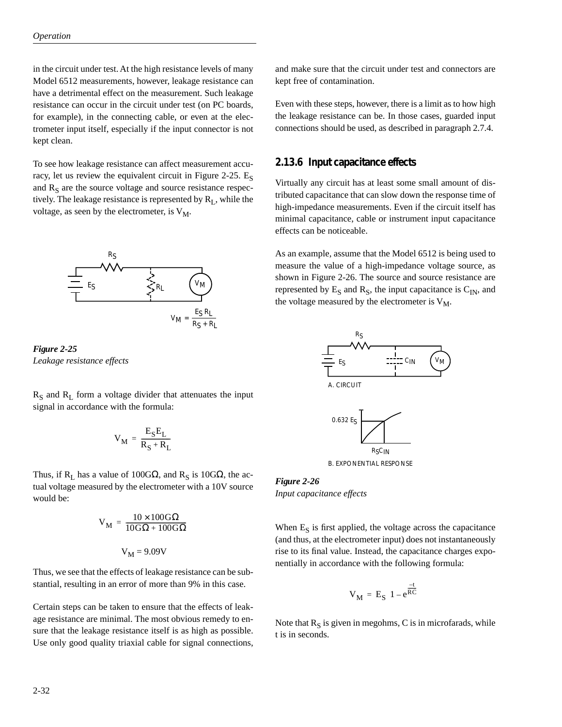in the circuit under test. At the high resistance levels of many Model 6512 measurements, however, leakage resistance can have a detrimental effect on the measurement. Such leakage resistance can occur in the circuit under test (on PC boards, for example), in the connecting cable, or even at the electrometer input itself, especially if the input connector is not kept clean.

To see how leakage resistance can affect measurement accuracy, let us review the equivalent circuit in Figure 2-25. $E_S$ and $R_S$ are the source voltage and source resistance respectively. The leakage resistance is represented by $R_L$, while the voltage, as seen by the electrometer, is $V_M$.

$$V_M = \frac{E_S R_L}{R_S + R_L}$$

*Figure 2-25*
*Leakage resistance effects*

$R_S$ and $R_L$ form a voltage divider that attenuates the input signal in accordance with the formula:

$$V_M = \frac{E_S E_L}{R_S + R_L}$$

Thus, if $R_L$ has a value of 100GΩ, and $R_S$ is 10GΩ, the actual voltage measured by the electrometer with a 10V source would be:

$$V_M = \frac{10 \times 100G\Omega}{10G\Omega + 100G\Omega}$$

$$V_M = 9.09V$$

Thus, we see that the effects of leakage resistance can be substantial, resulting in an error of more than 9% in this case.

Certain steps can be taken to ensure that the effects of leakage resistance are minimal. The most obvious remedy to ensure that the leakage resistance itself is as high as possible. Use only good quality triaxial cable for signal connections, and make sure that the circuit under test and connectors are kept free of contamination.

Even with these steps, however, there is a limit as to how high the leakage resistance can be. In those cases, guarded input connections should be used, as described in paragraph 2.7.4.

### 2.13.6 Input capacitance effects

Virtually any circuit has at least some small amount of distributed capacitance that can slow down the response time of high-impedance measurements. Even if the circuit itself has minimal capacitance, cable or instrument input capacitance effects can be noticeable.

As an example, assume that the Model 6512 is being used to measure the value of a high-impedance voltage source, as shown in Figure 2-26. The source and source resistance are represented by $E_S$ and $R_S$, the input capacitance is $C_{IN}$, and the voltage measured by the electrometer is $V_M$.

A. CIRCUIT

B. EXPONENTIAL RESPONSE

*Figure 2-26*
*Input capacitance effects*

When $E_S$ is first applied, the voltage across the capacitance (and thus, at the electrometer input) does not instantaneously rise to its final value. Instead, the capacitance charges exponentially in accordance with the following formula:

$$V_M = E_S \left(1 - e^{\frac{-t}{RC}}\right)$$

Note that $R_S$ is given in megohms, C is in microfarads, while t is in seconds.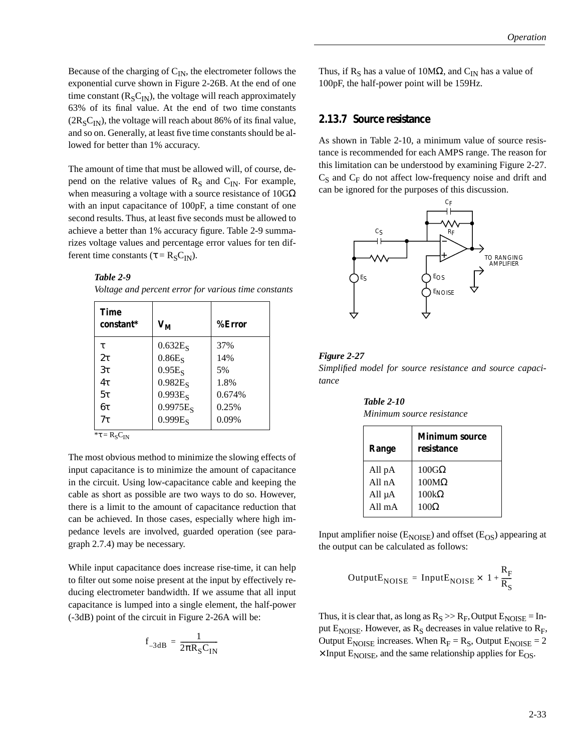Because of the charging of $C_{IN}$, the electrometer follows the exponential curve shown in Figure 2-26B. At the end of one time constant ($R_SC_{IN}$), the voltage will reach approximately 63% of its final value. At the end of two time constants ($2R_SC_{IN}$), the voltage will reach about 86% of its final value, and so on. Generally, at least five time constants should be allowed for better than 1% accuracy.

The amount of time that must be allowed will, of course, depend on the relative values of $R_S$ and $C_{IN}$. For example, when measuring a voltage with a source resistance of 10GΩ with an input capacitance of 100pF, a time constant of one second results. Thus, at least five seconds must be allowed to achieve a better than 1% accuracy figure. Table 2-9 summarizes voltage values and percentage error values for ten different time constants ($\tau = R_SC_{IN}$).

***Table 2-9***
*Voltage and percent error for various time constants*

| Time constant* | $V_M$ | %Error |
|---|---|---|
| $\tau$ | $0.632E_S$ | 37% |
| $2\tau$ | $0.86E_S$ | 14% |
| $3\tau$ | $0.95E_S$ | 5% |
| $4\tau$ | $0.982E_S$ | 1.8% |
| $5\tau$ | $0.993E_S$ | 0.674% |
| $6\tau$ | $0.9975E_S$ | 0.25% |
| $7\tau$ | $0.999E_S$ | 0.09% |

$^*\tau = R_SC_{IN}$

The most obvious method to minimize the slowing effects of input capacitance is to minimize the amount of capacitance in the circuit. Using low-capacitance cable and keeping the cable as short as possible are two ways to do so. However, there is a limit to the amount of capacitance reduction that can be achieved. In those cases, especially where high impedance levels are involved, guarded operation (see paragraph 2.7.4) may be necessary.

While input capacitance does increase rise-time, it can help to filter out some noise present at the input by effectively reducing electrometer bandwidth. If we assume that all input capacitance is lumped into a single element, the half-power (-3dB) point of the circuit in Figure 2-26A will be:

$$f_{-3dB} = \frac{1}{2\pi R_S C_{IN}}$$

Thus, if $R_S$ has a value of 10MΩ, and $C_{IN}$ has a value of 100pF, the half-power point will be 159Hz.

### 2.13.7 Source resistance

As shown in Table 2-10, a minimum value of source resistance is recommended for each AMPS range. The reason for this limitation can be understood by examining Figure 2-27. $C_S$ and $C_F$ do not affect low-frequency noise and drift and can be ignored for the purposes of this discussion.

***Figure 2-27***
*Simplified model for source resistance and source capacitance*

***Table 2-10***
*Minimum source resistance*

| Range | Minimum source resistance |
|---|---|
| All pA | 100GΩ |
| All nA | 100MΩ |
| All µA | 100kΩ |
| All mA | 100Ω |

Input amplifier noise ($E_{NOISE}$) and offset ($E_{OS}$) appearing at the output can be calculated as follows:

$$\text{Output}E_{NOISE} = \text{Input}E_{NOISE} \times \left(1 + \frac{R_F}{R_S}\right)$$

Thus, it is clear that, as long as $R_S >> R_F$, Output $E_{NOISE}$ = Input $E_{NOISE}$. However, as $R_S$ decreases in value relative to $R_F$, Output $E_{NOISE}$ increases. When $R_F = R_S$, Output $E_{NOISE}$ = 2 × Input $E_{NOISE}$, and the same relationship applies for $E_{OS}$.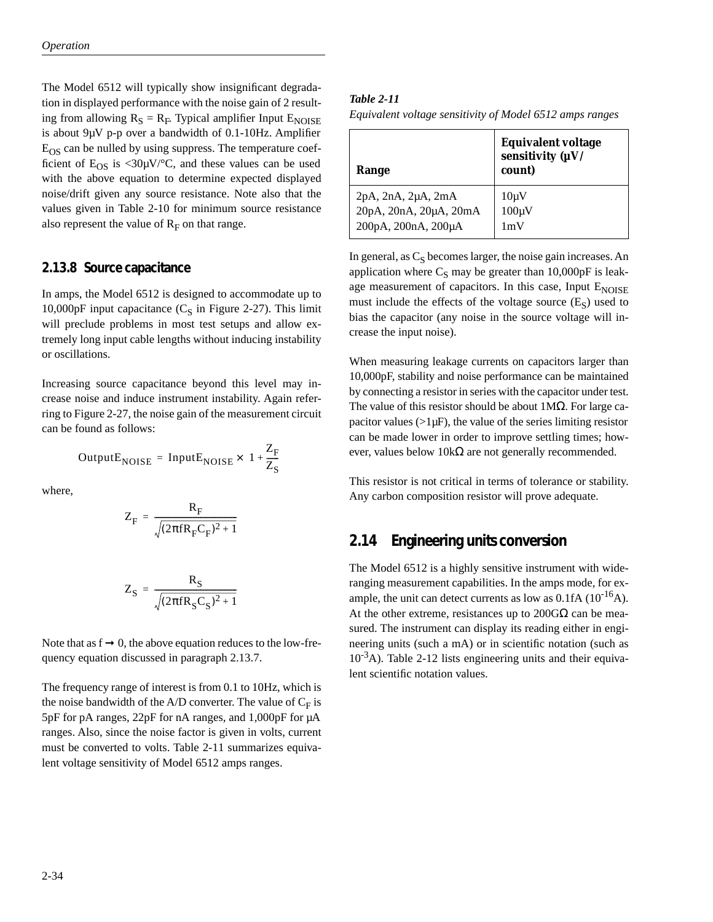The Model 6512 will typically show insignificant degradation in displayed performance with the noise gain of 2 resulting from allowing $R_S = R_F$. Typical amplifier Input $E_{NOISE}$ is about 9µV p-p over a bandwidth of 0.1-10Hz. Amplifier $E_{OS}$ can be nulled by using suppress. The temperature coefficient of $E_{OS}$ is <30µV/°C, and these values can be used with the above equation to determine expected displayed noise/drift given any source resistance. Note also that the values given in Table 2-10 for minimum source resistance also represent the value of $R_F$ on that range.

### 2.13.8 Source capacitance

In amps, the Model 6512 is designed to accommodate up to 10,000pF input capacitance ($C_S$ in Figure 2-27). This limit will preclude problems in most test setups and allow extremely long input cable lengths without inducing instability or oscillations.

Increasing source capacitance beyond this level may increase noise and induce instrument instability. Again referring to Figure 2-27, the noise gain of the measurement circuit can be found as follows:

$$\text{Output}E_{NOISE} = \text{Input}E_{NOISE} \times \left(1 + \frac{Z_F}{Z_S}\right)$$

where,

$$Z_F = \frac{R_F}{\sqrt{(2\pi f R_F C_F)^2 + 1}}$$

$$Z_S = \frac{R_S}{\sqrt{(2\pi f R_S C_S)^2 + 1}}$$

Note that as $f \rightarrow 0$, the above equation reduces to the low-frequency equation discussed in paragraph 2.13.7.

The frequency range of interest is from 0.1 to 10Hz, which is the noise bandwidth of the A/D converter. The value of $C_F$ is 5pF for pA ranges, 22pF for nA ranges, and 1,000pF for µA ranges. Also, since the noise factor is given in volts, current must be converted to volts. Table 2-11 summarizes equivalent voltage sensitivity of Model 6512 amps ranges.

***Table 2-11***
*Equivalent voltage sensitivity of Model 6512 amps ranges*

| Range | Equivalent voltage sensitivity (µV/count) |
|---|---|
| 2pA, 2nA, 2µA, 2mA | 10µV |
| 20pA, 20nA, 20µA, 20mA | 100µV |
| 200pA, 200nA, 200µA | 1mV |

In general, as $C_S$ becomes larger, the noise gain increases. An application where $C_S$ may be greater than 10,000pF is leakage measurement of capacitors. In this case, Input $E_{NOISE}$ must include the effects of the voltage source ($E_S$) used to bias the capacitor (any noise in the source voltage will increase the input noise).

When measuring leakage currents on capacitors larger than 10,000pF, stability and noise performance can be maintained by connecting a resistor in series with the capacitor under test. The value of this resistor should be about 1MΩ. For large capacitor values (>1µF), the value of the series limiting resistor can be made lower in order to improve settling times; however, values below 10kΩ are not generally recommended.

This resistor is not critical in terms of tolerance or stability. Any carbon composition resistor will prove adequate.

## 2.14 Engineering units conversion

The Model 6512 is a highly sensitive instrument with wide-ranging measurement capabilities. In the amps mode, for example, the unit can detect currents as low as 0.1fA ($10^{-16}$A). At the other extreme, resistances up to 200GΩ can be measured. The instrument can display its reading either in engineering units (such a mA) or in scientific notation (such as $10^{-3}$A). Table 2-12 lists engineering units and their equivalent scientific notation values.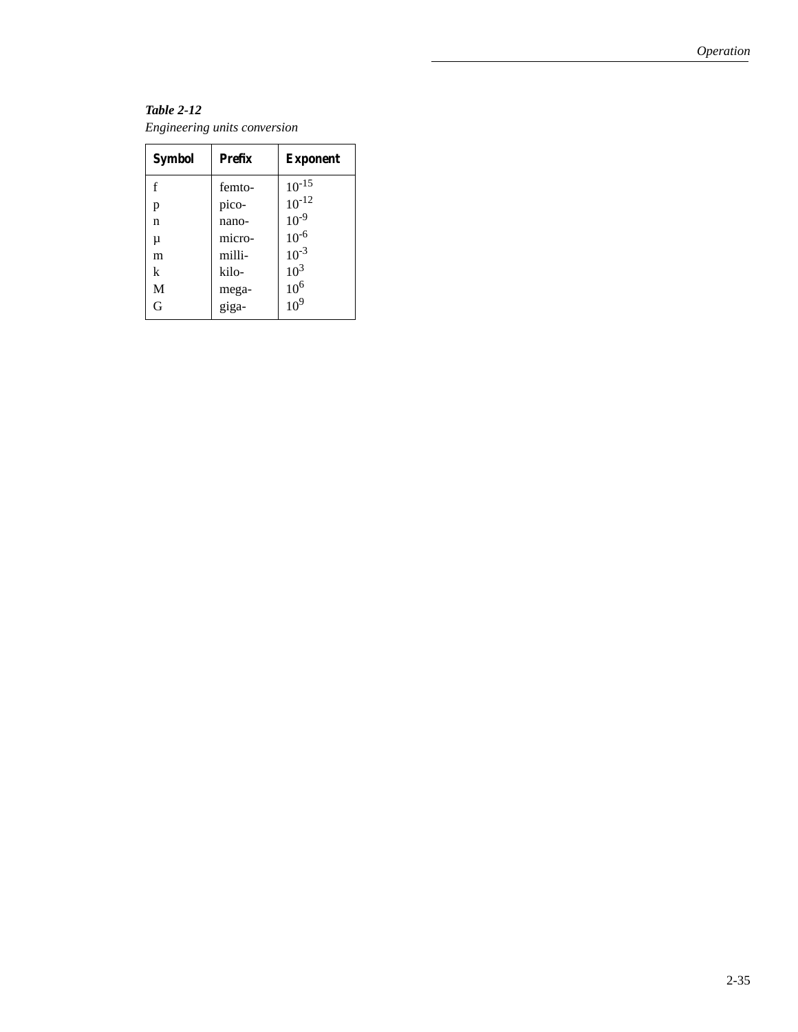***Table 2-12***
*Engineering units conversion*

| Symbol | Prefix | Exponent |
|---|---|---|
| f | femto- | $10^{-15}$ |
| p | pico- | $10^{-12}$ |
| n | nano- | $10^{-9}$ |
| µ | micro- | $10^{-6}$ |
| m | milli- | $10^{-3}$ |
| k | kilo- | $10^{3}$ |
| M | mega- | $10^{6}$ |
| G | giga- | $10^{9}$ |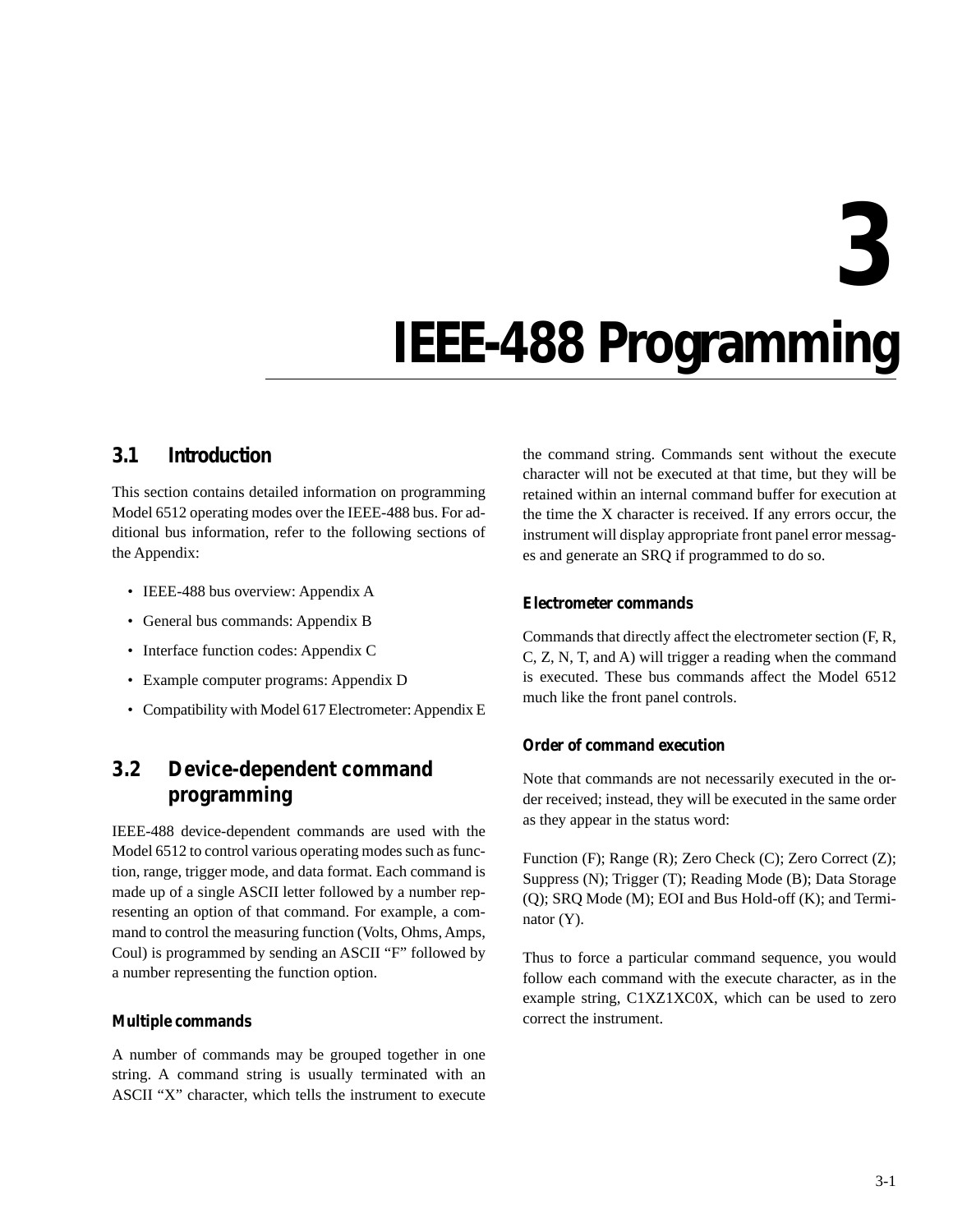# 3 IEEE-488 Programming

## 3.1 Introduction

This section contains detailed information on programming Model 6512 operating modes over the IEEE-488 bus. For additional bus information, refer to the following sections of the Appendix:

- IEEE-488 bus overview: Appendix A
- General bus commands: Appendix B
- Interface function codes: Appendix C
- Example computer programs: Appendix D
- Compatibility with Model 617 Electrometer: Appendix E

## 3.2 Device-dependent command programming

IEEE-488 device-dependent commands are used with the Model 6512 to control various operating modes such as function, range, trigger mode, and data format. Each command is made up of a single ASCII letter followed by a number representing an option of that command. For example, a command to control the measuring function (Volts, Ohms, Amps, Coul) is programmed by sending an ASCII "F" followed by a number representing the function option.

### Multiple commands

A number of commands may be grouped together in one string. A command string is usually terminated with an ASCII "X" character, which tells the instrument to execute the command string. Commands sent without the execute character will not be executed at that time, but they will be retained within an internal command buffer for execution at the time the X character is received. If any errors occur, the instrument will display appropriate front panel error messages and generate an SRQ if programmed to do so.

### Electrometer commands

Commands that directly affect the electrometer section (F, R, C, Z, N, T, and A) will trigger a reading when the command is executed. These bus commands affect the Model 6512 much like the front panel controls.

### Order of command execution

Note that commands are not necessarily executed in the order received; instead, they will be executed in the same order as they appear in the status word:

Function (F); Range (R); Zero Check (C); Zero Correct (Z); Suppress (N); Trigger (T); Reading Mode (B); Data Storage (Q); SRQ Mode (M); EOI and Bus Hold-off (K); and Terminator (Y).

Thus to force a particular command sequence, you would follow each command with the execute character, as in the example string, C1XZ1XC0X, which can be used to zero correct the instrument.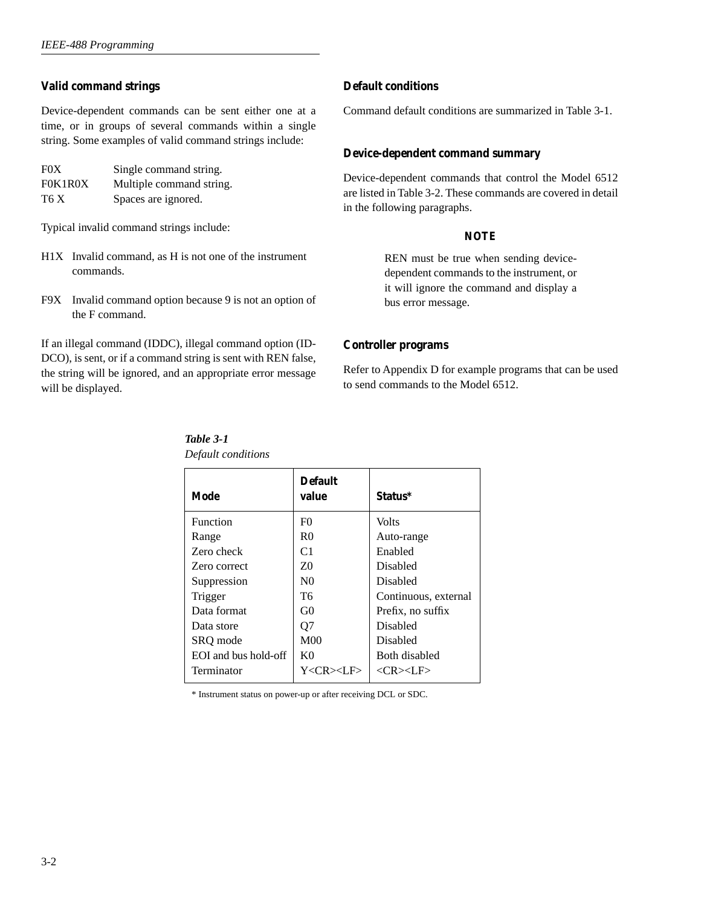### Valid command strings

Device-dependent commands can be sent either one at a time, or in groups of several commands within a single string. Some examples of valid command strings include:

| | |
|---|---|
| F0X | Single command string. |
| F0K1R0X | Multiple command string. |
| T6 X | Spaces are ignored. |

Typical invalid command strings include:

H1X Invalid command, as H is not one of the instrument commands.

F9X Invalid command option because 9 is not an option of the F command.

If an illegal command (IDDC), illegal command option (IDDCO), is sent, or if a command string is sent with REN false, the string will be ignored, and an appropriate error message will be displayed.

### Default conditions

Command default conditions are summarized in Table 3-1.

### Device-dependent command summary

Device-dependent commands that control the Model 6512 are listed in Table 3-2. These commands are covered in detail in the following paragraphs.

**NOTE**

REN must be true when sending device-dependent commands to the instrument, or it will ignore the command and display a bus error message.

### Controller programs

Refer to Appendix D for example programs that can be used to send commands to the Model 6512.

***Table 3-1***
*Default conditions*

| Mode | Default value | Status* |
|---|---|---|
| Function | F0 | Volts |
| Range | R0 | Auto-range |
| Zero check | C1 | Enabled |
| Zero correct | Z0 | Disabled |
| Suppression | N0 | Disabled |
| Trigger | T6 | Continuous, external |
| Data format | G0 | Prefix, no suffix |
| Data store | Q7 | Disabled |
| SRQ mode | M00 | Disabled |
| EOI and bus hold-off | K0 | Both disabled |
| Terminator | Y<CR><LF> | <CR><LF> |

* Instrument status on power-up or after receiving DCL or SDC.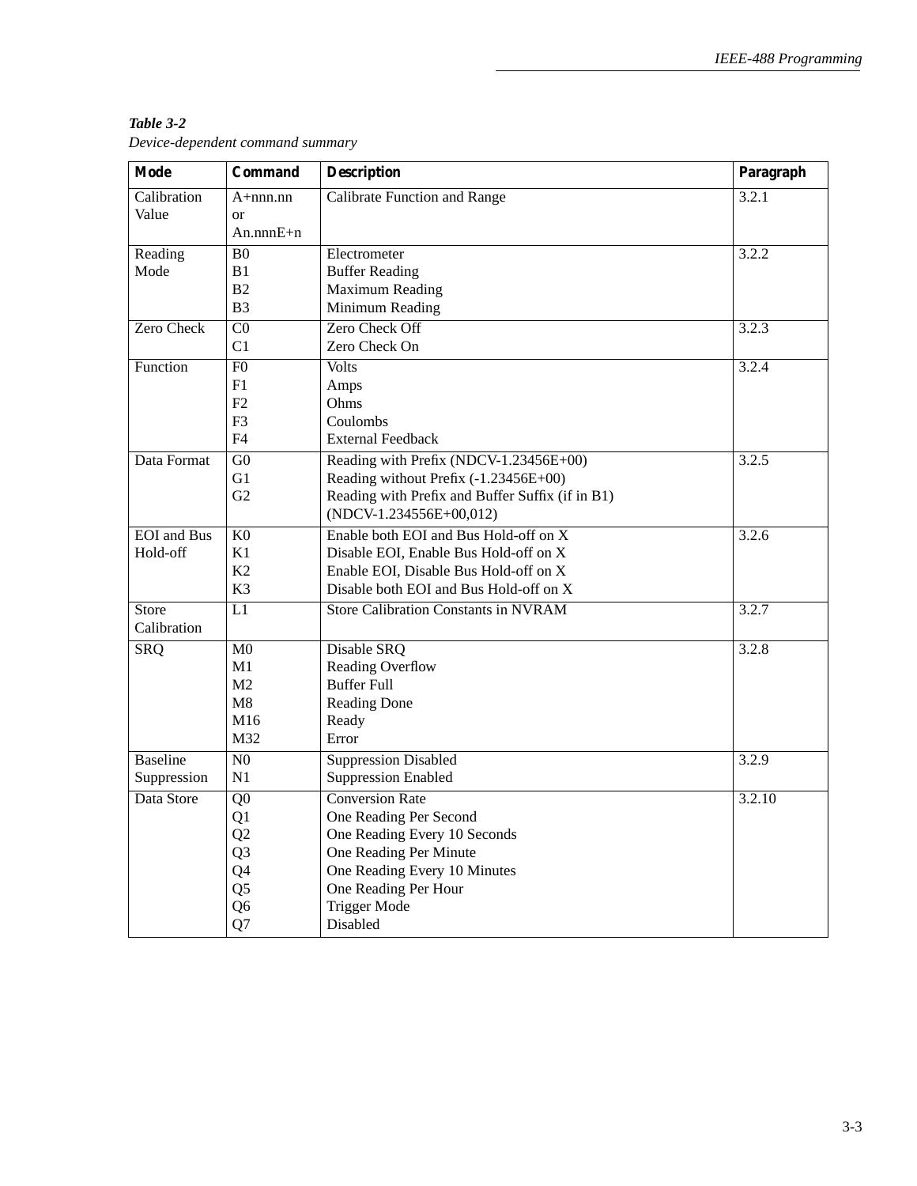*Table 3-2*
*Device-dependent command summary*

| Mode | Command | Description | Paragraph |
|---|---|---|---|
| Calibration Value | A+nnn.nn or An.nnnE+n | Calibrate Function and Range | 3.2.1 |
| Reading Mode | B0<br>B1<br>B2<br>B3 | Electrometer<br>Buffer Reading<br>Maximum Reading<br>Minimum Reading | 3.2.2 |
| Zero Check | C0<br>C1 | Zero Check Off<br>Zero Check On | 3.2.3 |
| Function | F0<br>F1<br>F2<br>F3<br>F4 | Volts<br>Amps<br>Ohms<br>Coulombs<br>External Feedback | 3.2.4 |
| Data Format | G0<br>G1<br>G2 | Reading with Prefix (NDCV-1.23456E+00)<br>Reading without Prefix (-1.23456E+00)<br>Reading with Prefix and Buffer Suffix (if in B1) (NDCV-1.234556E+00,012) | 3.2.5 |
| EOI and Bus Hold-off | K0<br>K1<br>K2<br>K3 | Enable both EOI and Bus Hold-off on X<br>Disable EOI, Enable Bus Hold-off on X<br>Enable EOI, Disable Bus Hold-off on X<br>Disable both EOI and Bus Hold-off on X | 3.2.6 |
| Store Calibration | L1 | Store Calibration Constants in NVRAM | 3.2.7 |
| SRQ | M0<br>M1<br>M2<br>M8<br>M16<br>M32 | Disable SRQ<br>Reading Overflow<br>Buffer Full<br>Reading Done<br>Ready<br>Error | 3.2.8 |
| Baseline Suppression | N0<br>N1 | Suppression Disabled<br>Suppression Enabled | 3.2.9 |
| Data Store | Q0<br>Q1<br>Q2<br>Q3<br>Q4<br>Q5<br>Q6<br>Q7 | Conversion Rate<br>One Reading Per Second<br>One Reading Every 10 Seconds<br>One Reading Per Minute<br>One Reading Every 10 Minutes<br>One Reading Per Hour<br>Trigger Mode<br>Disabled | 3.2.10 |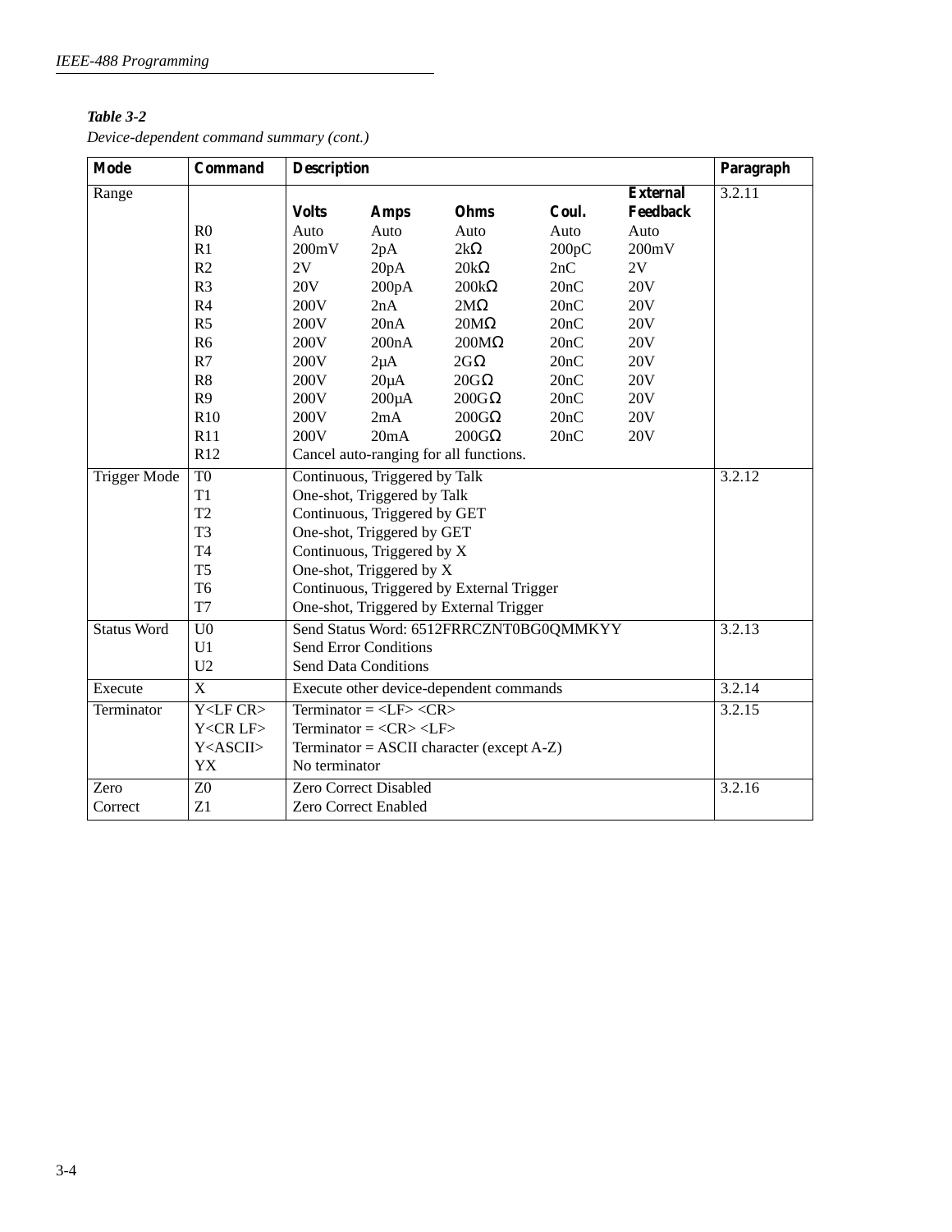***Table 3-2***

*Device-dependent command summary (cont.)*

| Mode | Command | Description | | | | | Paragraph |
|---|---|---|---|---|---|---|---|
| Range | | **Volts** | **Amps** | **Ohms** | **Coul.** | **External Feedback** | 3.2.11 |
| | R0 | Auto | Auto | Auto | Auto | Auto | |
| | R1 | 200mV | 2pA | 2kΩ | 200pC | 200mV | |
| | R2 | 2V | 20pA | 20kΩ | 2nC | 2V | |
| | R3 | 20V | 200pA | 200kΩ | 20nC | 20V | |
| | R4 | 200V | 2nA | 2MΩ | 20nC | 20V | |
| | R5 | 200V | 20nA | 20MΩ | 20nC | 20V | |
| | R6 | 200V | 200nA | 200MΩ | 20nC | 20V | |
| | R7 | 200V | 2µA | 2GΩ | 20nC | 20V | |
| | R8 | 200V | 20µA | 20GΩ | 20nC | 20V | |
| | R9 | 200V | 200µA | 200GΩ | 20nC | 20V | |
| | R10 | 200V | 2mA | 200GΩ | 20nC | 20V | |
| | R11 | 200V | 20mA | 200GΩ | 20nC | 20V | |
| | R12 | Cancel auto-ranging for all functions. | | | | | |
| Trigger Mode | T0 | Continuous, Triggered by Talk | | | | | 3.2.12 |
| | T1 | One-shot, Triggered by Talk | | | | | |
| | T2 | Continuous, Triggered by GET | | | | | |
| | T3 | One-shot, Triggered by GET | | | | | |
| | T4 | Continuous, Triggered by X | | | | | |
| | T5 | One-shot, Triggered by X | | | | | |
| | T6 | Continuous, Triggered by External Trigger | | | | | |
| | T7 | One-shot, Triggered by External Trigger | | | | | |
| Status Word | U0 | Send Status Word: 6512FRRCZNT0BG0QMMKYY | | | | | 3.2.13 |
| | U1 | Send Error Conditions | | | | | |
| | U2 | Send Data Conditions | | | | | |
| Execute | X | Execute other device-dependent commands | | | | | 3.2.14 |
| Terminator | Y<LF CR> | Terminator = <LF> <CR> | | | | | 3.2.15 |
| | Y<CR LF> | Terminator = <CR> <LF> | | | | | |
| | Y<ASCII> | Terminator = ASCII character (except A-Z) | | | | | |
| | YX | No terminator | | | | | |
| Zero Correct | Z0 | Zero Correct Disabled | | | | | 3.2.16 |
| | Z1 | Zero Correct Enabled | | | | | |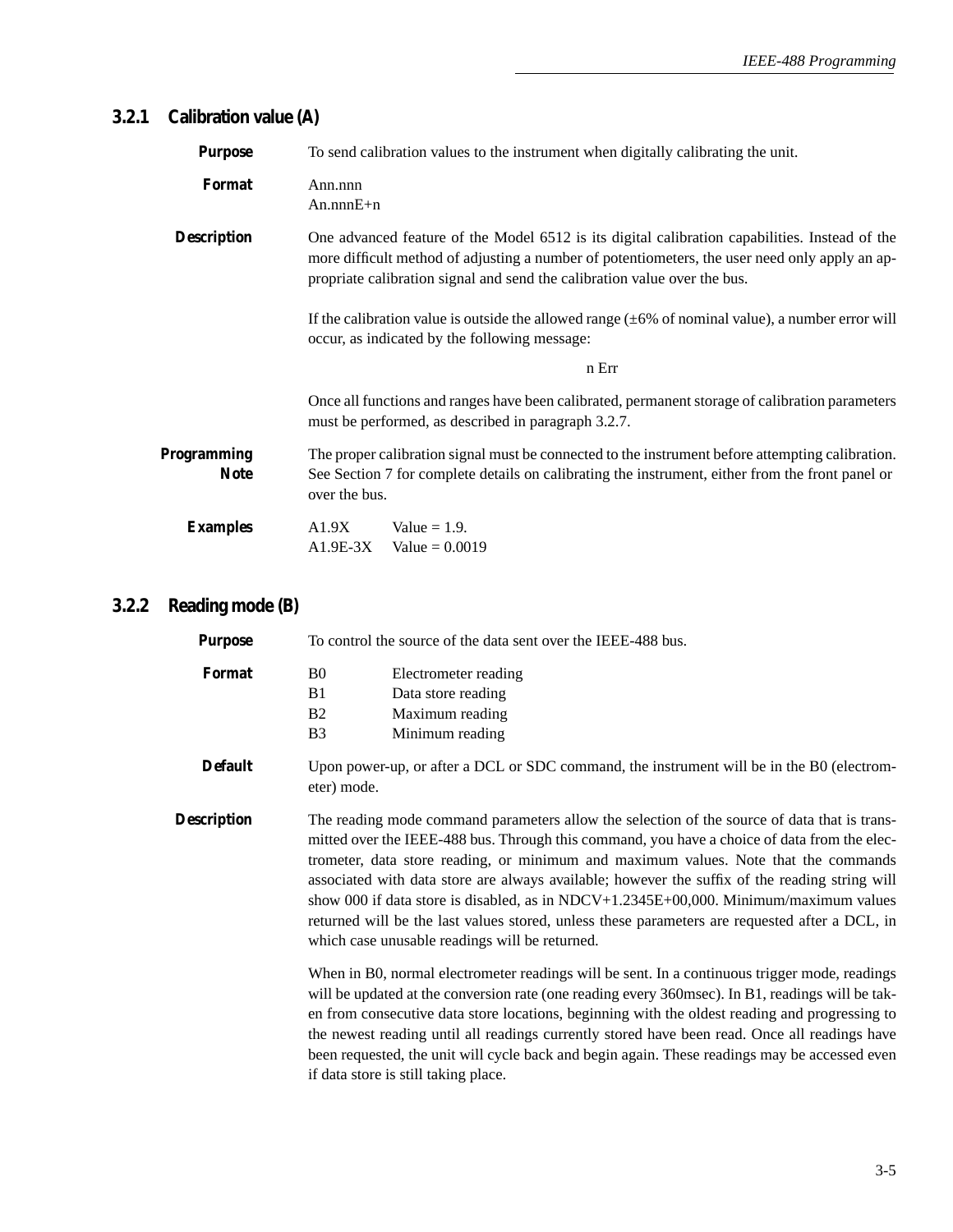### 3.2.1 Calibration value (A)

**Purpose** To send calibration values to the instrument when digitally calibrating the unit.

**Format** Ann.nnn
An.nnnE+n

**Description** One advanced feature of the Model 6512 is its digital calibration capabilities. Instead of the more difficult method of adjusting a number of potentiometers, the user need only apply an appropriate calibration signal and send the calibration value over the bus.

If the calibration value is outside the allowed range (±6% of nominal value), a number error will occur, as indicated by the following message:

n Err

Once all functions and ranges have been calibrated, permanent storage of calibration parameters must be performed, as described in paragraph 3.2.7.

**Programming Note** The proper calibration signal must be connected to the instrument before attempting calibration. See Section 7 for complete details on calibrating the instrument, either from the front panel or over the bus.

**Examples**

| | |
|---|---|
| A1.9X | Value = 1.9. |
| A1.9E-3X | Value = 0.0019 |

### 3.2.2 Reading mode (B)

**Purpose** To control the source of the data sent over the IEEE-488 bus.

**Format**

| | |
|---|---|
| B0 | Electrometer reading |
| B1 | Data store reading |
| B2 | Maximum reading |
| B3 | Minimum reading |

**Default** Upon power-up, or after a DCL or SDC command, the instrument will be in the B0 (electrometer) mode.

**Description** The reading mode command parameters allow the selection of the source of data that is transmitted over the IEEE-488 bus. Through this command, you have a choice of data from the electrometer, data store reading, or minimum and maximum values. Note that the commands associated with data store are always available; however the suffix of the reading string will show 000 if data store is disabled, as in NDCV+1.2345E+00,000. Minimum/maximum values returned will be the last values stored, unless these parameters are requested after a DCL, in which case unusable readings will be returned.

When in B0, normal electrometer readings will be sent. In a continuous trigger mode, readings will be updated at the conversion rate (one reading every 360msec). In B1, readings will be taken from consecutive data store locations, beginning with the oldest reading and progressing to the newest reading until all readings currently stored have been read. Once all readings have been requested, the unit will cycle back and begin again. These readings may be accessed even if data store is still taking place.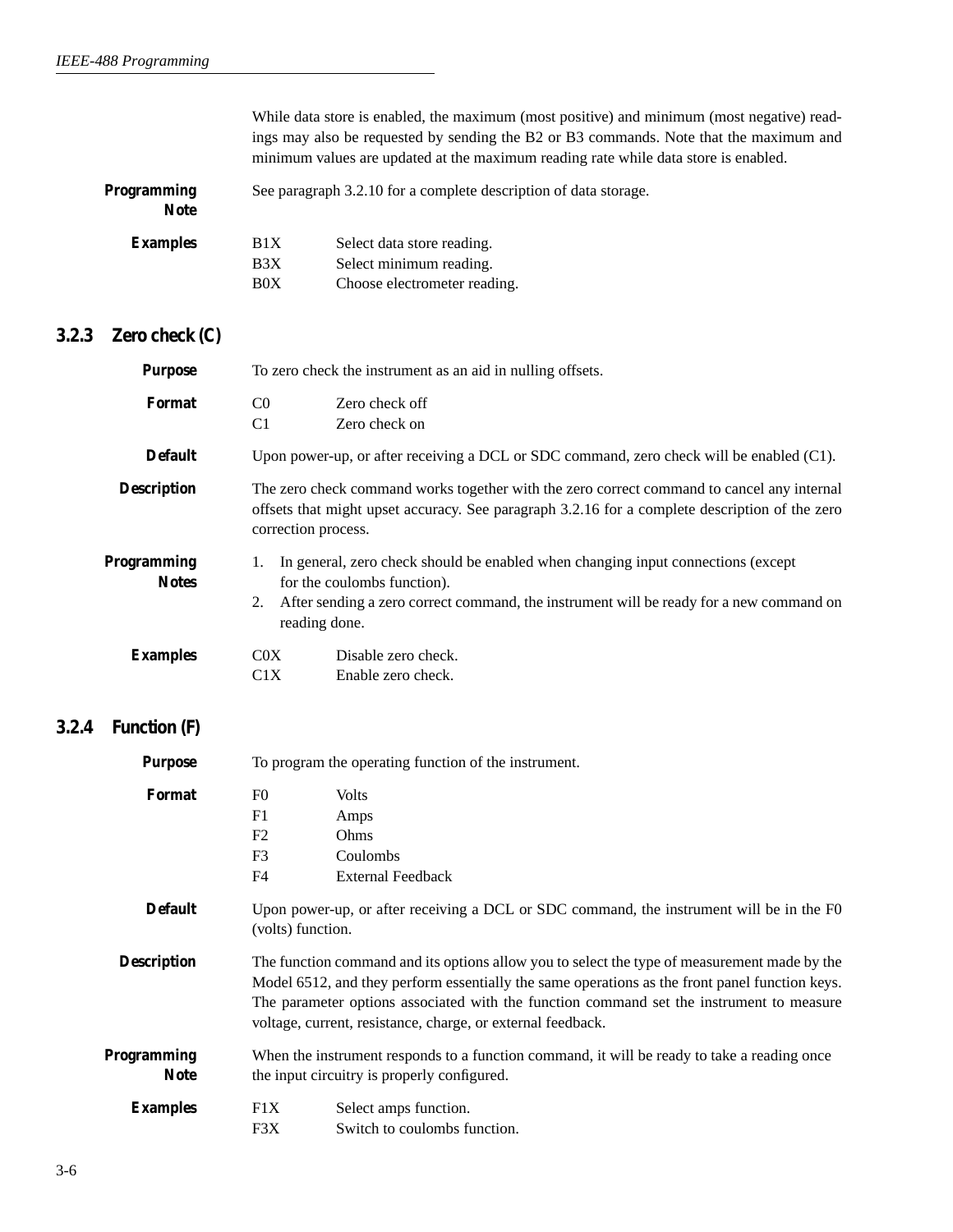While data store is enabled, the maximum (most positive) and minimum (most negative) readings may also be requested by sending the B2 or B3 commands. Note that the maximum and minimum values are updated at the maximum reading rate while data store is enabled.

**Programming Note**

See paragraph 3.2.10 for a complete description of data storage.

**Examples**

| | |
|---|---|
| B1X | Select data store reading. |
| B3X | Select minimum reading. |
| B0X | Choose electrometer reading. |

### 3.2.3 Zero check (C)

**Purpose**

To zero check the instrument as an aid in nulling offsets.

**Format**

| | |
|---|---|
| C0 | Zero check off |
| C1 | Zero check on |

**Default**

Upon power-up, or after receiving a DCL or SDC command, zero check will be enabled (C1).

**Description**

The zero check command works together with the zero correct command to cancel any internal offsets that might upset accuracy. See paragraph 3.2.16 for a complete description of the zero correction process.

**Programming Notes**

1. In general, zero check should be enabled when changing input connections (except for the coulombs function).
2. After sending a zero correct command, the instrument will be ready for a new command on reading done.

**Examples**

| | |
|---|---|
| C0X | Disable zero check. |
| C1X | Enable zero check. |

### 3.2.4 Function (F)

**Purpose**

To program the operating function of the instrument.

**Format**

| | |
|---|---|
| F0 | Volts |
| F1 | Amps |
| F2 | Ohms |
| F3 | Coulombs |
| F4 | External Feedback |

**Default**

Upon power-up, or after receiving a DCL or SDC command, the instrument will be in the F0 (volts) function.

**Description**

The function command and its options allow you to select the type of measurement made by the Model 6512, and they perform essentially the same operations as the front panel function keys. The parameter options associated with the function command set the instrument to measure voltage, current, resistance, charge, or external feedback.

**Programming Note**

When the instrument responds to a function command, it will be ready to take a reading once the input circuitry is properly configured.

**Examples**

| | |
|---|---|
| F1X | Select amps function. |
| F3X | Switch to coulombs function. |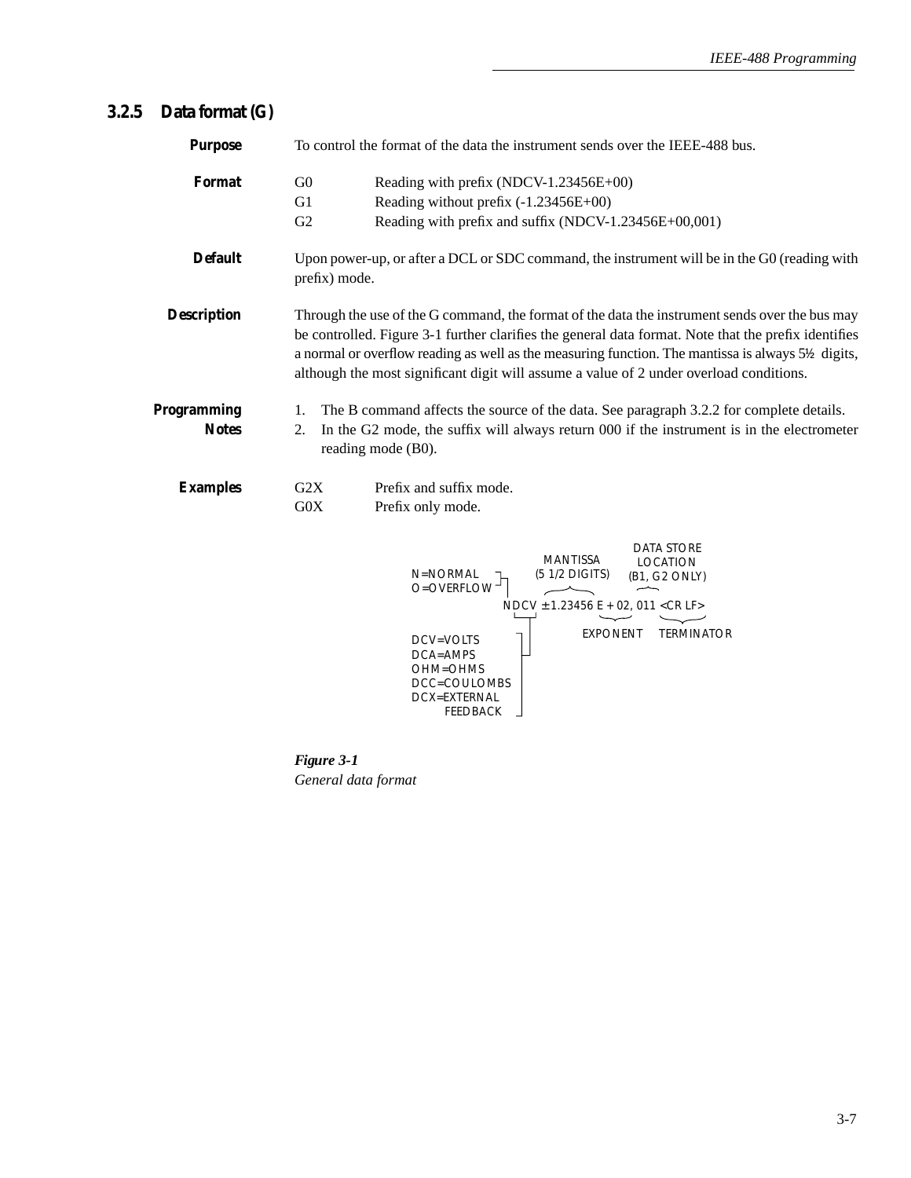### 3.2.5 Data format (G)

**Purpose**

To control the format of the data the instrument sends over the IEEE-488 bus.

**Format**

| | |
|---|---|
| G0 | Reading with prefix (NDCV-1.23456E+00) |
| G1 | Reading without prefix (-1.23456E+00) |
| G2 | Reading with prefix and suffix (NDCV-1.23456E+00,001) |

**Default**

Upon power-up, or after a DCL or SDC command, the instrument will be in the G0 (reading with prefix) mode.

**Description**

Through the use of the G command, the format of the data the instrument sends over the bus may be controlled. Figure 3-1 further clarifies the general data format. Note that the prefix identifies a normal or overflow reading as well as the measuring function. The mantissa is always 5½ digits, although the most significant digit will assume a value of 2 under overload conditions.

**Programming Notes**

1. The B command affects the source of the data. See paragraph 3.2.2 for complete details.
2. In the G2 mode, the suffix will always return 000 if the instrument is in the electrometer reading mode (B0).

**Examples**

| | |
|---|---|
| G2X | Prefix and suffix mode. |
| G0X | Prefix only mode. |

```
                        MANTISSA         DATA STORE
N=NORMAL   ┐          (5 1/2 DIGITS)      LOCATION
O=OVERFLOW ┘                            (B1, G2 ONLY)

               NDCV ±1.23456 E + 02, 011 <CR LF>

                           EXPONENT    TERMINATOR
DCV=VOLTS
DCA=AMPS
OHM=OHMS
DCC=COULOMBS
DCX=EXTERNAL
      FEEDBACK
```

*Figure 3-1*
*General data format*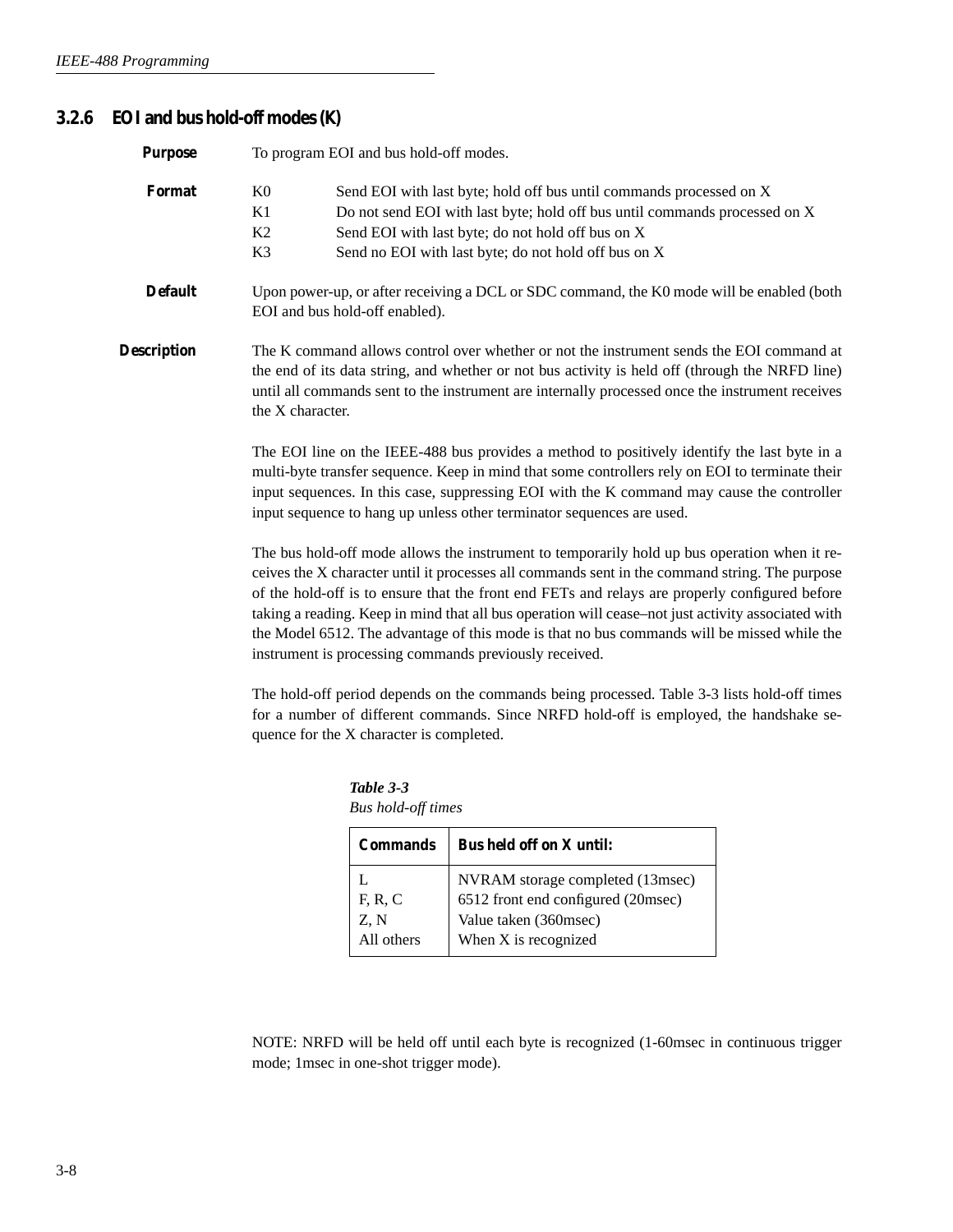### 3.2.6 EOI and bus hold-off modes (K)

**Purpose** To program EOI and bus hold-off modes.

**Format**

- K0 Send EOI with last byte; hold off bus until commands processed on X
- K1 Do not send EOI with last byte; hold off bus until commands processed on X
- K2 Send EOI with last byte; do not hold off bus on X
- K3 Send no EOI with last byte; do not hold off bus on X

**Default** Upon power-up, or after receiving a DCL or SDC command, the K0 mode will be enabled (both EOI and bus hold-off enabled).

**Description** The K command allows control over whether or not the instrument sends the EOI command at the end of its data string, and whether or not bus activity is held off (through the NRFD line) until all commands sent to the instrument are internally processed once the instrument receives the X character.

The EOI line on the IEEE-488 bus provides a method to positively identify the last byte in a multi-byte transfer sequence. Keep in mind that some controllers rely on EOI to terminate their input sequences. In this case, suppressing EOI with the K command may cause the controller input sequence to hang up unless other terminator sequences are used.

The bus hold-off mode allows the instrument to temporarily hold up bus operation when it receives the X character until it processes all commands sent in the command string. The purpose of the hold-off is to ensure that the front end FETs and relays are properly configured before taking a reading. Keep in mind that all bus operation will cease–not just activity associated with the Model 6512. The advantage of this mode is that no bus commands will be missed while the instrument is processing commands previously received.

The hold-off period depends on the commands being processed. Table 3-3 lists hold-off times for a number of different commands. Since NRFD hold-off is employed, the handshake sequence for the X character is completed.

*Table 3-3*
*Bus hold-off times*

| Commands | Bus held off on X until: |
|---|---|
| L | NVRAM storage completed (13msec) |
| F, R, C | 6512 front end configured (20msec) |
| Z, N | Value taken (360msec) |
| All others | When X is recognized |

NOTE: NRFD will be held off until each byte is recognized (1-60msec in continuous trigger mode; 1msec in one-shot trigger mode).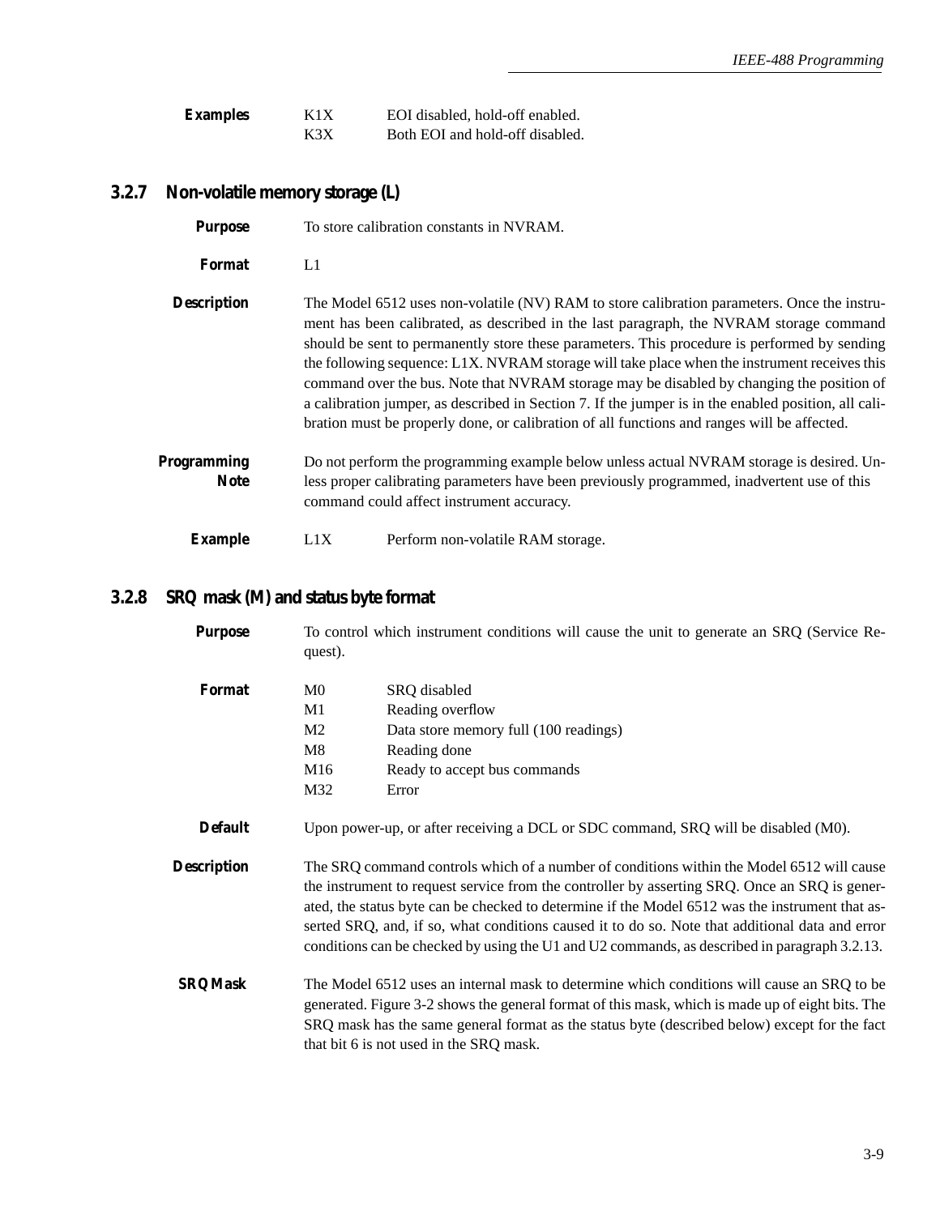**Examples**

| | |
|---|---|
| K1X | EOI disabled, hold-off enabled. |
| K3X | Both EOI and hold-off disabled. |

### 3.2.7 Non-volatile memory storage (L)

**Purpose** To store calibration constants in NVRAM.

**Format** L1

**Description** The Model 6512 uses non-volatile (NV) RAM to store calibration parameters. Once the instrument has been calibrated, as described in the last paragraph, the NVRAM storage command should be sent to permanently store these parameters. This procedure is performed by sending the following sequence: L1X. NVRAM storage will take place when the instrument receives this command over the bus. Note that NVRAM storage may be disabled by changing the position of a calibration jumper, as described in Section 7. If the jumper is in the enabled position, all calibration must be properly done, or calibration of all functions and ranges will be affected.

**Programming Note** Do not perform the programming example below unless actual NVRAM storage is desired. Unless proper calibrating parameters have been previously programmed, inadvertent use of this command could affect instrument accuracy.

**Example**

| | |
|---|---|
| L1X | Perform non-volatile RAM storage. |

### 3.2.8 SRQ mask (M) and status byte format

**Purpose** To control which instrument conditions will cause the unit to generate an SRQ (Service Request).

**Format**

| | |
|---|---|
| M0 | SRQ disabled |
| M1 | Reading overflow |
| M2 | Data store memory full (100 readings) |
| M8 | Reading done |
| M16 | Ready to accept bus commands |
| M32 | Error |

**Default** Upon power-up, or after receiving a DCL or SDC command, SRQ will be disabled (M0).

**Description** The SRQ command controls which of a number of conditions within the Model 6512 will cause the instrument to request service from the controller by asserting SRQ. Once an SRQ is generated, the status byte can be checked to determine if the Model 6512 was the instrument that asserted SRQ, and, if so, what conditions caused it to do so. Note that additional data and error conditions can be checked by using the U1 and U2 commands, as described in paragraph 3.2.13.

**SRQ Mask** The Model 6512 uses an internal mask to determine which conditions will cause an SRQ to be generated. Figure 3-2 shows the general format of this mask, which is made up of eight bits. The SRQ mask has the same general format as the status byte (described below) except for the fact that bit 6 is not used in the SRQ mask.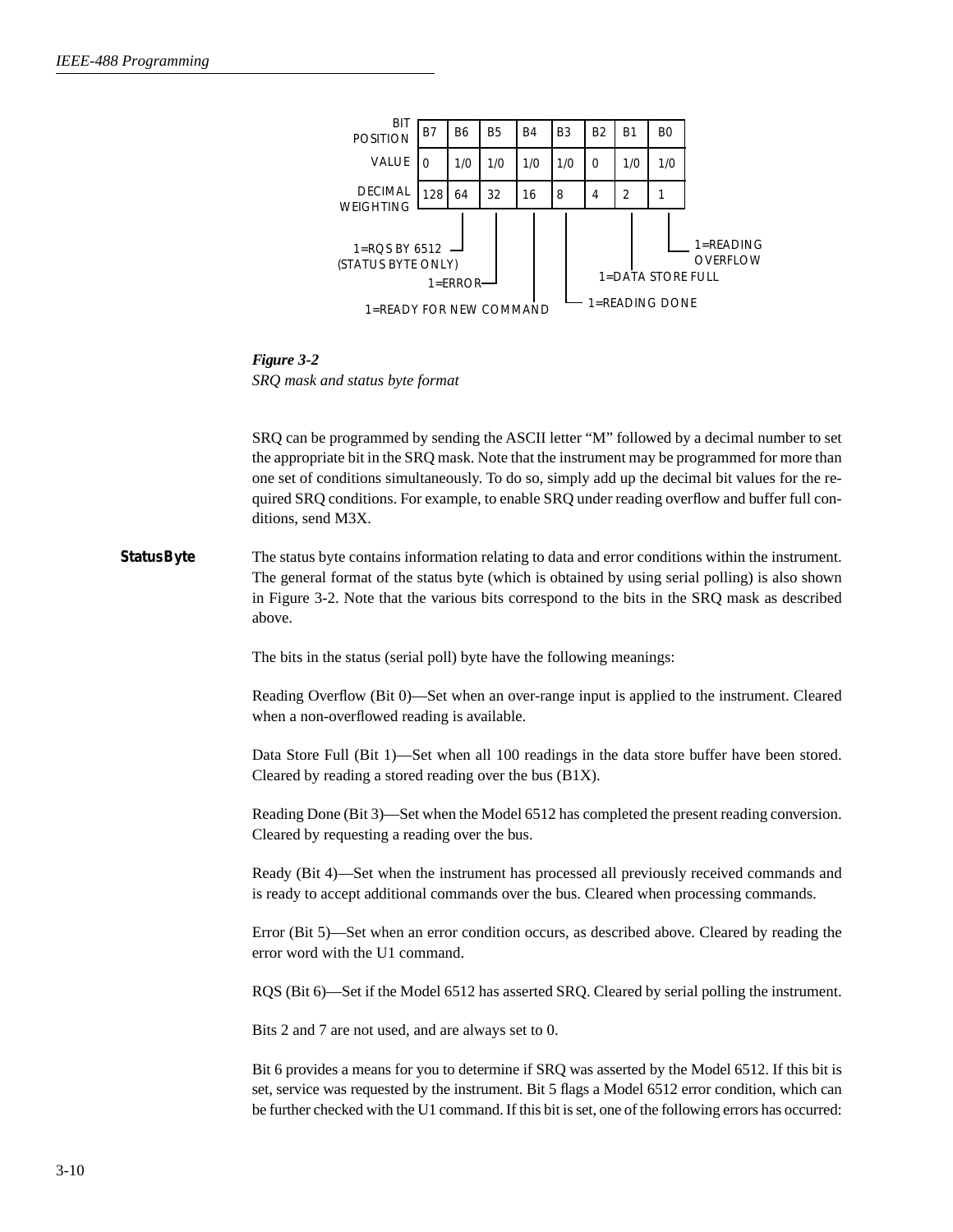| BIT POSITION | B7 | B6 | B5 | B4 | B3 | B2 | B1 | B0 |
|---|---|---|---|---|---|---|---|---|
| VALUE | 0 | 1/0 | 1/0 | 1/0 | 1/0 | 0 | 1/0 | 1/0 |
| DECIMAL WEIGHTING | 128 | 64 | 32 | 16 | 8 | 4 | 2 | 1 |

B6: 1=RQS BY 6512 (STATUS BYTE ONLY)
B5: 1=ERROR
B4: 1=READY FOR NEW COMMAND
B3: 1=READING DONE
B1: 1=DATA STORE FULL
B0: 1=READING OVERFLOW

*Figure 3-2*
*SRQ mask and status byte format*

SRQ can be programmed by sending the ASCII letter "M" followed by a decimal number to set the appropriate bit in the SRQ mask. Note that the instrument may be programmed for more than one set of conditions simultaneously. To do so, simply add up the decimal bit values for the required SRQ conditions. For example, to enable SRQ under reading overflow and buffer full conditions, send M3X.

**Status Byte**

The status byte contains information relating to data and error conditions within the instrument. The general format of the status byte (which is obtained by using serial polling) is also shown in Figure 3-2. Note that the various bits correspond to the bits in the SRQ mask as described above.

The bits in the status (serial poll) byte have the following meanings:

Reading Overflow (Bit 0)—Set when an over-range input is applied to the instrument. Cleared when a non-overflowed reading is available.

Data Store Full (Bit 1)—Set when all 100 readings in the data store buffer have been stored. Cleared by reading a stored reading over the bus (B1X).

Reading Done (Bit 3)—Set when the Model 6512 has completed the present reading conversion. Cleared by requesting a reading over the bus.

Ready (Bit 4)—Set when the instrument has processed all previously received commands and is ready to accept additional commands over the bus. Cleared when processing commands.

Error (Bit 5)—Set when an error condition occurs, as described above. Cleared by reading the error word with the U1 command.

RQS (Bit 6)—Set if the Model 6512 has asserted SRQ. Cleared by serial polling the instrument.

Bits 2 and 7 are not used, and are always set to 0.

Bit 6 provides a means for you to determine if SRQ was asserted by the Model 6512. If this bit is set, service was requested by the instrument. Bit 5 flags a Model 6512 error condition, which can be further checked with the U1 command. If this bit is set, one of the following errors has occurred: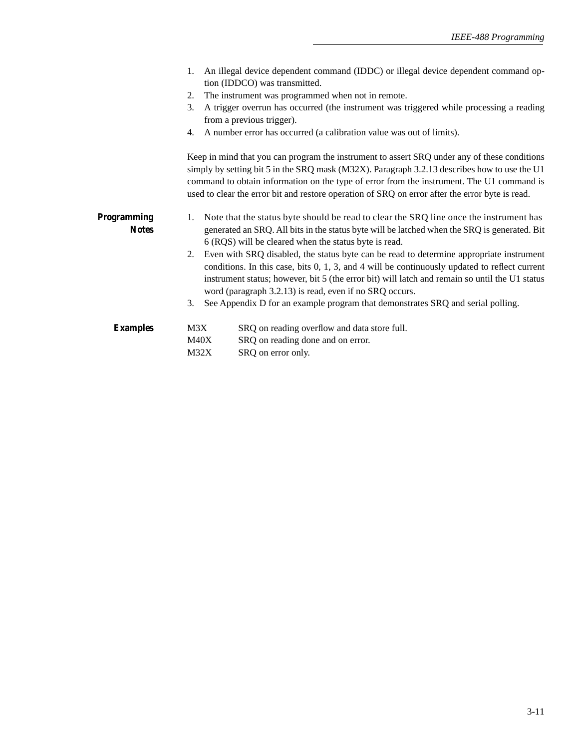1. An illegal device dependent command (IDDC) or illegal device dependent command option (IDDCO) was transmitted.
2. The instrument was programmed when not in remote.
3. A trigger overrun has occurred (the instrument was triggered while processing a reading from a previous trigger).
4. A number error has occurred (a calibration value was out of limits).

Keep in mind that you can program the instrument to assert SRQ under any of these conditions simply by setting bit 5 in the SRQ mask (M32X). Paragraph 3.2.13 describes how to use the U1 command to obtain information on the type of error from the instrument. The U1 command is used to clear the error bit and restore operation of SRQ on error after the error byte is read.

**Programming Notes**

1. Note that the status byte should be read to clear the SRQ line once the instrument has generated an SRQ. All bits in the status byte will be latched when the SRQ is generated. Bit 6 (RQS) will be cleared when the status byte is read.
2. Even with SRQ disabled, the status byte can be read to determine appropriate instrument conditions. In this case, bits 0, 1, 3, and 4 will be continuously updated to reflect current instrument status; however, bit 5 (the error bit) will latch and remain so until the U1 status word (paragraph 3.2.13) is read, even if no SRQ occurs.
3. See Appendix D for an example program that demonstrates SRQ and serial polling.

**Examples**

| | |
|---|---|
| M3X | SRQ on reading overflow and data store full. |
| M40X | SRQ on reading done and on error. |
| M32X | SRQ on error only. |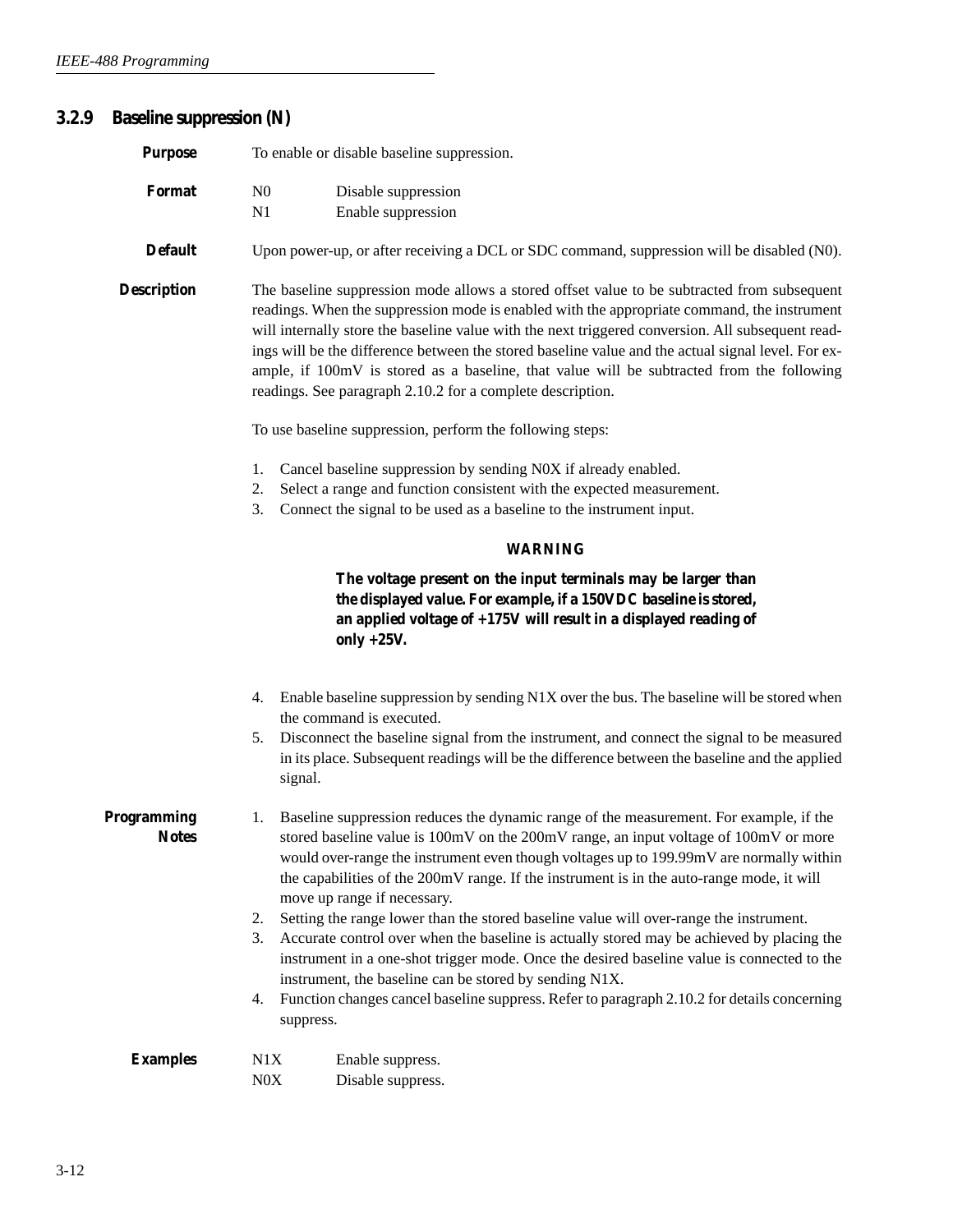### 3.2.9 Baseline suppression (N)

**Purpose** To enable or disable baseline suppression.

**Format**

| | |
|---|---|
| N0 | Disable suppression |
| N1 | Enable suppression |

**Default** Upon power-up, or after receiving a DCL or SDC command, suppression will be disabled (N0).

**Description** The baseline suppression mode allows a stored offset value to be subtracted from subsequent readings. When the suppression mode is enabled with the appropriate command, the instrument will internally store the baseline value with the next triggered conversion. All subsequent readings will be the difference between the stored baseline value and the actual signal level. For example, if 100mV is stored as a baseline, that value will be subtracted from the following readings. See paragraph 2.10.2 for a complete description.

To use baseline suppression, perform the following steps:

1. Cancel baseline suppression by sending N0X if already enabled.
2. Select a range and function consistent with the expected measurement.
3. Connect the signal to be used as a baseline to the instrument input.

**WARNING**

**The voltage present on the input terminals may be larger than the displayed value. For example, if a 150VDC baseline is stored, an applied voltage of +175V will result in a displayed reading of only +25V.**

4. Enable baseline suppression by sending N1X over the bus. The baseline will be stored when the command is executed.
5. Disconnect the baseline signal from the instrument, and connect the signal to be measured in its place. Subsequent readings will be the difference between the baseline and the applied signal.

**Programming Notes**

1. Baseline suppression reduces the dynamic range of the measurement. For example, if the stored baseline value is 100mV on the 200mV range, an input voltage of 100mV or more would over-range the instrument even though voltages up to 199.99mV are normally within the capabilities of the 200mV range. If the instrument is in the auto-range mode, it will move up range if necessary.
2. Setting the range lower than the stored baseline value will over-range the instrument.
3. Accurate control over when the baseline is actually stored may be achieved by placing the instrument in a one-shot trigger mode. Once the desired baseline value is connected to the instrument, the baseline can be stored by sending N1X.
4. Function changes cancel baseline suppress. Refer to paragraph 2.10.2 for details concerning suppress.

**Examples**

| | |
|---|---|
| N1X | Enable suppress. |
| N0X | Disable suppress. |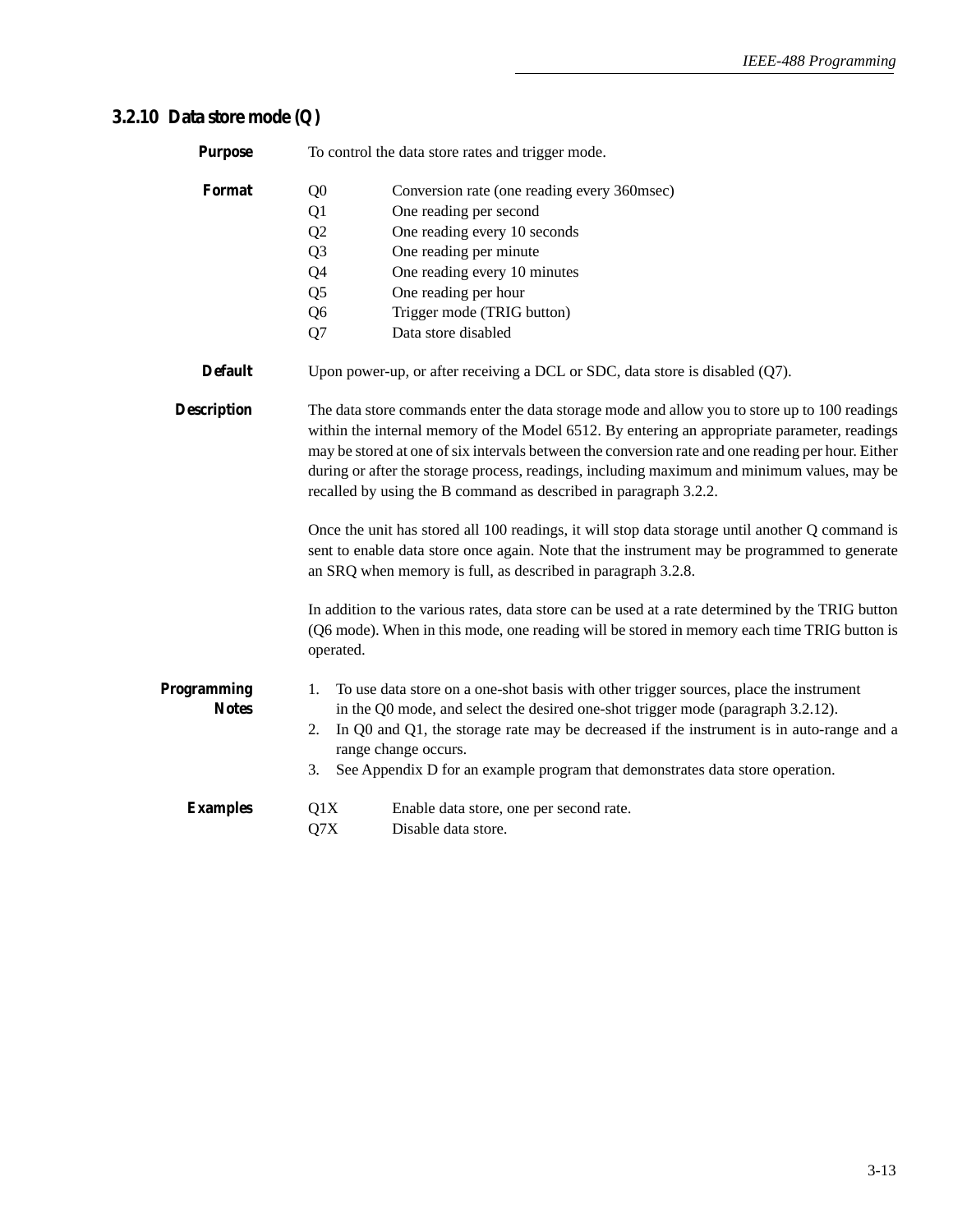### 3.2.10 Data store mode (Q)

**Purpose**

To control the data store rates and trigger mode.

**Format**

| | |
|---|---|
| Q0 | Conversion rate (one reading every 360msec) |
| Q1 | One reading per second |
| Q2 | One reading every 10 seconds |
| Q3 | One reading per minute |
| Q4 | One reading every 10 minutes |
| Q5 | One reading per hour |
| Q6 | Trigger mode (TRIG button) |
| Q7 | Data store disabled |

**Default**

Upon power-up, or after receiving a DCL or SDC, data store is disabled (Q7).

**Description**

The data store commands enter the data storage mode and allow you to store up to 100 readings within the internal memory of the Model 6512. By entering an appropriate parameter, readings may be stored at one of six intervals between the conversion rate and one reading per hour. Either during or after the storage process, readings, including maximum and minimum values, may be recalled by using the B command as described in paragraph 3.2.2.

Once the unit has stored all 100 readings, it will stop data storage until another Q command is sent to enable data store once again. Note that the instrument may be programmed to generate an SRQ when memory is full, as described in paragraph 3.2.8.

In addition to the various rates, data store can be used at a rate determined by the TRIG button (Q6 mode). When in this mode, one reading will be stored in memory each time TRIG button is operated.

**Programming Notes**

1. To use data store on a one-shot basis with other trigger sources, place the instrument in the Q0 mode, and select the desired one-shot trigger mode (paragraph 3.2.12).
2. In Q0 and Q1, the storage rate may be decreased if the instrument is in auto-range and a range change occurs.
3. See Appendix D for an example program that demonstrates data store operation.

**Examples**

| | |
|---|---|
| Q1X | Enable data store, one per second rate. |
| Q7X | Disable data store. |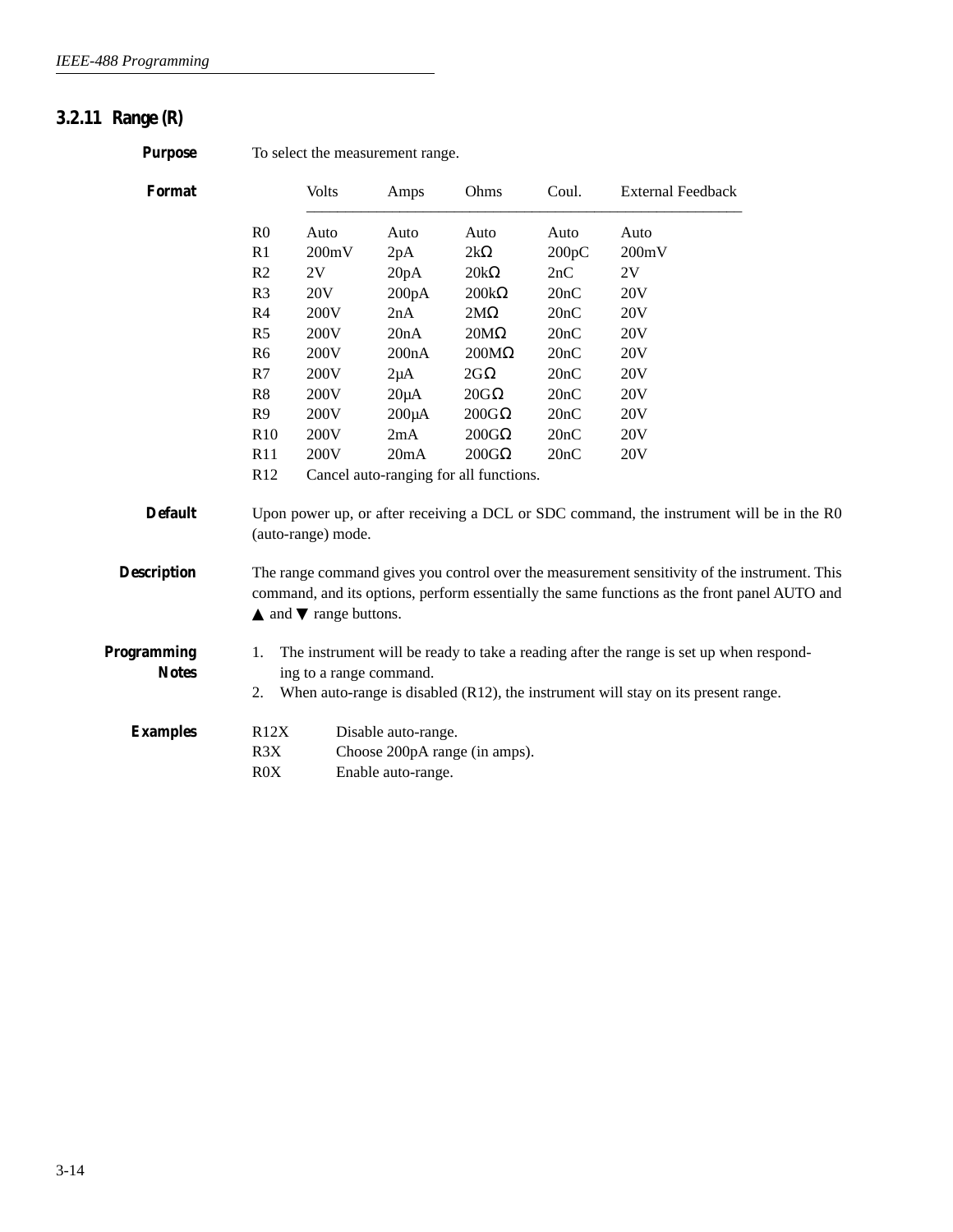### 3.2.11 Range (R)

**Purpose**

To select the measurement range.

**Format**

| | Volts | Amps | Ohms | Coul. | External Feedback |
|---|---|---|---|---|---|
| R0 | Auto | Auto | Auto | Auto | Auto |
| R1 | 200mV | 2pA | 2kΩ | 200pC | 200mV |
| R2 | 2V | 20pA | 20kΩ | 2nC | 2V |
| R3 | 20V | 200pA | 200kΩ | 20nC | 20V |
| R4 | 200V | 2nA | 2MΩ | 20nC | 20V |
| R5 | 200V | 20nA | 20MΩ | 20nC | 20V |
| R6 | 200V | 200nA | 200MΩ | 20nC | 20V |
| R7 | 200V | 2μA | 2GΩ | 20nC | 20V |
| R8 | 200V | 20μA | 20GΩ | 20nC | 20V |
| R9 | 200V | 200μA | 200GΩ | 20nC | 20V |
| R10 | 200V | 2mA | 200GΩ | 20nC | 20V |
| R11 | 200V | 20mA | 200GΩ | 20nC | 20V |
| R12 | Cancel auto-ranging for all functions. | | | | |

**Default**

Upon power up, or after receiving a DCL or SDC command, the instrument will be in the R0 (auto-range) mode.

**Description**

The range command gives you control over the measurement sensitivity of the instrument. This command, and its options, perform essentially the same functions as the front panel AUTO and ▲ and ▼ range buttons.

**Programming Notes**

1. The instrument will be ready to take a reading after the range is set up when responding to a range command.
2. When auto-range is disabled (R12), the instrument will stay on its present range.

**Examples**

R12X Disable auto-range.
R3X Choose 200pA range (in amps).
R0X Enable auto-range.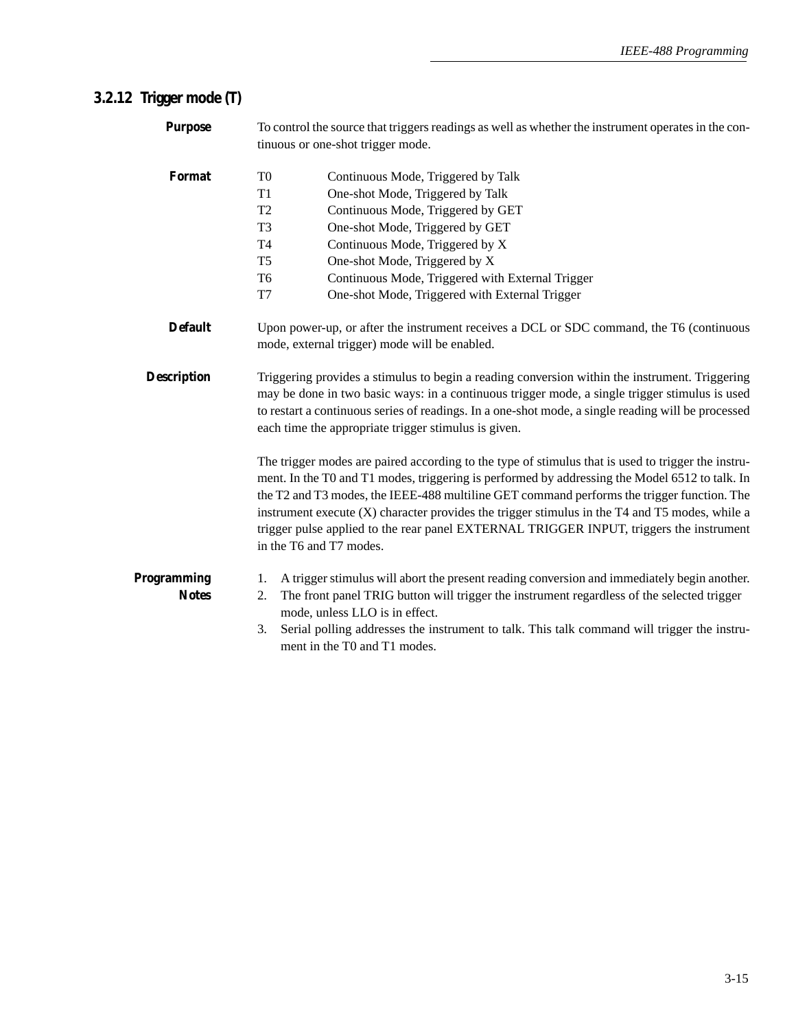### 3.2.12 Trigger mode (T)

**Purpose**

To control the source that triggers readings as well as whether the instrument operates in the continuous or one-shot trigger mode.

**Format**

| | |
|---|---|
| T0 | Continuous Mode, Triggered by Talk |
| T1 | One-shot Mode, Triggered by Talk |
| T2 | Continuous Mode, Triggered by GET |
| T3 | One-shot Mode, Triggered by GET |
| T4 | Continuous Mode, Triggered by X |
| T5 | One-shot Mode, Triggered by X |
| T6 | Continuous Mode, Triggered with External Trigger |
| T7 | One-shot Mode, Triggered with External Trigger |

**Default**

Upon power-up, or after the instrument receives a DCL or SDC command, the T6 (continuous mode, external trigger) mode will be enabled.

**Description**

Triggering provides a stimulus to begin a reading conversion within the instrument. Triggering may be done in two basic ways: in a continuous trigger mode, a single trigger stimulus is used to restart a continuous series of readings. In a one-shot mode, a single reading will be processed each time the appropriate trigger stimulus is given.

The trigger modes are paired according to the type of stimulus that is used to trigger the instrument. In the T0 and T1 modes, triggering is performed by addressing the Model 6512 to talk. In the T2 and T3 modes, the IEEE-488 multiline GET command performs the trigger function. The instrument execute (X) character provides the trigger stimulus in the T4 and T5 modes, while a trigger pulse applied to the rear panel EXTERNAL TRIGGER INPUT, triggers the instrument in the T6 and T7 modes.

**Programming Notes**

1. A trigger stimulus will abort the present reading conversion and immediately begin another.
2. The front panel TRIG button will trigger the instrument regardless of the selected trigger mode, unless LLO is in effect.
3. Serial polling addresses the instrument to talk. This talk command will trigger the instrument in the T0 and T1 modes.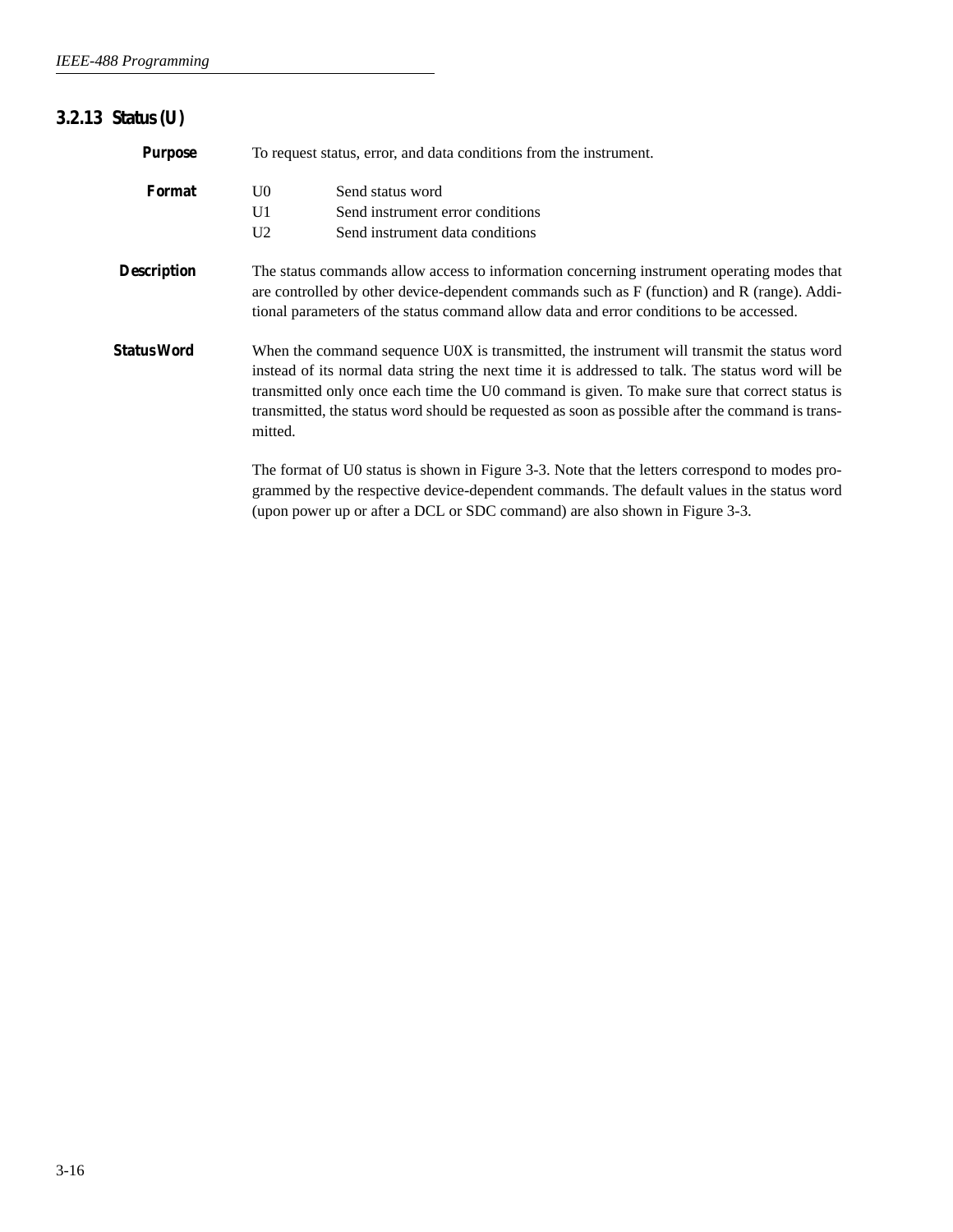### 3.2.13 Status (U)

**Purpose**

To request status, error, and data conditions from the instrument.

**Format**

| | |
|---|---|
| U0 | Send status word |
| U1 | Send instrument error conditions |
| U2 | Send instrument data conditions |

**Description**

The status commands allow access to information concerning instrument operating modes that are controlled by other device-dependent commands such as F (function) and R (range). Additional parameters of the status command allow data and error conditions to be accessed.

**Status Word**

When the command sequence U0X is transmitted, the instrument will transmit the status word instead of its normal data string the next time it is addressed to talk. The status word will be transmitted only once each time the U0 command is given. To make sure that correct status is transmitted, the status word should be requested as soon as possible after the command is transmitted.

The format of U0 status is shown in Figure 3-3. Note that the letters correspond to modes programmed by the respective device-dependent commands. The default values in the status word (upon power up or after a DCL or SDC command) are also shown in Figure 3-3.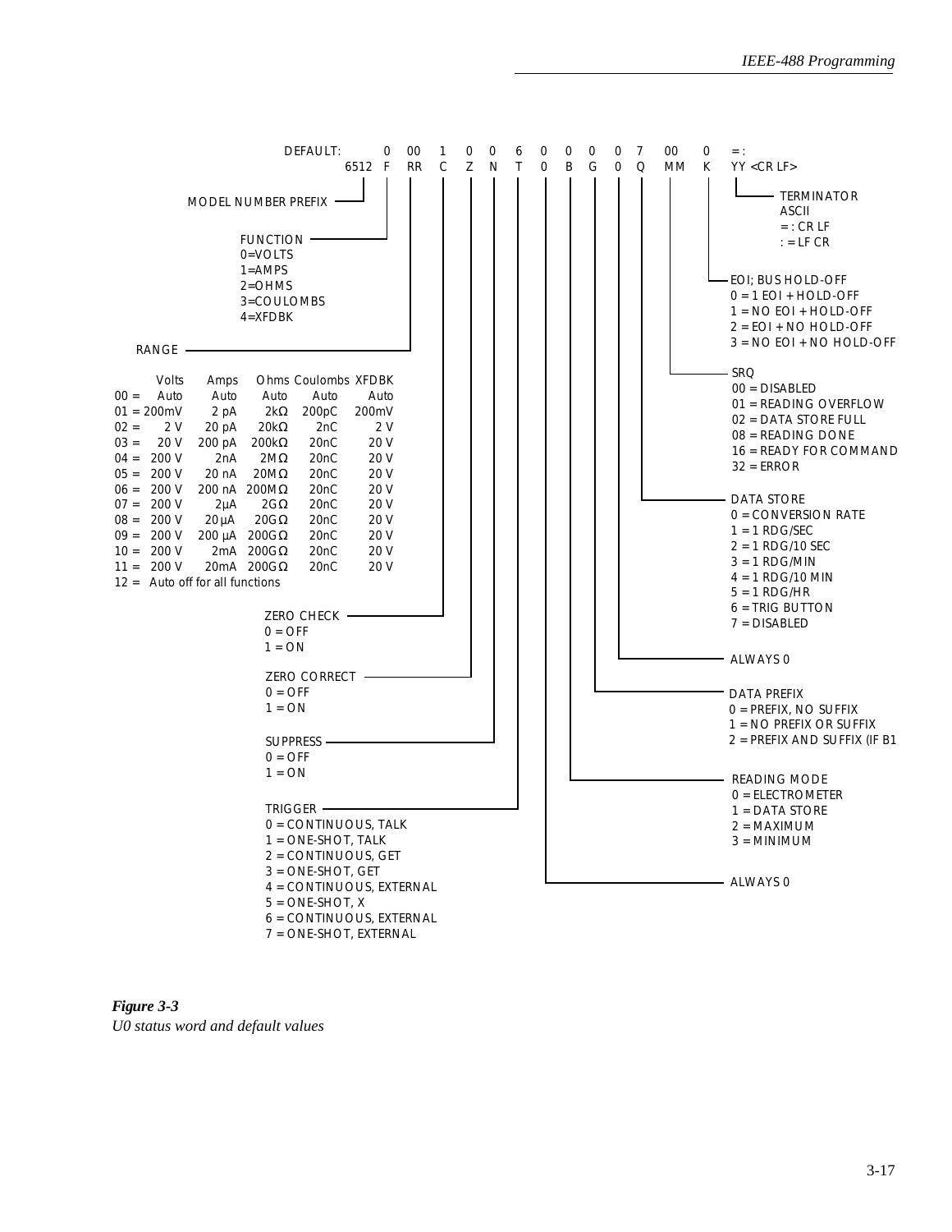```
DEFAULT:    0  00  1  0  0  6  0  0  0  0  7  00  0  =:
      6512  F  RR  C  Z  N  T  0  B  G  0  Q  MM  K  YY <CR LF>
```

MODEL NUMBER PREFIX

FUNCTION
0=VOLTS
1=AMPS
2=OHMS
3=COULOMBS
4=XFDBK

RANGE

| | Volts | Amps | Ohms | Coulombs | XFDBK |
|---|---|---|---|---|---|
| 00 = | Auto | Auto | Auto | Auto | Auto |
| 01 = | 200mV | 2 pA | 2kΩ | 200pC | 200mV |
| 02 = | 2 V | 20 pA | 20kΩ | 2nC | 2 V |
| 03 = | 20 V | 200 pA | 200kΩ | 20nC | 20 V |
| 04 = | 200 V | 2nA | 2MΩ | 20nC | 20 V |
| 05 = | 200 V | 20 nA | 20MΩ | 20nC | 20 V |
| 06 = | 200 V | 200 nA | 200MΩ | 20nC | 20 V |
| 07 = | 200 V | 2µA | 2GΩ | 20nC | 20 V |
| 08 = | 200 V | 20 µA | 20GΩ | 20nC | 20 V |
| 09 = | 200 V | 200 µA | 200GΩ | 20nC | 20 V |
| 10 = | 200 V | 2mA | 200GΩ | 20nC | 20 V |
| 11 = | 200 V | 20mA | 200GΩ | 20nC | 20 V |
| 12 = | Auto off for all functions | | | | |

ZERO CHECK
0 = OFF
1 = ON

ZERO CORRECT
0 = OFF
1 = ON

SUPPRESS
0 = OFF
1 = ON

TRIGGER
0 = CONTINUOUS, TALK
1 = ONE-SHOT, TALK
2 = CONTINUOUS, GET
3 = ONE-SHOT, GET
4 = CONTINUOUS, EXTERNAL
5 = ONE-SHOT, X
6 = CONTINUOUS, EXTERNAL
7 = ONE-SHOT, EXTERNAL

TERMINATOR
ASCII
= : CR LF
: = LF CR

EOI; BUS HOLD-OFF
0 = 1 EOI + HOLD-OFF
1 = NO EOI + HOLD-OFF
2 = EOI + NO HOLD-OFF
3 = NO EOI + NO HOLD-OFF

SRQ
00 = DISABLED
01 = READING OVERFLOW
02 = DATA STORE FULL
08 = READING DONE
16 = READY FOR COMMAND
32 = ERROR

DATA STORE
0 = CONVERSION RATE
1 = 1 RDG/SEC
2 = 1 RDG/10 SEC
3 = 1 RDG/MIN
4 = 1 RDG/10 MIN
5 = 1 RDG/HR
6 = TRIG BUTTON
7 = DISABLED

ALWAYS 0

DATA PREFIX
0 = PREFIX, NO SUFFIX
1 = NO PREFIX OR SUFFIX
2 = PREFIX AND SUFFIX (IF B1

READING MODE
0 = ELECTROMETER
1 = DATA STORE
2 = MAXIMUM
3 = MINIMUM

ALWAYS 0

***Figure 3-3***
*U0 status word and default values*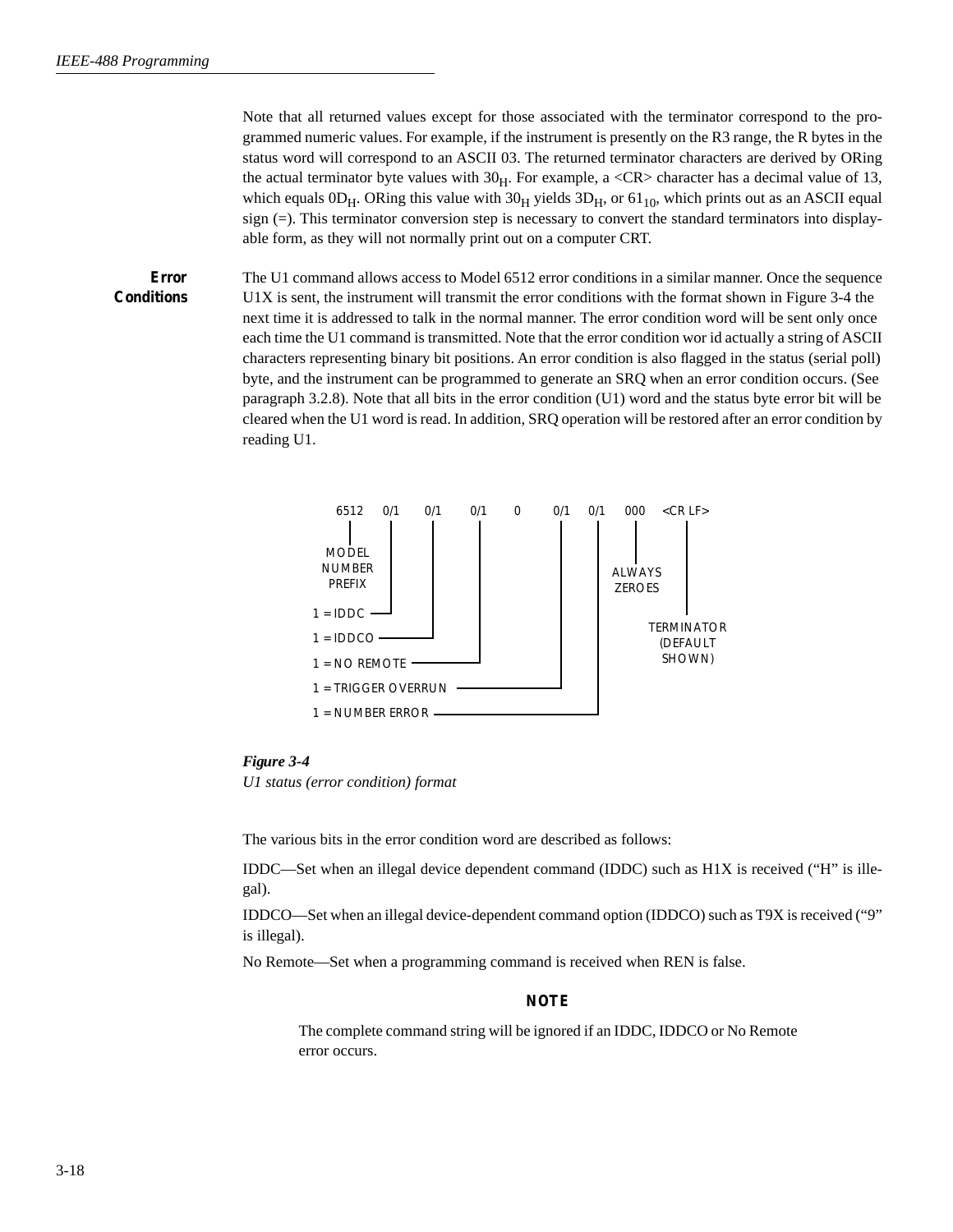Note that all returned values except for those associated with the terminator correspond to the programmed numeric values. For example, if the instrument is presently on the R3 range, the R bytes in the status word will correspond to an ASCII 03. The returned terminator characters are derived by ORing the actual terminator byte values with $30_H$. For example, a <CR> character has a decimal value of 13, which equals $0D_H$. ORing this value with $30_H$ yields $3D_H$, or $61_{10}$, which prints out as an ASCII equal sign (=). This terminator conversion step is necessary to convert the standard terminators into displayable form, as they will not normally print out on a computer CRT.

**Error Conditions**

The U1 command allows access to Model 6512 error conditions in a similar manner. Once the sequence U1X is sent, the instrument will transmit the error conditions with the format shown in Figure 3-4 the next time it is addressed to talk in the normal manner. The error condition word will be sent only once each time the U1 command is transmitted. Note that the error condition wor id actually a string of ASCII characters representing binary bit positions. An error condition is also flagged in the status (serial poll) byte, and the instrument can be programmed to generate an SRQ when an error condition occurs. (See paragraph 3.2.8). Note that all bits in the error condition (U1) word and the status byte error bit will be cleared when the U1 word is read. In addition, SRQ operation will be restored after an error condition by reading U1.

```
6512   0/1   0/1   0/1   0   0/1   0/1   000   <CR LF>
 |      |     |     |         |     |     |       |
MODEL   |     |     |         |     |   ALWAYS    |
NUMBER  |     |     |         |     |   ZEROES    |
PREFIX  |     |     |         |     |             |
1 = IDDC      |     |         |     |         TERMINATOR
1 = IDDCO ----+     |         |     |         (DEFAULT
1 = NO REMOTE ------+         |     |          SHOWN)
1 = TRIGGER OVERRUN ----------+     |
1 = NUMBER ERROR -------------------+
```

*Figure 3-4*
*U1 status (error condition) format*

The various bits in the error condition word are described as follows:

IDDC—Set when an illegal device dependent command (IDDC) such as H1X is received ("H" is illegal).

IDDCO—Set when an illegal device-dependent command option (IDDCO) such as T9X is received ("9" is illegal).

No Remote—Set when a programming command is received when REN is false.

**NOTE**

The complete command string will be ignored if an IDDC, IDDCO or No Remote error occurs.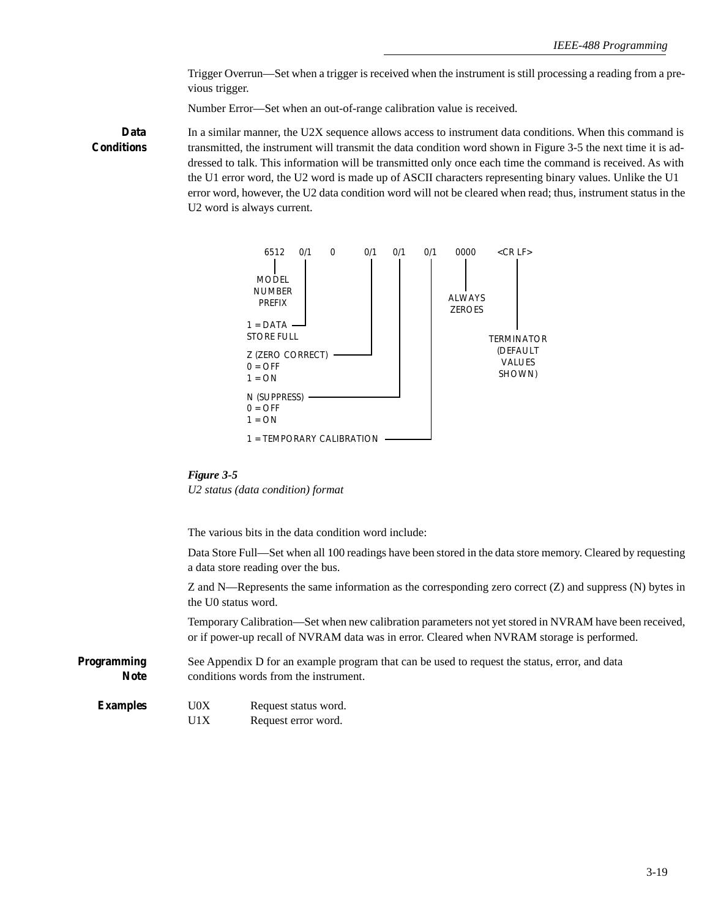Trigger Overrun—Set when a trigger is received when the instrument is still processing a reading from a previous trigger.

Number Error—Set when an out-of-range calibration value is received.

**Data Conditions**

In a similar manner, the U2X sequence allows access to instrument data conditions. When this command is transmitted, the instrument will transmit the data condition word shown in Figure 3-5 the next time it is addressed to talk. This information will be transmitted only once each time the command is received. As with the U1 error word, the U2 word is made up of ASCII characters representing binary values. Unlike the U1 error word, however, the U2 data condition word will not be cleared when read; thus, instrument status in the U2 word is always current.

```
6512   0/1   0   0/1   0/1   0/1   0000   <CR LF>
```

- 6512 — MODEL NUMBER PREFIX
- 0/1 — 1 = DATA STORE FULL
- 0 
- 0/1 — Z (ZERO CORRECT) 0 = OFF, 1 = ON
- 0/1 — N (SUPPRESS) 0 = OFF, 1 = ON
- 0/1 — 1 = TEMPORARY CALIBRATION
- 0000 — ALWAYS ZEROES
- <CR LF> — TERMINATOR (DEFAULT VALUES SHOWN)

*Figure 3-5*
*U2 status (data condition) format*

The various bits in the data condition word include:

Data Store Full—Set when all 100 readings have been stored in the data store memory. Cleared by requesting a data store reading over the bus.

Z and N—Represents the same information as the corresponding zero correct (Z) and suppress (N) bytes in the U0 status word.

Temporary Calibration—Set when new calibration parameters not yet stored in NVRAM have been received, or if power-up recall of NVRAM data was in error. Cleared when NVRAM storage is performed.

**Programming Note**

See Appendix D for an example program that can be used to request the status, error, and data conditions words from the instrument.

**Examples**

| | |
|---|---|
| U0X | Request status word. |
| U1X | Request error word. |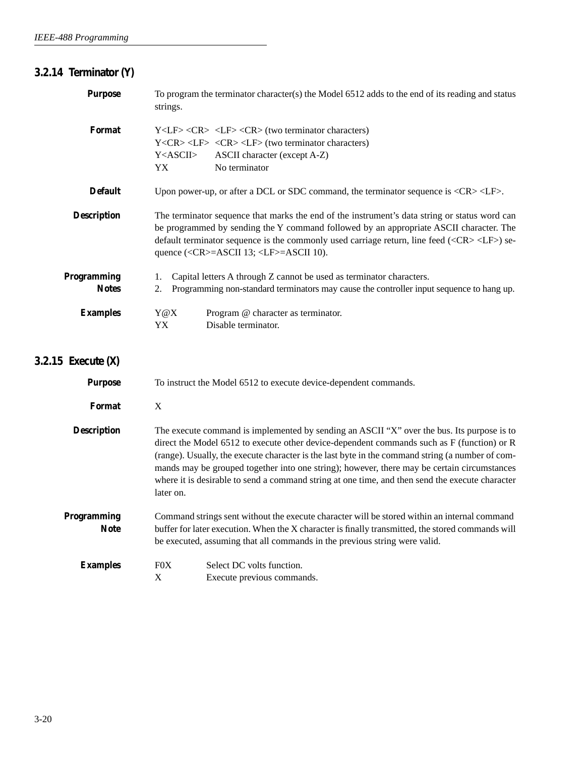### 3.2.14 Terminator (Y)

**Purpose**

To program the terminator character(s) the Model 6512 adds to the end of its reading and status strings.

**Format**

| | |
|---|---|
| Y<LF> <CR> | <LF> <CR> (two terminator characters) |
| Y<CR> <LF> | <CR> <LF> (two terminator characters) |
| Y<ASCII> | ASCII character (except A-Z) |
| YX | No terminator |

**Default**

Upon power-up, or after a DCL or SDC command, the terminator sequence is <CR> <LF>.

**Description**

The terminator sequence that marks the end of the instrument's data string or status word can be programmed by sending the Y command followed by an appropriate ASCII character. The default terminator sequence is the commonly used carriage return, line feed (<CR> <LF>) sequence (<CR>=ASCII 13; <LF>=ASCII 10).

**Programming Notes**

1. Capital letters A through Z cannot be used as terminator characters.
2. Programming non-standard terminators may cause the controller input sequence to hang up.

**Examples**

| | |
|---|---|
| Y@X | Program @ character as terminator. |
| YX | Disable terminator. |

### 3.2.15 Execute (X)

**Purpose**

To instruct the Model 6512 to execute device-dependent commands.

**Format**

X

**Description**

The execute command is implemented by sending an ASCII "X" over the bus. Its purpose is to direct the Model 6512 to execute other device-dependent commands such as F (function) or R (range). Usually, the execute character is the last byte in the command string (a number of commands may be grouped together into one string); however, there may be certain circumstances where it is desirable to send a command string at one time, and then send the execute character later on.

**Programming Note**

Command strings sent without the execute character will be stored within an internal command buffer for later execution. When the X character is finally transmitted, the stored commands will be executed, assuming that all commands in the previous string were valid.

**Examples**

| | |
|---|---|
| F0X | Select DC volts function. |
| X | Execute previous commands. |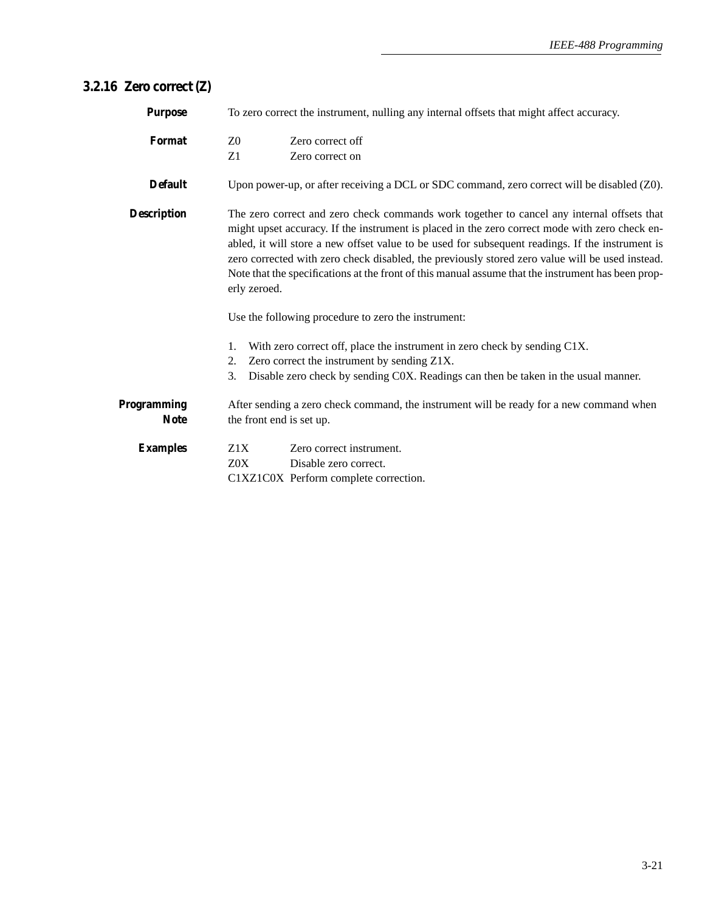### 3.2.16 Zero correct (Z)

**Purpose**

To zero correct the instrument, nulling any internal offsets that might affect accuracy.

**Format**

| | |
|---|---|
| Z0 | Zero correct off |
| Z1 | Zero correct on |

**Default**

Upon power-up, or after receiving a DCL or SDC command, zero correct will be disabled (Z0).

**Description**

The zero correct and zero check commands work together to cancel any internal offsets that might upset accuracy. If the instrument is placed in the zero correct mode with zero check enabled, it will store a new offset value to be used for subsequent readings. If the instrument is zero corrected with zero check disabled, the previously stored zero value will be used instead. Note that the specifications at the front of this manual assume that the instrument has been properly zeroed.

Use the following procedure to zero the instrument:

1. With zero correct off, place the instrument in zero check by sending C1X.
2. Zero correct the instrument by sending Z1X.
3. Disable zero check by sending C0X. Readings can then be taken in the usual manner.

**Programming Note**

After sending a zero check command, the instrument will be ready for a new command when the front end is set up.

**Examples**

| | |
|---|---|
| Z1X | Zero correct instrument. |
| Z0X | Disable zero correct. |
| C1XZ1C0X | Perform complete correction. |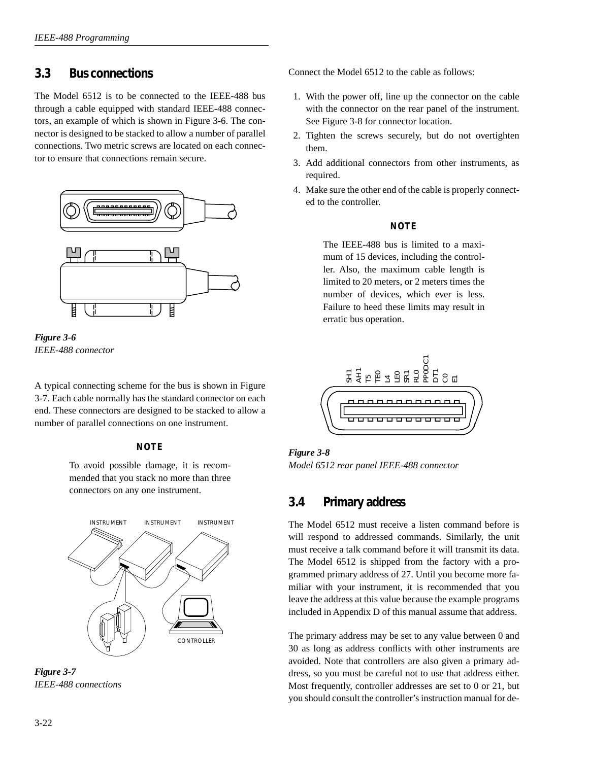## 3.3 Bus connections

The Model 6512 is to be connected to the IEEE-488 bus through a cable equipped with standard IEEE-488 connectors, an example of which is shown in Figure 3-6. The connector is designed to be stacked to allow a number of parallel connections. Two metric screws are located on each connector to ensure that connections remain secure.

*Figure 3-6*
*IEEE-488 connector*

A typical connecting scheme for the bus is shown in Figure 3-7. Each cable normally has the standard connector on each end. These connectors are designed to be stacked to allow a number of parallel connections on one instrument.

**NOTE**

To avoid possible damage, it is recommended that you stack no more than three connectors on any one instrument.

INSTRUMENT INSTRUMENT INSTRUMENT

CONTROLLER

*Figure 3-7*
*IEEE-488 connections*

Connect the Model 6512 to the cable as follows:

1. With the power off, line up the connector on the cable with the connector on the rear panel of the instrument. See Figure 3-8 for connector location.
2. Tighten the screws securely, but do not overtighten them.
3. Add additional connectors from other instruments, as required.
4. Make sure the other end of the cable is properly connected to the controller.

**NOTE**

The IEEE-488 bus is limited to a maximum of 15 devices, including the controller. Also, the maximum cable length is limited to 20 meters, or 2 meters times the number of devices, which ever is less. Failure to heed these limits may result in erratic bus operation.

SH1 AH1 T5 TE0 L4 LE0 SR1 RL0 PP0 DC1 DT1 C0 E1

*Figure 3-8*
*Model 6512 rear panel IEEE-488 connector*

## 3.4 Primary address

The Model 6512 must receive a listen command before is will respond to addressed commands. Similarly, the unit must receive a talk command before it will transmit its data. The Model 6512 is shipped from the factory with a programmed primary address of 27. Until you become more familiar with your instrument, it is recommended that you leave the address at this value because the example programs included in Appendix D of this manual assume that address.

The primary address may be set to any value between 0 and 30 as long as address conflicts with other instruments are avoided. Note that controllers are also given a primary address, so you must be careful not to use that address either. Most frequently, controller addresses are set to 0 or 21, but you should consult the controller's instruction manual for de-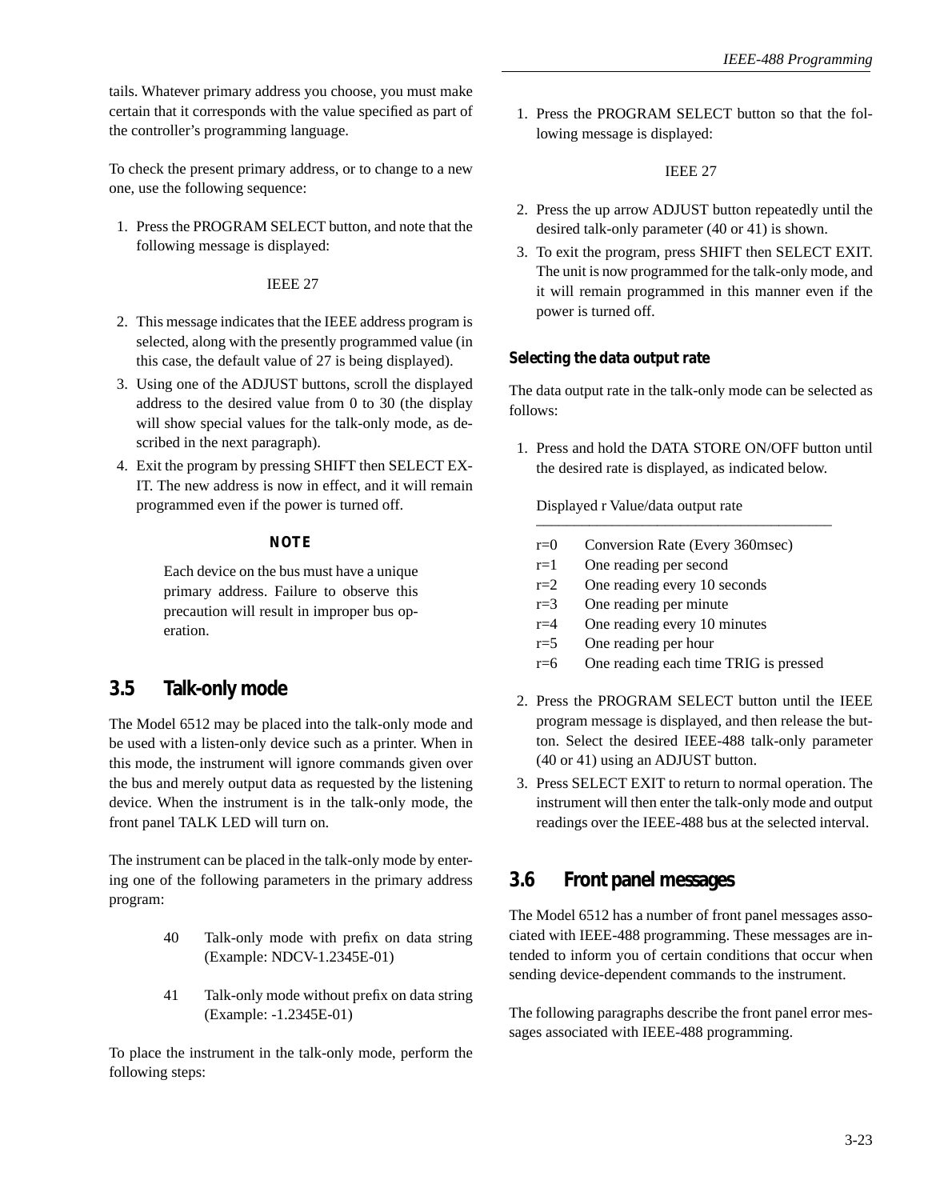tails. Whatever primary address you choose, you must make certain that it corresponds with the value specified as part of the controller's programming language.

To check the present primary address, or to change to a new one, use the following sequence:

1. Press the PROGRAM SELECT button, and note that the following message is displayed:

   IEEE 27

2. This message indicates that the IEEE address program is selected, along with the presently programmed value (in this case, the default value of 27 is being displayed).
3. Using one of the ADJUST buttons, scroll the displayed address to the desired value from 0 to 30 (the display will show special values for the talk-only mode, as described in the next paragraph).
4. Exit the program by pressing SHIFT then SELECT EXIT. The new address is now in effect, and it will remain programmed even if the power is turned off.

**NOTE**

Each device on the bus must have a unique primary address. Failure to observe this precaution will result in improper bus operation.

## 3.5 Talk-only mode

The Model 6512 may be placed into the talk-only mode and be used with a listen-only device such as a printer. When in this mode, the instrument will ignore commands given over the bus and merely output data as requested by the listening device. When the instrument is in the talk-only mode, the front panel TALK LED will turn on.

The instrument can be placed in the talk-only mode by entering one of the following parameters in the primary address program:

40 Talk-only mode with prefix on data string (Example: NDCV-1.2345E-01)

41 Talk-only mode without prefix on data string (Example: -1.2345E-01)

To place the instrument in the talk-only mode, perform the following steps:

1. Press the PROGRAM SELECT button so that the following message is displayed:

   IEEE 27

2. Press the up arrow ADJUST button repeatedly until the desired talk-only parameter (40 or 41) is shown.
3. To exit the program, press SHIFT then SELECT EXIT. The unit is now programmed for the talk-only mode, and it will remain programmed in this manner even if the power is turned off.

### Selecting the data output rate

The data output rate in the talk-only mode can be selected as follows:

1. Press and hold the DATA STORE ON/OFF button until the desired rate is displayed, as indicated below.

   | Displayed r Value | data output rate |
   |---|---|
   | r=0 | Conversion Rate (Every 360msec) |
   | r=1 | One reading per second |
   | r=2 | One reading every 10 seconds |
   | r=3 | One reading per minute |
   | r=4 | One reading every 10 minutes |
   | r=5 | One reading per hour |
   | r=6 | One reading each time TRIG is pressed |

2. Press the PROGRAM SELECT button until the IEEE program message is displayed, and then release the button. Select the desired IEEE-488 talk-only parameter (40 or 41) using an ADJUST button.
3. Press SELECT EXIT to return to normal operation. The instrument will then enter the talk-only mode and output readings over the IEEE-488 bus at the selected interval.

## 3.6 Front panel messages

The Model 6512 has a number of front panel messages associated with IEEE-488 programming. These messages are intended to inform you of certain conditions that occur when sending device-dependent commands to the instrument.

The following paragraphs describe the front panel error messages associated with IEEE-488 programming.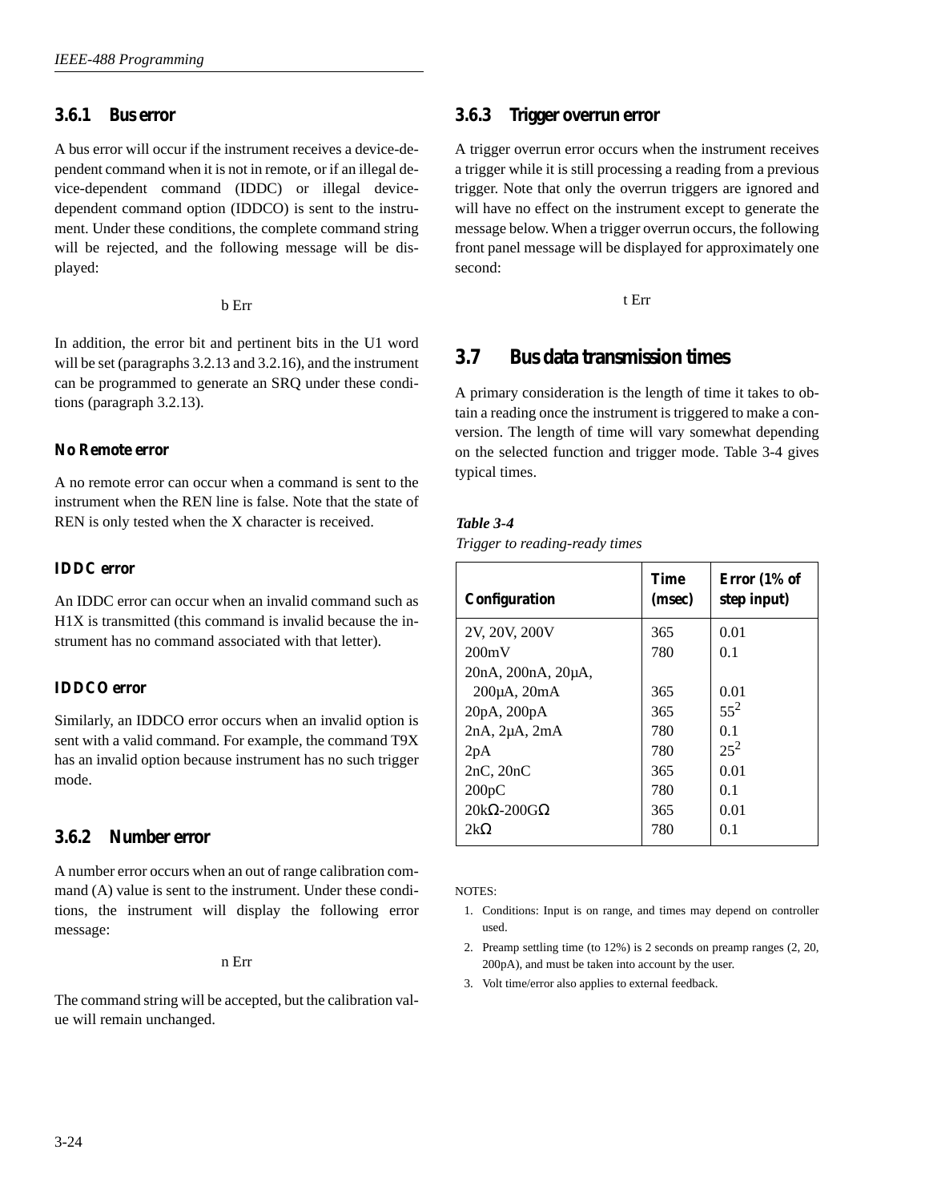### 3.6.1 Bus error

A bus error will occur if the instrument receives a device-dependent command when it is not in remote, or if an illegal device-dependent command (IDDC) or illegal device-dependent command option (IDDCO) is sent to the instrument. Under these conditions, the complete command string will be rejected, and the following message will be displayed:

b Err

In addition, the error bit and pertinent bits in the U1 word will be set (paragraphs 3.2.13 and 3.2.16), and the instrument can be programmed to generate an SRQ under these conditions (paragraph 3.2.13).

#### No Remote error

A no remote error can occur when a command is sent to the instrument when the REN line is false. Note that the state of REN is only tested when the X character is received.

#### IDDC error

An IDDC error can occur when an invalid command such as H1X is transmitted (this command is invalid because the instrument has no command associated with that letter).

#### IDDCO error

Similarly, an IDDCO error occurs when an invalid option is sent with a valid command. For example, the command T9X has an invalid option because instrument has no such trigger mode.

### 3.6.2 Number error

A number error occurs when an out of range calibration command (A) value is sent to the instrument. Under these conditions, the instrument will display the following error message:

n Err

The command string will be accepted, but the calibration value will remain unchanged.

### 3.6.3 Trigger overrun error

A trigger overrun error occurs when the instrument receives a trigger while it is still processing a reading from a previous trigger. Note that only the overrun triggers are ignored and will have no effect on the instrument except to generate the message below. When a trigger overrun occurs, the following front panel message will be displayed for approximately one second:

t Err

## 3.7 Bus data transmission times

A primary consideration is the length of time it takes to obtain a reading once the instrument is triggered to make a conversion. The length of time will vary somewhat depending on the selected function and trigger mode. Table 3-4 gives typical times.

*Table 3-4*
*Trigger to reading-ready times*

| Configuration | Time (msec) | Error (1% of step input) |
|---|---|---|
| 2V, 20V, 200V | 365 | 0.01 |
| 200mV | 780 | 0.1 |
| 20nA, 200nA, 20µA, 200µA, 20mA | 365 | 0.01 |
| 20pA, 200pA | 365 | 55[2] |
| 2nA, 2µA, 2mA | 780 | 0.1 |
| 2pA | 780 | 25[2] |
| 2nC, 20nC | 365 | 0.01 |
| 200pC | 780 | 0.1 |
| 20kΩ-200GΩ | 365 | 0.01 |
| 2kΩ | 780 | 0.1 |

NOTES:

1. Conditions: Input is on range, and times may depend on controller used.
2. Preamp settling time (to 12%) is 2 seconds on preamp ranges (2, 20, 200pA), and must be taken into account by the user.
3. Volt time/error also applies to external feedback.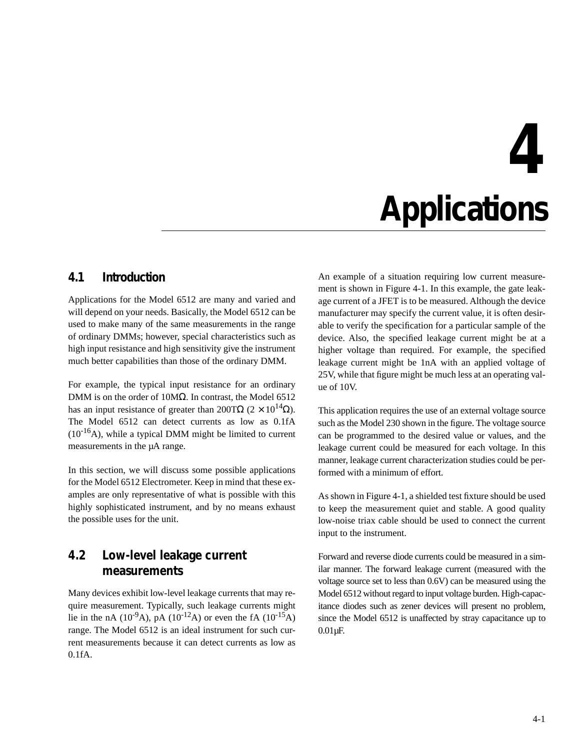# 4 Applications

## 4.1 Introduction

Applications for the Model 6512 are many and varied and will depend on your needs. Basically, the Model 6512 can be used to make many of the same measurements in the range of ordinary DMMs; however, special characteristics such as high input resistance and high sensitivity give the instrument much better capabilities than those of the ordinary DMM.

For example, the typical input resistance for an ordinary DMM is on the order of 10MΩ. In contrast, the Model 6512 has an input resistance of greater than 200TΩ ($2 \times 10^{14}\Omega$). The Model 6512 can detect currents as low as 0.1fA ($10^{-16}$A), while a typical DMM might be limited to current measurements in the µA range.

In this section, we will discuss some possible applications for the Model 6512 Electrometer. Keep in mind that these examples are only representative of what is possible with this highly sophisticated instrument, and by no means exhaust the possible uses for the unit.

## 4.2 Low-level leakage current measurements

Many devices exhibit low-level leakage currents that may require measurement. Typically, such leakage currents might lie in the nA ($10^{-9}$A), pA ($10^{-12}$A) or even the fA ($10^{-15}$A) range. The Model 6512 is an ideal instrument for such current measurements because it can detect currents as low as 0.1fA.

An example of a situation requiring low current measurement is shown in Figure 4-1. In this example, the gate leakage current of a JFET is to be measured. Although the device manufacturer may specify the current value, it is often desirable to verify the specification for a particular sample of the device. Also, the specified leakage current might be at a higher voltage than required. For example, the specified leakage current might be 1nA with an applied voltage of 25V, while that figure might be much less at an operating value of 10V.

This application requires the use of an external voltage source such as the Model 230 shown in the figure. The voltage source can be programmed to the desired value or values, and the leakage current could be measured for each voltage. In this manner, leakage current characterization studies could be performed with a minimum of effort.

As shown in Figure 4-1, a shielded test fixture should be used to keep the measurement quiet and stable. A good quality low-noise triax cable should be used to connect the current input to the instrument.

Forward and reverse diode currents could be measured in a similar manner. The forward leakage current (measured with the voltage source set to less than 0.6V) can be measured using the Model 6512 without regard to input voltage burden. High-capacitance diodes such as zener devices will present no problem, since the Model 6512 is unaffected by stray capacitance up to 0.01µF.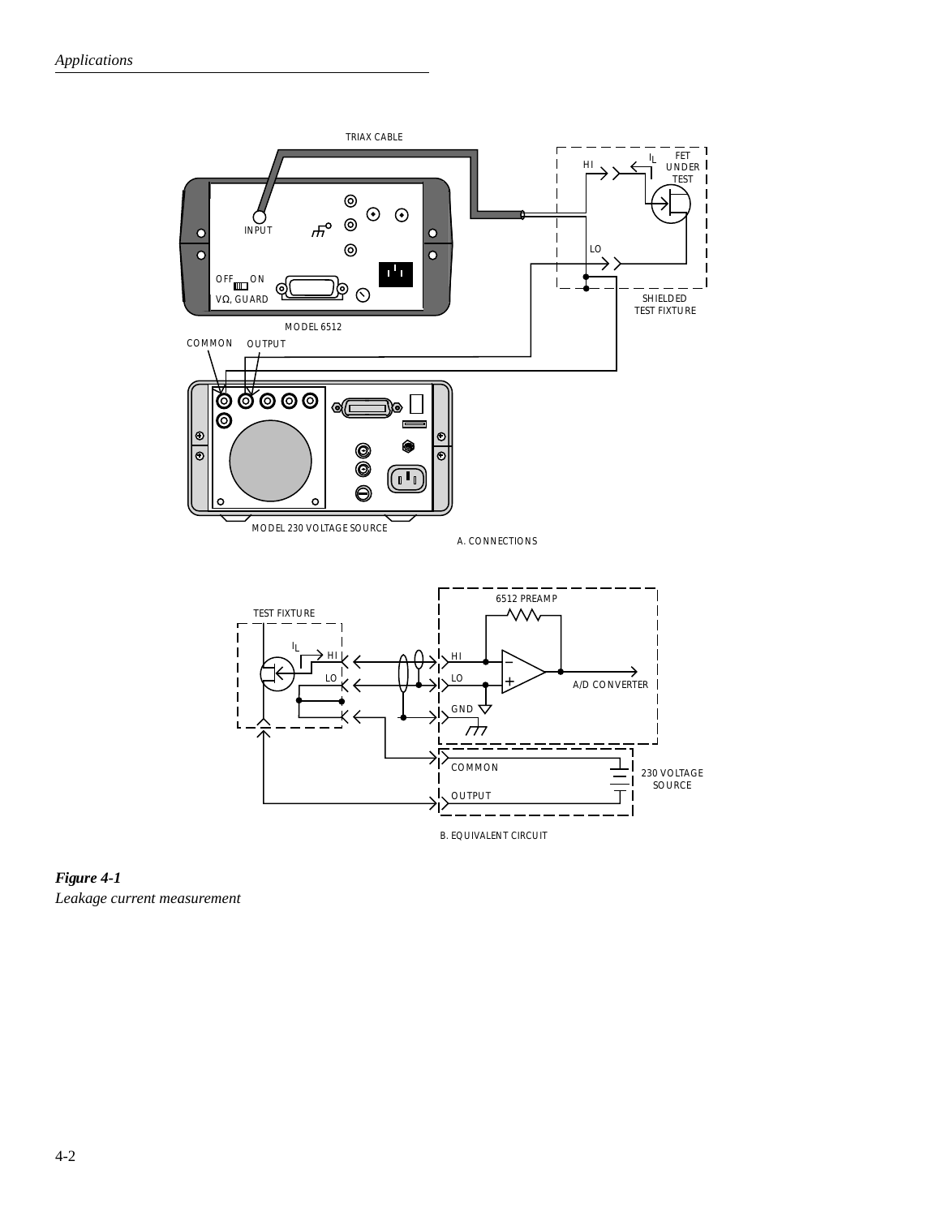*Figure 4-1*
*Leakage current measurement*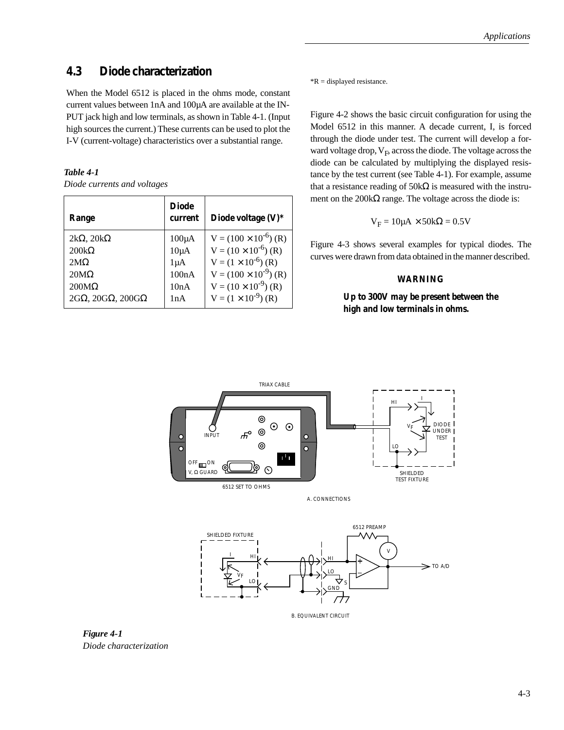## 4.3 Diode characterization

When the Model 6512 is placed in the ohms mode, constant current values between 1nA and 100µA are available at the INPUT jack high and low terminals, as shown in Table 4-1. (Input high sources the current.) These currents can be used to plot the I-V (current-voltage) characteristics over a substantial range.

*Table 4-1*
*Diode currents and voltages*

| Range | Diode current | Diode voltage (V)* |
|---|---|---|
| 2kΩ, 20kΩ | 100µA | $V = (100 \times 10^{-6})$ (R) |
| 200kΩ | 10µA | $V = (10 \times 10^{-6})$ (R) |
| 2MΩ | 1µA | $V = (1 \times 10^{-6})$ (R) |
| 20MΩ | 100nA | $V = (100 \times 10^{-9})$ (R) |
| 200MΩ | 10nA | $V = (10 \times 10^{-9})$ (R) |
| 2GΩ, 20GΩ, 200GΩ | 1nA | $V = (1 \times 10^{-9})$ (R) |

*R = displayed resistance.

Figure 4-2 shows the basic circuit configuration for using the Model 6512 in this manner. A decade current, I, is forced through the diode under test. The current will develop a forward voltage drop, $V_F$, across the diode. The voltage across the diode can be calculated by multiplying the displayed resistance by the test current (see Table 4-1). For example, assume that a resistance reading of 50kΩ is measured with the instrument on the 200kΩ range. The voltage across the diode is:

$$V_F = 10\mu A \times 50k\Omega = 0.5V$$

Figure 4-3 shows several examples for typical diodes. The curves were drawn from data obtained in the manner described.

**WARNING**

**Up to 300V may be present between the high and low terminals in ohms.**

*Figure 4-1*
*Diode characterization*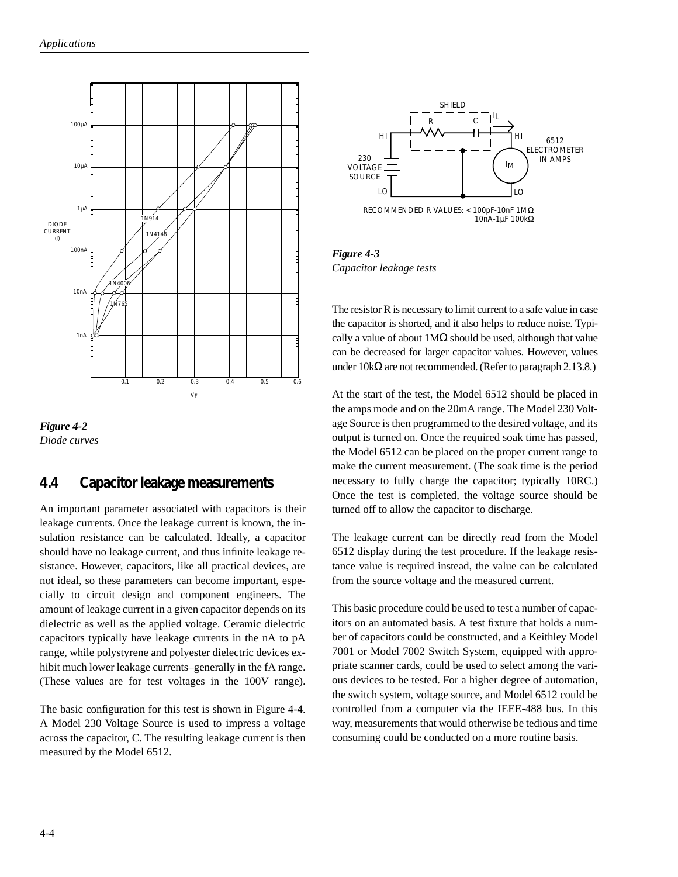*Figure 4-2*
*Diode curves*

## 4.4 Capacitor leakage measurements

An important parameter associated with capacitors is their leakage currents. Once the leakage current is known, the insulation resistance can be calculated. Ideally, a capacitor should have no leakage current, and thus infinite leakage resistance. However, capacitors, like all practical devices, are not ideal, so these parameters can become important, especially to circuit design and component engineers. The amount of leakage current in a given capacitor depends on its dielectric as well as the applied voltage. Ceramic dielectric capacitors typically have leakage currents in the nA to pA range, while polystyrene and polyester dielectric devices exhibit much lower leakage currents–generally in the fA range. (These values are for test voltages in the 100V range).

The basic configuration for this test is shown in Figure 4-4. A Model 230 Voltage Source is used to impress a voltage across the capacitor, C. The resulting leakage current is then measured by the Model 6512.

*Figure 4-3*
*Capacitor leakage tests*

The resistor R is necessary to limit current to a safe value in case the capacitor is shorted, and it also helps to reduce noise. Typically a value of about 1MΩ should be used, although that value can be decreased for larger capacitor values. However, values under 10kΩ are not recommended. (Refer to paragraph 2.13.8.)

At the start of the test, the Model 6512 should be placed in the amps mode and on the 20mA range. The Model 230 Voltage Source is then programmed to the desired voltage, and its output is turned on. Once the required soak time has passed, the Model 6512 can be placed on the proper current range to make the current measurement. (The soak time is the period necessary to fully charge the capacitor; typically 10RC.) Once the test is completed, the voltage source should be turned off to allow the capacitor to discharge.

The leakage current can be directly read from the Model 6512 display during the test procedure. If the leakage resistance value is required instead, the value can be calculated from the source voltage and the measured current.

This basic procedure could be used to test a number of capacitors on an automated basis. A test fixture that holds a number of capacitors could be constructed, and a Keithley Model 7001 or Model 7002 Switch System, equipped with appropriate scanner cards, could be used to select among the various devices to be tested. For a higher degree of automation, the switch system, voltage source, and Model 6512 could be controlled from a computer via the IEEE-488 bus. In this way, measurements that would otherwise be tedious and time consuming could be conducted on a more routine basis.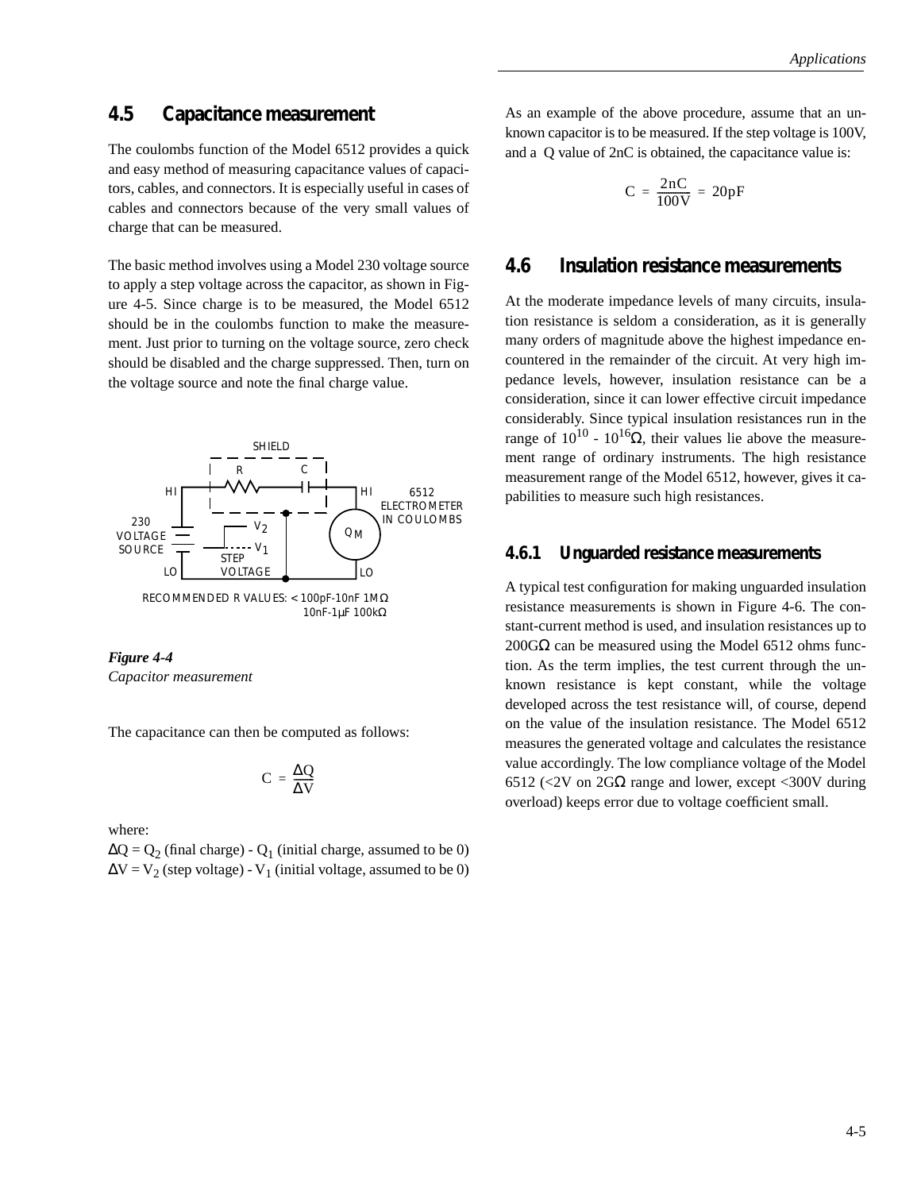## 4.5 Capacitance measurement

The coulombs function of the Model 6512 provides a quick and easy method of measuring capacitance values of capacitors, cables, and connectors. It is especially useful in cases of cables and connectors because of the very small values of charge that can be measured.

The basic method involves using a Model 230 voltage source to apply a step voltage across the capacitor, as shown in Figure 4-5. Since charge is to be measured, the Model 6512 should be in the coulombs function to make the measurement. Just prior to turning on the voltage source, zero check should be disabled and the charge suppressed. Then, turn on the voltage source and note the final charge value.

SHIELD
R C
HI HI 6512 ELECTROMETER IN COULOMBS
230 VOLTAGE SOURCE
$V_2$
$V_1$
STEP VOLTAGE
$Q_M$
LO LO
RECOMMENDED R VALUES: < 100pF-10nF 1MΩ
10nF-1µF 100kΩ

***Figure 4-4***
*Capacitor measurement*

The capacitance can then be computed as follows:

$$C = \frac{\Delta Q}{\Delta V}$$

where:

$\Delta Q = Q_2$ (final charge) - $Q_1$ (initial charge, assumed to be 0)
$\Delta V = V_2$ (step voltage) - $V_1$ (initial voltage, assumed to be 0)

As an example of the above procedure, assume that an unknown capacitor is to be measured. If the step voltage is 100V, and a Q value of 2nC is obtained, the capacitance value is:

$$C = \frac{2nC}{100V} = 20pF$$

## 4.6 Insulation resistance measurements

At the moderate impedance levels of many circuits, insulation resistance is seldom a consideration, as it is generally many orders of magnitude above the highest impedance encountered in the remainder of the circuit. At very high impedance levels, however, insulation resistance can be a consideration, since it can lower effective circuit impedance considerably. Since typical insulation resistances run in the range of $10^{10}$ - $10^{16}\Omega$, their values lie above the measurement range of ordinary instruments. The high resistance measurement range of the Model 6512, however, gives it capabilities to measure such high resistances.

### 4.6.1 Unguarded resistance measurements

A typical test configuration for making unguarded insulation resistance measurements is shown in Figure 4-6. The constant-current method is used, and insulation resistances up to 200GΩ can be measured using the Model 6512 ohms function. As the term implies, the test current through the unknown resistance is kept constant, while the voltage developed across the test resistance will, of course, depend on the value of the insulation resistance. The Model 6512 measures the generated voltage and calculates the resistance value accordingly. The low compliance voltage of the Model 6512 (<2V on 2GΩ range and lower, except <300V during overload) keeps error due to voltage coefficient small.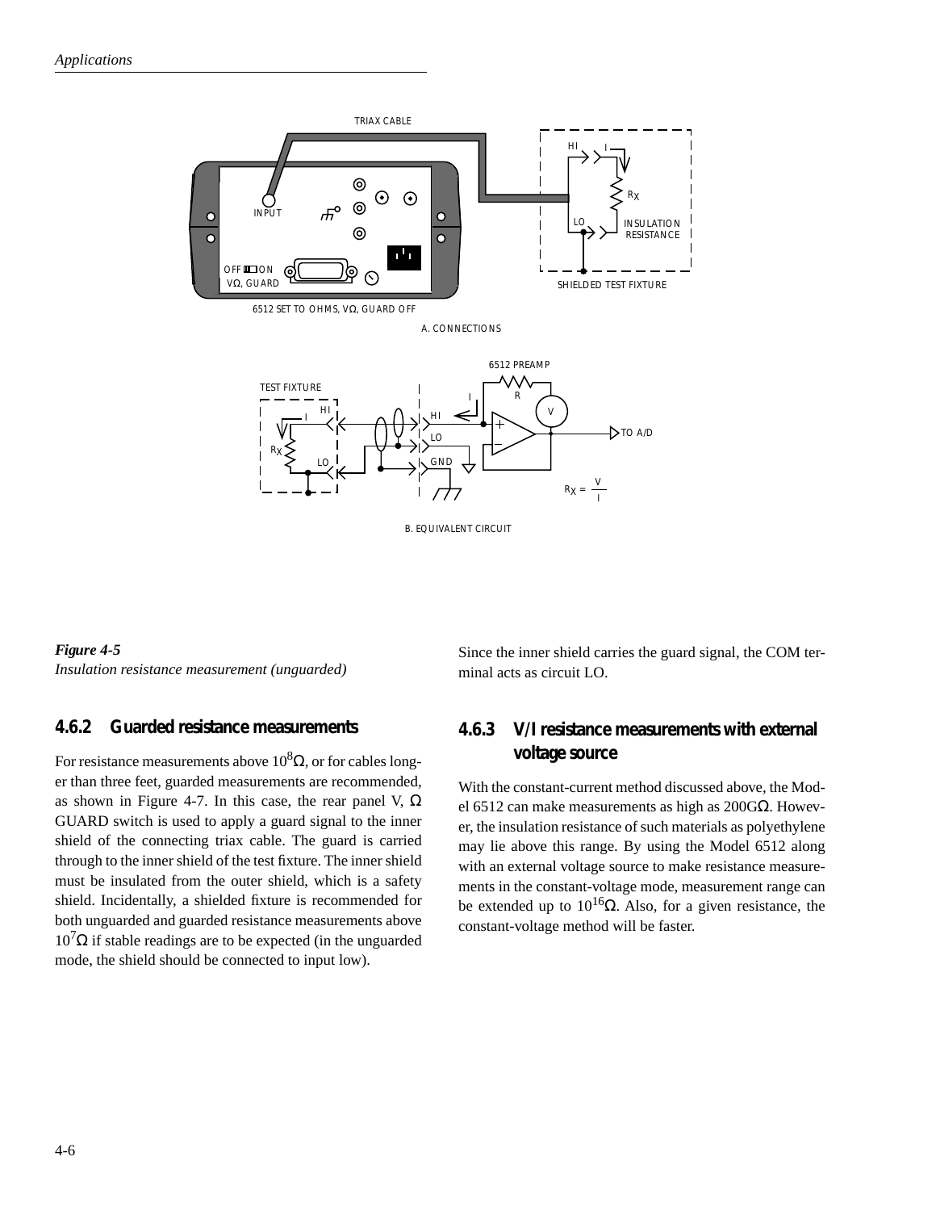*Figure 4-5*
*Insulation resistance measurement (unguarded)*

## 4.6.2 Guarded resistance measurements

For resistance measurements above $10^8\Omega$, or for cables longer than three feet, guarded measurements are recommended, as shown in Figure 4-7. In this case, the rear panel V, Ω GUARD switch is used to apply a guard signal to the inner shield of the connecting triax cable. The guard is carried through to the inner shield of the test fixture. The inner shield must be insulated from the outer shield, which is a safety shield. Incidentally, a shielded fixture is recommended for both unguarded and guarded resistance measurements above $10^7\Omega$ if stable readings are to be expected (in the unguarded mode, the shield should be connected to input low).

Since the inner shield carries the guard signal, the COM terminal acts as circuit LO.

## 4.6.3 V/I resistance measurements with external voltage source

With the constant-current method discussed above, the Model 6512 can make measurements as high as 200GΩ. However, the insulation resistance of such materials as polyethylene may lie above this range. By using the Model 6512 along with an external voltage source to make resistance measurements in the constant-voltage mode, measurement range can be extended up to $10^{16}\Omega$. Also, for a given resistance, the constant-voltage method will be faster.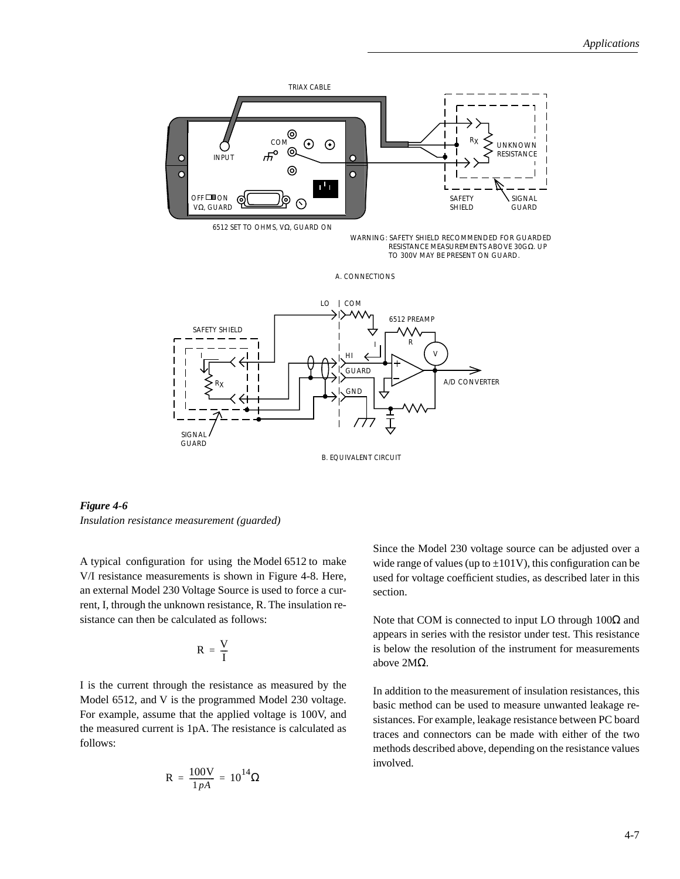*Figure 4-6*
*Insulation resistance measurement (guarded)*

A typical configuration for using the Model 6512 to make V/I resistance measurements is shown in Figure 4-8. Here, an external Model 230 Voltage Source is used to force a current, I, through the unknown resistance, R. The insulation resistance can then be calculated as follows:

$$R = \frac{V}{I}$$

I is the current through the resistance as measured by the Model 6512, and V is the programmed Model 230 voltage. For example, assume that the applied voltage is 100V, and the measured current is 1pA. The resistance is calculated as follows:

$$R = \frac{100V}{1pA} = 10^{14}\Omega$$

Since the Model 230 voltage source can be adjusted over a wide range of values (up to ±101V), this configuration can be used for voltage coefficient studies, as described later in this section.

Note that COM is connected to input LO through 100Ω and appears in series with the resistor under test. This resistance is below the resolution of the instrument for measurements above 2MΩ.

In addition to the measurement of insulation resistances, this basic method can be used to measure unwanted leakage resistances. For example, leakage resistance between PC board traces and connectors can be made with either of the two methods described above, depending on the resistance values involved.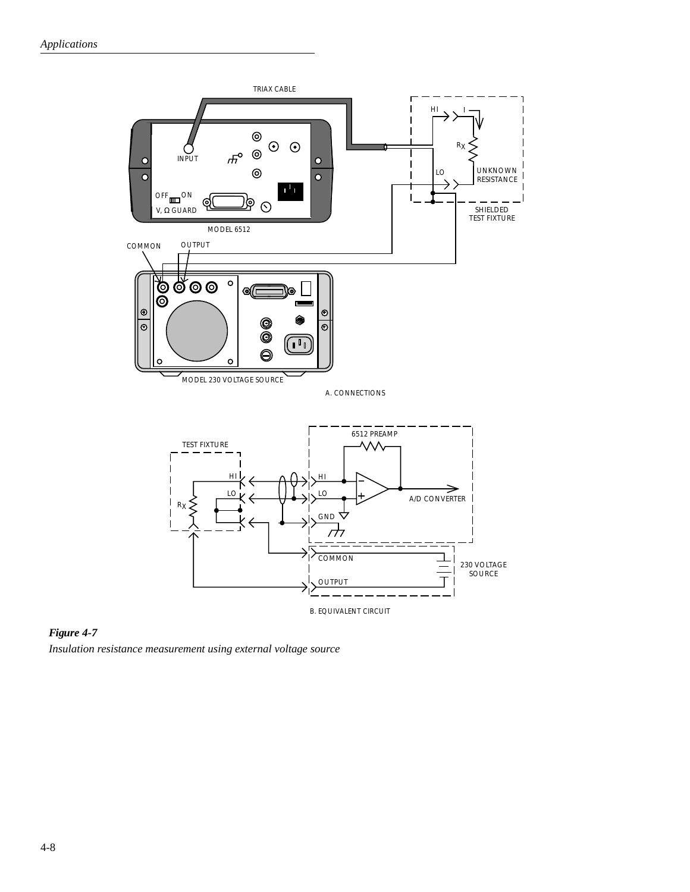*Figure 4-7*

*Insulation resistance measurement using external voltage source*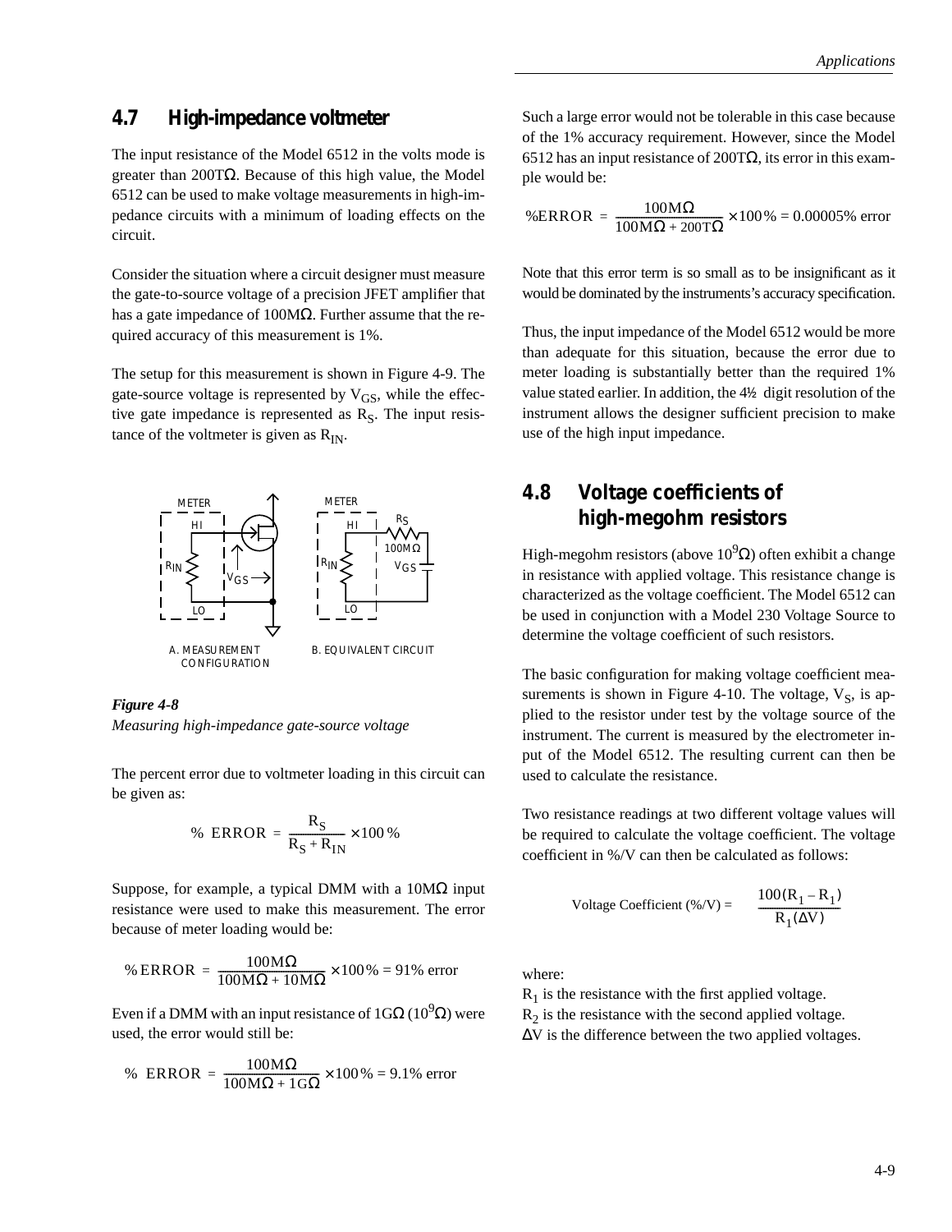## 4.7 High-impedance voltmeter

The input resistance of the Model 6512 in the volts mode is greater than 200TΩ. Because of this high value, the Model 6512 can be used to make voltage measurements in high-impedance circuits with a minimum of loading effects on the circuit.

Consider the situation where a circuit designer must measure the gate-to-source voltage of a precision JFET amplifier that has a gate impedance of 100MΩ. Further assume that the required accuracy of this measurement is 1%.

The setup for this measurement is shown in Figure 4-9. The gate-source voltage is represented by $V_{GS}$, while the effective gate impedance is represented as $R_S$. The input resistance of the voltmeter is given as $R_{IN}$.

***Figure 4-8***
*Measuring high-impedance gate-source voltage*

The percent error due to voltmeter loading in this circuit can be given as:

$$\%\ \text{ERROR} = \frac{R_S}{R_S + R_{IN}} \times 100\,\%$$

Suppose, for example, a typical DMM with a 10MΩ input resistance were used to make this measurement. The error because of meter loading would be:

$$\%\,\text{ERROR} = \frac{100\text{M}\Omega}{100\text{M}\Omega + 10\text{M}\Omega} \times 100\,\% = 91\%\ \text{error}$$

Even if a DMM with an input resistance of 1GΩ ($10^9\Omega$) were used, the error would still be:

$$\%\ \text{ERROR} = \frac{100\text{M}\Omega}{100\text{M}\Omega + 1\text{G}\Omega} \times 100\,\% = 9.1\%\ \text{error}$$

Such a large error would not be tolerable in this case because of the 1% accuracy requirement. However, since the Model 6512 has an input resistance of 200TΩ, its error in this example would be:

$$\%\text{ERROR} = \frac{100\text{M}\Omega}{100\text{M}\Omega + 200\text{T}\Omega} \times 100\,\% = 0.00005\%\ \text{error}$$

Note that this error term is so small as to be insignificant as it would be dominated by the instruments's accuracy specification.

Thus, the input impedance of the Model 6512 would be more than adequate for this situation, because the error due to meter loading is substantially better than the required 1% value stated earlier. In addition, the 4½ digit resolution of the instrument allows the designer sufficient precision to make use of the high input impedance.

## 4.8 Voltage coefficients of high-megohm resistors

High-megohm resistors (above $10^9\Omega$) often exhibit a change in resistance with applied voltage. This resistance change is characterized as the voltage coefficient. The Model 6512 can be used in conjunction with a Model 230 Voltage Source to determine the voltage coefficient of such resistors.

The basic configuration for making voltage coefficient measurements is shown in Figure 4-10. The voltage, $V_S$, is applied to the resistor under test by the voltage source of the instrument. The current is measured by the electrometer input of the Model 6512. The resulting current can then be used to calculate the resistance.

Two resistance readings at two different voltage values will be required to calculate the voltage coefficient. The voltage coefficient in %/V can then be calculated as follows:

$$\text{Voltage Coefficient (\%/V)} = \frac{100(R_1 - R_1)}{R_1(\Delta V)}$$

where:
$R_1$ is the resistance with the first applied voltage.
$R_2$ is the resistance with the second applied voltage.
ΔV is the difference between the two applied voltages.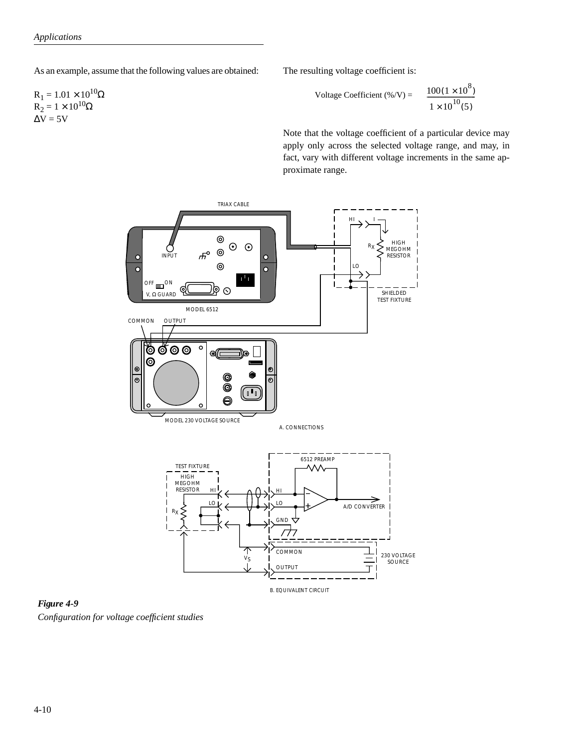As an example, assume that the following values are obtained:

$R_1 = 1.01 \times 10^{10}\Omega$
$R_2 = 1 \times 10^{10}\Omega$
$\Delta V = 5V$

The resulting voltage coefficient is:

$$\text{Voltage Coefficient (\%/V)} = \frac{100(1 \times 10^8)}{1 \times 10^{10}(5)}$$

Note that the voltage coefficient of a particular device may apply only across the selected voltage range, and may, in fact, vary with different voltage increments in the same approximate range.

***Figure 4-9***
*Configuration for voltage coefficient studies*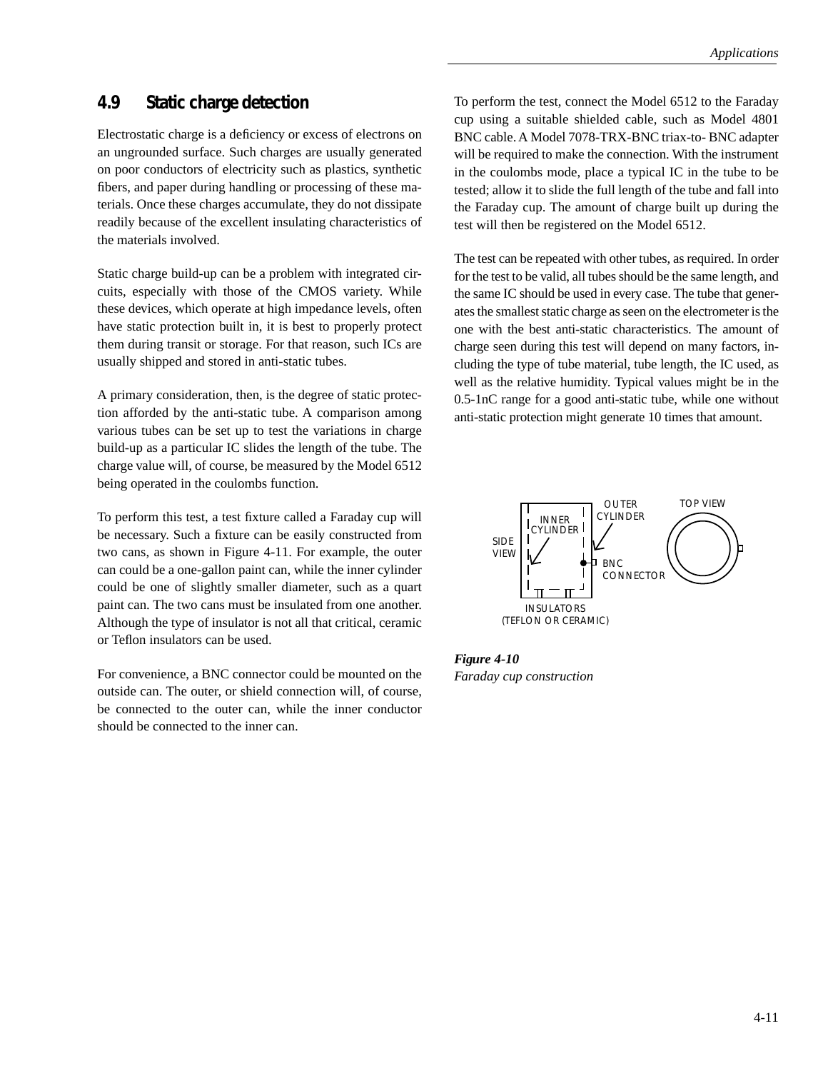## 4.9 Static charge detection

Electrostatic charge is a deficiency or excess of electrons on an ungrounded surface. Such charges are usually generated on poor conductors of electricity such as plastics, synthetic fibers, and paper during handling or processing of these materials. Once these charges accumulate, they do not dissipate readily because of the excellent insulating characteristics of the materials involved.

Static charge build-up can be a problem with integrated circuits, especially with those of the CMOS variety. While these devices, which operate at high impedance levels, often have static protection built in, it is best to properly protect them during transit or storage. For that reason, such ICs are usually shipped and stored in anti-static tubes.

A primary consideration, then, is the degree of static protection afforded by the anti-static tube. A comparison among various tubes can be set up to test the variations in charge build-up as a particular IC slides the length of the tube. The charge value will, of course, be measured by the Model 6512 being operated in the coulombs function.

To perform this test, a test fixture called a Faraday cup will be necessary. Such a fixture can be easily constructed from two cans, as shown in Figure 4-11. For example, the outer can could be a one-gallon paint can, while the inner cylinder could be one of slightly smaller diameter, such as a quart paint can. The two cans must be insulated from one another. Although the type of insulator is not all that critical, ceramic or Teflon insulators can be used.

For convenience, a BNC connector could be mounted on the outside can. The outer, or shield connection will, of course, be connected to the outer can, while the inner conductor should be connected to the inner can.

To perform the test, connect the Model 6512 to the Faraday cup using a suitable shielded cable, such as Model 4801 BNC cable. A Model 7078-TRX-BNC triax-to- BNC adapter will be required to make the connection. With the instrument in the coulombs mode, place a typical IC in the tube to be tested; allow it to slide the full length of the tube and fall into the Faraday cup. The amount of charge built up during the test will then be registered on the Model 6512.

The test can be repeated with other tubes, as required. In order for the test to be valid, all tubes should be the same length, and the same IC should be used in every case. The tube that generates the smallest static charge as seen on the electrometer is the one with the best anti-static characteristics. The amount of charge seen during this test will depend on many factors, including the type of tube material, tube length, the IC used, as well as the relative humidity. Typical values might be in the 0.5-1nC range for a good anti-static tube, while one without anti-static protection might generate 10 times that amount.

SIDE VIEW — INNER CYLINDER — OUTER CYLINDER — BNC CONNECTOR — INSULATORS (TEFLON OR CERAMIC) — TOP VIEW

***Figure 4-10***
*Faraday cup construction*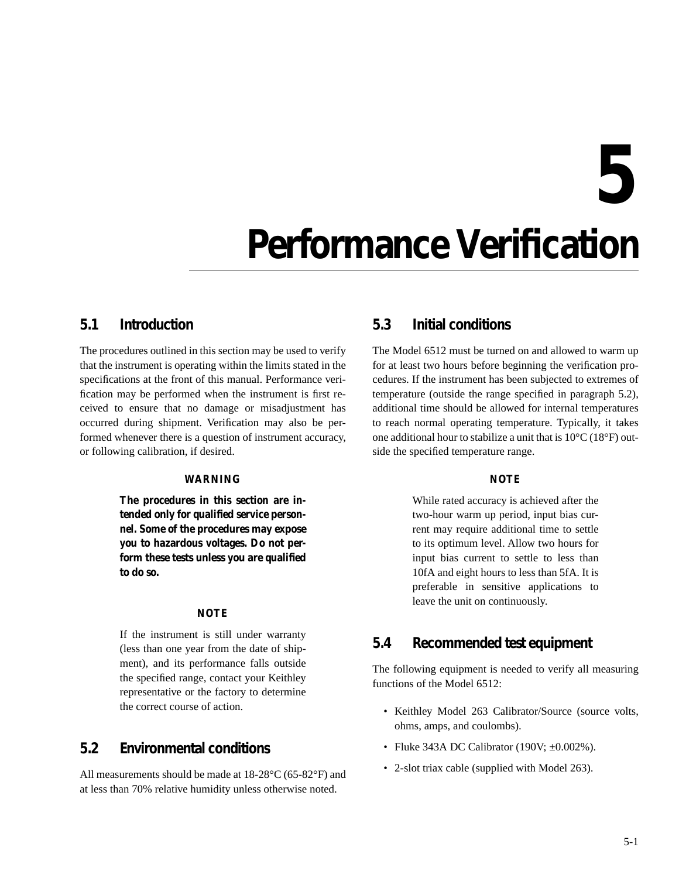# 5 Performance Verification

## 5.1 Introduction

The procedures outlined in this section may be used to verify that the instrument is operating within the limits stated in the specifications at the front of this manual. Performance verification may be performed when the instrument is first received to ensure that no damage or misadjustment has occurred during shipment. Verification may also be performed whenever there is a question of instrument accuracy, or following calibration, if desired.

**WARNING**

**The procedures in this section are intended only for qualified service personnel. Some of the procedures may expose you to hazardous voltages. Do not perform these tests unless you are qualified to do so.**

**NOTE**

If the instrument is still under warranty (less than one year from the date of shipment), and its performance falls outside the specified range, contact your Keithley representative or the factory to determine the correct course of action.

## 5.2 Environmental conditions

All measurements should be made at 18-28°C (65-82°F) and at less than 70% relative humidity unless otherwise noted.

## 5.3 Initial conditions

The Model 6512 must be turned on and allowed to warm up for at least two hours before beginning the verification procedures. If the instrument has been subjected to extremes of temperature (outside the range specified in paragraph 5.2), additional time should be allowed for internal temperatures to reach normal operating temperature. Typically, it takes one additional hour to stabilize a unit that is 10°C (18°F) outside the specified temperature range.

**NOTE**

While rated accuracy is achieved after the two-hour warm up period, input bias current may require additional time to settle to its optimum level. Allow two hours for input bias current to settle to less than 10fA and eight hours to less than 5fA. It is preferable in sensitive applications to leave the unit on continuously.

## 5.4 Recommended test equipment

The following equipment is needed to verify all measuring functions of the Model 6512:

- Keithley Model 263 Calibrator/Source (source volts, ohms, amps, and coulombs).
- Fluke 343A DC Calibrator (190V; ±0.002%).
- 2-slot triax cable (supplied with Model 263).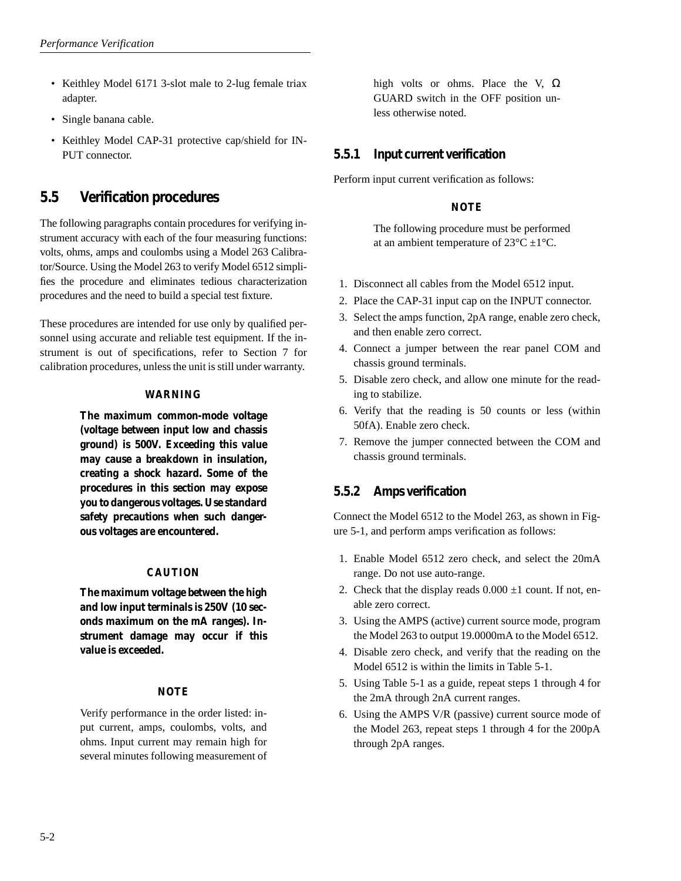- Keithley Model 6171 3-slot male to 2-lug female triax adapter.
- Single banana cable.
- Keithley Model CAP-31 protective cap/shield for INPUT connector.

## 5.5 Verification procedures

The following paragraphs contain procedures for verifying instrument accuracy with each of the four measuring functions: volts, ohms, amps and coulombs using a Model 263 Calibrator/Source. Using the Model 263 to verify Model 6512 simplifies the procedure and eliminates tedious characterization procedures and the need to build a special test fixture.

These procedures are intended for use only by qualified personnel using accurate and reliable test equipment. If the instrument is out of specifications, refer to Section 7 for calibration procedures, unless the unit is still under warranty.

**WARNING**

**The maximum common-mode voltage (voltage between input low and chassis ground) is 500V. Exceeding this value may cause a breakdown in insulation, creating a shock hazard. Some of the procedures in this section may expose you to dangerous voltages. Use standard safety precautions when such dangerous voltages are encountered.**

**CAUTION**

**The maximum voltage between the high and low input terminals is 250V (10 seconds maximum on the mA ranges). Instrument damage may occur if this value is exceeded.**

**NOTE**

Verify performance in the order listed: input current, amps, coulombs, volts, and ohms. Input current may remain high for several minutes following measurement of high volts or ohms. Place the V, Ω GUARD switch in the OFF position unless otherwise noted.

### 5.5.1 Input current verification

Perform input current verification as follows:

**NOTE**

The following procedure must be performed at an ambient temperature of 23°C ±1°C.

1. Disconnect all cables from the Model 6512 input.
2. Place the CAP-31 input cap on the INPUT connector.
3. Select the amps function, 2pA range, enable zero check, and then enable zero correct.
4. Connect a jumper between the rear panel COM and chassis ground terminals.
5. Disable zero check, and allow one minute for the reading to stabilize.
6. Verify that the reading is 50 counts or less (within 50fA). Enable zero check.
7. Remove the jumper connected between the COM and chassis ground terminals.

### 5.5.2 Amps verification

Connect the Model 6512 to the Model 263, as shown in Figure 5-1, and perform amps verification as follows:

1. Enable Model 6512 zero check, and select the 20mA range. Do not use auto-range.
2. Check that the display reads 0.000 ±1 count. If not, enable zero correct.
3. Using the AMPS (active) current source mode, program the Model 263 to output 19.0000mA to the Model 6512.
4. Disable zero check, and verify that the reading on the Model 6512 is within the limits in Table 5-1.
5. Using Table 5-1 as a guide, repeat steps 1 through 4 for the 2mA through 2nA current ranges.
6. Using the AMPS V/R (passive) current source mode of the Model 263, repeat steps 1 through 4 for the 200pA through 2pA ranges.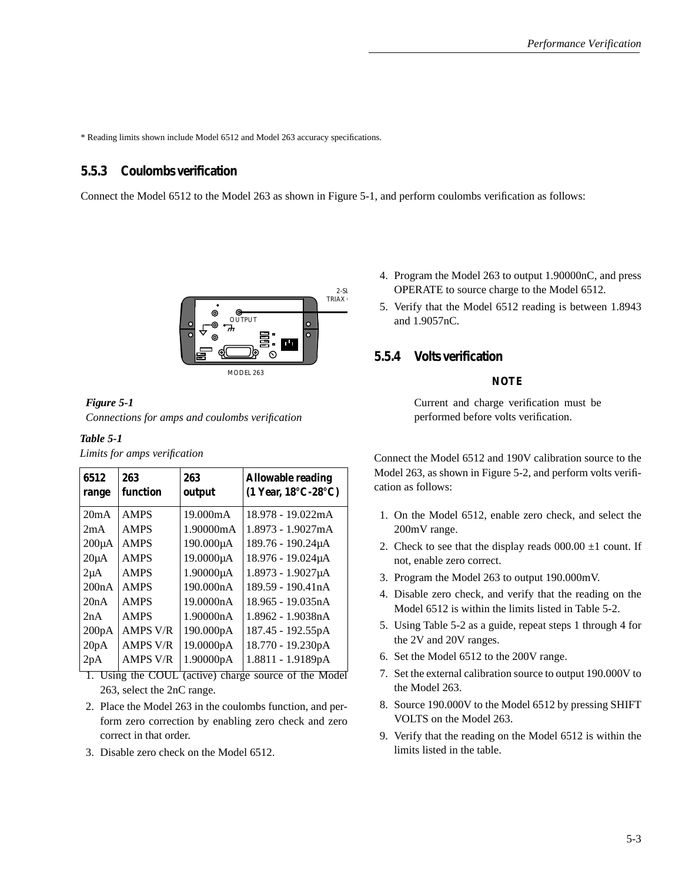* Reading limits shown include Model 6512 and Model 263 accuracy specifications.

### 5.5.3 Coulombs verification

Connect the Model 6512 to the Model 263 as shown in Figure 5-1, and perform coulombs verification as follows:

*Figure 5-1*
*Connections for amps and coulombs verification*

*Table 5-1*
*Limits for amps verification*

| 6512 range | 263 function | 263 output | Allowable reading (1 Year, 18°C-28°C) |
|---|---|---|---|
| 20mA | AMPS | 19.000mA | 18.978 - 19.022mA |
| 2mA | AMPS | 1.90000mA | 1.8973 - 1.9027mA |
| 200µA | AMPS | 190.000µA | 189.76 - 190.24µA |
| 20µA | AMPS | 19.0000µA | 18.976 - 19.024µA |
| 2µA | AMPS | 1.90000µA | 1.8973 - 1.9027µA |
| 200nA | AMPS | 190.000nA | 189.59 - 190.41nA |
| 20nA | AMPS | 19.0000nA | 18.965 - 19.035nA |
| 2nA | AMPS | 1.90000nA | 1.8962 - 1.9038nA |
| 200pA | AMPS V/R | 190.000pA | 187.45 - 192.55pA |
| 20pA | AMPS V/R | 19.0000pA | 18.770 - 19.230pA |
| 2pA | AMPS V/R | 1.90000pA | 1.8811 - 1.9189pA |

1. Using the COUL (active) charge source of the Model 263, select the 2nC range.
2. Place the Model 263 in the coulombs function, and perform zero correction by enabling zero check and zero correct in that order.
3. Disable zero check on the Model 6512.
4. Program the Model 263 to output 1.90000nC, and press OPERATE to source charge to the Model 6512.
5. Verify that the Model 6512 reading is between 1.8943 and 1.9057nC.

### 5.5.4 Volts verification

**NOTE**

Current and charge verification must be performed before volts verification.

Connect the Model 6512 and 190V calibration source to the Model 263, as shown in Figure 5-2, and perform volts verification as follows:

1. On the Model 6512, enable zero check, and select the 200mV range.
2. Check to see that the display reads 000.00 ±1 count. If not, enable zero correct.
3. Program the Model 263 to output 190.000mV.
4. Disable zero check, and verify that the reading on the Model 6512 is within the limits listed in Table 5-2.
5. Using Table 5-2 as a guide, repeat steps 1 through 4 for the 2V and 20V ranges.
6. Set the Model 6512 to the 200V range.
7. Set the external calibration source to output 190.000V to the Model 263.
8. Source 190.000V to the Model 6512 by pressing SHIFT VOLTS on the Model 263.
9. Verify that the reading on the Model 6512 is within the limits listed in the table.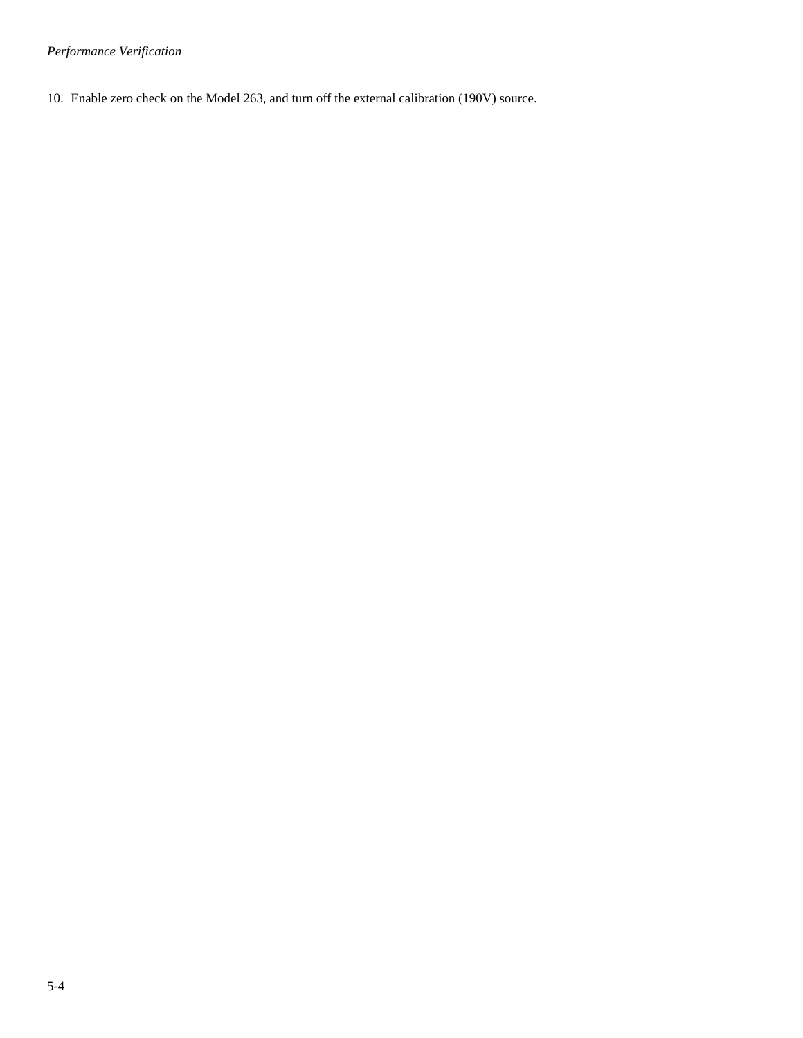10. Enable zero check on the Model 263, and turn off the external calibration (190V) source.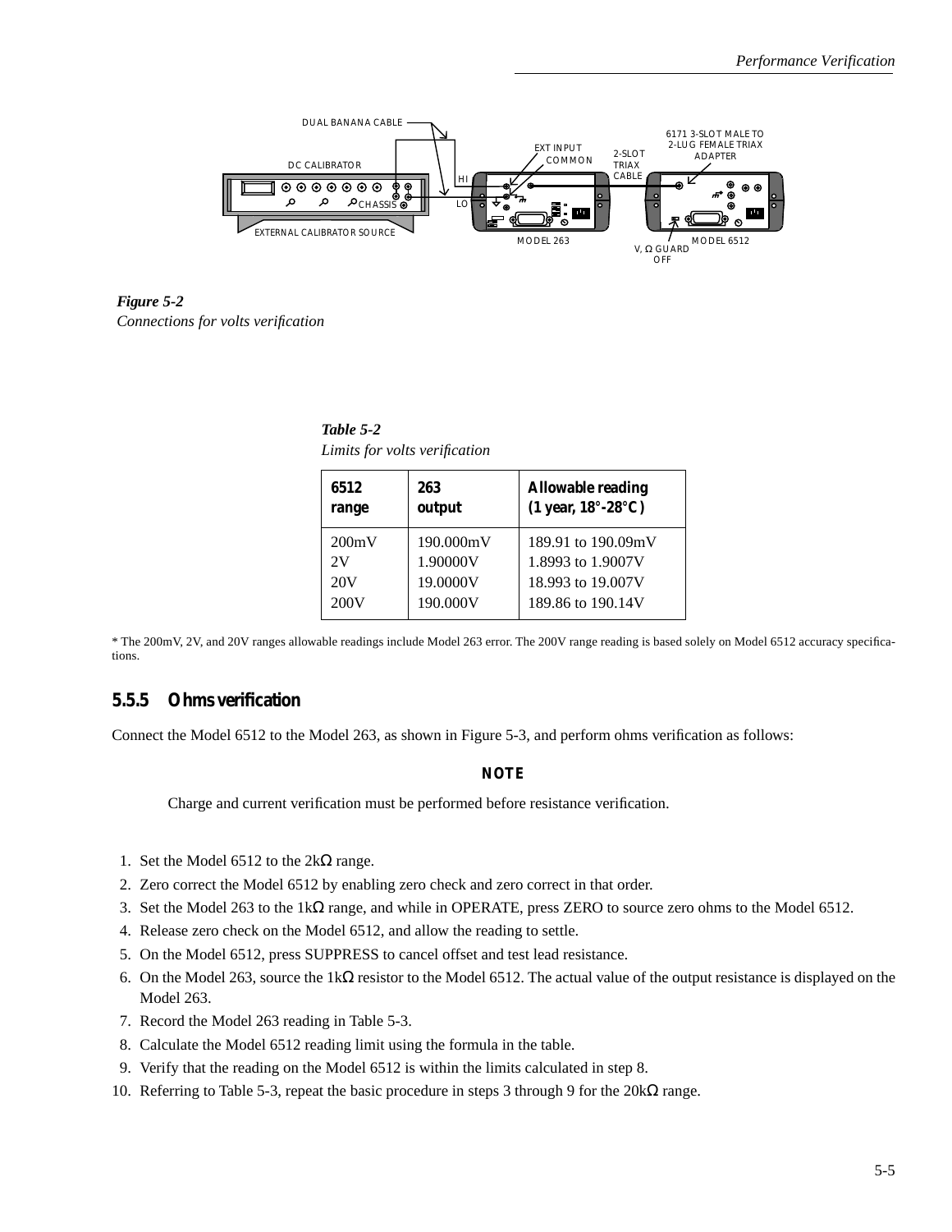*Figure 5-2*
*Connections for volts verification*

*Table 5-2*
*Limits for volts verification*

| 6512 range | 263 output | Allowable reading (1 year, 18°-28°C) |
|---|---|---|
| 200mV | 190.000mV | 189.91 to 190.09mV |
| 2V | 1.90000V | 1.8993 to 1.9007V |
| 20V | 19.0000V | 18.993 to 19.007V |
| 200V | 190.000V | 189.86 to 190.14V |

* The 200mV, 2V, and 20V ranges allowable readings include Model 263 error. The 200V range reading is based solely on Model 6512 accuracy specifications.

### 5.5.5 Ohms verification

Connect the Model 6512 to the Model 263, as shown in Figure 5-3, and perform ohms verification as follows:

**NOTE**

Charge and current verification must be performed before resistance verification.

1. Set the Model 6512 to the 2kΩ range.
2. Zero correct the Model 6512 by enabling zero check and zero correct in that order.
3. Set the Model 263 to the 1kΩ range, and while in OPERATE, press ZERO to source zero ohms to the Model 6512.
4. Release zero check on the Model 6512, and allow the reading to settle.
5. On the Model 6512, press SUPPRESS to cancel offset and test lead resistance.
6. On the Model 263, source the 1kΩ resistor to the Model 6512. The actual value of the output resistance is displayed on the Model 263.
7. Record the Model 263 reading in Table 5-3.
8. Calculate the Model 6512 reading limit using the formula in the table.
9. Verify that the reading on the Model 6512 is within the limits calculated in step 8.
10. Referring to Table 5-3, repeat the basic procedure in steps 3 through 9 for the 20kΩ range.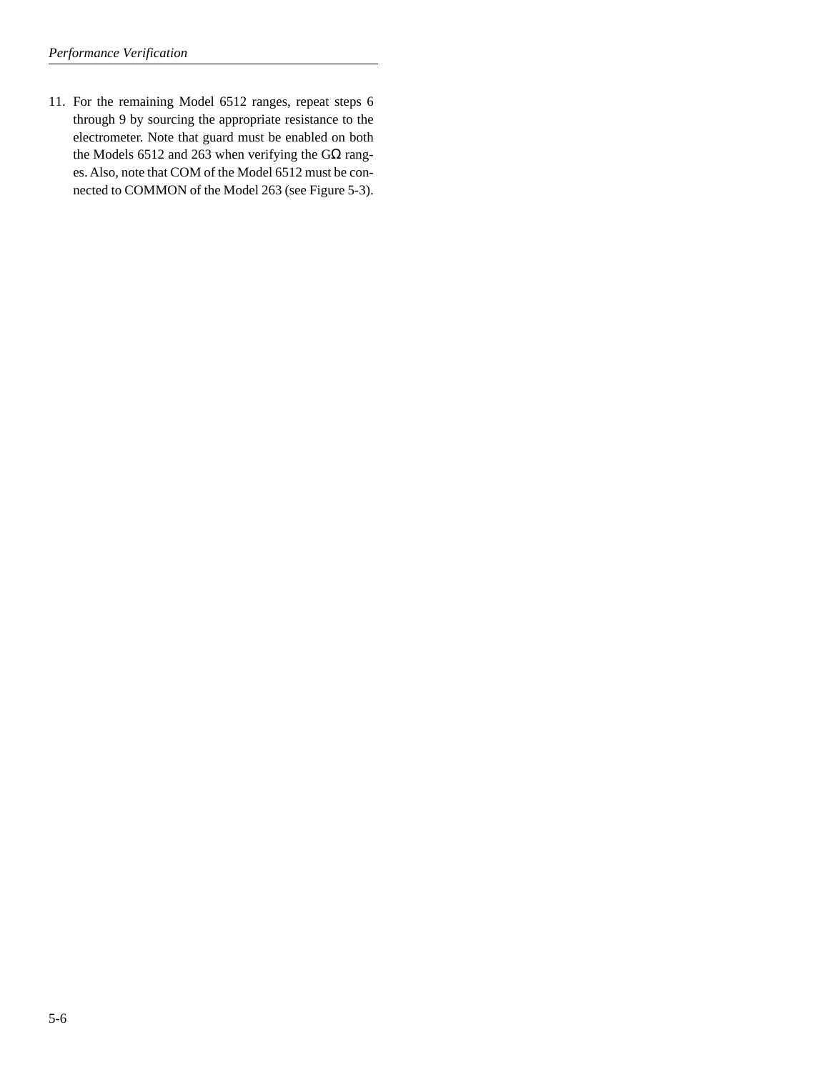11. For the remaining Model 6512 ranges, repeat steps 6 through 9 by sourcing the appropriate resistance to the electrometer. Note that guard must be enabled on both the Models 6512 and 263 when verifying the GΩ ranges. Also, note that COM of the Model 6512 must be connected to COMMON of the Model 263 (see Figure 5-3).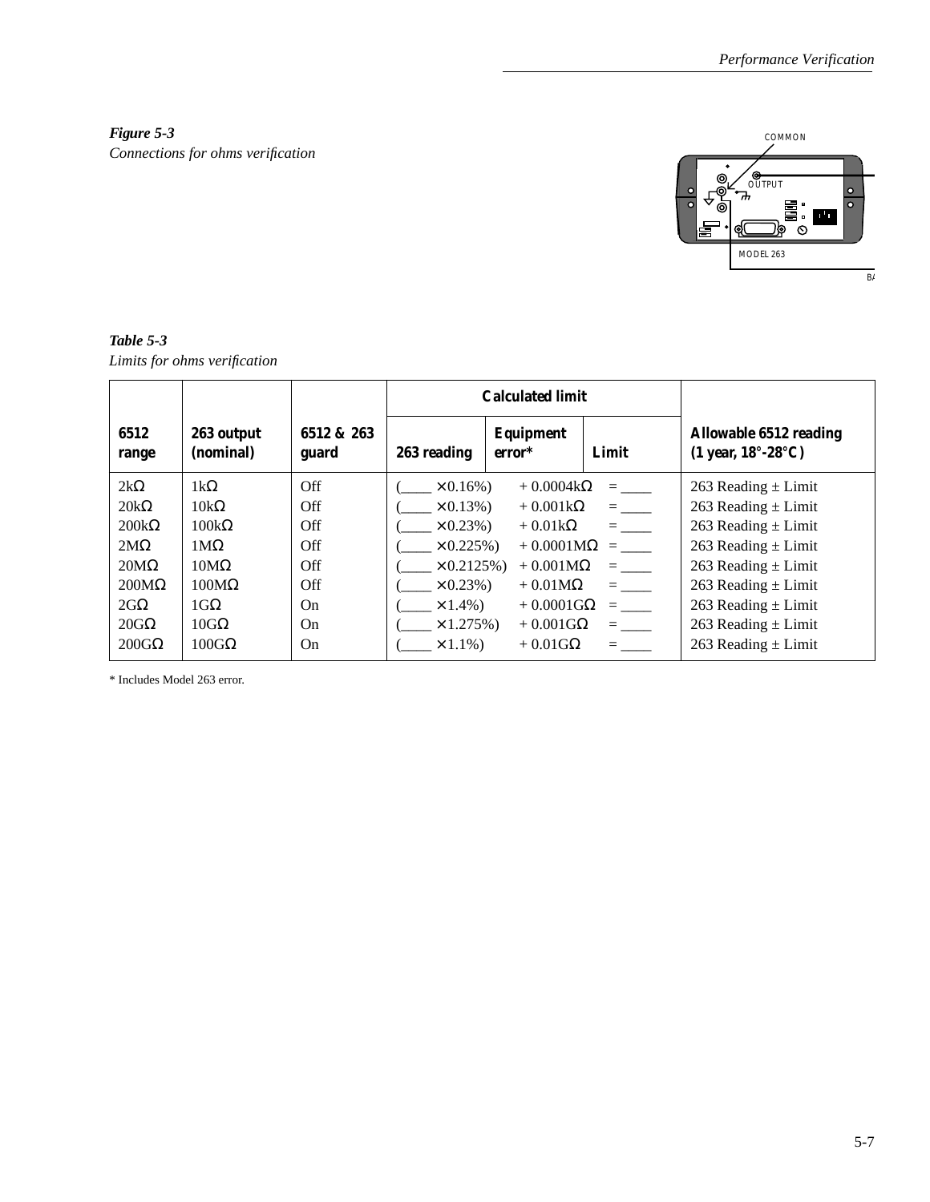*Figure 5-3*
*Connections for ohms verification*

*Table 5-3*
*Limits for ohms verification*

| 6512 range | 263 output (nominal) | 6512 & 263 guard | Calculated limit | | | Allowable 6512 reading (1 year, 18°-28°C) |
|---|---|---|---|---|---|---|
| | | | 263 reading | Equipment error* | Limit | |
| 2kΩ | 1kΩ | Off | (____ ×0.16%) | + 0.0004kΩ | = ____ | 263 Reading ± Limit |
| 20kΩ | 10kΩ | Off | (____ ×0.13%) | + 0.001kΩ | = ____ | 263 Reading ± Limit |
| 200kΩ | 100kΩ | Off | (____ ×0.23%) | + 0.01kΩ | = ____ | 263 Reading ± Limit |
| 2MΩ | 1MΩ | Off | (____ ×0.225%) | + 0.0001MΩ | = ____ | 263 Reading ± Limit |
| 20MΩ | 10MΩ | Off | (____ ×0.2125%) | + 0.001MΩ | = ____ | 263 Reading ± Limit |
| 200MΩ | 100MΩ | Off | (____ ×0.23%) | + 0.01MΩ | = ____ | 263 Reading ± Limit |
| 2GΩ | 1GΩ | On | (____ ×1.4%) | + 0.0001GΩ | = ____ | 263 Reading ± Limit |
| 20GΩ | 10GΩ | On | (____ ×1.275%) | + 0.001GΩ | = ____ | 263 Reading ± Limit |
| 200GΩ | 100GΩ | On | (____ ×1.1%) | + 0.01GΩ | = ____ | 263 Reading ± Limit |

* Includes Model 263 error.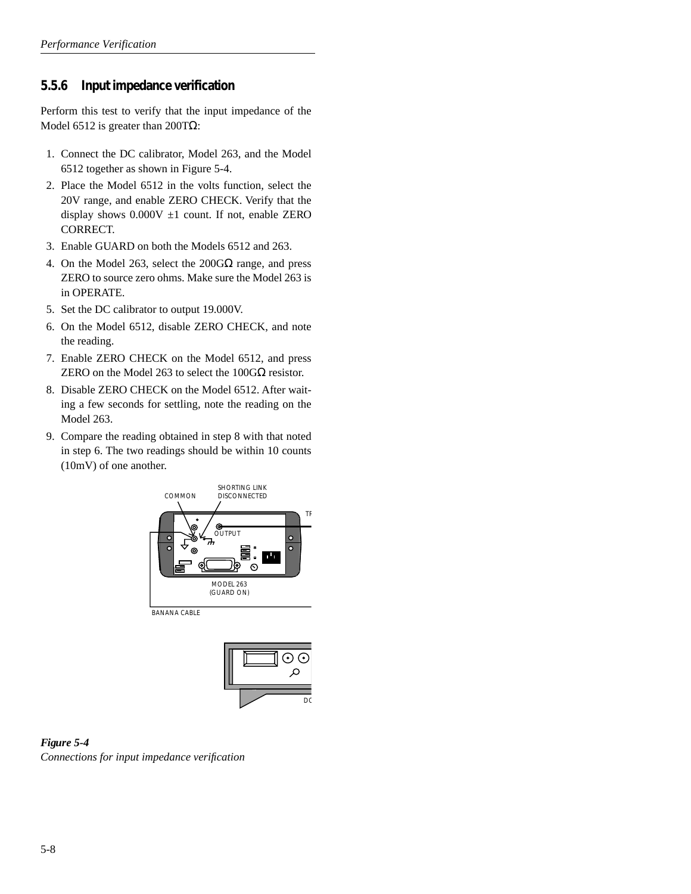### 5.5.6 Input impedance verification

Perform this test to verify that the input impedance of the Model 6512 is greater than 200TΩ:

1. Connect the DC calibrator, Model 263, and the Model 6512 together as shown in Figure 5-4.
2. Place the Model 6512 in the volts function, select the 20V range, and enable ZERO CHECK. Verify that the display shows 0.000V ±1 count. If not, enable ZERO CORRECT.
3. Enable GUARD on both the Models 6512 and 263.
4. On the Model 263, select the 200GΩ range, and press ZERO to source zero ohms. Make sure the Model 263 is in OPERATE.
5. Set the DC calibrator to output 19.000V.
6. On the Model 6512, disable ZERO CHECK, and note the reading.
7. Enable ZERO CHECK on the Model 6512, and press ZERO on the Model 263 to select the 100GΩ resistor.
8. Disable ZERO CHECK on the Model 6512. After waiting a few seconds for settling, note the reading on the Model 263.
9. Compare the reading obtained in step 8 with that noted in step 6. The two readings should be within 10 counts (10mV) of one another.

*Figure 5-4*
*Connections for input impedance verification*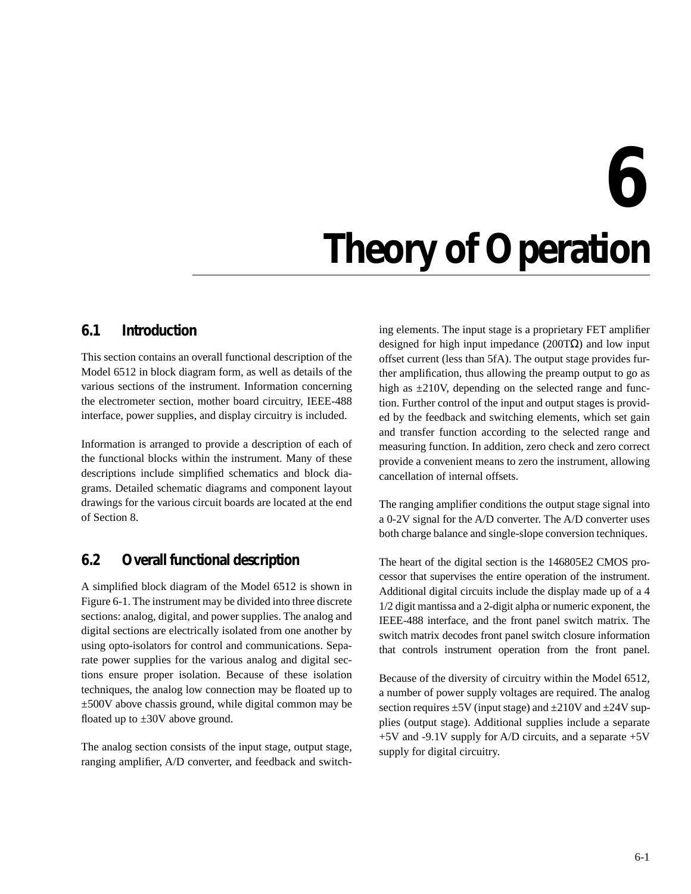# 6 Theory of Operation

## 6.1 Introduction

This section contains an overall functional description of the Model 6512 in block diagram form, as well as details of the various sections of the instrument. Information concerning the electrometer section, mother board circuitry, IEEE-488 interface, power supplies, and display circuitry is included.

Information is arranged to provide a description of each of the functional blocks within the instrument. Many of these descriptions include simplified schematics and block diagrams. Detailed schematic diagrams and component layout drawings for the various circuit boards are located at the end of Section 8.

## 6.2 Overall functional description

A simplified block diagram of the Model 6512 is shown in Figure 6-1. The instrument may be divided into three discrete sections: analog, digital, and power supplies. The analog and digital sections are electrically isolated from one another by using opto-isolators for control and communications. Separate power supplies for the various analog and digital sections ensure proper isolation. Because of these isolation techniques, the analog low connection may be floated up to ±500V above chassis ground, while digital common may be floated up to ±30V above ground.

The analog section consists of the input stage, output stage, ranging amplifier, A/D converter, and feedback and switching elements. The input stage is a proprietary FET amplifier designed for high input impedance (200TΩ) and low input offset current (less than 5fA). The output stage provides further amplification, thus allowing the preamp output to go as high as ±210V, depending on the selected range and function. Further control of the input and output stages is provided by the feedback and switching elements, which set gain and transfer function according to the selected range and measuring function. In addition, zero check and zero correct provide a convenient means to zero the instrument, allowing cancellation of internal offsets.

The ranging amplifier conditions the output stage signal into a 0-2V signal for the A/D converter. The A/D converter uses both charge balance and single-slope conversion techniques.

The heart of the digital section is the 146805E2 CMOS processor that supervises the entire operation of the instrument. Additional digital circuits include the display made up of a 4 1/2 digit mantissa and a 2-digit alpha or numeric exponent, the IEEE-488 interface, and the front panel switch matrix. The switch matrix decodes front panel switch closure information that controls instrument operation from the front panel.

Because of the diversity of circuitry within the Model 6512, a number of power supply voltages are required. The analog section requires ±5V (input stage) and ±210V and ±24V supplies (output stage). Additional supplies include a separate +5V and -9.1V supply for A/D circuits, and a separate +5V supply for digital circuitry.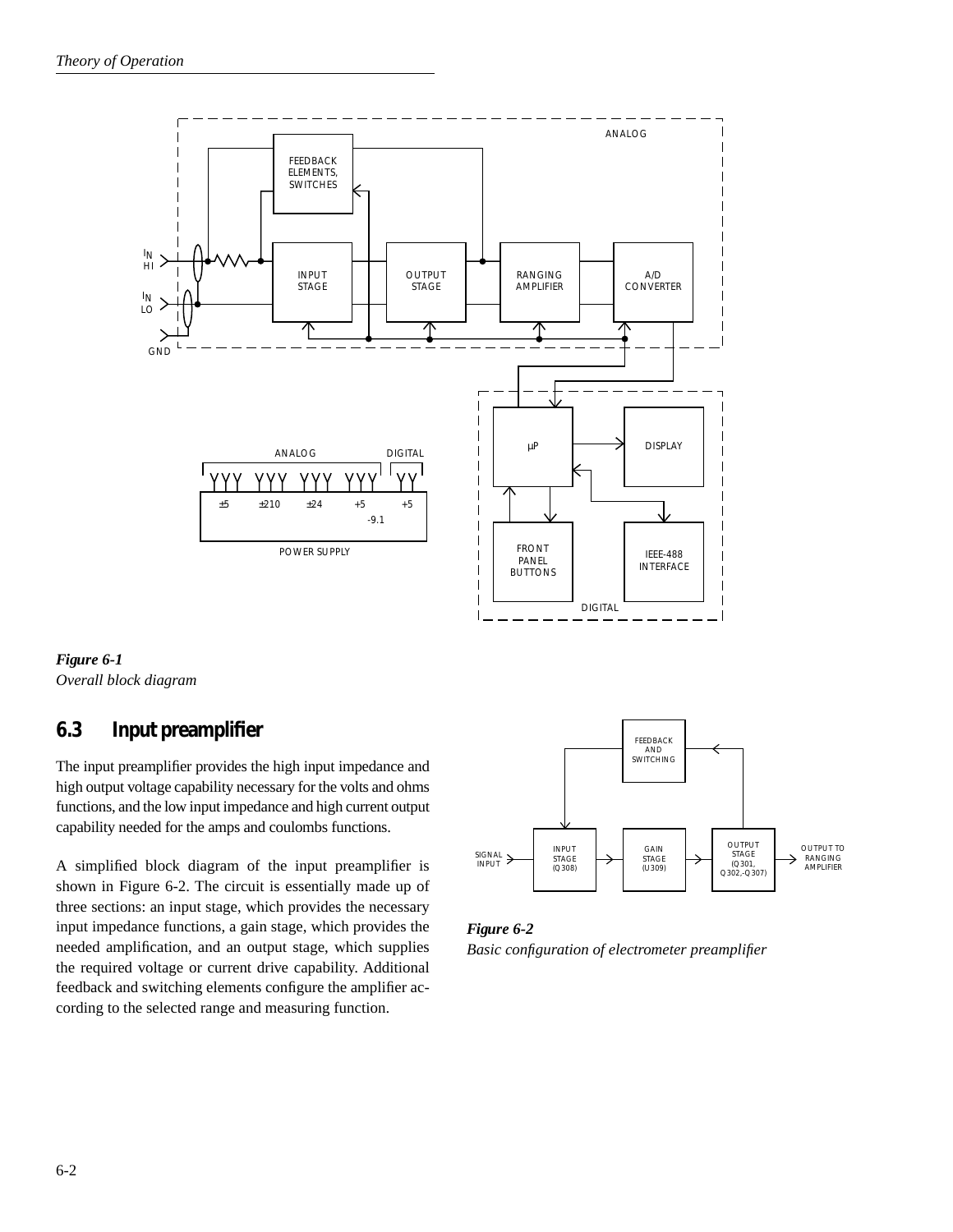*Figure 6-1*
*Overall block diagram*

## 6.3 Input preamplifier

The input preamplifier provides the high input impedance and high output voltage capability necessary for the volts and ohms functions, and the low input impedance and high current output capability needed for the amps and coulombs functions.

A simplified block diagram of the input preamplifier is shown in Figure 6-2. The circuit is essentially made up of three sections: an input stage, which provides the necessary input impedance functions, a gain stage, which provides the needed amplification, and an output stage, which supplies the required voltage or current drive capability. Additional feedback and switching elements configure the amplifier according to the selected range and measuring function.

*Figure 6-2*
*Basic configuration of electrometer preamplifier*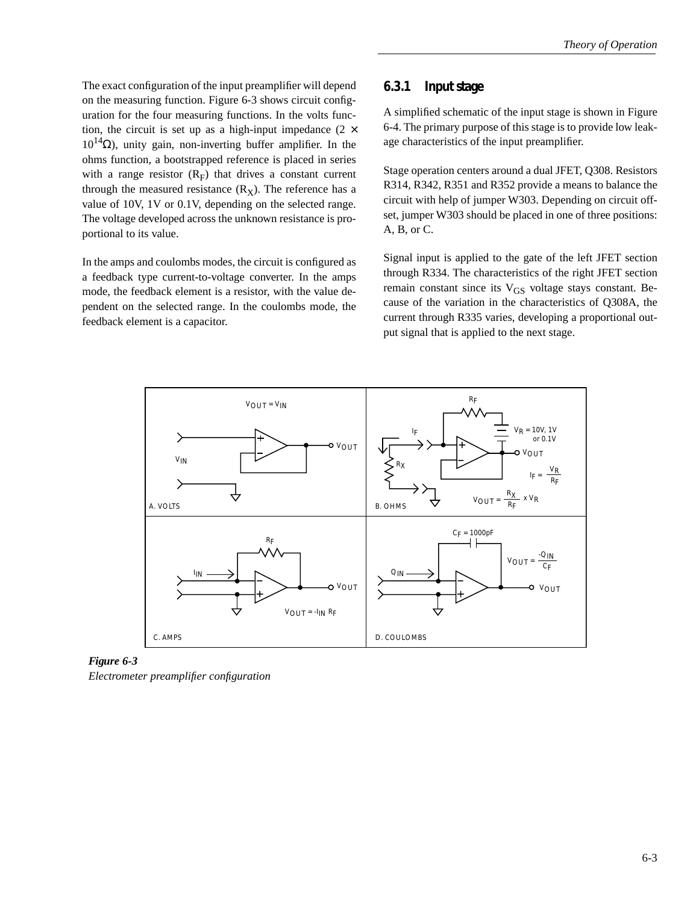The exact configuration of the input preamplifier will depend on the measuring function. Figure 6-3 shows circuit configuration for the four measuring functions. In the volts function, the circuit is set up as a high-input impedance ($2 \times 10^{14}\Omega$), unity gain, non-inverting buffer amplifier. In the ohms function, a bootstrapped reference is placed in series with a range resistor ($R_F$) that drives a constant current through the measured resistance ($R_X$). The reference has a value of 10V, 1V or 0.1V, depending on the selected range. The voltage developed across the unknown resistance is proportional to its value.

In the amps and coulombs modes, the circuit is configured as a feedback type current-to-voltage converter. In the amps mode, the feedback element is a resistor, with the value dependent on the selected range. In the coulombs mode, the feedback element is a capacitor.

### 6.3.1 Input stage

A simplified schematic of the input stage is shown in Figure 6-4. The primary purpose of this stage is to provide low leakage characteristics of the input preamplifier.

Stage operation centers around a dual JFET, Q308. Resistors R314, R342, R351 and R352 provide a means to balance the circuit with help of jumper W303. Depending on circuit offset, jumper W303 should be placed in one of three positions: A, B, or C.

Signal input is applied to the gate of the left JFET section through R334. The characteristics of the right JFET section remain constant since its $V_{GS}$ voltage stays constant. Because of the variation in the characteristics of Q308A, the current through R335 varies, developing a proportional output signal that is applied to the next stage.

A. VOLTS: $V_{OUT} = V_{IN}$

B. OHMS: $V_R = 10V, 1V$ or $0.1V$; $I_F = \frac{V_R}{R_F}$; $V_{OUT} = \frac{R_X}{R_F} \times V_R$

C. AMPS: $V_{OUT} = -I_{IN} R_F$

D. COULOMBS: $C_F = 1000pF$; $V_{OUT} = \frac{-Q_{IN}}{C_F}$

***Figure 6-3***
*Electrometer preamplifier configuration*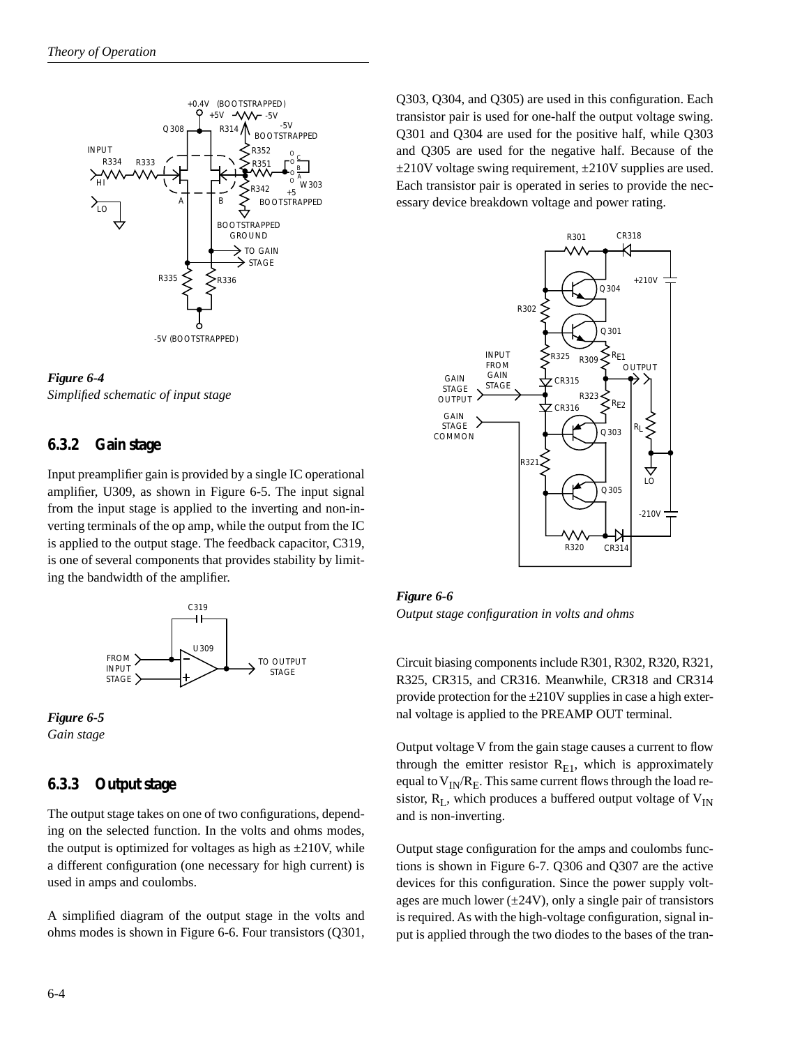*Figure 6-4*
*Simplified schematic of input stage*

### 6.3.2 Gain stage

Input preamplifier gain is provided by a single IC operational amplifier, U309, as shown in Figure 6-5. The input signal from the input stage is applied to the inverting and non-inverting terminals of the op amp, while the output from the IC is applied to the output stage. The feedback capacitor, C319, is one of several components that provides stability by limiting the bandwidth of the amplifier.

*Figure 6-5*
*Gain stage*

### 6.3.3 Output stage

The output stage takes on one of two configurations, depending on the selected function. In the volts and ohms modes, the output is optimized for voltages as high as ±210V, while a different configuration (one necessary for high current) is used in amps and coulombs.

A simplified diagram of the output stage in the volts and ohms modes is shown in Figure 6-6. Four transistors (Q301, Q303, Q304, and Q305) are used in this configuration. Each transistor pair is used for one-half the output voltage swing. Q301 and Q304 are used for the positive half, while Q303 and Q305 are used for the negative half. Because of the ±210V voltage swing requirement, ±210V supplies are used. Each transistor pair is operated in series to provide the necessary device breakdown voltage and power rating.

*Figure 6-6*
*Output stage configuration in volts and ohms*

Circuit biasing components include R301, R302, R320, R321, R325, CR315, and CR316. Meanwhile, CR318 and CR314 provide protection for the ±210V supplies in case a high external voltage is applied to the PREAMP OUT terminal.

Output voltage V from the gain stage causes a current to flow through the emitter resistor $R_{E1}$, which is approximately equal to $V_{IN}/R_E$. This same current flows through the load resistor, $R_L$, which produces a buffered output voltage of $V_{IN}$ and is non-inverting.

Output stage configuration for the amps and coulombs functions is shown in Figure 6-7. Q306 and Q307 are the active devices for this configuration. Since the power supply voltages are much lower (±24V), only a single pair of transistors is required. As with the high-voltage configuration, signal input is applied through the two diodes to the bases of the tran-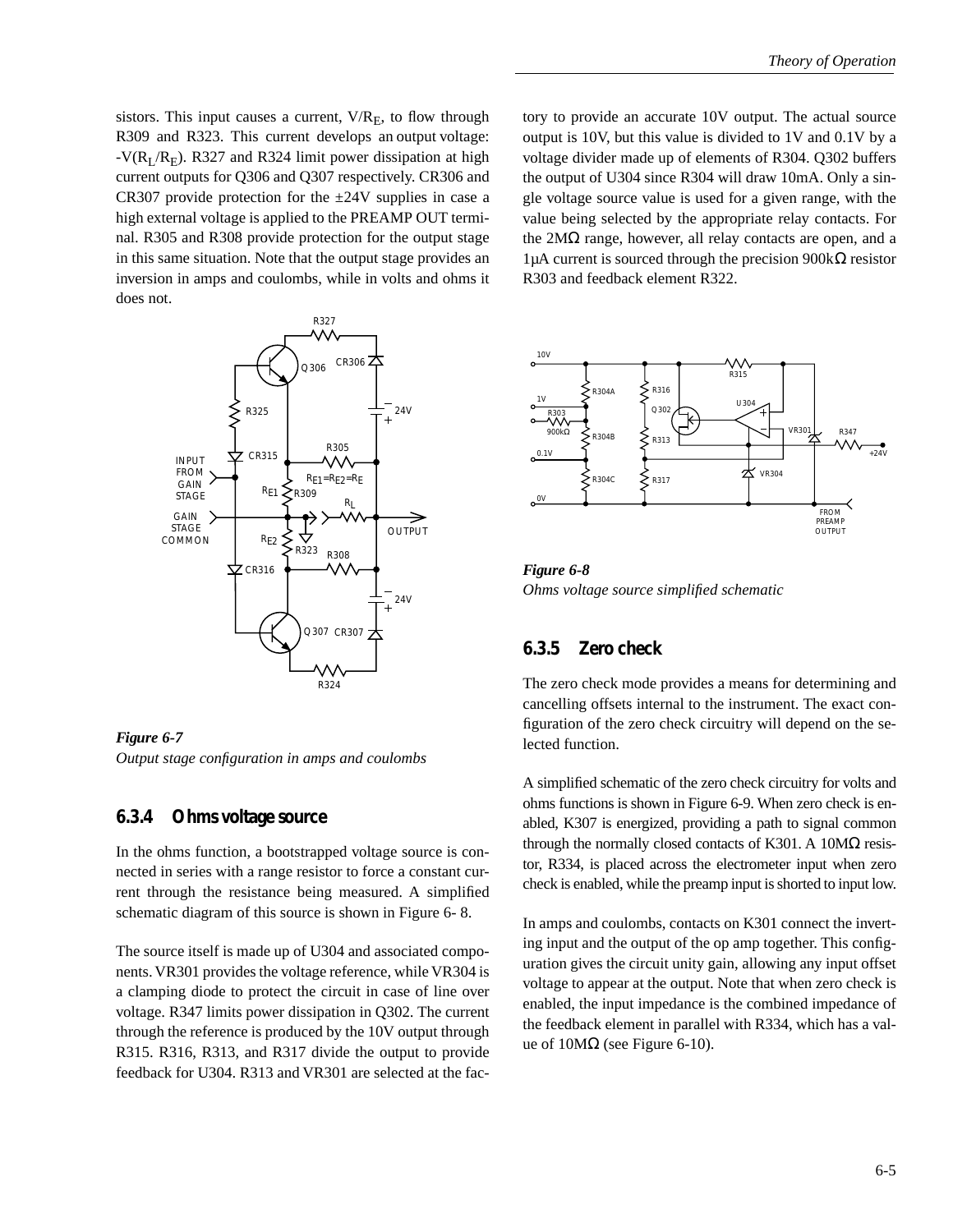sistors. This input causes a current, $V/R_E$, to flow through R309 and R323. This current develops an output voltage: $-V(R_L/R_E)$. R327 and R324 limit power dissipation at high current outputs for Q306 and Q307 respectively. CR306 and CR307 provide protection for the ±24V supplies in case a high external voltage is applied to the PREAMP OUT terminal. R305 and R308 provide protection for the output stage in this same situation. Note that the output stage provides an inversion in amps and coulombs, while in volts and ohms it does not.

*Figure 6-7*
*Output stage configuration in amps and coulombs*

### 6.3.4 Ohms voltage source

In the ohms function, a bootstrapped voltage source is connected in series with a range resistor to force a constant current through the resistance being measured. A simplified schematic diagram of this source is shown in Figure 6- 8.

The source itself is made up of U304 and associated components. VR301 provides the voltage reference, while VR304 is a clamping diode to protect the circuit in case of line over voltage. R347 limits power dissipation in Q302. The current through the reference is produced by the 10V output through R315. R316, R313, and R317 divide the output to provide feedback for U304. R313 and VR301 are selected at the factory to provide an accurate 10V output. The actual source output is 10V, but this value is divided to 1V and 0.1V by a voltage divider made up of elements of R304. Q302 buffers the output of U304 since R304 will draw 10mA. Only a single voltage source value is used for a given range, with the value being selected by the appropriate relay contacts. For the 2MΩ range, however, all relay contacts are open, and a 1μA current is sourced through the precision 900kΩ resistor R303 and feedback element R322.

*Figure 6-8*
*Ohms voltage source simplified schematic*

### 6.3.5 Zero check

The zero check mode provides a means for determining and cancelling offsets internal to the instrument. The exact configuration of the zero check circuitry will depend on the selected function.

A simplified schematic of the zero check circuitry for volts and ohms functions is shown in Figure 6-9. When zero check is enabled, K307 is energized, providing a path to signal common through the normally closed contacts of K301. A 10MΩ resistor, R334, is placed across the electrometer input when zero check is enabled, while the preamp input is shorted to input low.

In amps and coulombs, contacts on K301 connect the inverting input and the output of the op amp together. This configuration gives the circuit unity gain, allowing any input offset voltage to appear at the output. Note that when zero check is enabled, the input impedance is the combined impedance of the feedback element in parallel with R334, which has a value of 10MΩ (see Figure 6-10).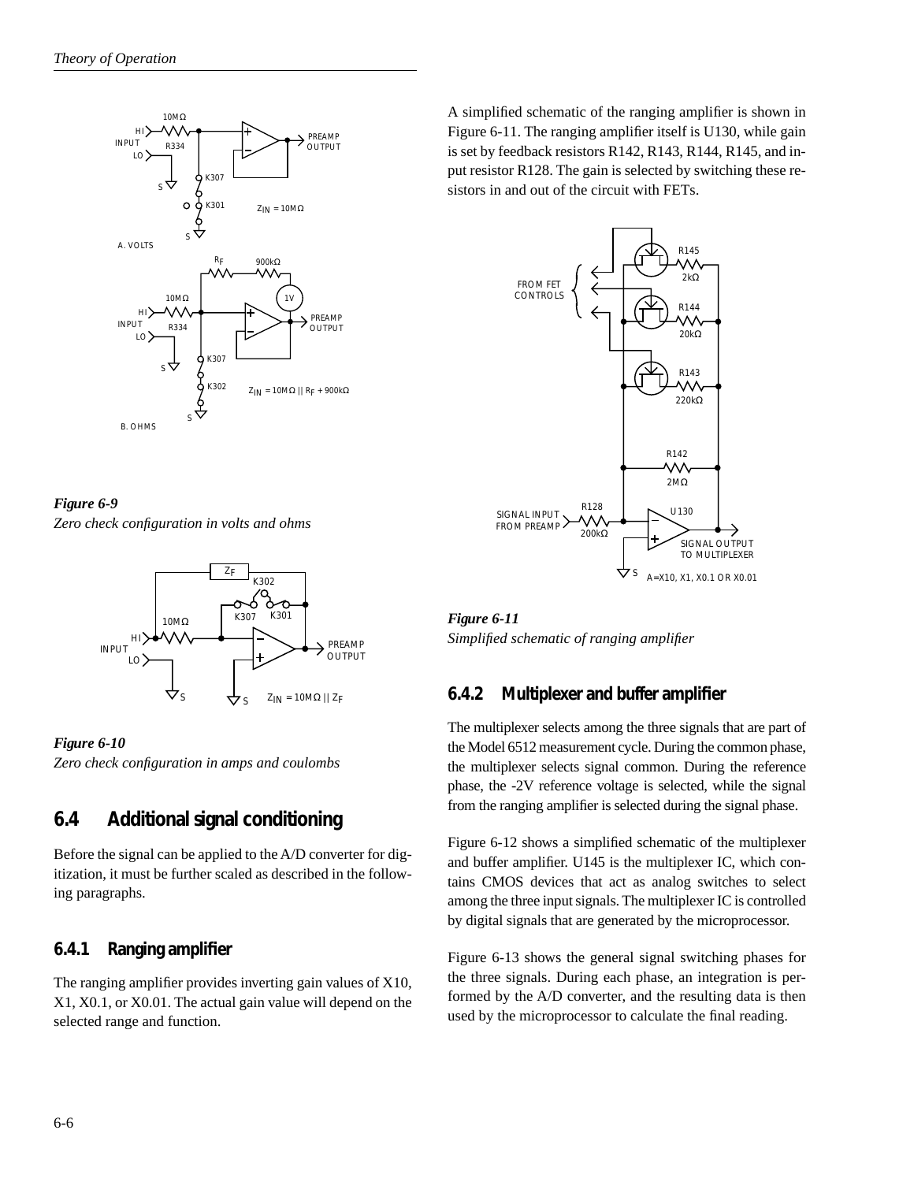*Figure 6-9*
*Zero check configuration in volts and ohms*

*Figure 6-10*
*Zero check configuration in amps and coulombs*

## 6.4 Additional signal conditioning

Before the signal can be applied to the A/D converter for digitization, it must be further scaled as described in the following paragraphs.

### 6.4.1 Ranging amplifier

The ranging amplifier provides inverting gain values of X10, X1, X0.1, or X0.01. The actual gain value will depend on the selected range and function.

A simplified schematic of the ranging amplifier is shown in Figure 6-11. The ranging amplifier itself is U130, while gain is set by feedback resistors R142, R143, R144, R145, and input resistor R128. The gain is selected by switching these resistors in and out of the circuit with FETs.

*Figure 6-11*
*Simplified schematic of ranging amplifier*

### 6.4.2 Multiplexer and buffer amplifier

The multiplexer selects among the three signals that are part of the Model 6512 measurement cycle. During the common phase, the multiplexer selects signal common. During the reference phase, the -2V reference voltage is selected, while the signal from the ranging amplifier is selected during the signal phase.

Figure 6-12 shows a simplified schematic of the multiplexer and buffer amplifier. U145 is the multiplexer IC, which contains CMOS devices that act as analog switches to select among the three input signals. The multiplexer IC is controlled by digital signals that are generated by the microprocessor.

Figure 6-13 shows the general signal switching phases for the three signals. During each phase, an integration is performed by the A/D converter, and the resulting data is then used by the microprocessor to calculate the final reading.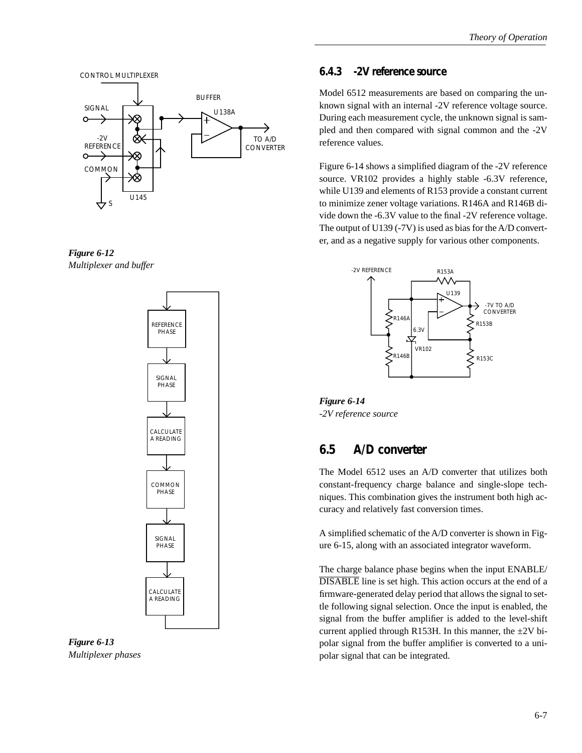*Figure 6-12*
*Multiplexer and buffer*

*Figure 6-13*
*Multiplexer phases*

### 6.4.3 -2V reference source

Model 6512 measurements are based on comparing the unknown signal with an internal -2V reference voltage source. During each measurement cycle, the unknown signal is sampled and then compared with signal common and the -2V reference values.

Figure 6-14 shows a simplified diagram of the -2V reference source. VR102 provides a highly stable -6.3V reference, while U139 and elements of R153 provide a constant current to minimize zener voltage variations. R146A and R146B divide down the -6.3V value to the final -2V reference voltage. The output of U139 (-7V) is used as bias for the A/D converter, and as a negative supply for various other components.

*Figure 6-14*
*-2V reference source*

## 6.5 A/D converter

The Model 6512 uses an A/D converter that utilizes both constant-frequency charge balance and single-slope techniques. This combination gives the instrument both high accuracy and relatively fast conversion times.

A simplified schematic of the A/D converter is shown in Figure 6-15, along with an associated integrator waveform.

The charge balance phase begins when the input ENABLE/$\overline{\text{DISABLE}}$ line is set high. This action occurs at the end of a firmware-generated delay period that allows the signal to settle following signal selection. Once the input is enabled, the signal from the buffer amplifier is added to the level-shift current applied through R153H. In this manner, the ±2V bipolar signal from the buffer amplifier is converted to a unipolar signal that can be integrated.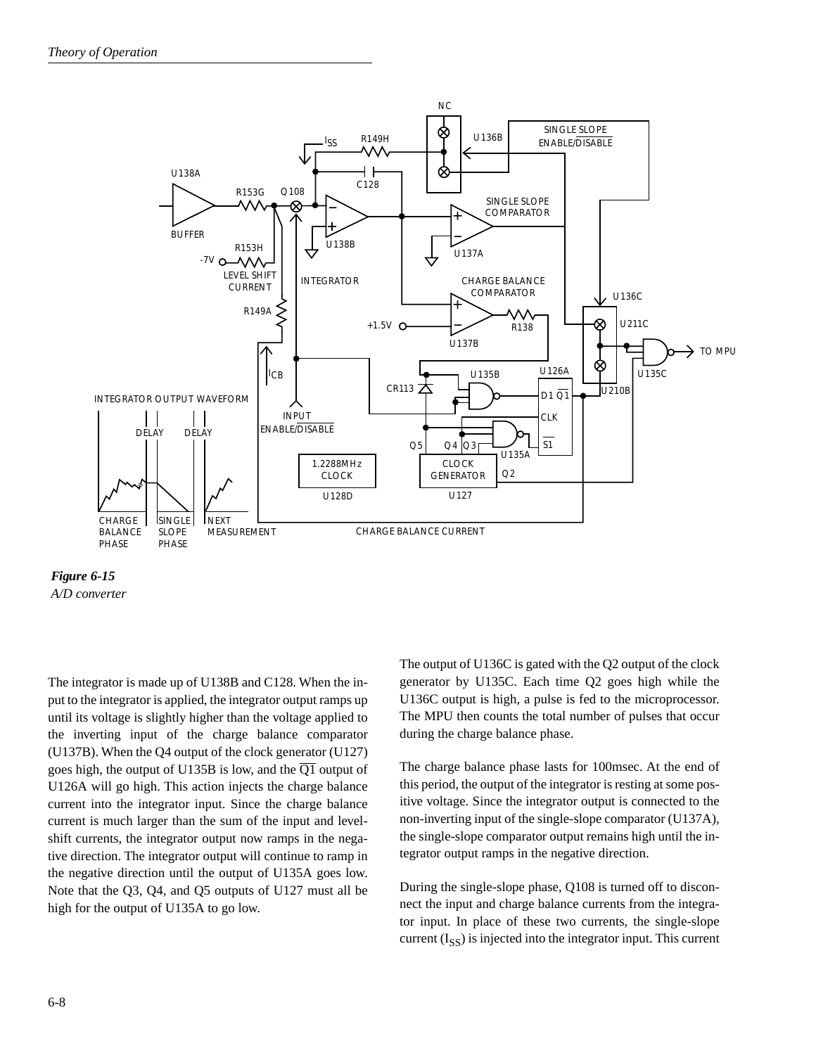*Figure 6-15*
*A/D converter*

The integrator is made up of U138B and C128. When the input to the integrator is applied, the integrator output ramps up until its voltage is slightly higher than the voltage applied to the inverting input of the charge balance comparator (U137B). When the Q4 output of the clock generator (U127) goes high, the output of U135B is low, and the $\overline{Q1}$ output of U126A will go high. This action injects the charge balance current into the integrator input. Since the charge balance current is much larger than the sum of the input and level-shift currents, the integrator output now ramps in the negative direction. The integrator output will continue to ramp in the negative direction until the output of U135A goes low. Note that the Q3, Q4, and Q5 outputs of U127 must all be high for the output of U135A to go low.

The output of U136C is gated with the Q2 output of the clock generator by U135C. Each time Q2 goes high while the U136C output is high, a pulse is fed to the microprocessor. The MPU then counts the total number of pulses that occur during the charge balance phase.

The charge balance phase lasts for 100msec. At the end of this period, the output of the integrator is resting at some positive voltage. Since the integrator output is connected to the non-inverting input of the single-slope comparator (U137A), the single-slope comparator output remains high until the integrator output ramps in the negative direction.

During the single-slope phase, Q108 is turned off to disconnect the input and charge balance currents from the integrator input. In place of these two currents, the single-slope current ($I_{SS}$) is injected into the integrator input. This current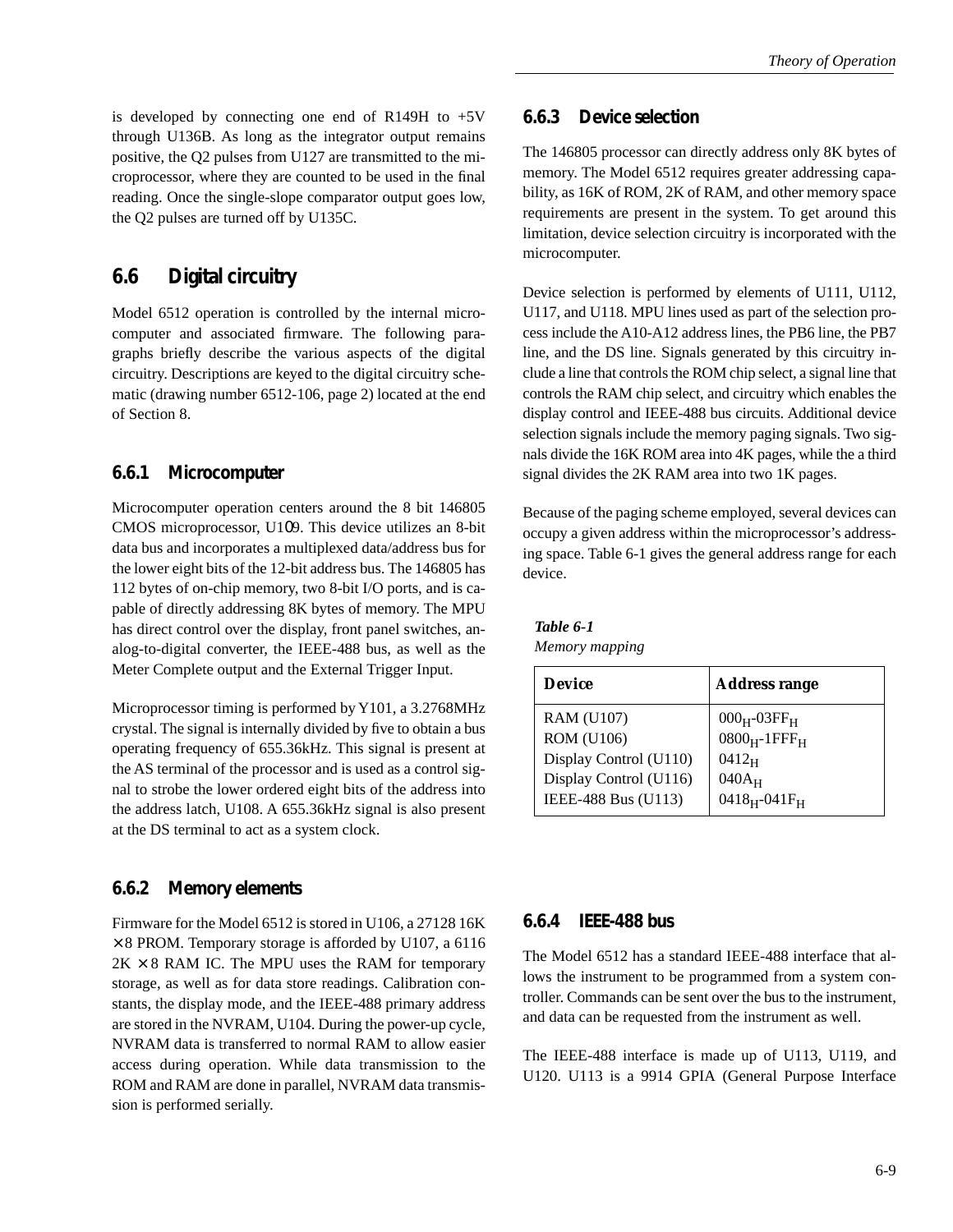is developed by connecting one end of R149H to +5V through U136B. As long as the integrator output remains positive, the Q2 pulses from U127 are transmitted to the microprocessor, where they are counted to be used in the final reading. Once the single-slope comparator output goes low, the Q2 pulses are turned off by U135C.

## 6.6 Digital circuitry

Model 6512 operation is controlled by the internal microcomputer and associated firmware. The following paragraphs briefly describe the various aspects of the digital circuitry. Descriptions are keyed to the digital circuitry schematic (drawing number 6512-106, page 2) located at the end of Section 8.

### 6.6.1 Microcomputer

Microcomputer operation centers around the 8 bit 146805 CMOS microprocessor, U109. This device utilizes an 8-bit data bus and incorporates a multiplexed data/address bus for the lower eight bits of the 12-bit address bus. The 146805 has 112 bytes of on-chip memory, two 8-bit I/O ports, and is capable of directly addressing 8K bytes of memory. The MPU has direct control over the display, front panel switches, analog-to-digital converter, the IEEE-488 bus, as well as the Meter Complete output and the External Trigger Input.

Microprocessor timing is performed by Y101, a 3.2768MHz crystal. The signal is internally divided by five to obtain a bus operating frequency of 655.36kHz. This signal is present at the AS terminal of the processor and is used as a control signal to strobe the lower ordered eight bits of the address into the address latch, U108. A 655.36kHz signal is also present at the DS terminal to act as a system clock.

### 6.6.2 Memory elements

Firmware for the Model 6512 is stored in U106, a 27128 16K × 8 PROM. Temporary storage is afforded by U107, a 6116 2K × 8 RAM IC. The MPU uses the RAM for temporary storage, as well as for data store readings. Calibration constants, the display mode, and the IEEE-488 primary address are stored in the NVRAM, U104. During the power-up cycle, NVRAM data is transferred to normal RAM to allow easier access during operation. While data transmission to the ROM and RAM are done in parallel, NVRAM data transmission is performed serially.

### 6.6.3 Device selection

The 146805 processor can directly address only 8K bytes of memory. The Model 6512 requires greater addressing capability, as 16K of ROM, 2K of RAM, and other memory space requirements are present in the system. To get around this limitation, device selection circuitry is incorporated with the microcomputer.

Device selection is performed by elements of U111, U112, U117, and U118. MPU lines used as part of the selection process include the A10-A12 address lines, the PB6 line, the PB7 line, and the DS line. Signals generated by this circuitry include a line that controls the ROM chip select, a signal line that controls the RAM chip select, and circuitry which enables the display control and IEEE-488 bus circuits. Additional device selection signals include the memory paging signals. Two signals divide the 16K ROM area into 4K pages, while the a third signal divides the 2K RAM area into two 1K pages.

Because of the paging scheme employed, several devices can occupy a given address within the microprocessor's addressing space. Table 6-1 gives the general address range for each device.

***Table 6-1***
*Memory mapping*

| Device | Address range |
|---|---|
| RAM (U107) | $000_H$-$03FF_H$ |
| ROM (U106) | $0800_H$-$1FFF_H$ |
| Display Control (U110) | $0412_H$ |
| Display Control (U116) | $040A_H$ |
| IEEE-488 Bus (U113) | $0418_H$-$041F_H$ |

### 6.6.4 IEEE-488 bus

The Model 6512 has a standard IEEE-488 interface that allows the instrument to be programmed from a system controller. Commands can be sent over the bus to the instrument, and data can be requested from the instrument as well.

The IEEE-488 interface is made up of U113, U119, and U120. U113 is a 9914 GPIA (General Purpose Interface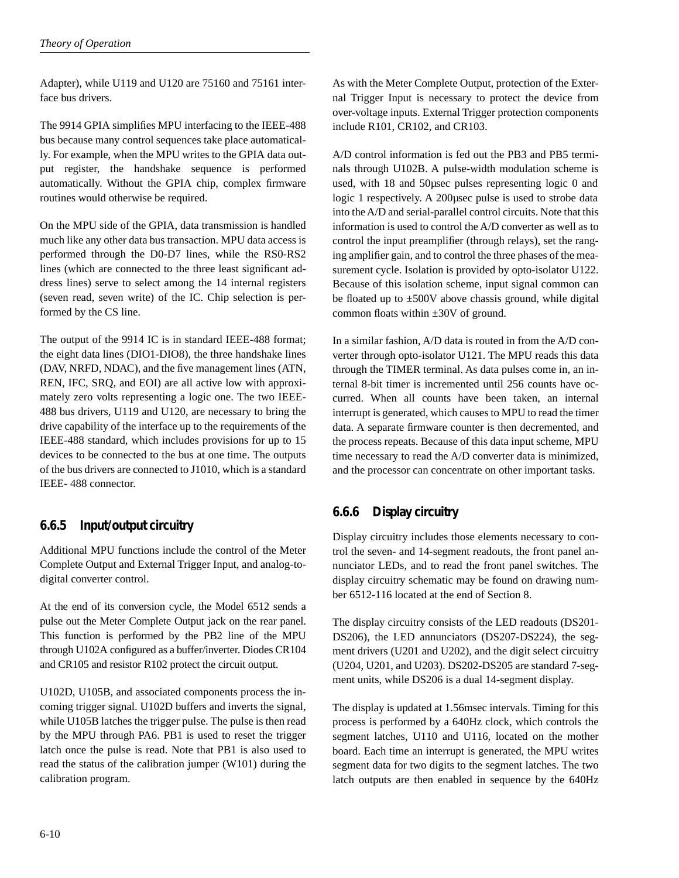Adapter), while U119 and U120 are 75160 and 75161 interface bus drivers.

The 9914 GPIA simplifies MPU interfacing to the IEEE-488 bus because many control sequences take place automatically. For example, when the MPU writes to the GPIA data output register, the handshake sequence is performed automatically. Without the GPIA chip, complex firmware routines would otherwise be required.

On the MPU side of the GPIA, data transmission is handled much like any other data bus transaction. MPU data access is performed through the D0-D7 lines, while the RS0-RS2 lines (which are connected to the three least significant address lines) serve to select among the 14 internal registers (seven read, seven write) of the IC. Chip selection is performed by the CS line.

The output of the 9914 IC is in standard IEEE-488 format; the eight data lines (DIO1-DIO8), the three handshake lines (DAV, NRFD, NDAC), and the five management lines (ATN, REN, IFC, SRQ, and EOI) are all active low with approximately zero volts representing a logic one. The two IEEE-488 bus drivers, U119 and U120, are necessary to bring the drive capability of the interface up to the requirements of the IEEE-488 standard, which includes provisions for up to 15 devices to be connected to the bus at one time. The outputs of the bus drivers are connected to J1010, which is a standard IEEE- 488 connector.

### 6.6.5 Input/output circuitry

Additional MPU functions include the control of the Meter Complete Output and External Trigger Input, and analog-to-digital converter control.

At the end of its conversion cycle, the Model 6512 sends a pulse out the Meter Complete Output jack on the rear panel. This function is performed by the PB2 line of the MPU through U102A configured as a buffer/inverter. Diodes CR104 and CR105 and resistor R102 protect the circuit output.

U102D, U105B, and associated components process the incoming trigger signal. U102D buffers and inverts the signal, while U105B latches the trigger pulse. The pulse is then read by the MPU through PA6. PB1 is used to reset the trigger latch once the pulse is read. Note that PB1 is also used to read the status of the calibration jumper (W101) during the calibration program.

As with the Meter Complete Output, protection of the External Trigger Input is necessary to protect the device from over-voltage inputs. External Trigger protection components include R101, CR102, and CR103.

A/D control information is fed out the PB3 and PB5 terminals through U102B. A pulse-width modulation scheme is used, with 18 and 50μsec pulses representing logic 0 and logic 1 respectively. A 200μsec pulse is used to strobe data into the A/D and serial-parallel control circuits. Note that this information is used to control the A/D converter as well as to control the input preamplifier (through relays), set the ranging amplifier gain, and to control the three phases of the measurement cycle. Isolation is provided by opto-isolator U122. Because of this isolation scheme, input signal common can be floated up to ±500V above chassis ground, while digital common floats within ±30V of ground.

In a similar fashion, A/D data is routed in from the A/D converter through opto-isolator U121. The MPU reads this data through the TIMER terminal. As data pulses come in, an internal 8-bit timer is incremented until 256 counts have occurred. When all counts have been taken, an internal interrupt is generated, which causes to MPU to read the timer data. A separate firmware counter is then decremented, and the process repeats. Because of this data input scheme, MPU time necessary to read the A/D converter data is minimized, and the processor can concentrate on other important tasks.

### 6.6.6 Display circuitry

Display circuitry includes those elements necessary to control the seven- and 14-segment readouts, the front panel annunciator LEDs, and to read the front panel switches. The display circuitry schematic may be found on drawing number 6512-116 located at the end of Section 8.

The display circuitry consists of the LED readouts (DS201-DS206), the LED annunciators (DS207-DS224), the segment drivers (U201 and U202), and the digit select circuitry (U204, U201, and U203). DS202-DS205 are standard 7-segment units, while DS206 is a dual 14-segment display.

The display is updated at 1.56msec intervals. Timing for this process is performed by a 640Hz clock, which controls the segment latches, U110 and U116, located on the mother board. Each time an interrupt is generated, the MPU writes segment data for two digits to the segment latches. The two latch outputs are then enabled in sequence by the 640Hz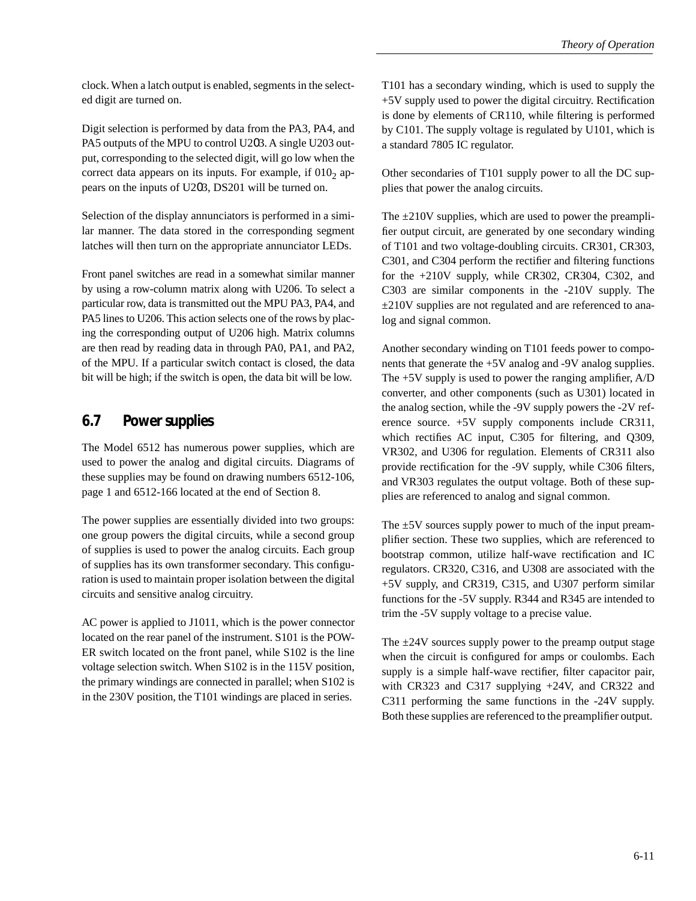clock. When a latch output is enabled, segments in the selected digit are turned on.

Digit selection is performed by data from the PA3, PA4, and PA5 outputs of the MPU to control U203. A single U203 output, corresponding to the selected digit, will go low when the correct data appears on its inputs. For example, if $010_2$ appears on the inputs of U203, DS201 will be turned on.

Selection of the display annunciators is performed in a similar manner. The data stored in the corresponding segment latches will then turn on the appropriate annunciator LEDs.

Front panel switches are read in a somewhat similar manner by using a row-column matrix along with U206. To select a particular row, data is transmitted out the MPU PA3, PA4, and PA5 lines to U206. This action selects one of the rows by placing the corresponding output of U206 high. Matrix columns are then read by reading data in through PA0, PA1, and PA2, of the MPU. If a particular switch contact is closed, the data bit will be high; if the switch is open, the data bit will be low.

## 6.7 Power supplies

The Model 6512 has numerous power supplies, which are used to power the analog and digital circuits. Diagrams of these supplies may be found on drawing numbers 6512-106, page 1 and 6512-166 located at the end of Section 8.

The power supplies are essentially divided into two groups: one group powers the digital circuits, while a second group of supplies is used to power the analog circuits. Each group of supplies has its own transformer secondary. This configuration is used to maintain proper isolation between the digital circuits and sensitive analog circuitry.

AC power is applied to J1011, which is the power connector located on the rear panel of the instrument. S101 is the POWER switch located on the front panel, while S102 is the line voltage selection switch. When S102 is in the 115V position, the primary windings are connected in parallel; when S102 is in the 230V position, the T101 windings are placed in series.

T101 has a secondary winding, which is used to supply the +5V supply used to power the digital circuitry. Rectification is done by elements of CR110, while filtering is performed by C101. The supply voltage is regulated by U101, which is a standard 7805 IC regulator.

Other secondaries of T101 supply power to all the DC supplies that power the analog circuits.

The ±210V supplies, which are used to power the preamplifier output circuit, are generated by one secondary winding of T101 and two voltage-doubling circuits. CR301, CR303, C301, and C304 perform the rectifier and filtering functions for the +210V supply, while CR302, CR304, C302, and C303 are similar components in the -210V supply. The ±210V supplies are not regulated and are referenced to analog and signal common.

Another secondary winding on T101 feeds power to components that generate the +5V analog and -9V analog supplies. The +5V supply is used to power the ranging amplifier, A/D converter, and other components (such as U301) located in the analog section, while the -9V supply powers the -2V reference source. +5V supply components include CR311, which rectifies AC input, C305 for filtering, and Q309, VR302, and U306 for regulation. Elements of CR311 also provide rectification for the -9V supply, while C306 filters, and VR303 regulates the output voltage. Both of these supplies are referenced to analog and signal common.

The ±5V sources supply power to much of the input preamplifier section. These two supplies, which are referenced to bootstrap common, utilize half-wave rectification and IC regulators. CR320, C316, and U308 are associated with the +5V supply, and CR319, C315, and U307 perform similar functions for the -5V supply. R344 and R345 are intended to trim the -5V supply voltage to a precise value.

The ±24V sources supply power to the preamp output stage when the circuit is configured for amps or coulombs. Each supply is a simple half-wave rectifier, filter capacitor pair, with CR323 and C317 supplying +24V, and CR322 and C311 performing the same functions in the -24V supply. Both these supplies are referenced to the preamplifier output.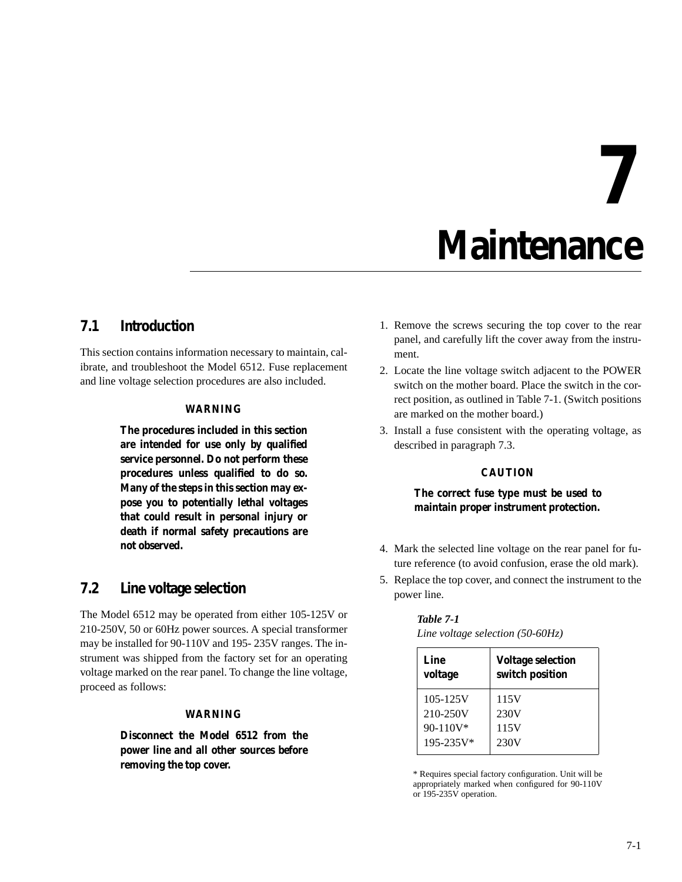# 7 Maintenance

## 7.1 Introduction

This section contains information necessary to maintain, calibrate, and troubleshoot the Model 6512. Fuse replacement and line voltage selection procedures are also included.

**WARNING**

**The procedures included in this section are intended for use only by qualified service personnel. Do not perform these procedures unless qualified to do so. Many of the steps in this section may expose you to potentially lethal voltages that could result in personal injury or death if normal safety precautions are not observed.**

## 7.2 Line voltage selection

The Model 6512 may be operated from either 105-125V or 210-250V, 50 or 60Hz power sources. A special transformer may be installed for 90-110V and 195- 235V ranges. The instrument was shipped from the factory set for an operating voltage marked on the rear panel. To change the line voltage, proceed as follows:

**WARNING**

**Disconnect the Model 6512 from the power line and all other sources before removing the top cover.**

1. Remove the screws securing the top cover to the rear panel, and carefully lift the cover away from the instrument.
2. Locate the line voltage switch adjacent to the POWER switch on the mother board. Place the switch in the correct position, as outlined in Table 7-1. (Switch positions are marked on the mother board.)
3. Install a fuse consistent with the operating voltage, as described in paragraph 7.3.

**CAUTION**

**The correct fuse type must be used to maintain proper instrument protection.**

4. Mark the selected line voltage on the rear panel for future reference (to avoid confusion, erase the old mark).
5. Replace the top cover, and connect the instrument to the power line.

***Table 7-1***
*Line voltage selection (50-60Hz)*

| Line voltage | Voltage selection switch position |
|---|---|
| 105-125V | 115V |
| 210-250V | 230V |
| 90-110V* | 115V |
| 195-235V* | 230V |

* Requires special factory configuration. Unit will be appropriately marked when configured for 90-110V or 195-235V operation.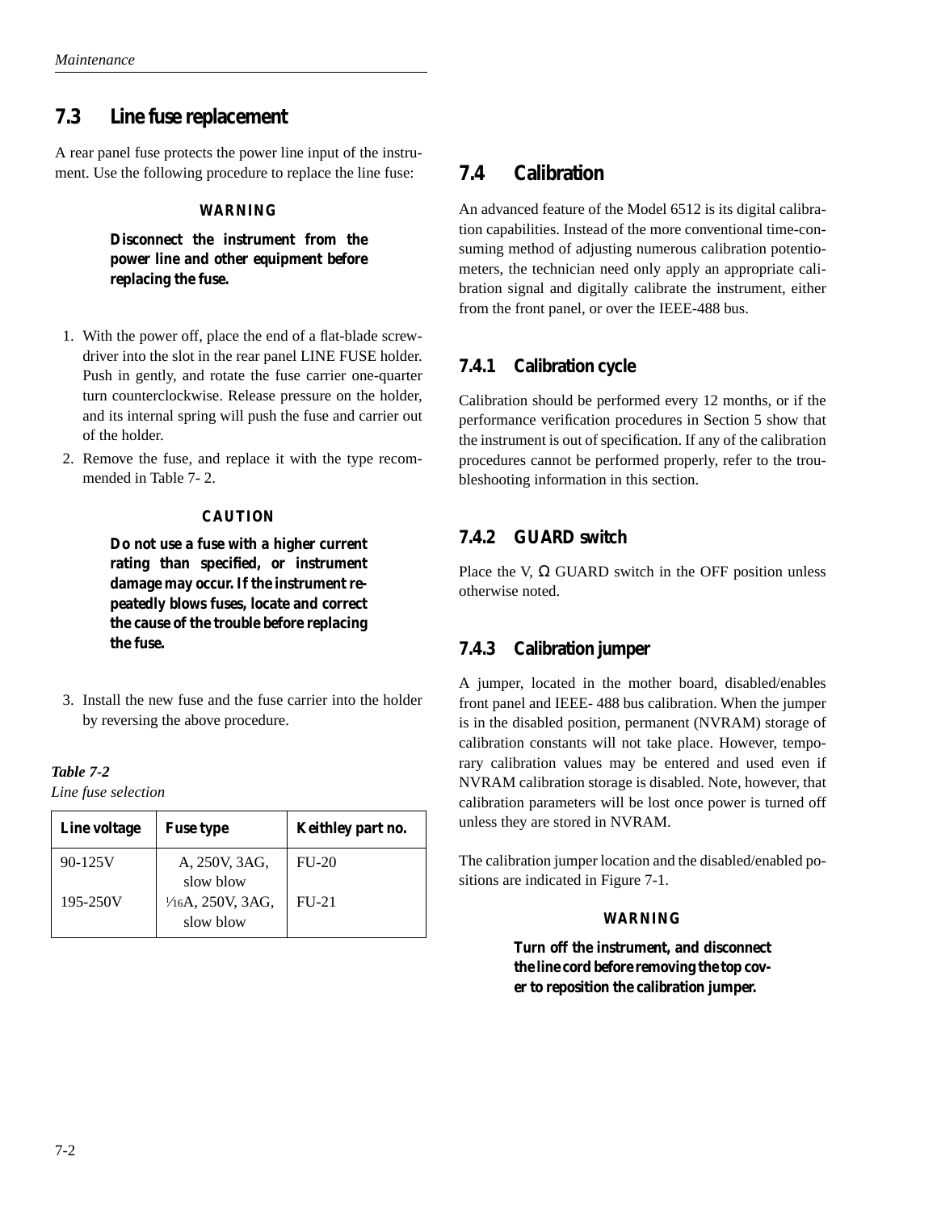## 7.3 Line fuse replacement

A rear panel fuse protects the power line input of the instrument. Use the following procedure to replace the line fuse:

**WARNING**

**Disconnect the instrument from the power line and other equipment before replacing the fuse.**

1. With the power off, place the end of a flat-blade screwdriver into the slot in the rear panel LINE FUSE holder. Push in gently, and rotate the fuse carrier one-quarter turn counterclockwise. Release pressure on the holder, and its internal spring will push the fuse and carrier out of the holder.
2. Remove the fuse, and replace it with the type recommended in Table 7- 2.

**CAUTION**

**Do not use a fuse with a higher current rating than specified, or instrument damage may occur. If the instrument repeatedly blows fuses, locate and correct the cause of the trouble before replacing the fuse.**

3. Install the new fuse and the fuse carrier into the holder by reversing the above procedure.

*Table 7-2*
*Line fuse selection*

| Line voltage | Fuse type | Keithley part no. |
|---|---|---|
| 90-125V | A, 250V, 3AG, slow blow | FU-20 |
| 195-250V | 1/16A, 250V, 3AG, slow blow | FU-21 |

## 7.4 Calibration

An advanced feature of the Model 6512 is its digital calibration capabilities. Instead of the more conventional time-consuming method of adjusting numerous calibration potentiometers, the technician need only apply an appropriate calibration signal and digitally calibrate the instrument, either from the front panel, or over the IEEE-488 bus.

### 7.4.1 Calibration cycle

Calibration should be performed every 12 months, or if the performance verification procedures in Section 5 show that the instrument is out of specification. If any of the calibration procedures cannot be performed properly, refer to the troubleshooting information in this section.

### 7.4.2 GUARD switch

Place the V, Ω GUARD switch in the OFF position unless otherwise noted.

### 7.4.3 Calibration jumper

A jumper, located in the mother board, disabled/enables front panel and IEEE- 488 bus calibration. When the jumper is in the disabled position, permanent (NVRAM) storage of calibration constants will not take place. However, temporary calibration values may be entered and used even if NVRAM calibration storage is disabled. Note, however, that calibration parameters will be lost once power is turned off unless they are stored in NVRAM.

The calibration jumper location and the disabled/enabled positions are indicated in Figure 7-1.

**WARNING**

**Turn off the instrument, and disconnect the line cord before removing the top cover to reposition the calibration jumper.**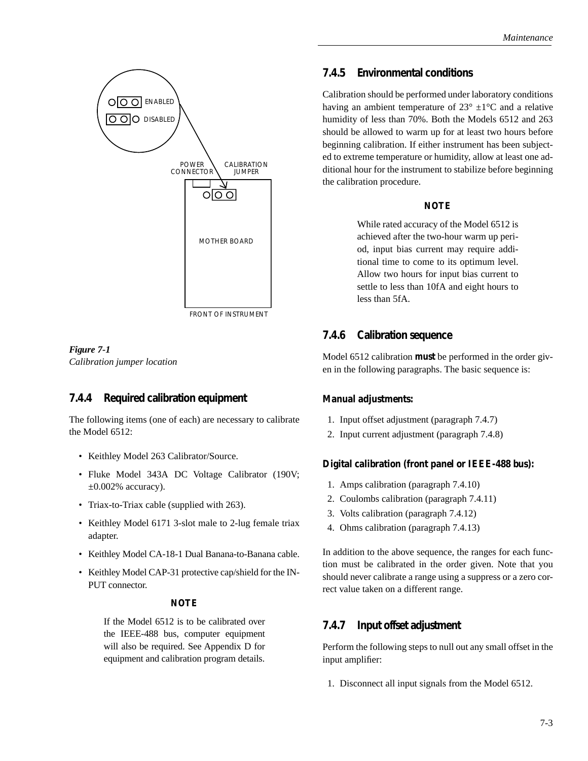ENABLED

DISABLED

POWER CONNECTOR

CALIBRATION JUMPER

MOTHER BOARD

FRONT OF INSTRUMENT

***Figure 7-1***
*Calibration jumper location*

### 7.4.4 Required calibration equipment

The following items (one of each) are necessary to calibrate the Model 6512:

- Keithley Model 263 Calibrator/Source.
- Fluke Model 343A DC Voltage Calibrator (190V; ±0.002% accuracy).
- Triax-to-Triax cable (supplied with 263).
- Keithley Model 6171 3-slot male to 2-lug female triax adapter.
- Keithley Model CA-18-1 Dual Banana-to-Banana cable.
- Keithley Model CAP-31 protective cap/shield for the INPUT connector.

**NOTE**

If the Model 6512 is to be calibrated over the IEEE-488 bus, computer equipment will also be required. See Appendix D for equipment and calibration program details.

### 7.4.5 Environmental conditions

Calibration should be performed under laboratory conditions having an ambient temperature of 23° ±1°C and a relative humidity of less than 70%. Both the Models 6512 and 263 should be allowed to warm up for at least two hours before beginning calibration. If either instrument has been subjected to extreme temperature or humidity, allow at least one additional hour for the instrument to stabilize before beginning the calibration procedure.

**NOTE**

While rated accuracy of the Model 6512 is achieved after the two-hour warm up period, input bias current may require additional time to come to its optimum level. Allow two hours for input bias current to settle to less than 10fA and eight hours to less than 5fA.

### 7.4.6 Calibration sequence

Model 6512 calibration **must** be performed in the order given in the following paragraphs. The basic sequence is:

**Manual adjustments:**

1. Input offset adjustment (paragraph 7.4.7)
2. Input current adjustment (paragraph 7.4.8)

**Digital calibration (front panel or IEEE-488 bus):**

1. Amps calibration (paragraph 7.4.10)
2. Coulombs calibration (paragraph 7.4.11)
3. Volts calibration (paragraph 7.4.12)
4. Ohms calibration (paragraph 7.4.13)

In addition to the above sequence, the ranges for each function must be calibrated in the order given. Note that you should never calibrate a range using a suppress or a zero correct value taken on a different range.

### 7.4.7 Input offset adjustment

Perform the following steps to null out any small offset in the input amplifier:

1. Disconnect all input signals from the Model 6512.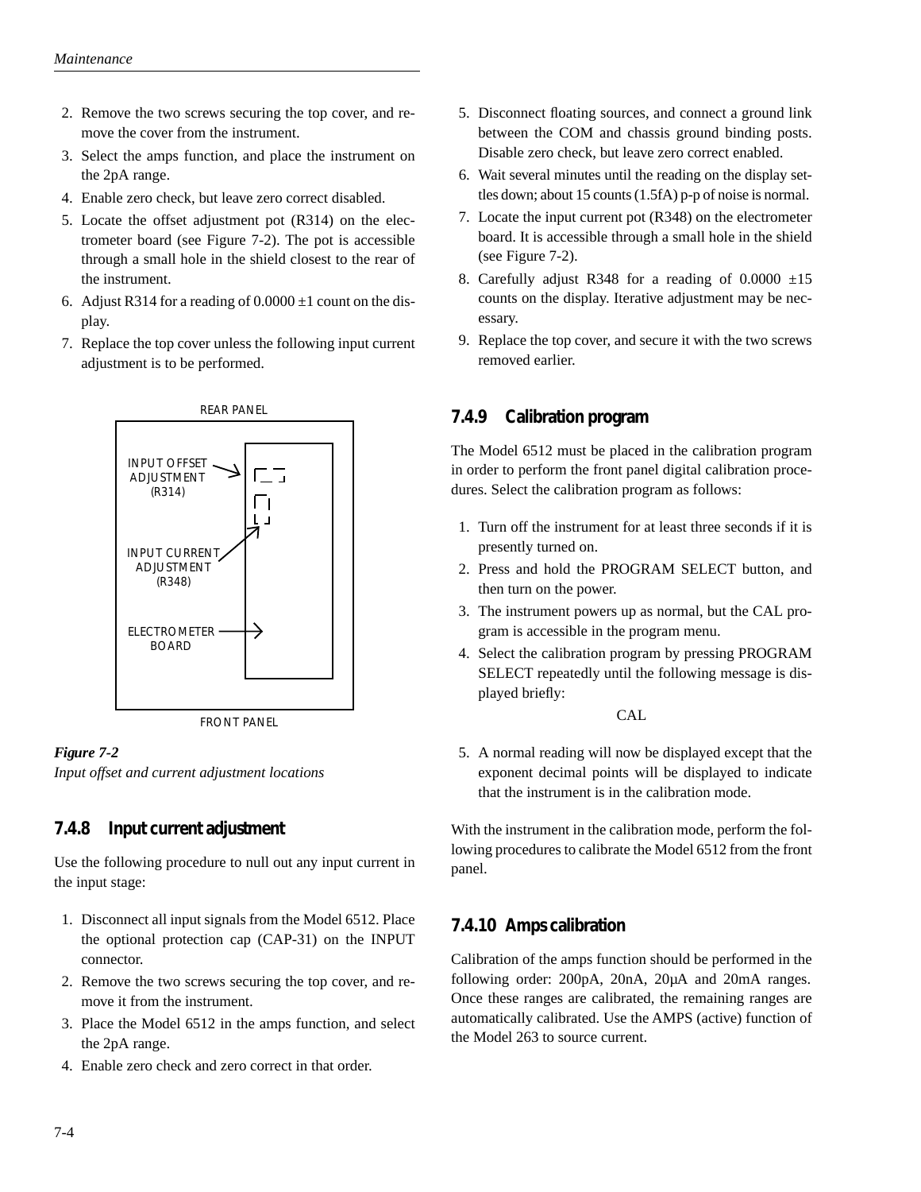2. Remove the two screws securing the top cover, and remove the cover from the instrument.
3. Select the amps function, and place the instrument on the 2pA range.
4. Enable zero check, but leave zero correct disabled.
5. Locate the offset adjustment pot (R314) on the electrometer board (see Figure 7-2). The pot is accessible through a small hole in the shield closest to the rear of the instrument.
6. Adjust R314 for a reading of 0.0000 ±1 count on the display.
7. Replace the top cover unless the following input current adjustment is to be performed.

REAR PANEL

INPUT OFFSET ADJUSTMENT (R314)

INPUT CURRENT ADJUSTMENT (R348)

ELECTROMETER BOARD

FRONT PANEL

*Figure 7-2*
*Input offset and current adjustment locations*

### 7.4.8 Input current adjustment

Use the following procedure to null out any input current in the input stage:

1. Disconnect all input signals from the Model 6512. Place the optional protection cap (CAP-31) on the INPUT connector.
2. Remove the two screws securing the top cover, and remove it from the instrument.
3. Place the Model 6512 in the amps function, and select the 2pA range.
4. Enable zero check and zero correct in that order.
5. Disconnect floating sources, and connect a ground link between the COM and chassis ground binding posts. Disable zero check, but leave zero correct enabled.
6. Wait several minutes until the reading on the display settles down; about 15 counts (1.5fA) p-p of noise is normal.
7. Locate the input current pot (R348) on the electrometer board. It is accessible through a small hole in the shield (see Figure 7-2).
8. Carefully adjust R348 for a reading of 0.0000 ±15 counts on the display. Iterative adjustment may be necessary.
9. Replace the top cover, and secure it with the two screws removed earlier.

### 7.4.9 Calibration program

The Model 6512 must be placed in the calibration program in order to perform the front panel digital calibration procedures. Select the calibration program as follows:

1. Turn off the instrument for at least three seconds if it is presently turned on.
2. Press and hold the PROGRAM SELECT button, and then turn on the power.
3. The instrument powers up as normal, but the CAL program is accessible in the program menu.
4. Select the calibration program by pressing PROGRAM SELECT repeatedly until the following message is displayed briefly:

   CAL

5. A normal reading will now be displayed except that the exponent decimal points will be displayed to indicate that the instrument is in the calibration mode.

With the instrument in the calibration mode, perform the following procedures to calibrate the Model 6512 from the front panel.

### 7.4.10 Amps calibration

Calibration of the amps function should be performed in the following order: 200pA, 20nA, 20µA and 20mA ranges. Once these ranges are calibrated, the remaining ranges are automatically calibrated. Use the AMPS (active) function of the Model 263 to source current.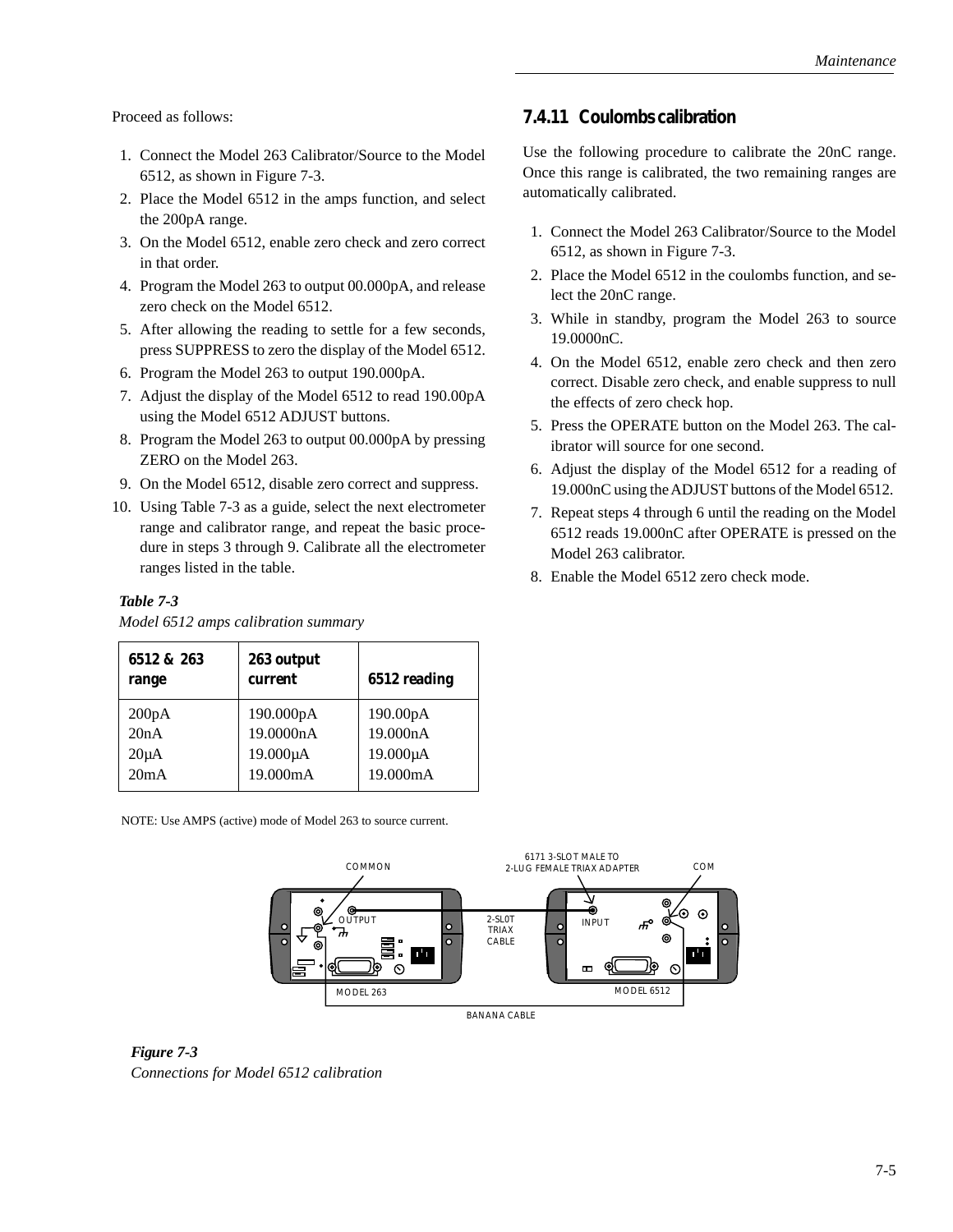Proceed as follows:

1. Connect the Model 263 Calibrator/Source to the Model 6512, as shown in Figure 7-3.
2. Place the Model 6512 in the amps function, and select the 200pA range.
3. On the Model 6512, enable zero check and zero correct in that order.
4. Program the Model 263 to output 00.000pA, and release zero check on the Model 6512.
5. After allowing the reading to settle for a few seconds, press SUPPRESS to zero the display of the Model 6512.
6. Program the Model 263 to output 190.000pA.
7. Adjust the display of the Model 6512 to read 190.00pA using the Model 6512 ADJUST buttons.
8. Program the Model 263 to output 00.000pA by pressing ZERO on the Model 263.
9. On the Model 6512, disable zero correct and suppress.
10. Using Table 7-3 as a guide, select the next electrometer range and calibrator range, and repeat the basic procedure in steps 3 through 9. Calibrate all the electrometer ranges listed in the table.

***Table 7-3***
*Model 6512 amps calibration summary*

| 6512 & 263 range | 263 output current | 6512 reading |
|---|---|---|
| 200pA | 190.000pA | 190.00pA |
| 20nA | 19.0000nA | 19.000nA |
| 20µA | 19.000µA | 19.000µA |
| 20mA | 19.000mA | 19.000mA |

NOTE: Use AMPS (active) mode of Model 263 to source current.

COMMON | 6171 3-SLOT MALE TO 2-LUG FEMALE TRIAX ADAPTER | COM | OUTPUT | 2-SLOT TRIAX CABLE | INPUT | MODEL 263 | MODEL 6512 | BANANA CABLE

***Figure 7-3***
*Connections for Model 6512 calibration*

### 7.4.11 Coulombs calibration

Use the following procedure to calibrate the 20nC range. Once this range is calibrated, the two remaining ranges are automatically calibrated.

1. Connect the Model 263 Calibrator/Source to the Model 6512, as shown in Figure 7-3.
2. Place the Model 6512 in the coulombs function, and select the 20nC range.
3. While in standby, program the Model 263 to source 19.0000nC.
4. On the Model 6512, enable zero check and then zero correct. Disable zero check, and enable suppress to null the effects of zero check hop.
5. Press the OPERATE button on the Model 263. The calibrator will source for one second.
6. Adjust the display of the Model 6512 for a reading of 19.000nC using the ADJUST buttons of the Model 6512.
7. Repeat steps 4 through 6 until the reading on the Model 6512 reads 19.000nC after OPERATE is pressed on the Model 263 calibrator.
8. Enable the Model 6512 zero check mode.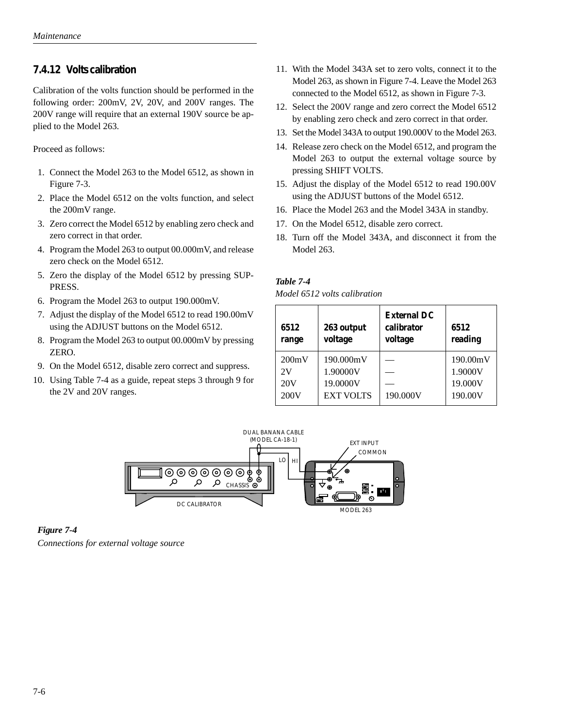### 7.4.12 Volts calibration

Calibration of the volts function should be performed in the following order: 200mV, 2V, 20V, and 200V ranges. The 200V range will require that an external 190V source be applied to the Model 263.

Proceed as follows:

1. Connect the Model 263 to the Model 6512, as shown in Figure 7-3.
2. Place the Model 6512 on the volts function, and select the 200mV range.
3. Zero correct the Model 6512 by enabling zero check and zero correct in that order.
4. Program the Model 263 to output 00.000mV, and release zero check on the Model 6512.
5. Zero the display of the Model 6512 by pressing SUPPRESS.
6. Program the Model 263 to output 190.000mV.
7. Adjust the display of the Model 6512 to read 190.00mV using the ADJUST buttons on the Model 6512.
8. Program the Model 263 to output 00.000mV by pressing ZERO.
9. On the Model 6512, disable zero correct and suppress.
10. Using Table 7-4 as a guide, repeat steps 3 through 9 for the 2V and 20V ranges.
11. With the Model 343A set to zero volts, connect it to the Model 263, as shown in Figure 7-4. Leave the Model 263 connected to the Model 6512, as shown in Figure 7-3.
12. Select the 200V range and zero correct the Model 6512 by enabling zero check and zero correct in that order.
13. Set the Model 343A to output 190.000V to the Model 263.
14. Release zero check on the Model 6512, and program the Model 263 to output the external voltage source by pressing SHIFT VOLTS.
15. Adjust the display of the Model 6512 to read 190.00V using the ADJUST buttons of the Model 6512.
16. Place the Model 263 and the Model 343A in standby.
17. On the Model 6512, disable zero correct.
18. Turn off the Model 343A, and disconnect it from the Model 263.

*Table 7-4*
*Model 6512 volts calibration*

| 6512 range | 263 output voltage | External DC calibrator voltage | 6512 reading |
|---|---|---|---|
| 200mV | 190.000mV | — | 190.00mV |
| 2V | 1.90000V | — | 1.9000V |
| 20V | 19.0000V | — | 19.000V |
| 200V | EXT VOLTS | 190.000V | 190.00V |

DUAL BANANA CABLE (MODEL CA-18-1)
EXT INPUT
COMMON
LO HI
CHASSIS
DC CALIBRATOR
MODEL 263

*Figure 7-4*
*Connections for external voltage source*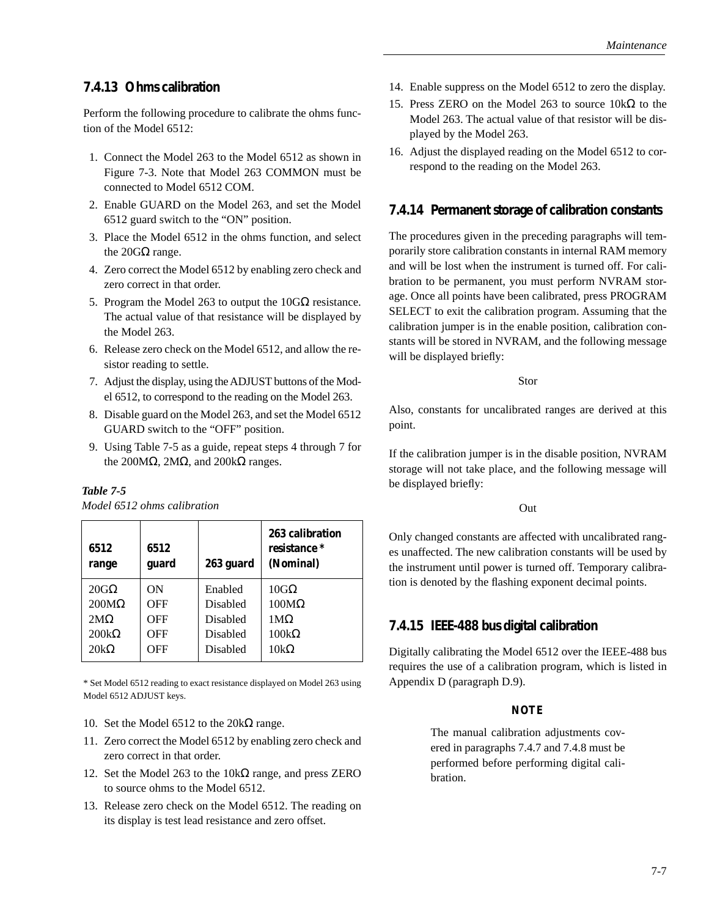### 7.4.13 Ohms calibration

Perform the following procedure to calibrate the ohms function of the Model 6512:

1. Connect the Model 263 to the Model 6512 as shown in Figure 7-3. Note that Model 263 COMMON must be connected to Model 6512 COM.
2. Enable GUARD on the Model 263, and set the Model 6512 guard switch to the “ON” position.
3. Place the Model 6512 in the ohms function, and select the 20GΩ range.
4. Zero correct the Model 6512 by enabling zero check and zero correct in that order.
5. Program the Model 263 to output the 10GΩ resistance. The actual value of that resistance will be displayed by the Model 263.
6. Release zero check on the Model 6512, and allow the resistor reading to settle.
7. Adjust the display, using the ADJUST buttons of the Model 6512, to correspond to the reading on the Model 263.
8. Disable guard on the Model 263, and set the Model 6512 GUARD switch to the “OFF” position.
9. Using Table 7-5 as a guide, repeat steps 4 through 7 for the 200MΩ, 2MΩ, and 200kΩ ranges.

*Table 7-5*
*Model 6512 ohms calibration*

| 6512 range | 6512 guard | 263 guard | 263 calibration resistance* (Nominal) |
|---|---|---|---|
| 20GΩ | ON | Enabled | 10GΩ |
| 200MΩ | OFF | Disabled | 100MΩ |
| 2MΩ | OFF | Disabled | 1MΩ |
| 200kΩ | OFF | Disabled | 100kΩ |
| 20kΩ | OFF | Disabled | 10kΩ |

\* Set Model 6512 reading to exact resistance displayed on Model 263 using Model 6512 ADJUST keys.

10. Set the Model 6512 to the 20kΩ range.
11. Zero correct the Model 6512 by enabling zero check and zero correct in that order.
12. Set the Model 263 to the 10kΩ range, and press ZERO to source ohms to the Model 6512.
13. Release zero check on the Model 6512. The reading on its display is test lead resistance and zero offset.
14. Enable suppress on the Model 6512 to zero the display.
15. Press ZERO on the Model 263 to source 10kΩ to the Model 263. The actual value of that resistor will be displayed by the Model 263.
16. Adjust the displayed reading on the Model 6512 to correspond to the reading on the Model 263.

### 7.4.14 Permanent storage of calibration constants

The procedures given in the preceding paragraphs will temporarily store calibration constants in internal RAM memory and will be lost when the instrument is turned off. For calibration to be permanent, you must perform NVRAM storage. Once all points have been calibrated, press PROGRAM SELECT to exit the calibration program. Assuming that the calibration jumper is in the enable position, calibration constants will be stored in NVRAM, and the following message will be displayed briefly:

Stor

Also, constants for uncalibrated ranges are derived at this point.

If the calibration jumper is in the disable position, NVRAM storage will not take place, and the following message will be displayed briefly:

Out

Only changed constants are affected with uncalibrated ranges unaffected. The new calibration constants will be used by the instrument until power is turned off. Temporary calibration is denoted by the flashing exponent decimal points.

### 7.4.15 IEEE-488 bus digital calibration

Digitally calibrating the Model 6512 over the IEEE-488 bus requires the use of a calibration program, which is listed in Appendix D (paragraph D.9).

**NOTE**

The manual calibration adjustments covered in paragraphs 7.4.7 and 7.4.8 must be performed before performing digital calibration.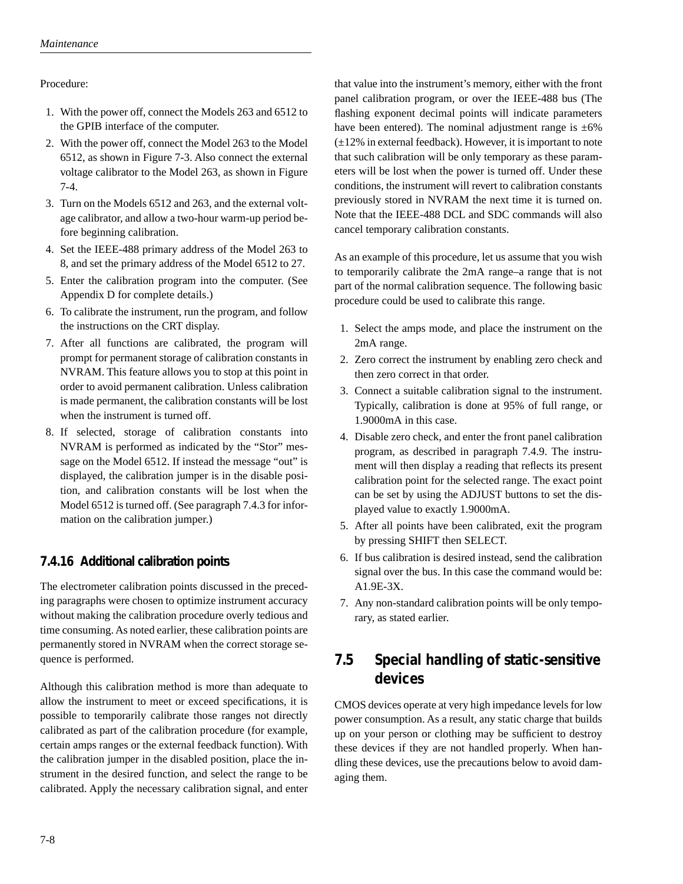Procedure:

1. With the power off, connect the Models 263 and 6512 to the GPIB interface of the computer.
2. With the power off, connect the Model 263 to the Model 6512, as shown in Figure 7-3. Also connect the external voltage calibrator to the Model 263, as shown in Figure 7-4.
3. Turn on the Models 6512 and 263, and the external voltage calibrator, and allow a two-hour warm-up period before beginning calibration.
4. Set the IEEE-488 primary address of the Model 263 to 8, and set the primary address of the Model 6512 to 27.
5. Enter the calibration program into the computer. (See Appendix D for complete details.)
6. To calibrate the instrument, run the program, and follow the instructions on the CRT display.
7. After all functions are calibrated, the program will prompt for permanent storage of calibration constants in NVRAM. This feature allows you to stop at this point in order to avoid permanent calibration. Unless calibration is made permanent, the calibration constants will be lost when the instrument is turned off.
8. If selected, storage of calibration constants into NVRAM is performed as indicated by the "Stor" message on the Model 6512. If instead the message "out" is displayed, the calibration jumper is in the disable position, and calibration constants will be lost when the Model 6512 is turned off. (See paragraph 7.4.3 for information on the calibration jumper.)

### 7.4.16 Additional calibration points

The electrometer calibration points discussed in the preceding paragraphs were chosen to optimize instrument accuracy without making the calibration procedure overly tedious and time consuming. As noted earlier, these calibration points are permanently stored in NVRAM when the correct storage sequence is performed.

Although this calibration method is more than adequate to allow the instrument to meet or exceed specifications, it is possible to temporarily calibrate those ranges not directly calibrated as part of the calibration procedure (for example, certain amps ranges or the external feedback function). With the calibration jumper in the disabled position, place the instrument in the desired function, and select the range to be calibrated. Apply the necessary calibration signal, and enter that value into the instrument's memory, either with the front panel calibration program, or over the IEEE-488 bus (The flashing exponent decimal points will indicate parameters have been entered). The nominal adjustment range is ±6% (±12% in external feedback). However, it is important to note that such calibration will be only temporary as these parameters will be lost when the power is turned off. Under these conditions, the instrument will revert to calibration constants previously stored in NVRAM the next time it is turned on. Note that the IEEE-488 DCL and SDC commands will also cancel temporary calibration constants.

As an example of this procedure, let us assume that you wish to temporarily calibrate the 2mA range–a range that is not part of the normal calibration sequence. The following basic procedure could be used to calibrate this range.

1. Select the amps mode, and place the instrument on the 2mA range.
2. Zero correct the instrument by enabling zero check and then zero correct in that order.
3. Connect a suitable calibration signal to the instrument. Typically, calibration is done at 95% of full range, or 1.9000mA in this case.
4. Disable zero check, and enter the front panel calibration program, as described in paragraph 7.4.9. The instrument will then display a reading that reflects its present calibration point for the selected range. The exact point can be set by using the ADJUST buttons to set the displayed value to exactly 1.9000mA.
5. After all points have been calibrated, exit the program by pressing SHIFT then SELECT.
6. If bus calibration is desired instead, send the calibration signal over the bus. In this case the command would be: A1.9E-3X.
7. Any non-standard calibration points will be only temporary, as stated earlier.

## 7.5 Special handling of static-sensitive devices

CMOS devices operate at very high impedance levels for low power consumption. As a result, any static charge that builds up on your person or clothing may be sufficient to destroy these devices if they are not handled properly. When handling these devices, use the precautions below to avoid damaging them.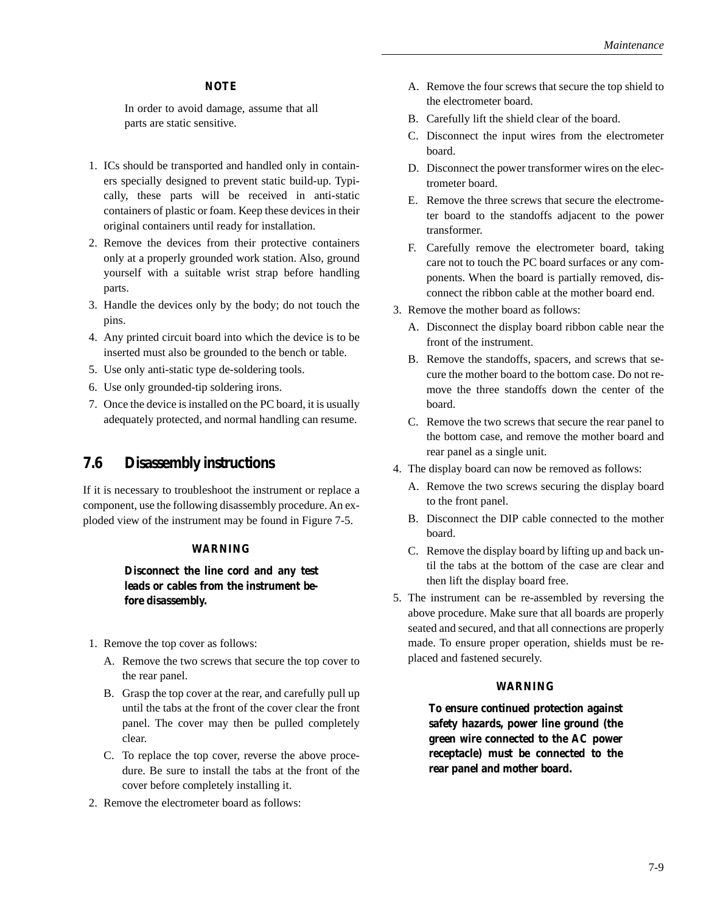**NOTE**

In order to avoid damage, assume that all parts are static sensitive.

1. ICs should be transported and handled only in containers specially designed to prevent static build-up. Typically, these parts will be received in anti-static containers of plastic or foam. Keep these devices in their original containers until ready for installation.
2. Remove the devices from their protective containers only at a properly grounded work station. Also, ground yourself with a suitable wrist strap before handling parts.
3. Handle the devices only by the body; do not touch the pins.
4. Any printed circuit board into which the device is to be inserted must also be grounded to the bench or table.
5. Use only anti-static type de-soldering tools.
6. Use only grounded-tip soldering irons.
7. Once the device is installed on the PC board, it is usually adequately protected, and normal handling can resume.

## 7.6 Disassembly instructions

If it is necessary to troubleshoot the instrument or replace a component, use the following disassembly procedure. An exploded view of the instrument may be found in Figure 7-5.

**WARNING**

**Disconnect the line cord and any test leads or cables from the instrument before disassembly.**

1. Remove the top cover as follows:
   A. Remove the two screws that secure the top cover to the rear panel.
   B. Grasp the top cover at the rear, and carefully pull up until the tabs at the front of the cover clear the front panel. The cover may then be pulled completely clear.
   C. To replace the top cover, reverse the above procedure. Be sure to install the tabs at the front of the cover before completely installing it.
2. Remove the electrometer board as follows:
   A. Remove the four screws that secure the top shield to the electrometer board.
   B. Carefully lift the shield clear of the board.
   C. Disconnect the input wires from the electrometer board.
   D. Disconnect the power transformer wires on the electrometer board.
   E. Remove the three screws that secure the electrometer board to the standoffs adjacent to the power transformer.
   F. Carefully remove the electrometer board, taking care not to touch the PC board surfaces or any components. When the board is partially removed, disconnect the ribbon cable at the mother board end.
3. Remove the mother board as follows:
   A. Disconnect the display board ribbon cable near the front of the instrument.
   B. Remove the standoffs, spacers, and screws that secure the mother board to the bottom case. Do not remove the three standoffs down the center of the board.
   C. Remove the two screws that secure the rear panel to the bottom case, and remove the mother board and rear panel as a single unit.
4. The display board can now be removed as follows:
   A. Remove the two screws securing the display board to the front panel.
   B. Disconnect the DIP cable connected to the mother board.
   C. Remove the display board by lifting up and back until the tabs at the bottom of the case are clear and then lift the display board free.
5. The instrument can be re-assembled by reversing the above procedure. Make sure that all boards are properly seated and secured, and that all connections are properly made. To ensure proper operation, shields must be replaced and fastened securely.

**WARNING**

**To ensure continued protection against safety hazards, power line ground (the green wire connected to the AC power receptacle) must be connected to the rear panel and mother board.**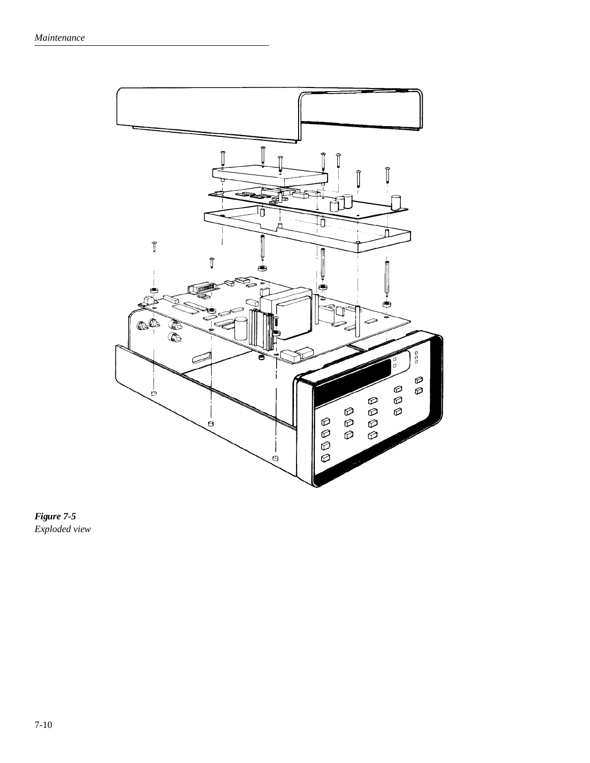***Figure 7-5***
*Exploded view*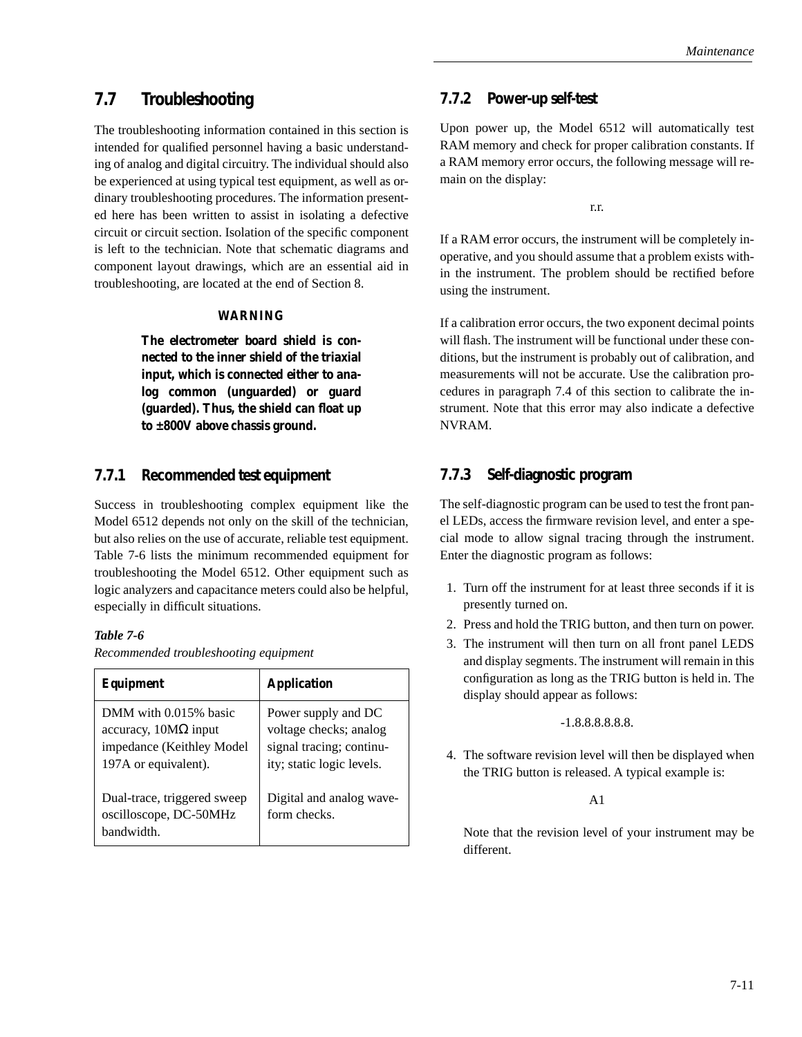## 7.7 Troubleshooting

The troubleshooting information contained in this section is intended for qualified personnel having a basic understanding of analog and digital circuitry. The individual should also be experienced at using typical test equipment, as well as ordinary troubleshooting procedures. The information presented here has been written to assist in isolating a defective circuit or circuit section. Isolation of the specific component is left to the technician. Note that schematic diagrams and component layout drawings, which are an essential aid in troubleshooting, are located at the end of Section 8.

**WARNING**

**The electrometer board shield is connected to the inner shield of the triaxial input, which is connected either to analog common (unguarded) or guard (guarded). Thus, the shield can float up to ±800V above chassis ground.**

### 7.7.1 Recommended test equipment

Success in troubleshooting complex equipment like the Model 6512 depends not only on the skill of the technician, but also relies on the use of accurate, reliable test equipment. Table 7-6 lists the minimum recommended equipment for troubleshooting the Model 6512. Other equipment such as logic analyzers and capacitance meters could also be helpful, especially in difficult situations.

***Table 7-6***

*Recommended troubleshooting equipment*

| Equipment | Application |
|---|---|
| DMM with 0.015% basic accuracy, 10MΩ input impedance (Keithley Model 197A or equivalent). | Power supply and DC voltage checks; analog signal tracing; continuity; static logic levels. |
| Dual-trace, triggered sweep oscilloscope, DC-50MHz bandwidth. | Digital and analog waveform checks. |

### 7.7.2 Power-up self-test

Upon power up, the Model 6512 will automatically test RAM memory and check for proper calibration constants. If a RAM memory error occurs, the following message will remain on the display:

r.r.

If a RAM error occurs, the instrument will be completely inoperative, and you should assume that a problem exists within the instrument. The problem should be rectified before using the instrument.

If a calibration error occurs, the two exponent decimal points will flash. The instrument will be functional under these conditions, but the instrument is probably out of calibration, and measurements will not be accurate. Use the calibration procedures in paragraph 7.4 of this section to calibrate the instrument. Note that this error may also indicate a defective NVRAM.

### 7.7.3 Self-diagnostic program

The self-diagnostic program can be used to test the front panel LEDs, access the firmware revision level, and enter a special mode to allow signal tracing through the instrument. Enter the diagnostic program as follows:

1. Turn off the instrument for at least three seconds if it is presently turned on.
2. Press and hold the TRIG button, and then turn on power.
3. The instrument will then turn on all front panel LEDS and display segments. The instrument will remain in this configuration as long as the TRIG button is held in. The display should appear as follows:

   -1.8.8.8.8.8.8.

4. The software revision level will then be displayed when the TRIG button is released. A typical example is:

   A1

   Note that the revision level of your instrument may be different.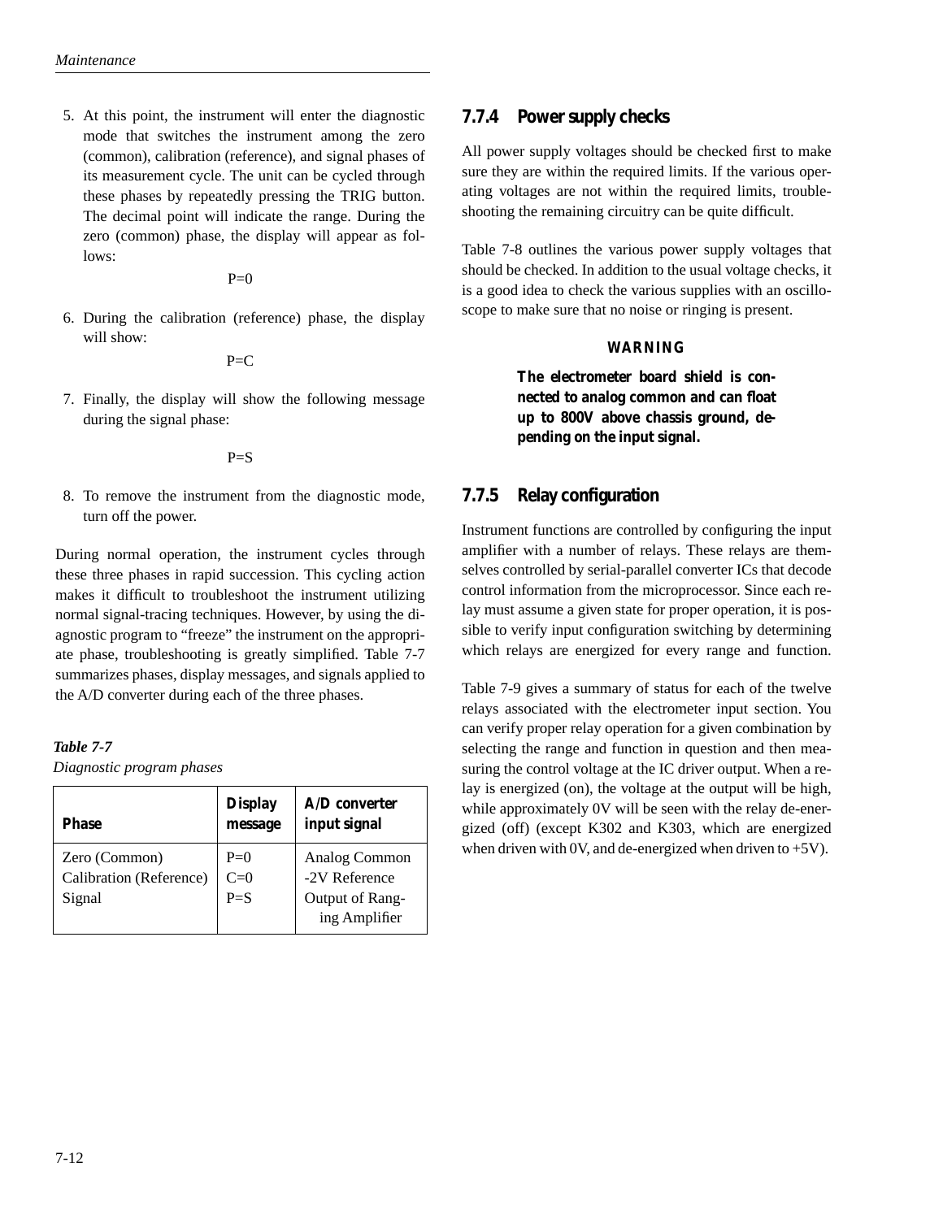5. At this point, the instrument will enter the diagnostic mode that switches the instrument among the zero (common), calibration (reference), and signal phases of its measurement cycle. The unit can be cycled through these phases by repeatedly pressing the TRIG button. The decimal point will indicate the range. During the zero (common) phase, the display will appear as follows:

   P=0

6. During the calibration (reference) phase, the display will show:

   P=C

7. Finally, the display will show the following message during the signal phase:

   P=S

8. To remove the instrument from the diagnostic mode, turn off the power.

During normal operation, the instrument cycles through these three phases in rapid succession. This cycling action makes it difficult to troubleshoot the instrument utilizing normal signal-tracing techniques. However, by using the diagnostic program to "freeze" the instrument on the appropriate phase, troubleshooting is greatly simplified. Table 7-7 summarizes phases, display messages, and signals applied to the A/D converter during each of the three phases.

***Table 7-7***
*Diagnostic program phases*

| Phase | Display message | A/D converter input signal |
|---|---|---|
| Zero (Common) | P=0 | Analog Common |
| Calibration (Reference) | C=0 | -2V Reference |
| Signal | P=S | Output of Ranging Amplifier |

### 7.7.4 Power supply checks

All power supply voltages should be checked first to make sure they are within the required limits. If the various operating voltages are not within the required limits, troubleshooting the remaining circuitry can be quite difficult.

Table 7-8 outlines the various power supply voltages that should be checked. In addition to the usual voltage checks, it is a good idea to check the various supplies with an oscilloscope to make sure that no noise or ringing is present.

**WARNING**

**The electrometer board shield is connected to analog common and can float up to 800V above chassis ground, depending on the input signal.**

### 7.7.5 Relay configuration

Instrument functions are controlled by configuring the input amplifier with a number of relays. These relays are themselves controlled by serial-parallel converter ICs that decode control information from the microprocessor. Since each relay must assume a given state for proper operation, it is possible to verify input configuration switching by determining which relays are energized for every range and function.

Table 7-9 gives a summary of status for each of the twelve relays associated with the electrometer input section. You can verify proper relay operation for a given combination by selecting the range and function in question and then measuring the control voltage at the IC driver output. When a relay is energized (on), the voltage at the output will be high, while approximately 0V will be seen with the relay de-energized (off) (except K302 and K303, which are energized when driven with 0V, and de-energized when driven to +5V).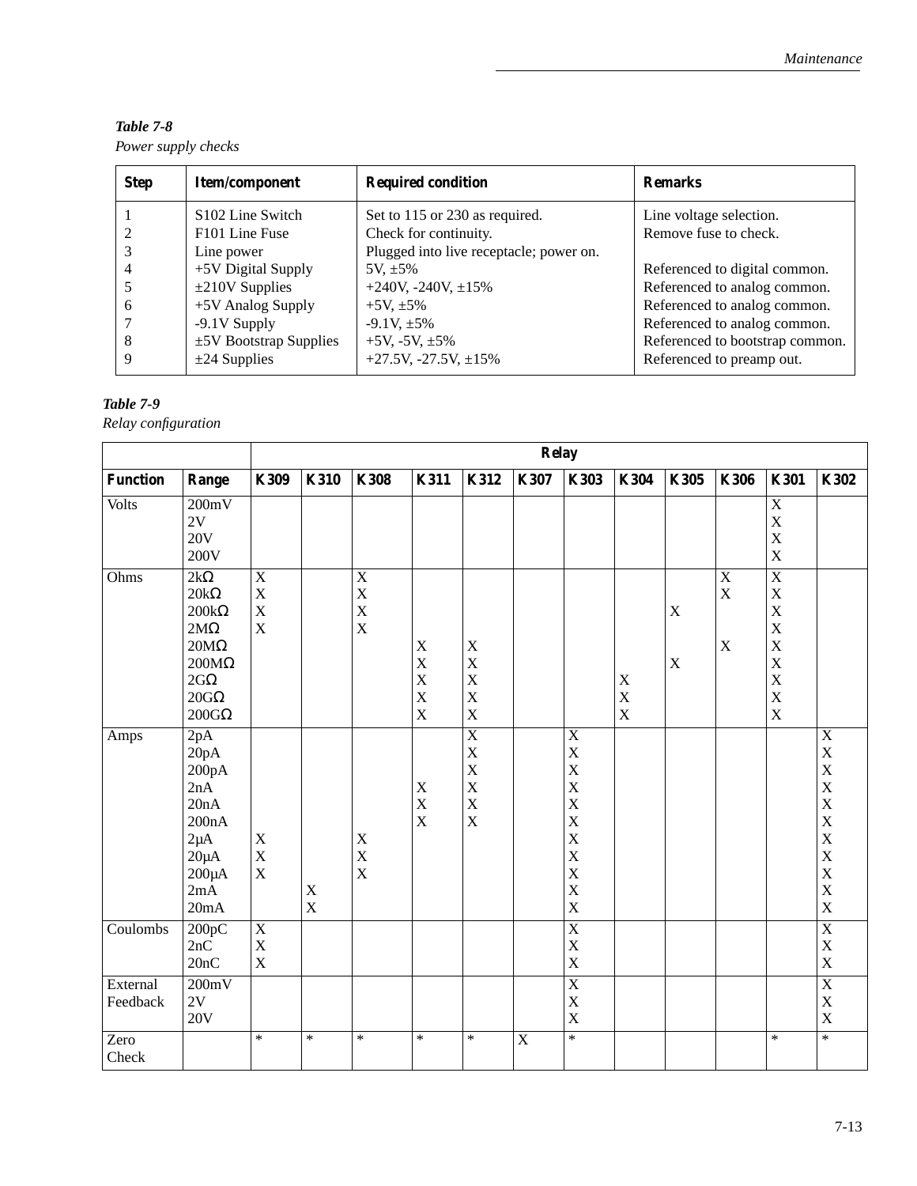*Table 7-8*
*Power supply checks*

| Step | Item/component | Required condition | Remarks |
|---|---|---|---|
| 1 | S102 Line Switch | Set to 115 or 230 as required. | Line voltage selection. |
| 2 | F101 Line Fuse | Check for continuity. | Remove fuse to check. |
| 3 | Line power | Plugged into live receptacle; power on. | |
| 4 | +5V Digital Supply | 5V, ±5% | Referenced to digital common. |
| 5 | ±210V Supplies | +240V, -240V, ±15% | Referenced to analog common. |
| 6 | +5V Analog Supply | +5V, ±5% | Referenced to analog common. |
| 7 | -9.1V Supply | -9.1V, ±5% | Referenced to analog common. |
| 8 | ±5V Bootstrap Supplies | +5V, -5V, ±5% | Referenced to bootstrap common. |
| 9 | ±24 Supplies | +27.5V, -27.5V, ±15% | Referenced to preamp out. |

*Table 7-9*
*Relay configuration*

| | | Relay | | | | | | | | | | | |
|---|---|---|---|---|---|---|---|---|---|---|---|---|---|
| **Function** | **Range** | **K309** | **K310** | **K308** | **K311** | **K312** | **K307** | **K303** | **K304** | **K305** | **K306** | **K301** | **K302** |
| Volts | 200mV | | | | | | | | | | | X | |
| | 2V | | | | | | | | | | | X | |
| | 20V | | | | | | | | | | | X | |
| | 200V | | | | | | | | | | | X | |
| Ohms | 2kΩ | X | | X | | | | | | | X | X | |
| | 20kΩ | X | | X | | | | | | | X | X | |
| | 200kΩ | X | | X | | | | | | X | | X | |
| | 2MΩ | X | | X | | | | | | | | X | |
| | 20MΩ | | | | X | X | | | | | X | X | |
| | 200MΩ | | | | X | X | | | | X | | X | |
| | 2GΩ | | | | X | X | | | X | | | X | |
| | 20GΩ | | | | X | X | | | X | | | X | |
| | 200GΩ | | | | X | X | | | X | | | X | |
| Amps | 2pA | | | | | X | | X | | | | | X |
| | 20pA | | | | | X | | X | | | | | X |
| | 200pA | | | | | X | | X | | | | | X |
| | 2nA | | | | X | X | | X | | | | | X |
| | 20nA | | | | X | X | | X | | | | | X |
| | 200nA | | | | X | X | | X | | | | | X |
| | 2µA | X | | X | | | | X | | | | | X |
| | 20µA | X | | X | | | | X | | | | | X |
| | 200µA | X | | X | | | | X | | | | | X |
| | 2mA | | X | | | | | X | | | | | X |
| | 20mA | | X | | | | | X | | | | | X |
| Coulombs | 200pC | X | | | | | | X | | | | | X |
| | 2nC | X | | | | | | X | | | | | X |
| | 20nC | X | | | | | | X | | | | | X |
| External Feedback | 200mV | | | | | | | X | | | | | X |
| | 2V | | | | | | | X | | | | | X |
| | 20V | | | | | | | X | | | | | X |
| Zero Check | | * | * | * | * | * | X | * | | | | * | * |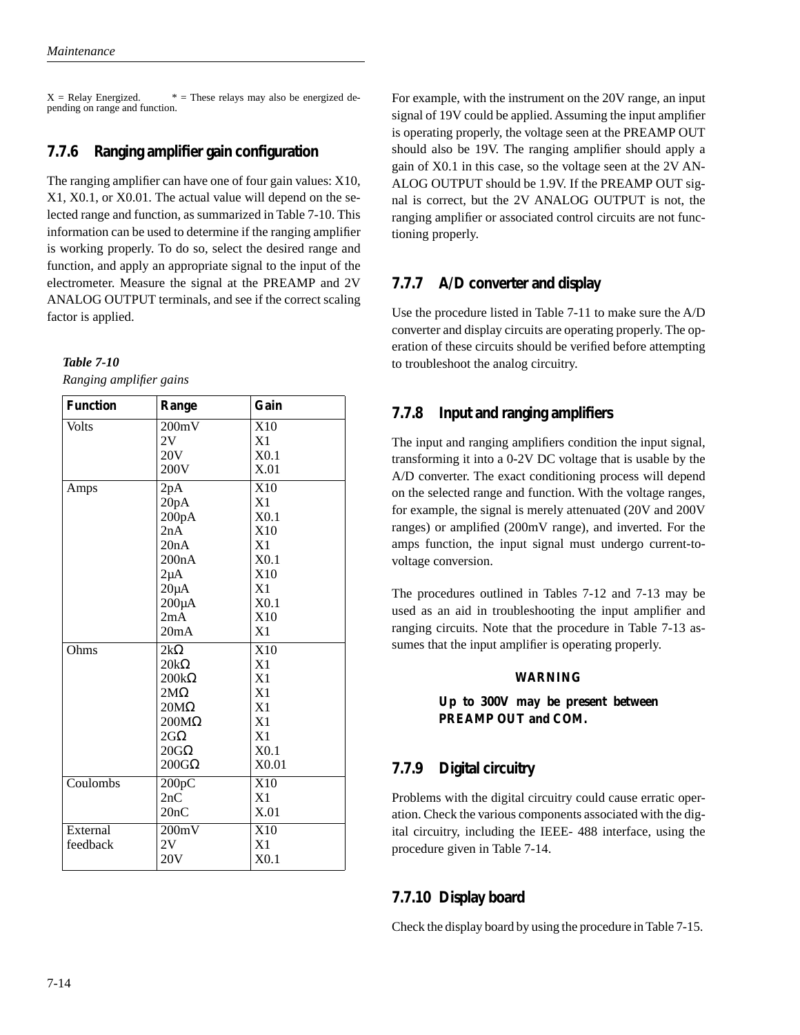X = Relay Energized. * = These relays may also be energized depending on range and function.

### 7.7.6 Ranging amplifier gain configuration

The ranging amplifier can have one of four gain values: X10, X1, X0.1, or X0.01. The actual value will depend on the selected range and function, as summarized in Table 7-10. This information can be used to determine if the ranging amplifier is working properly. To do so, select the desired range and function, and apply an appropriate signal to the input of the electrometer. Measure the signal at the PREAMP and 2V ANALOG OUTPUT terminals, and see if the correct scaling factor is applied.

***Table 7-10***
*Ranging amplifier gains*

| Function | Range | Gain |
|---|---|---|
| Volts | 200mV | X10 |
| | 2V | X1 |
| | 20V | X0.1 |
| | 200V | X.01 |
| Amps | 2pA | X10 |
| | 20pA | X1 |
| | 200pA | X0.1 |
| | 2nA | X10 |
| | 20nA | X1 |
| | 200nA | X0.1 |
| | 2µA | X10 |
| | 20µA | X1 |
| | 200µA | X0.1 |
| | 2mA | X10 |
| | 20mA | X1 |
| Ohms | 2kΩ | X10 |
| | 20kΩ | X1 |
| | 200kΩ | X1 |
| | 2MΩ | X1 |
| | 20MΩ | X1 |
| | 200MΩ | X1 |
| | 2GΩ | X1 |
| | 20GΩ | X0.1 |
| | 200GΩ | X0.01 |
| Coulombs | 200pC | X10 |
| | 2nC | X1 |
| | 20nC | X.01 |
| External feedback | 200mV | X10 |
| | 2V | X1 |
| | 20V | X0.1 |

For example, with the instrument on the 20V range, an input signal of 19V could be applied. Assuming the input amplifier is operating properly, the voltage seen at the PREAMP OUT should also be 19V. The ranging amplifier should apply a gain of X0.1 in this case, so the voltage seen at the 2V ANALOG OUTPUT should be 1.9V. If the PREAMP OUT signal is correct, but the 2V ANALOG OUTPUT is not, the ranging amplifier or associated control circuits are not functioning properly.

### 7.7.7 A/D converter and display

Use the procedure listed in Table 7-11 to make sure the A/D converter and display circuits are operating properly. The operation of these circuits should be verified before attempting to troubleshoot the analog circuitry.

### 7.7.8 Input and ranging amplifiers

The input and ranging amplifiers condition the input signal, transforming it into a 0-2V DC voltage that is usable by the A/D converter. The exact conditioning process will depend on the selected range and function. With the voltage ranges, for example, the signal is merely attenuated (20V and 200V ranges) or amplified (200mV range), and inverted. For the amps function, the input signal must undergo current-to-voltage conversion.

The procedures outlined in Tables 7-12 and 7-13 may be used as an aid in troubleshooting the input amplifier and ranging circuits. Note that the procedure in Table 7-13 assumes that the input amplifier is operating properly.

**WARNING**

**Up to 300V may be present between PREAMP OUT and COM.**

### 7.7.9 Digital circuitry

Problems with the digital circuitry could cause erratic operation. Check the various components associated with the digital circuitry, including the IEEE- 488 interface, using the procedure given in Table 7-14.

### 7.7.10 Display board

Check the display board by using the procedure in Table 7-15.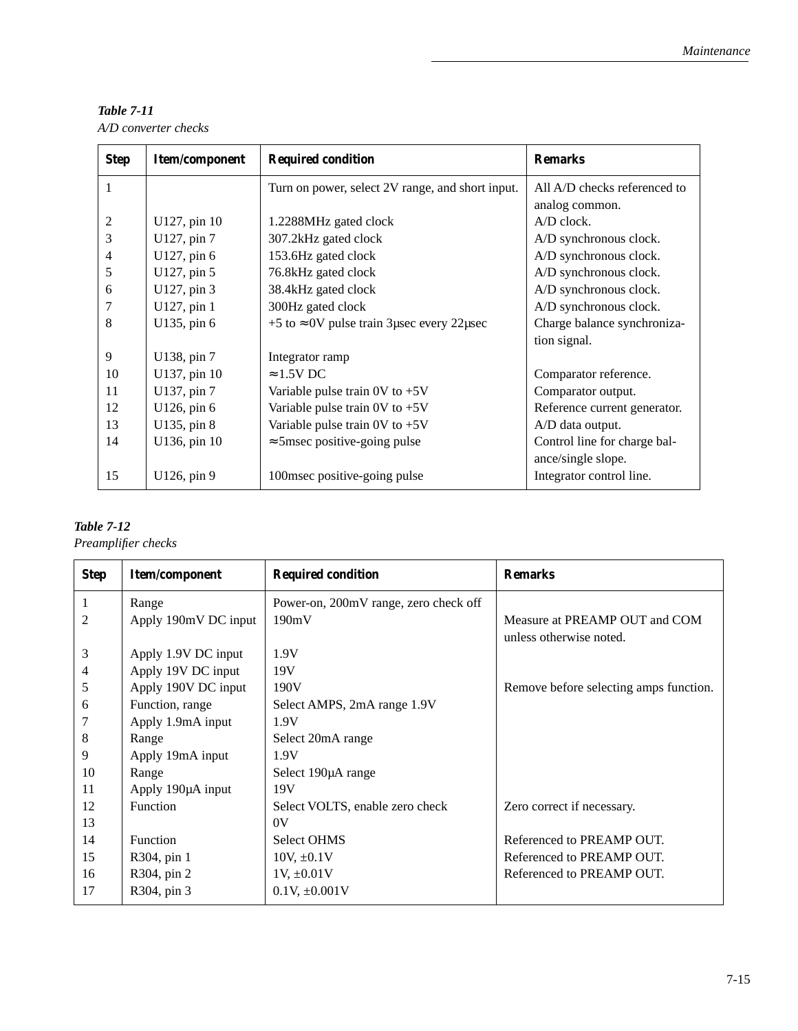**Table 7-11**
*A/D converter checks*

| Step | Item/component | Required condition | Remarks |
|---|---|---|---|
| 1 | | Turn on power, select 2V range, and short input. | All A/D checks referenced to analog common. |
| 2 | U127, pin 10 | 1.2288MHz gated clock | A/D clock. |
| 3 | U127, pin 7 | 307.2kHz gated clock | A/D synchronous clock. |
| 4 | U127, pin 6 | 153.6Hz gated clock | A/D synchronous clock. |
| 5 | U127, pin 5 | 76.8kHz gated clock | A/D synchronous clock. |
| 6 | U127, pin 3 | 38.4kHz gated clock | A/D synchronous clock. |
| 7 | U127, pin 1 | 300Hz gated clock | A/D synchronous clock. |
| 8 | U135, pin 6 | +5 to ≈0V pulse train 3µsec every 22µsec | Charge balance synchronization signal. |
| 9 | U138, pin 7 | Integrator ramp | |
| 10 | U137, pin 10 | ≈1.5V DC | Comparator reference. |
| 11 | U137, pin 7 | Variable pulse train 0V to +5V | Comparator output. |
| 12 | U126, pin 6 | Variable pulse train 0V to +5V | Reference current generator. |
| 13 | U135, pin 8 | Variable pulse train 0V to +5V | A/D data output. |
| 14 | U136, pin 10 | ≈5msec positive-going pulse | Control line for charge balance/single slope. |
| 15 | U126, pin 9 | 100msec positive-going pulse | Integrator control line. |

**Table 7-12**
*Preamplifier checks*

| Step | Item/component | Required condition | Remarks |
|---|---|---|---|
| 1 | Range | Power-on, 200mV range, zero check off | |
| 2 | Apply 190mV DC input | 190mV | Measure at PREAMP OUT and COM unless otherwise noted. |
| 3 | Apply 1.9V DC input | 1.9V | |
| 4 | Apply 19V DC input | 19V | |
| 5 | Apply 190V DC input | 190V | Remove before selecting amps function. |
| 6 | Function, range | Select AMPS, 2mA range 1.9V | |
| 7 | Apply 1.9mA input | 1.9V | |
| 8 | Range | Select 20mA range | |
| 9 | Apply 19mA input | 1.9V | |
| 10 | Range | Select 190µA range | |
| 11 | Apply 190µA input | 19V | |
| 12 | Function | Select VOLTS, enable zero check | Zero correct if necessary. |
| 13 | | 0V | |
| 14 | Function | Select OHMS | Referenced to PREAMP OUT. |
| 15 | R304, pin 1 | 10V, ±0.1V | Referenced to PREAMP OUT. |
| 16 | R304, pin 2 | 1V, ±0.01V | Referenced to PREAMP OUT. |
| 17 | R304, pin 3 | 0.1V, ±0.001V | |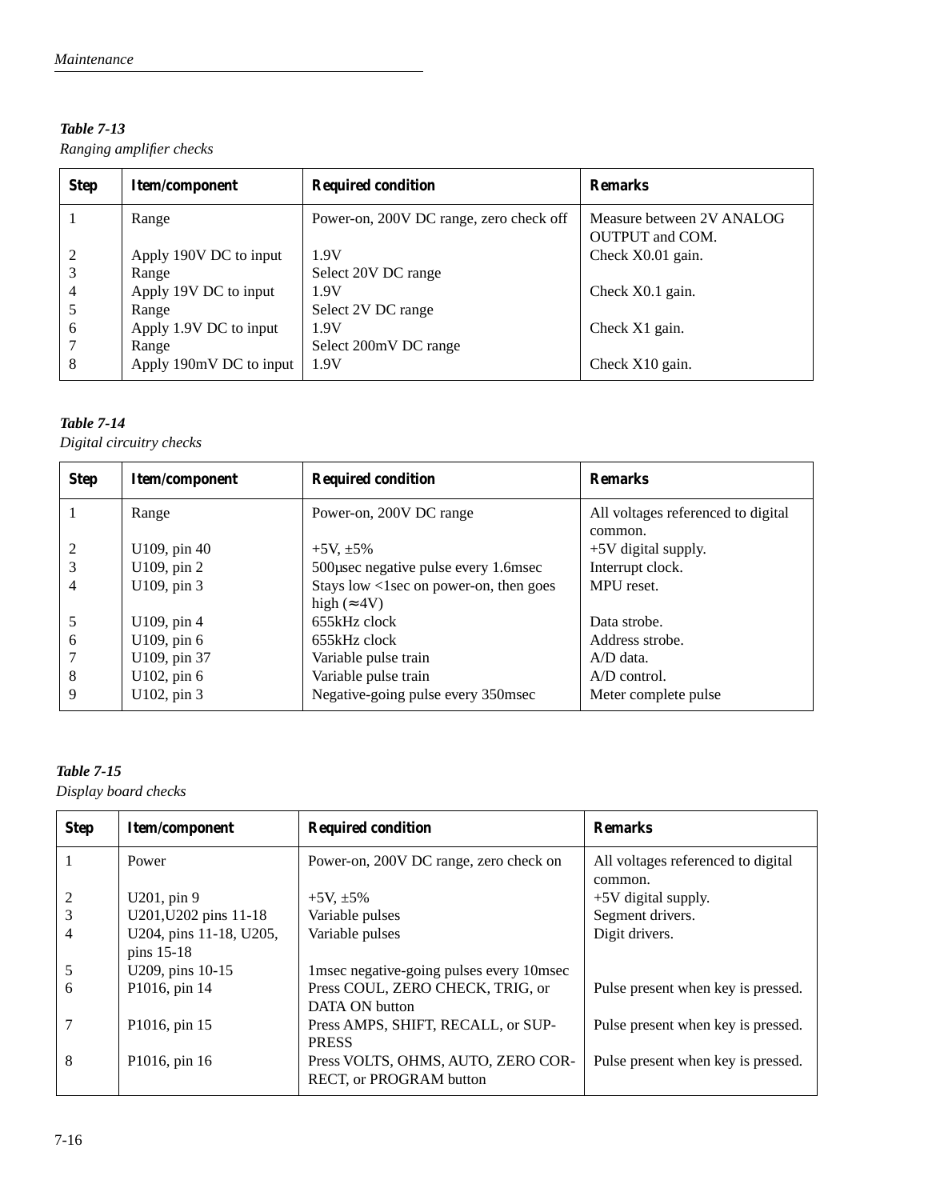**Table 7-13**

*Ranging amplifier checks*

| Step | Item/component | Required condition | Remarks |
|---|---|---|---|
| 1 | Range | Power-on, 200V DC range, zero check off | Measure between 2V ANALOG OUTPUT and COM. |
| 2 | Apply 190V DC to input | 1.9V | Check X0.01 gain. |
| 3 | Range | Select 20V DC range | |
| 4 | Apply 19V DC to input | 1.9V | Check X0.1 gain. |
| 5 | Range | Select 2V DC range | |
| 6 | Apply 1.9V DC to input | 1.9V | Check X1 gain. |
| 7 | Range | Select 200mV DC range | |
| 8 | Apply 190mV DC to input | 1.9V | Check X10 gain. |

**Table 7-14**

*Digital circuitry checks*

| Step | Item/component | Required condition | Remarks |
|---|---|---|---|
| 1 | Range | Power-on, 200V DC range | All voltages referenced to digital common. |
| 2 | U109, pin 40 | +5V, ±5% | +5V digital supply. |
| 3 | U109, pin 2 | 500µsec negative pulse every 1.6msec | Interrupt clock. |
| 4 | U109, pin 3 | Stays low <1sec on power-on, then goes high (≈4V) | MPU reset. |
| 5 | U109, pin 4 | 655kHz clock | Data strobe. |
| 6 | U109, pin 6 | 655kHz clock | Address strobe. |
| 7 | U109, pin 37 | Variable pulse train | A/D data. |
| 8 | U102, pin 6 | Variable pulse train | A/D control. |
| 9 | U102, pin 3 | Negative-going pulse every 350msec | Meter complete pulse |

**Table 7-15**

*Display board checks*

| Step | Item/component | Required condition | Remarks |
|---|---|---|---|
| 1 | Power | Power-on, 200V DC range, zero check on | All voltages referenced to digital common. |
| 2 | U201, pin 9 | +5V, ±5% | +5V digital supply. |
| 3 | U201,U202 pins 11-18 | Variable pulses | Segment drivers. |
| 4 | U204, pins 11-18, U205, pins 15-18 | Variable pulses | Digit drivers. |
| 5 | U209, pins 10-15 | 1msec negative-going pulses every 10msec | |
| 6 | P1016, pin 14 | Press COUL, ZERO CHECK, TRIG, or DATA ON button | Pulse present when key is pressed. |
| 7 | P1016, pin 15 | Press AMPS, SHIFT, RECALL, or SUPPRESS | Pulse present when key is pressed. |
| 8 | P1016, pin 16 | Press VOLTS, OHMS, AUTO, ZERO CORRECT, or PROGRAM button | Pulse present when key is pressed. |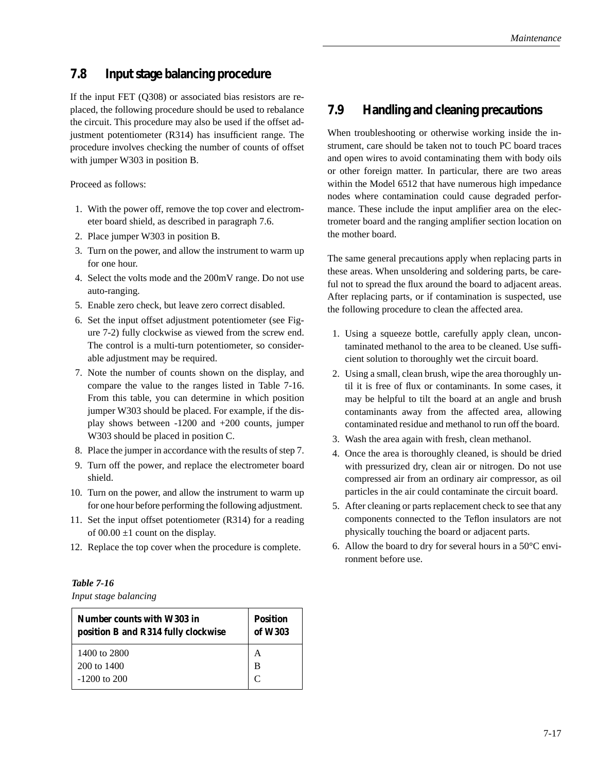## 7.8 Input stage balancing procedure

If the input FET (Q308) or associated bias resistors are replaced, the following procedure should be used to rebalance the circuit. This procedure may also be used if the offset adjustment potentiometer (R314) has insufficient range. The procedure involves checking the number of counts of offset with jumper W303 in position B.

Proceed as follows:

1. With the power off, remove the top cover and electrometer board shield, as described in paragraph 7.6.
2. Place jumper W303 in position B.
3. Turn on the power, and allow the instrument to warm up for one hour.
4. Select the volts mode and the 200mV range. Do not use auto-ranging.
5. Enable zero check, but leave zero correct disabled.
6. Set the input offset adjustment potentiometer (see Figure 7-2) fully clockwise as viewed from the screw end. The control is a multi-turn potentiometer, so considerable adjustment may be required.
7. Note the number of counts shown on the display, and compare the value to the ranges listed in Table 7-16. From this table, you can determine in which position jumper W303 should be placed. For example, if the display shows between -1200 and +200 counts, jumper W303 should be placed in position C.
8. Place the jumper in accordance with the results of step 7.
9. Turn off the power, and replace the electrometer board shield.
10. Turn on the power, and allow the instrument to warm up for one hour before performing the following adjustment.
11. Set the input offset potentiometer (R314) for a reading of 00.00 ±1 count on the display.
12. Replace the top cover when the procedure is complete.

***Table 7-16***
*Input stage balancing*

| Number counts with W303 in position B and R314 fully clockwise | Position of W303 |
|---|---|
| 1400 to 2800 | A |
| 200 to 1400 | B |
| -1200 to 200 | C |

## 7.9 Handling and cleaning precautions

When troubleshooting or otherwise working inside the instrument, care should be taken not to touch PC board traces and open wires to avoid contaminating them with body oils or other foreign matter. In particular, there are two areas within the Model 6512 that have numerous high impedance nodes where contamination could cause degraded performance. These include the input amplifier area on the electrometer board and the ranging amplifier section location on the mother board.

The same general precautions apply when replacing parts in these areas. When unsoldering and soldering parts, be careful not to spread the flux around the board to adjacent areas. After replacing parts, or if contamination is suspected, use the following procedure to clean the affected area.

1. Using a squeeze bottle, carefully apply clean, uncontaminated methanol to the area to be cleaned. Use sufficient solution to thoroughly wet the circuit board.
2. Using a small, clean brush, wipe the area thoroughly until it is free of flux or contaminants. In some cases, it may be helpful to tilt the board at an angle and brush contaminants away from the affected area, allowing contaminated residue and methanol to run off the board.
3. Wash the area again with fresh, clean methanol.
4. Once the area is thoroughly cleaned, is should be dried with pressurized dry, clean air or nitrogen. Do not use compressed air from an ordinary air compressor, as oil particles in the air could contaminate the circuit board.
5. After cleaning or parts replacement check to see that any components connected to the Teflon insulators are not physically touching the board or adjacent parts.
6. Allow the board to dry for several hours in a 50°C environment before use.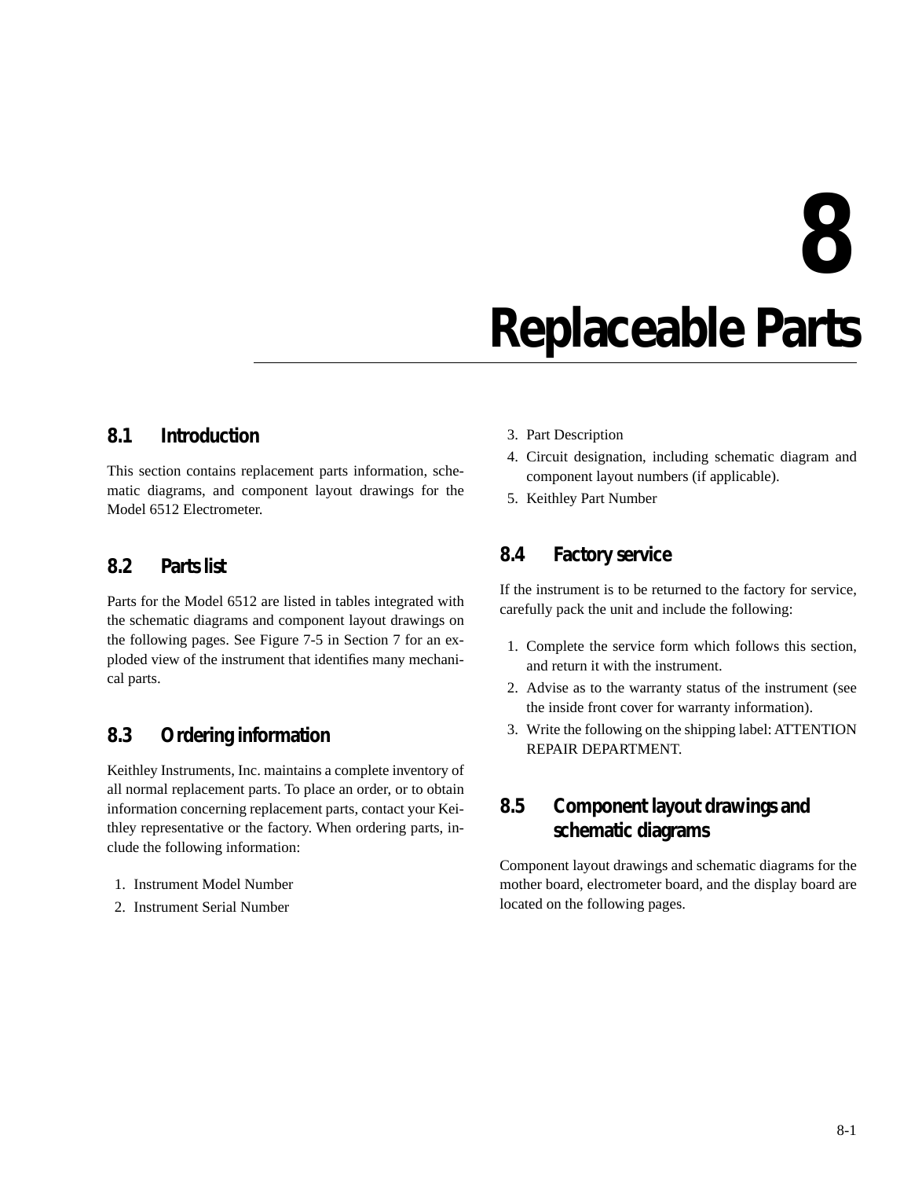# 8 Replaceable Parts

## 8.1 Introduction

This section contains replacement parts information, schematic diagrams, and component layout drawings for the Model 6512 Electrometer.

## 8.2 Parts list

Parts for the Model 6512 are listed in tables integrated with the schematic diagrams and component layout drawings on the following pages. See Figure 7-5 in Section 7 for an exploded view of the instrument that identifies many mechanical parts.

## 8.3 Ordering information

Keithley Instruments, Inc. maintains a complete inventory of all normal replacement parts. To place an order, or to obtain information concerning replacement parts, contact your Keithley representative or the factory. When ordering parts, include the following information:

1. Instrument Model Number
2. Instrument Serial Number
3. Part Description
4. Circuit designation, including schematic diagram and component layout numbers (if applicable).
5. Keithley Part Number

## 8.4 Factory service

If the instrument is to be returned to the factory for service, carefully pack the unit and include the following:

1. Complete the service form which follows this section, and return it with the instrument.
2. Advise as to the warranty status of the instrument (see the inside front cover for warranty information).
3. Write the following on the shipping label: ATTENTION REPAIR DEPARTMENT.

## 8.5 Component layout drawings and schematic diagrams

Component layout drawings and schematic diagrams for the mother board, electrometer board, and the display board are located on the following pages.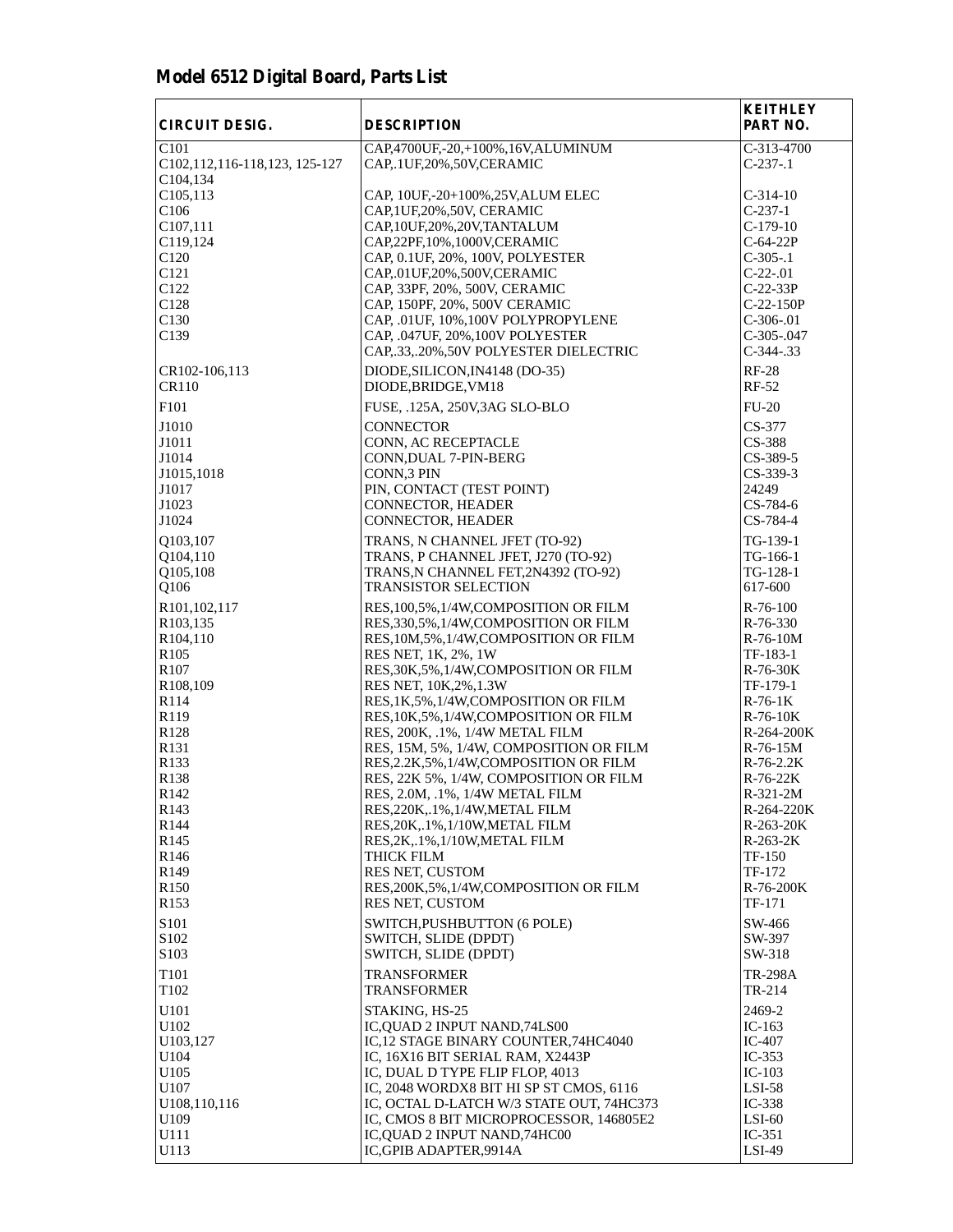# Model 6512 Digital Board, Parts List

| CIRCUIT DESIG. | DESCRIPTION | KEITHLEY PART NO. |
|---|---|---|
| C101 | CAP,4700UF,-20,+100%,16V,ALUMINUM | C-313-4700 |
| C102,112,116-118,123, 125-127 C104,134 | CAP,.1UF,20%,50V,CERAMIC | C-237-.1 |
| C105,113 | CAP, 10UF,-20+100%,25V,ALUM ELEC | C-314-10 |
| C106 | CAP,1UF,20%,50V, CERAMIC | C-237-1 |
| C107,111 | CAP,10UF,20%,20V,TANTALUM | C-179-10 |
| C119,124 | CAP,22PF,10%,1000V,CERAMIC | C-64-22P |
| C120 | CAP, 0.1UF, 20%, 100V, POLYESTER | C-305-.1 |
| C121 | CAP,.01UF,20%,500V,CERAMIC | C-22-.01 |
| C122 | CAP, 33PF, 20%, 500V, CERAMIC | C-22-33P |
| C128 | CAP, 150PF, 20%, 500V CERAMIC | C-22-150P |
| C130 | CAP, .01UF, 10%,100V POLYPROPYLENE | C-306-.01 |
| C139 | CAP, .047UF, 20%,100V POLYESTER | C-305-.047 |
| | CAP,.33,.20%,50V POLYESTER DIELECTRIC | C-344-.33 |
| CR102-106,113 | DIODE,SILICON,IN4148 (DO-35) | RF-28 |
| CR110 | DIODE,BRIDGE,VM18 | RF-52 |
| F101 | FUSE, .125A, 250V,3AG SLO-BLO | FU-20 |
| J1010 | CONNECTOR | CS-377 |
| J1011 | CONN, AC RECEPTACLE | CS-388 |
| J1014 | CONN,DUAL 7-PIN-BERG | CS-389-5 |
| J1015,1018 | CONN,3 PIN | CS-339-3 |
| J1017 | PIN, CONTACT (TEST POINT) | 24249 |
| J1023 | CONNECTOR, HEADER | CS-784-6 |
| J1024 | CONNECTOR, HEADER | CS-784-4 |
| Q103,107 | TRANS, N CHANNEL JFET (TO-92) | TG-139-1 |
| Q104,110 | TRANS, P CHANNEL JFET, J270 (TO-92) | TG-166-1 |
| Q105,108 | TRANS,N CHANNEL FET,2N4392 (TO-92) | TG-128-1 |
| Q106 | TRANSISTOR SELECTION | 617-600 |
| R101,102,117 | RES,100,5%,1/4W,COMPOSITION OR FILM | R-76-100 |
| R103,135 | RES,330,5%,1/4W,COMPOSITION OR FILM | R-76-330 |
| R104,110 | RES,10M,5%,1/4W,COMPOSITION OR FILM | R-76-10M |
| R105 | RES NET, 1K, 2%, 1W | TF-183-1 |
| R107 | RES,30K,5%,1/4W,COMPOSITION OR FILM | R-76-30K |
| R108,109 | RES NET, 10K,2%,1.3W | TF-179-1 |
| R114 | RES,1K,5%,1/4W,COMPOSITION OR FILM | R-76-1K |
| R119 | RES,10K,5%,1/4W,COMPOSITION OR FILM | R-76-10K |
| R128 | RES, 200K, .1%, 1/4W METAL FILM | R-264-200K |
| R131 | RES, 15M, 5%, 1/4W, COMPOSITION OR FILM | R-76-15M |
| R133 | RES,2.2K,5%,1/4W,COMPOSITION OR FILM | R-76-2.2K |
| R138 | RES, 22K 5%, 1/4W, COMPOSITION OR FILM | R-76-22K |
| R142 | RES, 2.0M, .1%, 1/4W METAL FILM | R-321-2M |
| R143 | RES,220K,.1%,1/4W,METAL FILM | R-264-220K |
| R144 | RES,20K,.1%,1/10W,METAL FILM | R-263-20K |
| R145 | RES,2K,.1%,1/10W,METAL FILM | R-263-2K |
| R146 | THICK FILM | TF-150 |
| R149 | RES NET, CUSTOM | TF-172 |
| R150 | RES,200K,5%,1/4W,COMPOSITION OR FILM | R-76-200K |
| R153 | RES NET, CUSTOM | TF-171 |
| S101 | SWITCH,PUSHBUTTON (6 POLE) | SW-466 |
| S102 | SWITCH, SLIDE (DPDT) | SW-397 |
| S103 | SWITCH, SLIDE (DPDT) | SW-318 |
| T101 | TRANSFORMER | TR-298A |
| T102 | TRANSFORMER | TR-214 |
| U101 | STAKING, HS-25 | 2469-2 |
| U102 | IC,QUAD 2 INPUT NAND,74LS00 | IC-163 |
| U103,127 | IC,12 STAGE BINARY COUNTER,74HC4040 | IC-407 |
| U104 | IC, 16X16 BIT SERIAL RAM, X2443P | IC-353 |
| U105 | IC, DUAL D TYPE FLIP FLOP, 4013 | IC-103 |
| U107 | IC, 2048 WORDX8 BIT HI SP ST CMOS, 6116 | LSI-58 |
| U108,110,116 | IC, OCTAL D-LATCH W/3 STATE OUT, 74HC373 | IC-338 |
| U109 | IC, CMOS 8 BIT MICROPROCESSOR, 146805E2 | LSI-60 |
| U111 | IC,QUAD 2 INPUT NAND,74HC00 | IC-351 |
| U113 | IC,GPIB ADAPTER,9914A | LSI-49 |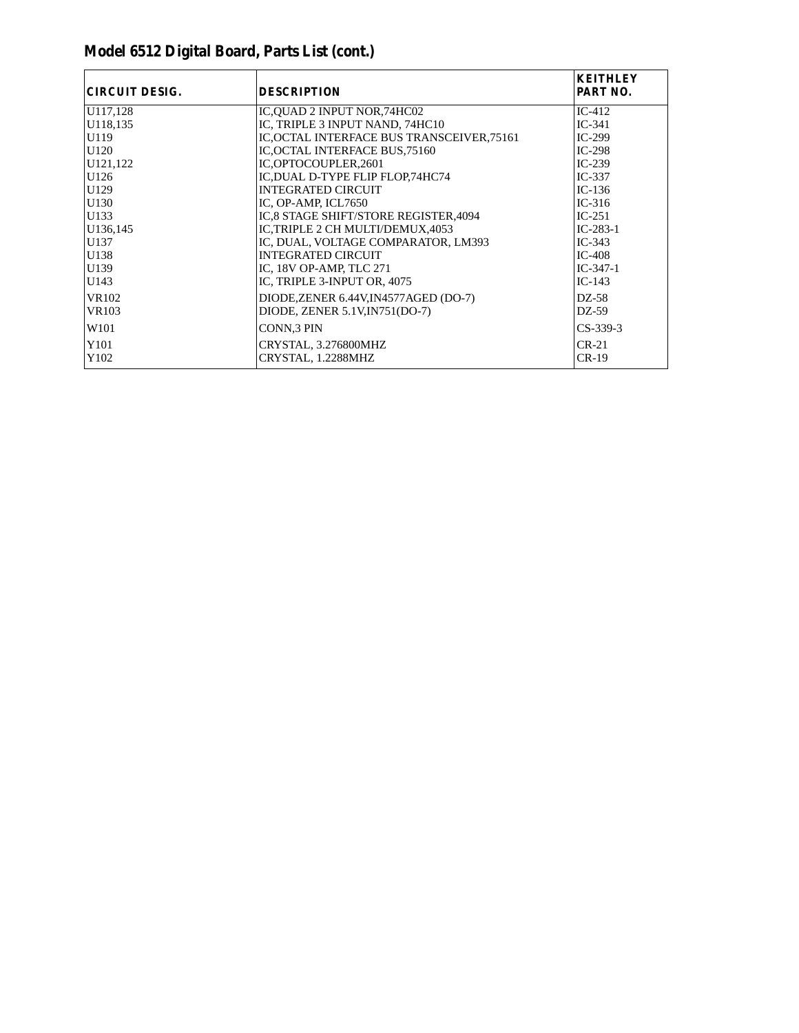## Model 6512 Digital Board, Parts List (cont.)

| CIRCUIT DESIG. | DESCRIPTION | KEITHLEY PART NO. |
|---|---|---|
| U117,128 | IC,QUAD 2 INPUT NOR,74HC02 | IC-412 |
| U118,135 | IC, TRIPLE 3 INPUT NAND, 74HC10 | IC-341 |
| U119 | IC,OCTAL INTERFACE BUS TRANSCEIVER,75161 | IC-299 |
| U120 | IC,OCTAL INTERFACE BUS,75160 | IC-298 |
| U121,122 | IC,OPTOCOUPLER,2601 | IC-239 |
| U126 | IC,DUAL D-TYPE FLIP FLOP,74HC74 | IC-337 |
| U129 | INTEGRATED CIRCUIT | IC-136 |
| U130 | IC, OP-AMP, ICL7650 | IC-316 |
| U133 | IC,8 STAGE SHIFT/STORE REGISTER,4094 | IC-251 |
| U136,145 | IC,TRIPLE 2 CH MULTI/DEMUX,4053 | IC-283-1 |
| U137 | IC, DUAL, VOLTAGE COMPARATOR, LM393 | IC-343 |
| U138 | INTEGRATED CIRCUIT | IC-408 |
| U139 | IC, 18V OP-AMP, TLC 271 | IC-347-1 |
| U143 | IC, TRIPLE 3-INPUT OR, 4075 | IC-143 |
| VR102 | DIODE,ZENER 6.44V,IN4577AGED (DO-7) | DZ-58 |
| VR103 | DIODE, ZENER 5.1V,IN751(DO-7) | DZ-59 |
| W101 | CONN,3 PIN | CS-339-3 |
| Y101 | CRYSTAL, 3.276800MHZ | CR-21 |
| Y102 | CRYSTAL, 1.2288MHZ | CR-19 |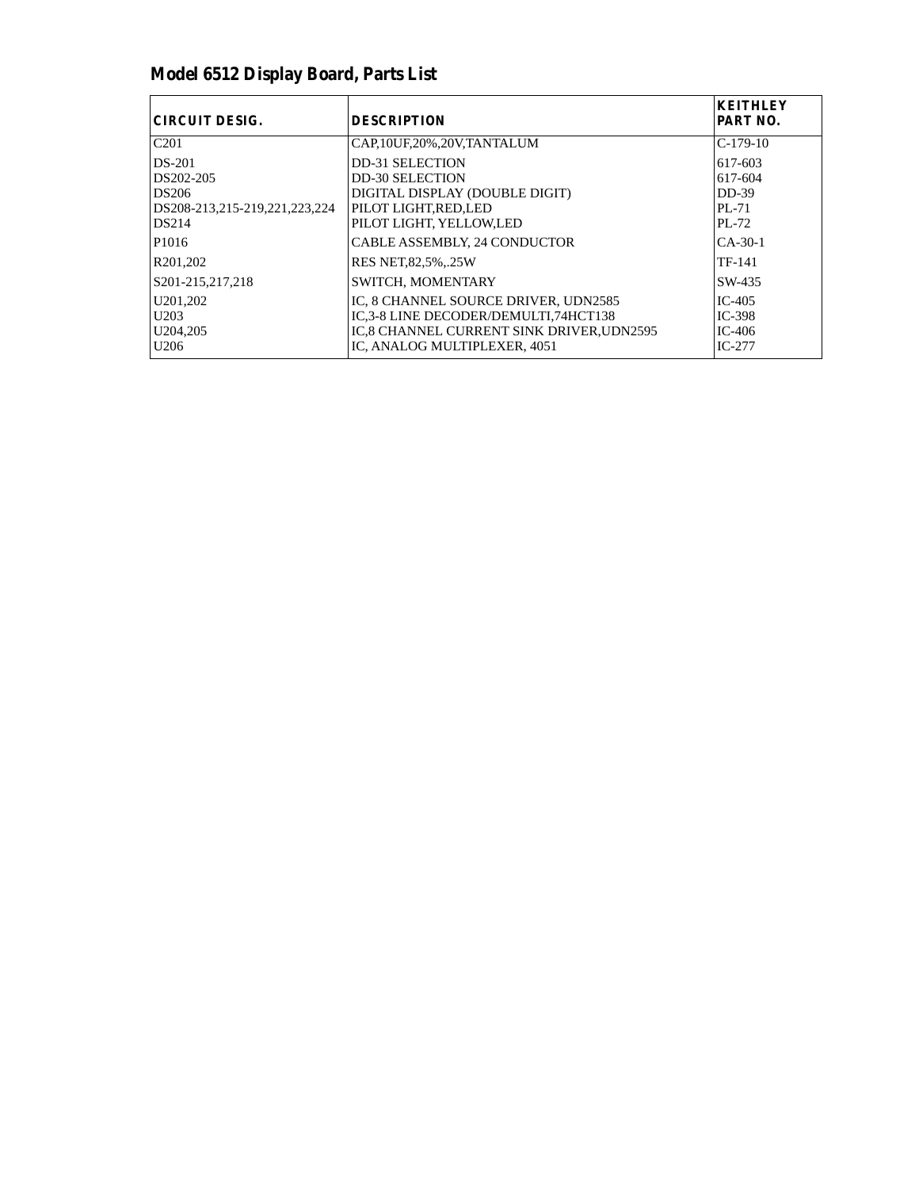## Model 6512 Display Board, Parts List

| CIRCUIT DESIG. | DESCRIPTION | KEITHLEY PART NO. |
|---|---|---|
| C201 | CAP,10UF,20%,20V,TANTALUM | C-179-10 |
| DS-201 | DD-31 SELECTION | 617-603 |
| DS202-205 | DD-30 SELECTION | 617-604 |
| DS206 | DIGITAL DISPLAY (DOUBLE DIGIT) | DD-39 |
| DS208-213,215-219,221,223,224 | PILOT LIGHT,RED,LED | PL-71 |
| DS214 | PILOT LIGHT, YELLOW,LED | PL-72 |
| P1016 | CABLE ASSEMBLY, 24 CONDUCTOR | CA-30-1 |
| R201,202 | RES NET,82,5%,.25W | TF-141 |
| S201-215,217,218 | SWITCH, MOMENTARY | SW-435 |
| U201,202 | IC, 8 CHANNEL SOURCE DRIVER, UDN2585 | IC-405 |
| U203 | IC,3-8 LINE DECODER/DEMULTI,74HCT138 | IC-398 |
| U204,205 | IC,8 CHANNEL CURRENT SINK DRIVER,UDN2595 | IC-406 |
| U206 | IC, ANALOG MULTIPLEXER, 4051 | IC-277 |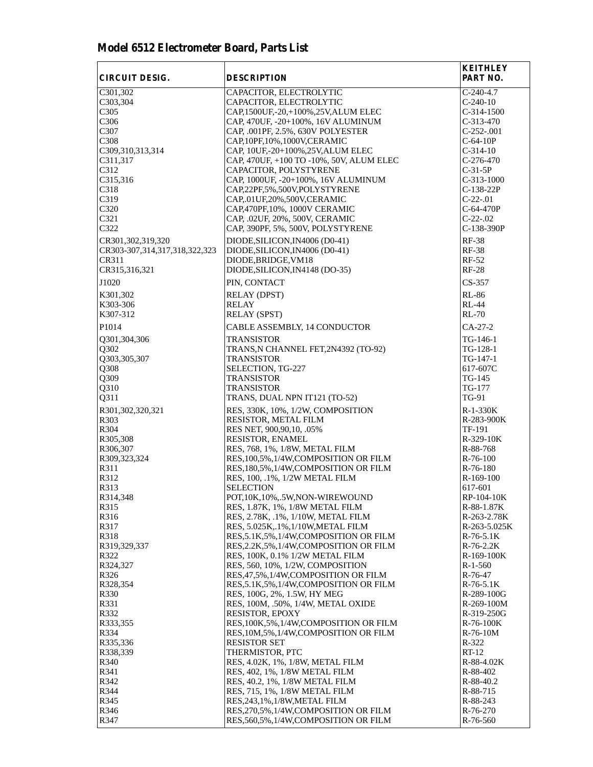## Model 6512 Electrometer Board, Parts List

| CIRCUIT DESIG. | DESCRIPTION | KEITHLEY PART NO. |
|---|---|---|
| C301,302 | CAPACITOR, ELECTROLYTIC | C-240-4.7 |
| C303,304 | CAPACITOR, ELECTROLYTIC | C-240-10 |
| C305 | CAP,1500UF,-20,+100%,25V,ALUM ELEC | C-314-1500 |
| C306 | CAP, 470UF, -20+100%, 16V ALUMINUM | C-313-470 |
| C307 | CAP, .001PF, 2.5%, 630V POLYESTER | C-252-.001 |
| C308 | CAP,10PF,10%,1000V,CERAMIC | C-64-10P |
| C309,310,313,314 | CAP, 10UF,-20+100%,25V,ALUM ELEC | C-314-10 |
| C311,317 | CAP, 470UF, +100 TO -10%, 50V, ALUM ELEC | C-276-470 |
| C312 | CAPACITOR, POLYSTYRENE | C-31-5P |
| C315,316 | CAP, 1000UF, -20+100%, 16V ALUMINUM | C-313-1000 |
| C318 | CAP,22PF,5%,500V,POLYSTYRENE | C-138-22P |
| C319 | CAP,.01UF,20%,500V,CERAMIC | C-22-.01 |
| C320 | CAP,470PF,10%, 1000V CERAMIC | C-64-470P |
| C321 | CAP, .02UF, 20%, 500V, CERAMIC | C-22-.02 |
| C322 | CAP, 390PF, 5%, 500V, POLYSTYRENE | C-138-390P |
| CR301,302,319,320 | DIODE,SILICON,IN4006 (D0-41) | RF-38 |
| CR303-307,314,317,318,322,323 | DIODE,SILICON,IN4006 (D0-41) | RF-38 |
| CR311 | DIODE,BRIDGE,VM18 | RF-52 |
| CR315,316,321 | DIODE,SILICON,IN4148 (DO-35) | RF-28 |
| J1020 | PIN, CONTACT | CS-357 |
| K301,302 | RELAY (DPST) | RL-86 |
| K303-306 | RELAY | RL-44 |
| K307-312 | RELAY (SPST) | RL-70 |
| P1014 | CABLE ASSEMBLY, 14 CONDUCTOR | CA-27-2 |
| Q301,304,306 | TRANSISTOR | TG-146-1 |
| Q302 | TRANS,N CHANNEL FET,2N4392 (TO-92) | TG-128-1 |
| Q303,305,307 | TRANSISTOR | TG-147-1 |
| Q308 | SELECTION, TG-227 | 617-607C |
| Q309 | TRANSISTOR | TG-145 |
| Q310 | TRANSISTOR | TG-177 |
| Q311 | TRANS, DUAL NPN IT121 (TO-52) | TG-91 |
| R301,302,320,321 | RES, 330K, 10%, 1/2W, COMPOSITION | R-1-330K |
| R303 | RESISTOR, METAL FILM | R-283-900K |
| R304 | RES NET, 900,90,10, .05% | TF-191 |
| R305,308 | RESISTOR, ENAMEL | R-329-10K |
| R306,307 | RES, 768, 1%, 1/8W, METAL FILM | R-88-768 |
| R309,323,324 | RES,100,5%,1/4W,COMPOSITION OR FILM | R-76-100 |
| R311 | RES,180,5%,1/4W,COMPOSITION OR FILM | R-76-180 |
| R312 | RES, 100, .1%, 1/2W METAL FILM | R-169-100 |
| R313 | SELECTION | 617-601 |
| R314,348 | POT,10K,10%,.5W,NON-WIREWOUND | RP-104-10K |
| R315 | RES, 1.87K, 1%, 1/8W METAL FILM | R-88-1.87K |
| R316 | RES, 2.78K, .1%, 1/10W, METAL FILM | R-263-2.78K |
| R317 | RES, 5.025K,.1%,1/10W,METAL FILM | R-263-5.025K |
| R318 | RES,5.1K,5%,1/4W,COMPOSITION OR FILM | R-76-5.1K |
| R319,329,337 | RES,2.2K,5%,1/4W,COMPOSITION OR FILM | R-76-2.2K |
| R322 | RES, 100K, 0.1% 1/2W METAL FILM | R-169-100K |
| R324,327 | RES, 560, 10%, 1/2W, COMPOSITION | R-1-560 |
| R326 | RES,47,5%,1/4W,COMPOSITION OR FILM | R-76-47 |
| R328,354 | RES,5.1K,5%,1/4W,COMPOSITION OR FILM | R-76-5.1K |
| R330 | RES, 100G, 2%, 1.5W, HY MEG | R-289-100G |
| R331 | RES, 100M, .50%, 1/4W, METAL OXIDE | R-269-100M |
| R332 | RESISTOR, EPOXY | R-319-250G |
| R333,355 | RES,100K,5%,1/4W,COMPOSITION OR FILM | R-76-100K |
| R334 | RES,10M,5%,1/4W,COMPOSITION OR FILM | R-76-10M |
| R335,336 | RESISTOR SET | R-322 |
| R338,339 | THERMISTOR, PTC | RT-12 |
| R340 | RES, 4.02K, 1%, 1/8W, METAL FILM | R-88-4.02K |
| R341 | RES, 402, 1%, 1/8W METAL FILM | R-88-402 |
| R342 | RES, 40.2, 1%, 1/8W METAL FILM | R-88-40.2 |
| R344 | RES, 715, 1%, 1/8W METAL FILM | R-88-715 |
| R345 | RES,243,1%,1/8W,METAL FILM | R-88-243 |
| R346 | RES,270,5%,1/4W,COMPOSITION OR FILM | R-76-270 |
| R347 | RES,560,5%,1/4W,COMPOSITION OR FILM | R-76-560 |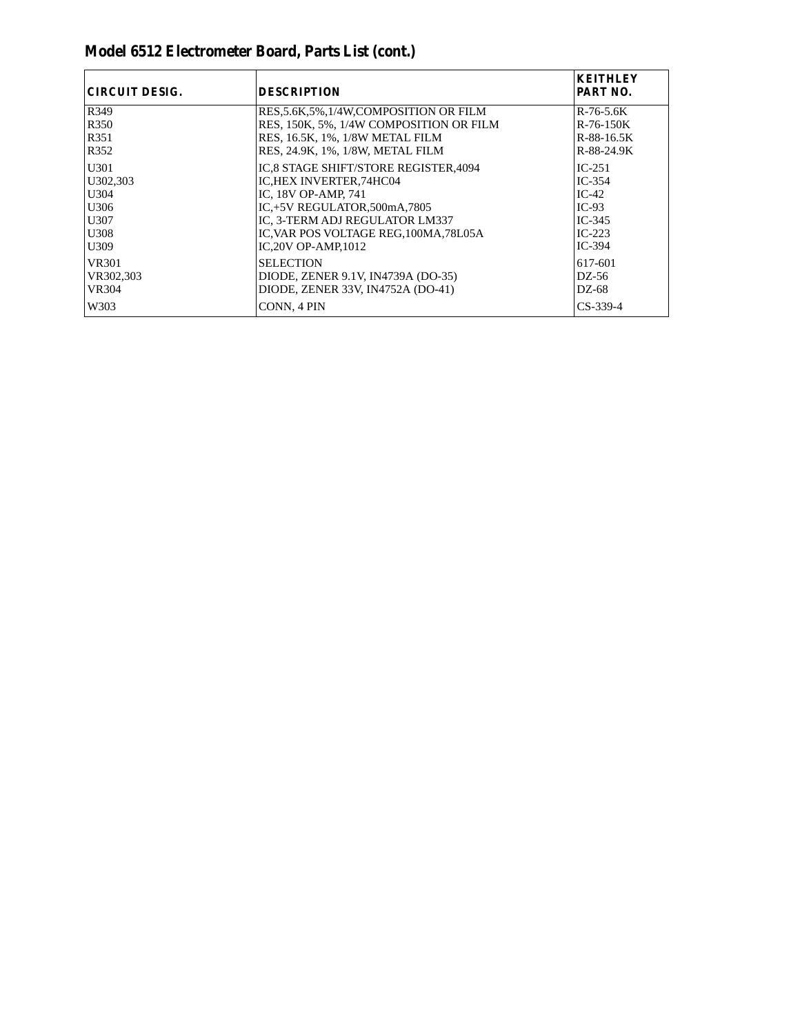## Model 6512 Electrometer Board, Parts List (cont.)

| CIRCUIT DESIG. | DESCRIPTION | KEITHLEY PART NO. |
|---|---|---|
| R349 | RES,5.6K,5%,1/4W,COMPOSITION OR FILM | R-76-5.6K |
| R350 | RES, 150K, 5%, 1/4W COMPOSITION OR FILM | R-76-150K |
| R351 | RES, 16.5K, 1%, 1/8W METAL FILM | R-88-16.5K |
| R352 | RES, 24.9K, 1%, 1/8W, METAL FILM | R-88-24.9K |
| U301 | IC,8 STAGE SHIFT/STORE REGISTER,4094 | IC-251 |
| U302,303 | IC,HEX INVERTER,74HC04 | IC-354 |
| U304 | IC, 18V OP-AMP, 741 | IC-42 |
| U306 | IC,+5V REGULATOR,500mA,7805 | IC-93 |
| U307 | IC, 3-TERM ADJ REGULATOR LM337 | IC-345 |
| U308 | IC,VAR POS VOLTAGE REG,100MA,78L05A | IC-223 |
| U309 | IC,20V OP-AMP,1012 | IC-394 |
| VR301 | SELECTION | 617-601 |
| VR302,303 | DIODE, ZENER 9.1V, IN4739A (DO-35) | DZ-56 |
| VR304 | DIODE, ZENER 33V, IN4752A (DO-41) | DZ-68 |
| W303 | CONN, 4 PIN | CS-339-4 |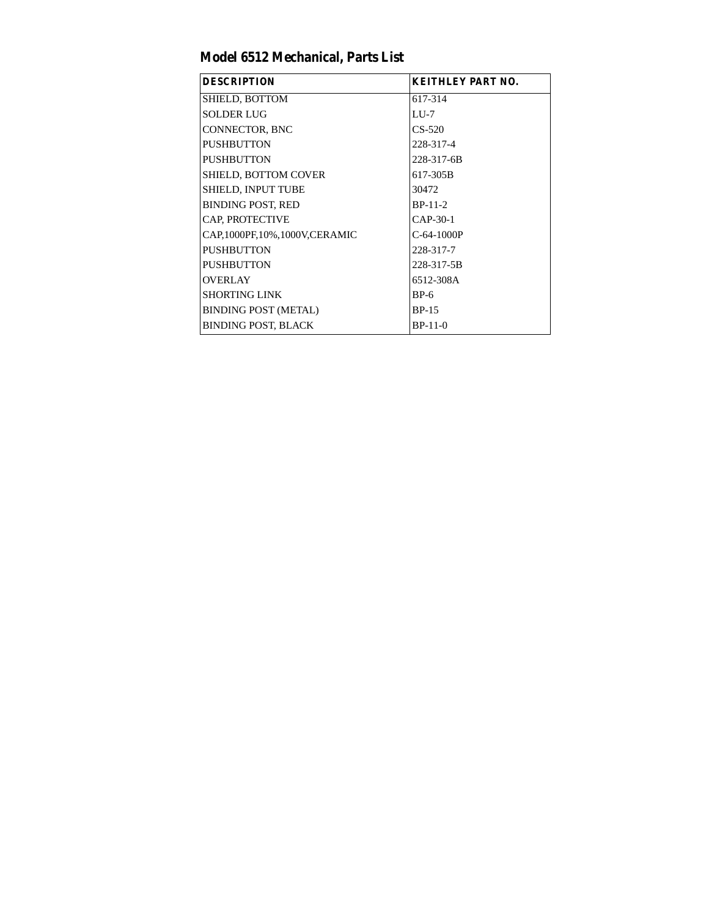## Model 6512 Mechanical, Parts List

| DESCRIPTION | KEITHLEY PART NO. |
|---|---|
| SHIELD, BOTTOM | 617-314 |
| SOLDER LUG | LU-7 |
| CONNECTOR, BNC | CS-520 |
| PUSHBUTTON | 228-317-4 |
| PUSHBUTTON | 228-317-6B |
| SHIELD, BOTTOM COVER | 617-305B |
| SHIELD, INPUT TUBE | 30472 |
| BINDING POST, RED | BP-11-2 |
| CAP, PROTECTIVE | CAP-30-1 |
| CAP,1000PF,10%,1000V,CERAMIC | C-64-1000P |
| PUSHBUTTON | 228-317-7 |
| PUSHBUTTON | 228-317-5B |
| OVERLAY | 6512-308A |
| SHORTING LINK | BP-6 |
| BINDING POST (METAL) | BP-15 |
| BINDING POST, BLACK | BP-11-0 |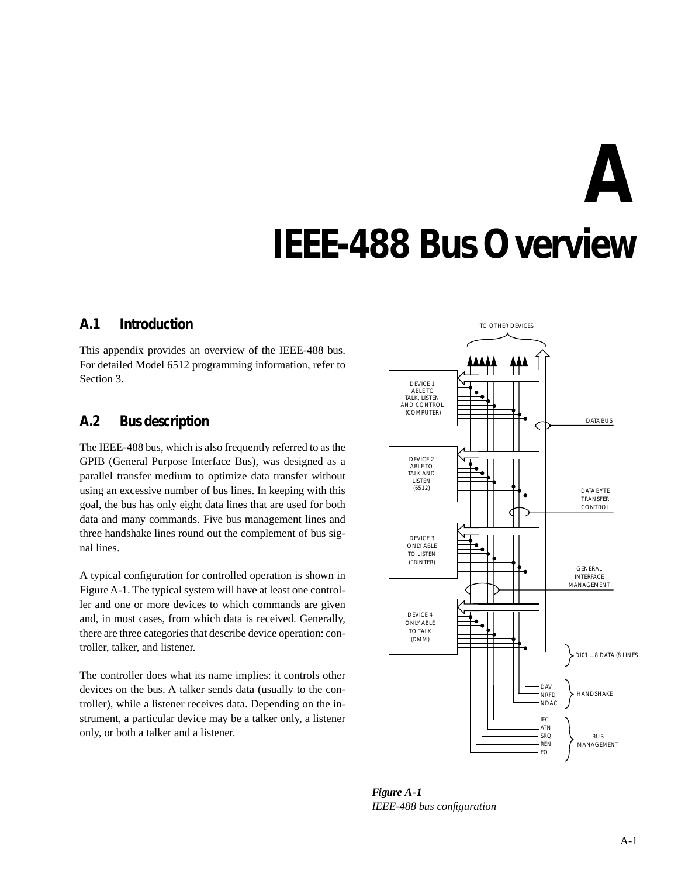# A

# IEEE-488 Bus Overview

## A.1 Introduction

This appendix provides an overview of the IEEE-488 bus. For detailed Model 6512 programming information, refer to Section 3.

## A.2 Bus description

The IEEE-488 bus, which is also frequently referred to as the GPIB (General Purpose Interface Bus), was designed as a parallel transfer medium to optimize data transfer without using an excessive number of bus lines. In keeping with this goal, the bus has only eight data lines that are used for both data and many commands. Five bus management lines and three handshake lines round out the complement of bus signal lines.

A typical configuration for controlled operation is shown in Figure A-1. The typical system will have at least one controller and one or more devices to which commands are given and, in most cases, from which data is received. Generally, there are three categories that describe device operation: controller, talker, and listener.

The controller does what its name implies: it controls other devices on the bus. A talker sends data (usually to the controller), while a listener receives data. Depending on the instrument, a particular device may be a talker only, a listener only, or both a talker and a listener.

***Figure A-1***
*IEEE-488 bus configuration*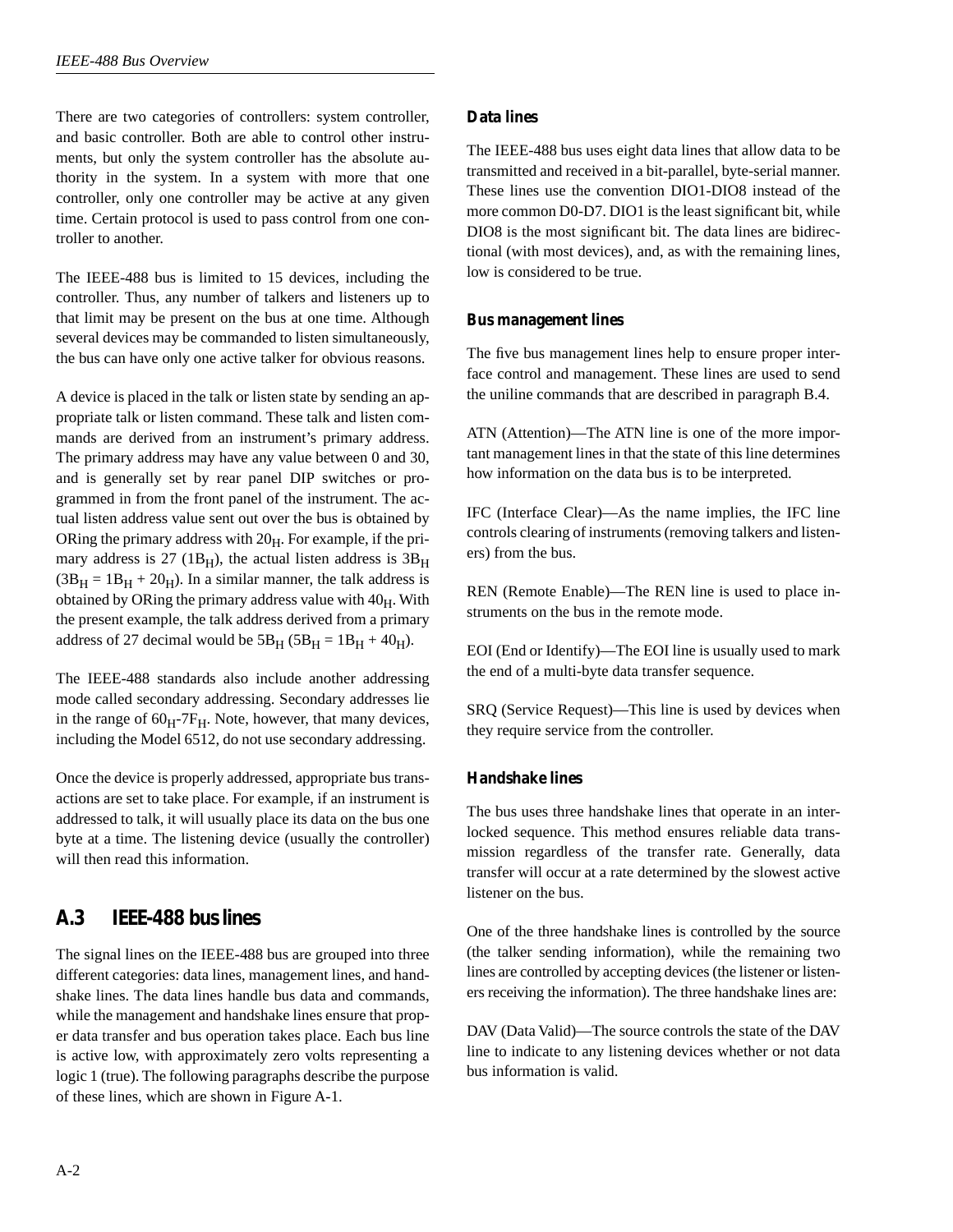There are two categories of controllers: system controller, and basic controller. Both are able to control other instruments, but only the system controller has the absolute authority in the system. In a system with more that one controller, only one controller may be active at any given time. Certain protocol is used to pass control from one controller to another.

The IEEE-488 bus is limited to 15 devices, including the controller. Thus, any number of talkers and listeners up to that limit may be present on the bus at one time. Although several devices may be commanded to listen simultaneously, the bus can have only one active talker for obvious reasons.

A device is placed in the talk or listen state by sending an appropriate talk or listen command. These talk and listen commands are derived from an instrument's primary address. The primary address may have any value between 0 and 30, and is generally set by rear panel DIP switches or programmed in from the front panel of the instrument. The actual listen address value sent out over the bus is obtained by ORing the primary address with $20_H$. For example, if the primary address is 27 ($1B_H$), the actual listen address is $3B_H$ ($3B_H = 1B_H + 20_H$). In a similar manner, the talk address is obtained by ORing the primary address value with $40_H$. With the present example, the talk address derived from a primary address of 27 decimal would be $5B_H$ ($5B_H = 1B_H + 40_H$).

The IEEE-488 standards also include another addressing mode called secondary addressing. Secondary addresses lie in the range of $60_H$-$7F_H$. Note, however, that many devices, including the Model 6512, do not use secondary addressing.

Once the device is properly addressed, appropriate bus transactions are set to take place. For example, if an instrument is addressed to talk, it will usually place its data on the bus one byte at a time. The listening device (usually the controller) will then read this information.

## A.3 IEEE-488 bus lines

The signal lines on the IEEE-488 bus are grouped into three different categories: data lines, management lines, and handshake lines. The data lines handle bus data and commands, while the management and handshake lines ensure that proper data transfer and bus operation takes place. Each bus line is active low, with approximately zero volts representing a logic 1 (true). The following paragraphs describe the purpose of these lines, which are shown in Figure A-1.

### Data lines

The IEEE-488 bus uses eight data lines that allow data to be transmitted and received in a bit-parallel, byte-serial manner. These lines use the convention DIO1-DIO8 instead of the more common D0-D7. DIO1 is the least significant bit, while DIO8 is the most significant bit. The data lines are bidirectional (with most devices), and, as with the remaining lines, low is considered to be true.

### Bus management lines

The five bus management lines help to ensure proper interface control and management. These lines are used to send the uniline commands that are described in paragraph B.4.

ATN (Attention)—The ATN line is one of the more important management lines in that the state of this line determines how information on the data bus is to be interpreted.

IFC (Interface Clear)—As the name implies, the IFC line controls clearing of instruments (removing talkers and listeners) from the bus.

REN (Remote Enable)—The REN line is used to place instruments on the bus in the remote mode.

EOI (End or Identify)—The EOI line is usually used to mark the end of a multi-byte data transfer sequence.

SRQ (Service Request)—This line is used by devices when they require service from the controller.

### Handshake lines

The bus uses three handshake lines that operate in an interlocked sequence. This method ensures reliable data transmission regardless of the transfer rate. Generally, data transfer will occur at a rate determined by the slowest active listener on the bus.

One of the three handshake lines is controlled by the source (the talker sending information), while the remaining two lines are controlled by accepting devices (the listener or listeners receiving the information). The three handshake lines are:

DAV (Data Valid)—The source controls the state of the DAV line to indicate to any listening devices whether or not data bus information is valid.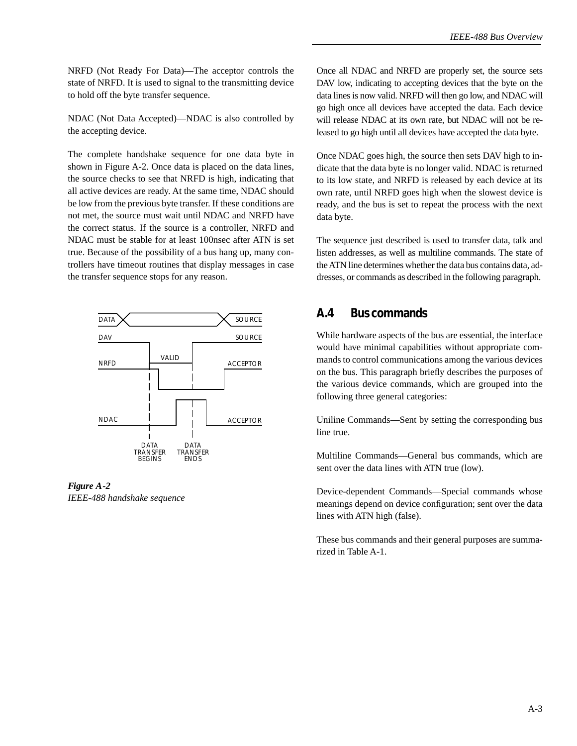NRFD (Not Ready For Data)—The acceptor controls the state of NRFD. It is used to signal to the transmitting device to hold off the byte transfer sequence.

NDAC (Not Data Accepted)—NDAC is also controlled by the accepting device.

The complete handshake sequence for one data byte in shown in Figure A-2. Once data is placed on the data lines, the source checks to see that NRFD is high, indicating that all active devices are ready. At the same time, NDAC should be low from the previous byte transfer. If these conditions are not met, the source must wait until NDAC and NRFD have the correct status. If the source is a controller, NRFD and NDAC must be stable for at least 100nsec after ATN is set true. Because of the possibility of a bus hang up, many controllers have timeout routines that display messages in case the transfer sequence stops for any reason.

*Figure A-2*
*IEEE-488 handshake sequence*

Once all NDAC and NRFD are properly set, the source sets DAV low, indicating to accepting devices that the byte on the data lines is now valid. NRFD will then go low, and NDAC will go high once all devices have accepted the data. Each device will release NDAC at its own rate, but NDAC will not be released to go high until all devices have accepted the data byte.

Once NDAC goes high, the source then sets DAV high to indicate that the data byte is no longer valid. NDAC is returned to its low state, and NRFD is released by each device at its own rate, until NRFD goes high when the slowest device is ready, and the bus is set to repeat the process with the next data byte.

The sequence just described is used to transfer data, talk and listen addresses, as well as multiline commands. The state of the ATN line determines whether the data bus contains data, addresses, or commands as described in the following paragraph.

## A.4 Bus commands

While hardware aspects of the bus are essential, the interface would have minimal capabilities without appropriate commands to control communications among the various devices on the bus. This paragraph briefly describes the purposes of the various device commands, which are grouped into the following three general categories:

Uniline Commands—Sent by setting the corresponding bus line true.

Multiline Commands—General bus commands, which are sent over the data lines with ATN true (low).

Device-dependent Commands—Special commands whose meanings depend on device configuration; sent over the data lines with ATN high (false).

These bus commands and their general purposes are summarized in Table A-1.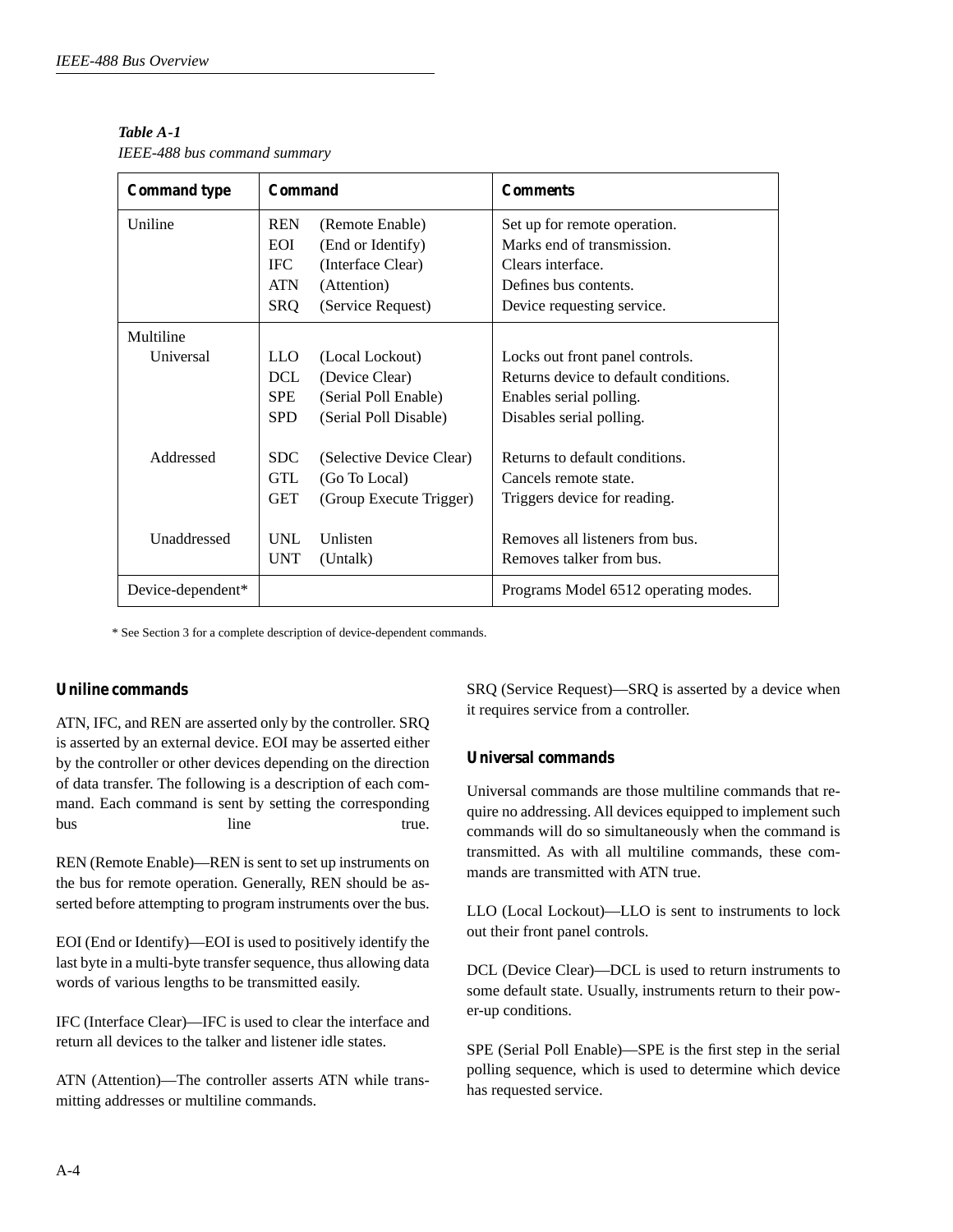**Table A-1**
*IEEE-488 bus command summary*

| Command type | Command | | Comments |
|---|---|---|---|
| Uniline | REN | (Remote Enable) | Set up for remote operation. |
| | EOI | (End or Identify) | Marks end of transmission. |
| | IFC | (Interface Clear) | Clears interface. |
| | ATN | (Attention) | Defines bus contents. |
| | SRQ | (Service Request) | Device requesting service. |
| Multiline | | | |
| Universal | LLO | (Local Lockout) | Locks out front panel controls. |
| | DCL | (Device Clear) | Returns device to default conditions. |
| | SPE | (Serial Poll Enable) | Enables serial polling. |
| | SPD | (Serial Poll Disable) | Disables serial polling. |
| Addressed | SDC | (Selective Device Clear) | Returns to default conditions. |
| | GTL | (Go To Local) | Cancels remote state. |
| | GET | (Group Execute Trigger) | Triggers device for reading. |
| Unaddressed | UNL | Unlisten | Removes all listeners from bus. |
| | UNT | (Untalk) | Removes talker from bus. |
| Device-dependent* | | | Programs Model 6512 operating modes. |

\* See Section 3 for a complete description of device-dependent commands.

### Uniline commands

ATN, IFC, and REN are asserted only by the controller. SRQ is asserted by an external device. EOI may be asserted either by the controller or other devices depending on the direction of data transfer. The following is a description of each command. Each command is sent by setting the corresponding bus line true.

REN (Remote Enable)—REN is sent to set up instruments on the bus for remote operation. Generally, REN should be asserted before attempting to program instruments over the bus.

EOI (End or Identify)—EOI is used to positively identify the last byte in a multi-byte transfer sequence, thus allowing data words of various lengths to be transmitted easily.

IFC (Interface Clear)—IFC is used to clear the interface and return all devices to the talker and listener idle states.

ATN (Attention)—The controller asserts ATN while transmitting addresses or multiline commands.

SRQ (Service Request)—SRQ is asserted by a device when it requires service from a controller.

### Universal commands

Universal commands are those multiline commands that require no addressing. All devices equipped to implement such commands will do so simultaneously when the command is transmitted. As with all multiline commands, these commands are transmitted with ATN true.

LLO (Local Lockout)—LLO is sent to instruments to lock out their front panel controls.

DCL (Device Clear)—DCL is used to return instruments to some default state. Usually, instruments return to their power-up conditions.

SPE (Serial Poll Enable)—SPE is the first step in the serial polling sequence, which is used to determine which device has requested service.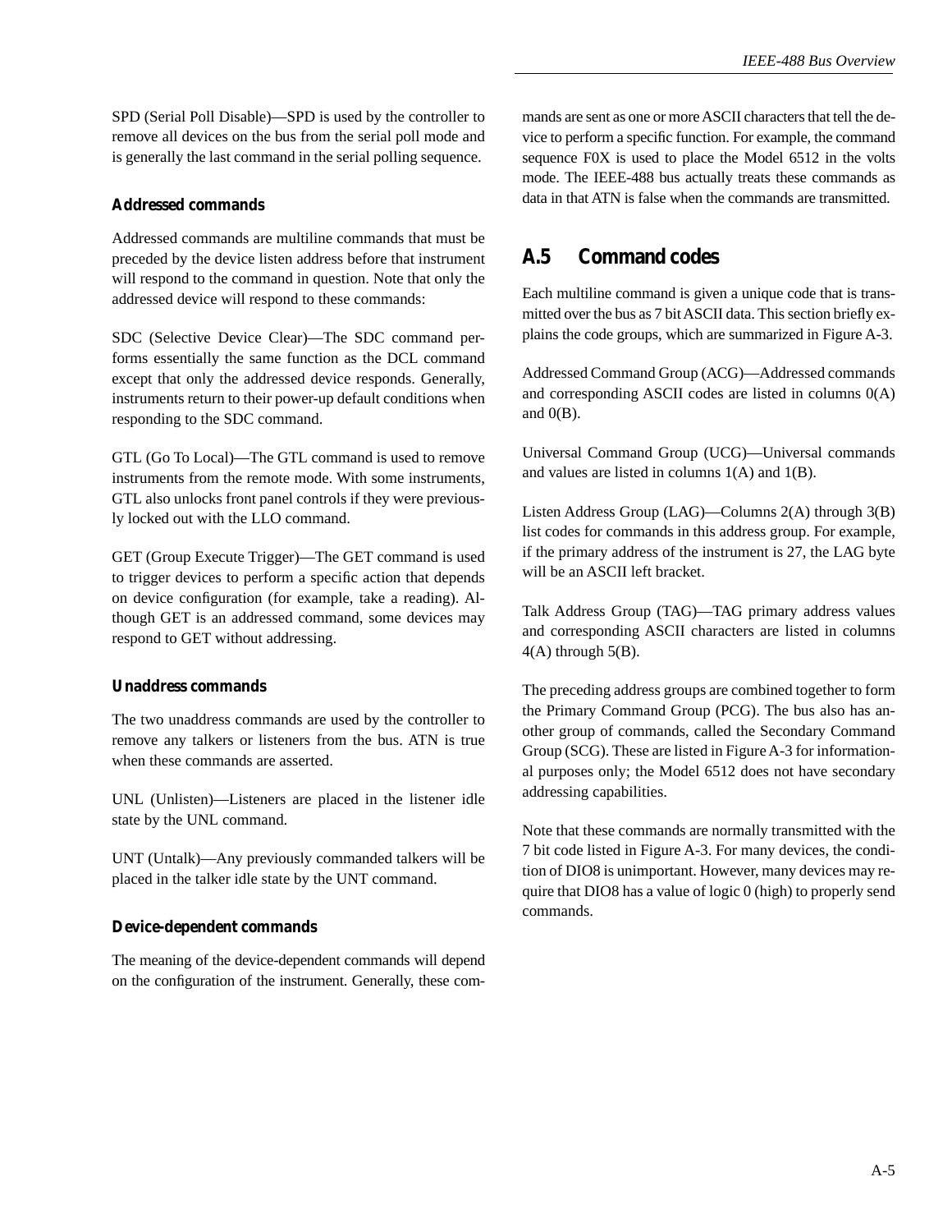SPD (Serial Poll Disable)—SPD is used by the controller to remove all devices on the bus from the serial poll mode and is generally the last command in the serial polling sequence.

### Addressed commands

Addressed commands are multiline commands that must be preceded by the device listen address before that instrument will respond to the command in question. Note that only the addressed device will respond to these commands:

SDC (Selective Device Clear)—The SDC command performs essentially the same function as the DCL command except that only the addressed device responds. Generally, instruments return to their power-up default conditions when responding to the SDC command.

GTL (Go To Local)—The GTL command is used to remove instruments from the remote mode. With some instruments, GTL also unlocks front panel controls if they were previously locked out with the LLO command.

GET (Group Execute Trigger)—The GET command is used to trigger devices to perform a specific action that depends on device configuration (for example, take a reading). Although GET is an addressed command, some devices may respond to GET without addressing.

### Unaddress commands

The two unaddress commands are used by the controller to remove any talkers or listeners from the bus. ATN is true when these commands are asserted.

UNL (Unlisten)—Listeners are placed in the listener idle state by the UNL command.

UNT (Untalk)—Any previously commanded talkers will be placed in the talker idle state by the UNT command.

### Device-dependent commands

The meaning of the device-dependent commands will depend on the configuration of the instrument. Generally, these commands are sent as one or more ASCII characters that tell the device to perform a specific function. For example, the command sequence F0X is used to place the Model 6512 in the volts mode. The IEEE-488 bus actually treats these commands as data in that ATN is false when the commands are transmitted.

## A.5 Command codes

Each multiline command is given a unique code that is transmitted over the bus as 7 bit ASCII data. This section briefly explains the code groups, which are summarized in Figure A-3.

Addressed Command Group (ACG)—Addressed commands and corresponding ASCII codes are listed in columns 0(A) and 0(B).

Universal Command Group (UCG)—Universal commands and values are listed in columns 1(A) and 1(B).

Listen Address Group (LAG)—Columns 2(A) through 3(B) list codes for commands in this address group. For example, if the primary address of the instrument is 27, the LAG byte will be an ASCII left bracket.

Talk Address Group (TAG)—TAG primary address values and corresponding ASCII characters are listed in columns 4(A) through 5(B).

The preceding address groups are combined together to form the Primary Command Group (PCG). The bus also has another group of commands, called the Secondary Command Group (SCG). These are listed in Figure A-3 for informational purposes only; the Model 6512 does not have secondary addressing capabilities.

Note that these commands are normally transmitted with the 7 bit code listed in Figure A-3. For many devices, the condition of DIO8 is unimportant. However, many devices may require that DIO8 has a value of logic 0 (high) to properly send commands.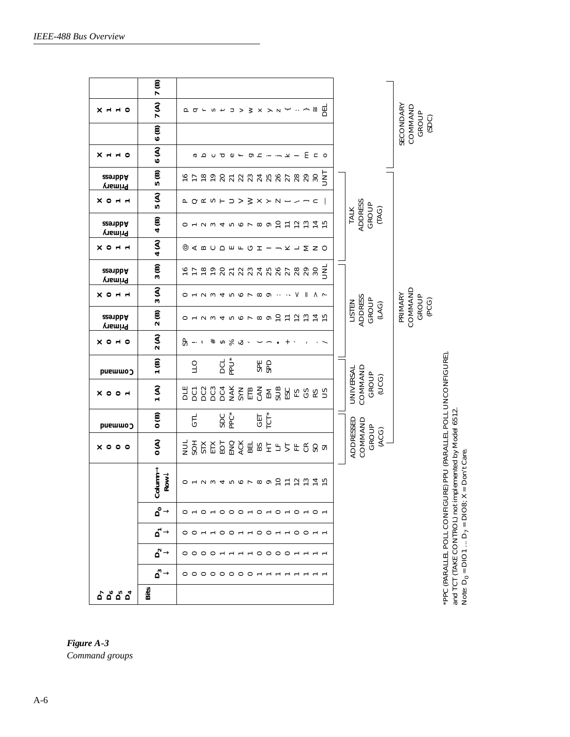| D7 D6 D5 D4 | | | | | | 0 (A) | 0 (B) | 1 (A) | 1 (B) | 2 (A) | 2 (B) | 3 (A) | 3 (B) | 4 (A) | 4 (B) | 5 (A) | 5 (B) | 6 (A) | 6 (B) | 7 (A) | 7 (B) |
|---|---|---|---|---|---|---|---|---|---|---|---|---|---|---|---|---|---|---|---|---|---|
| | | | | | | X 0 0 0 | Command | X 0 0 1 | Command | X 0 1 0 | Primary Address | X 0 1 1 | Primary Address | X 0 1 1 | Primary Address | X 0 1 1 | Primary Address | X 1 1 0 | | X 1 1 0 | |
| **Bits** | D3 ↓ | D2 ↓ | D1 ↓ | D0 ↓ | Column→ Row↓ | | | | | | | | | | | | | | | | |
| | 0 | 0 | 0 | 0 | 0 | NUL | | DLE | | SP | 0 | 0 | 16 | @ | 0 | P | 16 | | | p | |
| | 0 | 0 | 0 | 1 | 1 | SOH | GTL | DC1 | LLO | ! | 1 | 1 | 17 | A | 1 | Q | 17 | a | | q | |
| | 0 | 0 | 1 | 0 | 2 | STX | | DC2 | | " | 2 | 2 | 18 | B | 2 | R | 18 | b | | r | |
| | 0 | 0 | 1 | 1 | 3 | ETX | | DC3 | | # | 3 | 3 | 19 | C | 3 | S | 19 | c | | s | |
| | 0 | 1 | 0 | 0 | 4 | EOT | SDC | DC4 | DCL | $ | 4 | 4 | 20 | D | 4 | T | 20 | d | | t | |
| | 0 | 1 | 0 | 1 | 5 | ENQ | PPC* | NAK | PPU* | % | 5 | 5 | 21 | E | 5 | U | 21 | e | | u | |
| | 0 | 1 | 1 | 0 | 6 | ACK | | SYN | | & | 6 | 6 | 22 | F | 6 | V | 22 | f | | v | |
| | 0 | 1 | 1 | 1 | 7 | BEL | | ETB | | ' | 7 | 7 | 23 | G | 7 | W | 23 | g | | w | |
| | 1 | 0 | 0 | 0 | 8 | BS | GET | CAN | SPE | ( | 8 | 8 | 24 | H | 8 | X | 24 | h | | x | |
| | 1 | 0 | 0 | 1 | 9 | HT | TCT* | EM | SPD | ) | 9 | 9 | 25 | I | 9 | Y | 25 | i | | y | |
| | 1 | 0 | 1 | 0 | 10 | LF | | SUB | | * | 10 | : | 26 | J | 10 | Z | 26 | j | | z | |
| | 1 | 0 | 1 | 1 | 11 | VT | | ESC | | + | 11 | ; | 27 | K | 11 | [ | 27 | k | | { | |
| | 1 | 1 | 0 | 0 | 12 | FF | | FS | | , | 12 | < | 28 | L | 12 | \ | 28 | l | | \| | |
| | 1 | 1 | 0 | 1 | 13 | CR | | GS | | - | 13 | = | 29 | M | 13 | ] | 29 | m | | } | |
| | 1 | 1 | 1 | 0 | 14 | SO | | RS | | . | 14 | > | 30 | N | 14 | ^ | 30 | n | | ~ | |
| | 1 | 1 | 1 | 1 | 15 | SI | | US | | / | 15 | ? | UNL | O | 15 | _ | UNT | o | | DEL | |
| | | | | | | ADDRESSED COMMAND GROUP (ACG) | | UNIVERSAL COMMAND GROUP (UCG) | | LISTEN ADDRESS GROUP (LAG) | | | | TALK ADDRESS GROUP (TAG) | | | | SECONDARY COMMAND GROUP (SCG) | | | |
| | | | | | | PRIMARY COMMAND GROUP (PCG) | | | | | | | | | | | | | | | |

*PPC (PARALLEL POLL CONFIGURE) PPU (PARALLEL POLL UNCONFIGURE), and TCT (TAKE CONTROL) not implemented by Model 6512.
Note: $D_0$ = DIO1 ... $D_7$ = DIO8; X = Don't Care.

*Figure A-3*
*Command groups*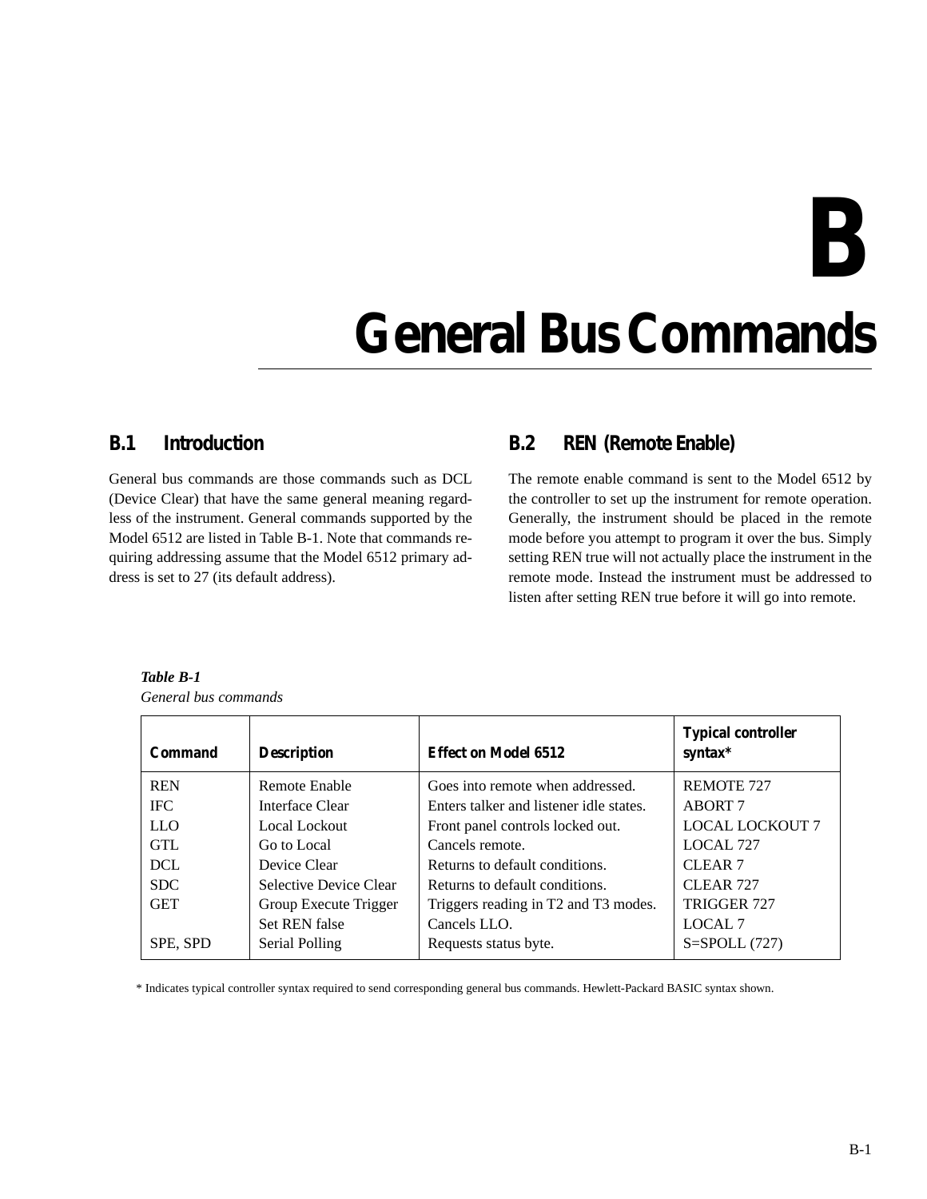# B

# General Bus Commands

## B.1 Introduction

General bus commands are those commands such as DCL (Device Clear) that have the same general meaning regardless of the instrument. General commands supported by the Model 6512 are listed in Table B-1. Note that commands requiring addressing assume that the Model 6512 primary address is set to 27 (its default address).

## B.2 REN (Remote Enable)

The remote enable command is sent to the Model 6512 by the controller to set up the instrument for remote operation. Generally, the instrument should be placed in the remote mode before you attempt to program it over the bus. Simply setting REN true will not actually place the instrument in the remote mode. Instead the instrument must be addressed to listen after setting REN true before it will go into remote.

***Table B-1***
*General bus commands*

| Command | Description | Effect on Model 6512 | Typical controller syntax* |
|---|---|---|---|
| REN | Remote Enable | Goes into remote when addressed. | REMOTE 727 |
| IFC | Interface Clear | Enters talker and listener idle states. | ABORT 7 |
| LLO | Local Lockout | Front panel controls locked out. | LOCAL LOCKOUT 7 |
| GTL | Go to Local | Cancels remote. | LOCAL 727 |
| DCL | Device Clear | Returns to default conditions. | CLEAR 7 |
| SDC | Selective Device Clear | Returns to default conditions. | CLEAR 727 |
| GET | Group Execute Trigger | Triggers reading in T2 and T3 modes. | TRIGGER 727 |
| | Set REN false | Cancels LLO. | LOCAL 7 |
| SPE, SPD | Serial Polling | Requests status byte. | S=SPOLL (727) |

\* Indicates typical controller syntax required to send corresponding general bus commands. Hewlett-Packard BASIC syntax shown.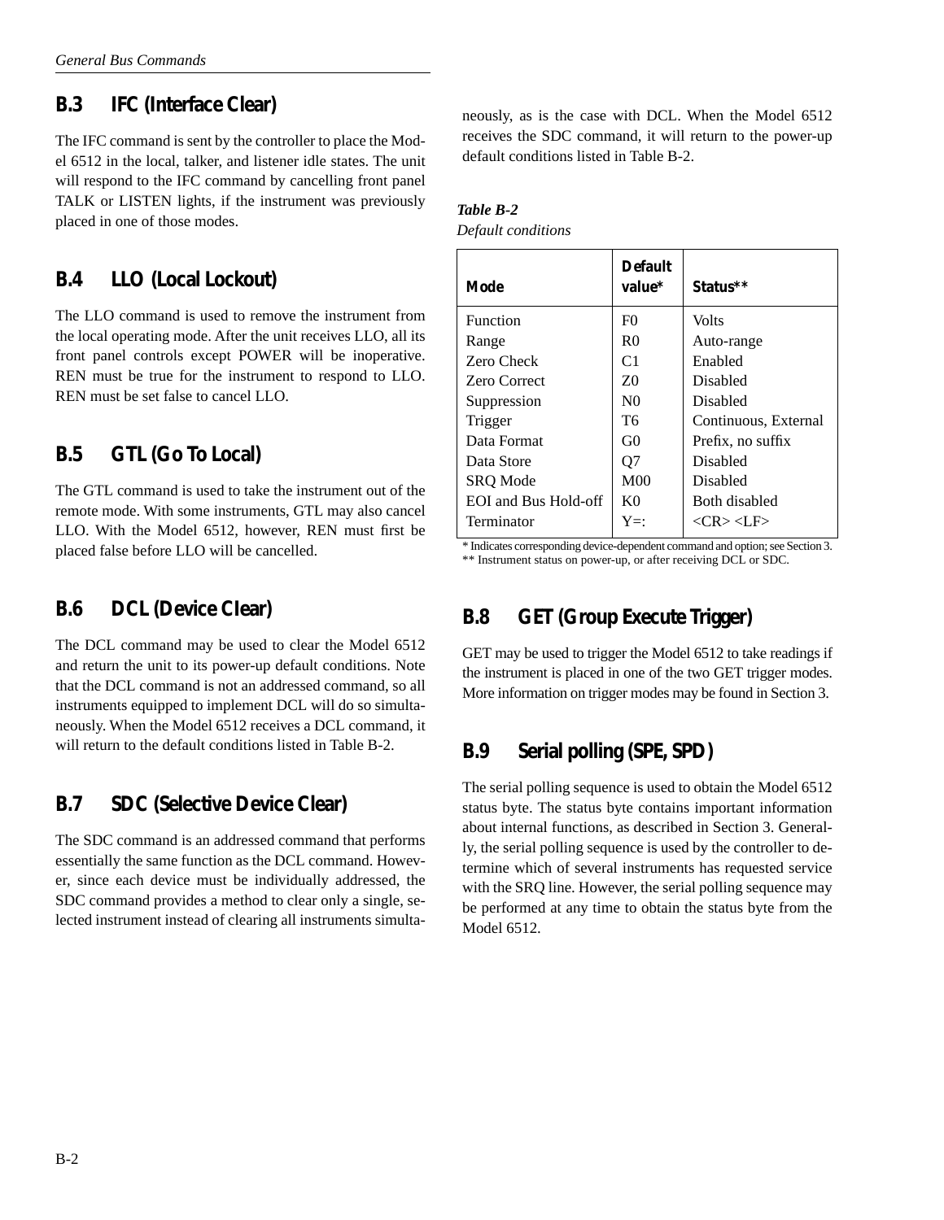## B.3 IFC (Interface Clear)

The IFC command is sent by the controller to place the Model 6512 in the local, talker, and listener idle states. The unit will respond to the IFC command by cancelling front panel TALK or LISTEN lights, if the instrument was previously placed in one of those modes.

## B.4 LLO (Local Lockout)

The LLO command is used to remove the instrument from the local operating mode. After the unit receives LLO, all its front panel controls except POWER will be inoperative. REN must be true for the instrument to respond to LLO. REN must be set false to cancel LLO.

## B.5 GTL (Go To Local)

The GTL command is used to take the instrument out of the remote mode. With some instruments, GTL may also cancel LLO. With the Model 6512, however, REN must first be placed false before LLO will be cancelled.

## B.6 DCL (Device Clear)

The DCL command may be used to clear the Model 6512 and return the unit to its power-up default conditions. Note that the DCL command is not an addressed command, so all instruments equipped to implement DCL will do so simultaneously. When the Model 6512 receives a DCL command, it will return to the default conditions listed in Table B-2.

## B.7 SDC (Selective Device Clear)

The SDC command is an addressed command that performs essentially the same function as the DCL command. However, since each device must be individually addressed, the SDC command provides a method to clear only a single, selected instrument instead of clearing all instruments simultaneously, as is the case with DCL. When the Model 6512 receives the SDC command, it will return to the power-up default conditions listed in Table B-2.

***Table B-2***
*Default conditions*

| Mode | Default value* | Status** |
|---|---|---|
| Function | F0 | Volts |
| Range | R0 | Auto-range |
| Zero Check | C1 | Enabled |
| Zero Correct | Z0 | Disabled |
| Suppression | N0 | Disabled |
| Trigger | T6 | Continuous, External |
| Data Format | G0 | Prefix, no suffix |
| Data Store | Q7 | Disabled |
| SRQ Mode | M00 | Disabled |
| EOI and Bus Hold-off | K0 | Both disabled |
| Terminator | Y=: | <CR> <LF> |

\* Indicates corresponding device-dependent command and option; see Section 3.
\*\* Instrument status on power-up, or after receiving DCL or SDC.

## B.8 GET (Group Execute Trigger)

GET may be used to trigger the Model 6512 to take readings if the instrument is placed in one of the two GET trigger modes. More information on trigger modes may be found in Section 3.

## B.9 Serial polling (SPE, SPD)

The serial polling sequence is used to obtain the Model 6512 status byte. The status byte contains important information about internal functions, as described in Section 3. Generally, the serial polling sequence is used by the controller to determine which of several instruments has requested service with the SRQ line. However, the serial polling sequence may be performed at any time to obtain the status byte from the Model 6512.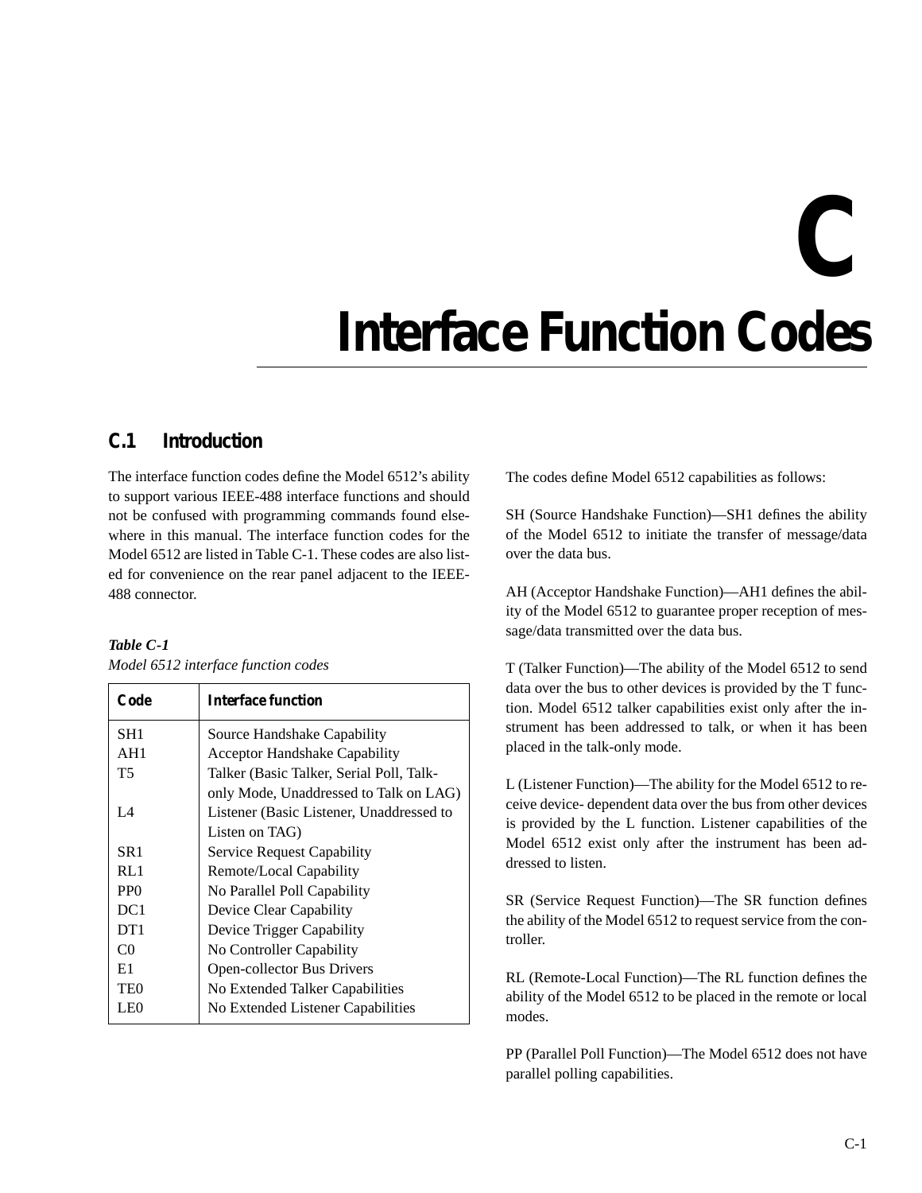# C Interface Function Codes

## C.1 Introduction

The interface function codes define the Model 6512's ability to support various IEEE-488 interface functions and should not be confused with programming commands found elsewhere in this manual. The interface function codes for the Model 6512 are listed in Table C-1. These codes are also listed for convenience on the rear panel adjacent to the IEEE-488 connector.

***Table C-1***
*Model 6512 interface function codes*

| Code | Interface function |
|---|---|
| SH1 | Source Handshake Capability |
| AH1 | Acceptor Handshake Capability |
| T5 | Talker (Basic Talker, Serial Poll, Talk-only Mode, Unaddressed to Talk on LAG) |
| L4 | Listener (Basic Listener, Unaddressed to Listen on TAG) |
| SR1 | Service Request Capability |
| RL1 | Remote/Local Capability |
| PP0 | No Parallel Poll Capability |
| DC1 | Device Clear Capability |
| DT1 | Device Trigger Capability |
| C0 | No Controller Capability |
| E1 | Open-collector Bus Drivers |
| TE0 | No Extended Talker Capabilities |
| LE0 | No Extended Listener Capabilities |

The codes define Model 6512 capabilities as follows:

SH (Source Handshake Function)—SH1 defines the ability of the Model 6512 to initiate the transfer of message/data over the data bus.

AH (Acceptor Handshake Function)—AH1 defines the ability of the Model 6512 to guarantee proper reception of message/data transmitted over the data bus.

T (Talker Function)—The ability of the Model 6512 to send data over the bus to other devices is provided by the T function. Model 6512 talker capabilities exist only after the instrument has been addressed to talk, or when it has been placed in the talk-only mode.

L (Listener Function)—The ability for the Model 6512 to receive device- dependent data over the bus from other devices is provided by the L function. Listener capabilities of the Model 6512 exist only after the instrument has been addressed to listen.

SR (Service Request Function)—The SR function defines the ability of the Model 6512 to request service from the controller.

RL (Remote-Local Function)—The RL function defines the ability of the Model 6512 to be placed in the remote or local modes.

PP (Parallel Poll Function)—The Model 6512 does not have parallel polling capabilities.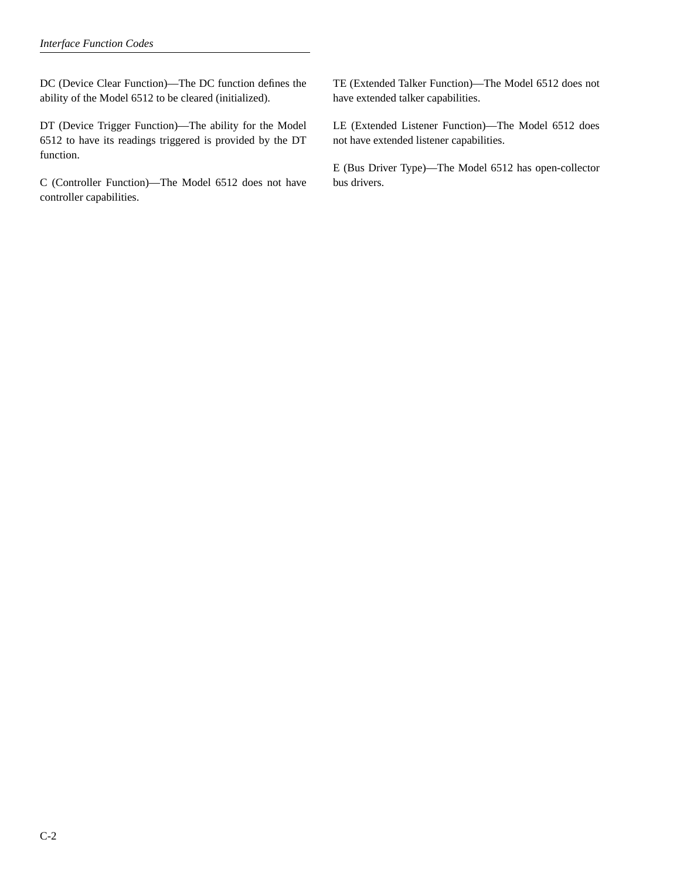DC (Device Clear Function)—The DC function defines the ability of the Model 6512 to be cleared (initialized).

DT (Device Trigger Function)—The ability for the Model 6512 to have its readings triggered is provided by the DT function.

C (Controller Function)—The Model 6512 does not have controller capabilities.

TE (Extended Talker Function)—The Model 6512 does not have extended talker capabilities.

LE (Extended Listener Function)—The Model 6512 does not have extended listener capabilities.

E (Bus Driver Type)—The Model 6512 has open-collector bus drivers.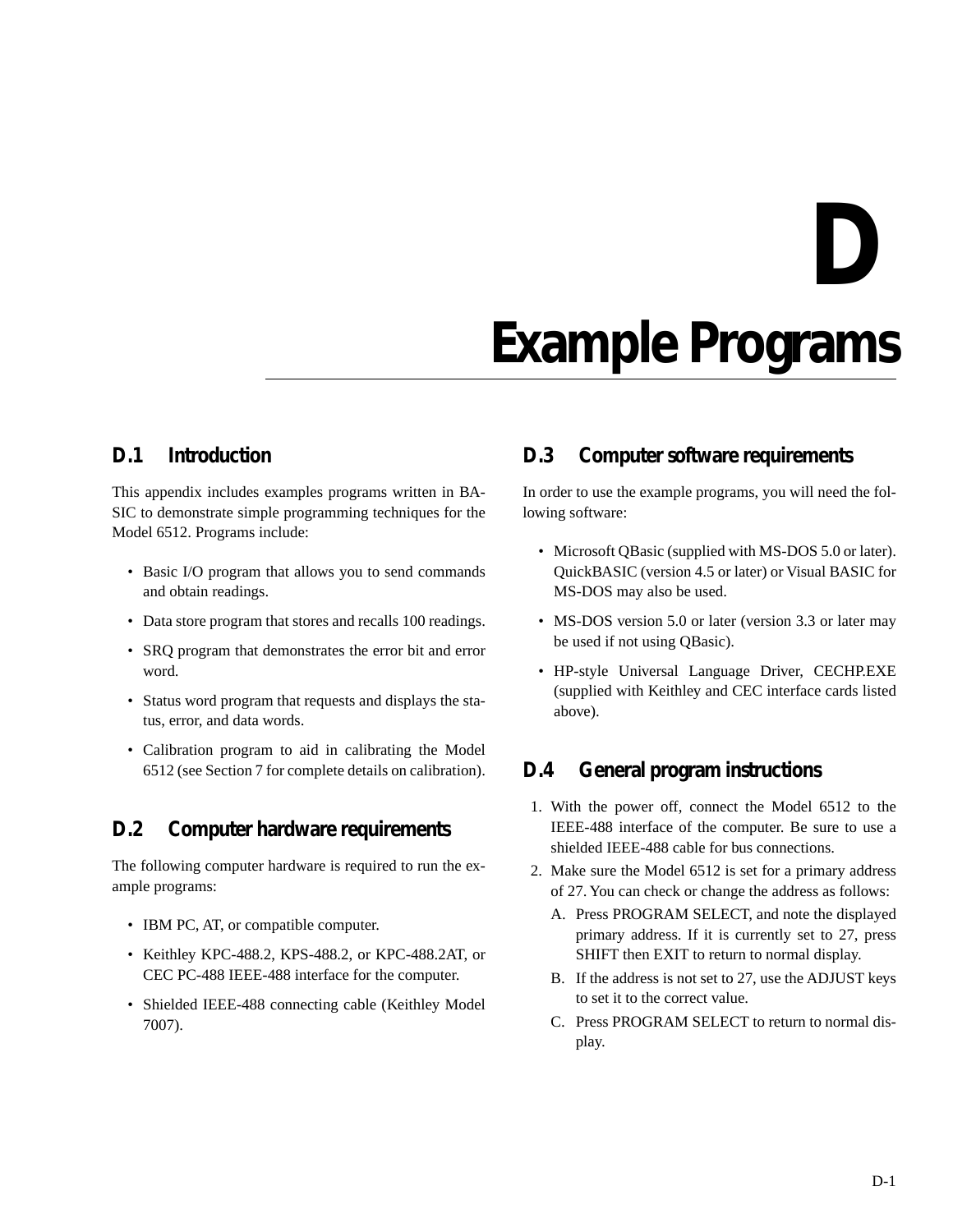# D Example Programs

## D.1 Introduction

This appendix includes examples programs written in BASIC to demonstrate simple programming techniques for the Model 6512. Programs include:

- Basic I/O program that allows you to send commands and obtain readings.
- Data store program that stores and recalls 100 readings.
- SRQ program that demonstrates the error bit and error word.
- Status word program that requests and displays the status, error, and data words.
- Calibration program to aid in calibrating the Model 6512 (see Section 7 for complete details on calibration).

## D.2 Computer hardware requirements

The following computer hardware is required to run the example programs:

- IBM PC, AT, or compatible computer.
- Keithley KPC-488.2, KPS-488.2, or KPC-488.2AT, or CEC PC-488 IEEE-488 interface for the computer.
- Shielded IEEE-488 connecting cable (Keithley Model 7007).

## D.3 Computer software requirements

In order to use the example programs, you will need the following software:

- Microsoft QBasic (supplied with MS-DOS 5.0 or later). QuickBASIC (version 4.5 or later) or Visual BASIC for MS-DOS may also be used.
- MS-DOS version 5.0 or later (version 3.3 or later may be used if not using QBasic).
- HP-style Universal Language Driver, CECHP.EXE (supplied with Keithley and CEC interface cards listed above).

## D.4 General program instructions

1. With the power off, connect the Model 6512 to the IEEE-488 interface of the computer. Be sure to use a shielded IEEE-488 cable for bus connections.
2. Make sure the Model 6512 is set for a primary address of 27. You can check or change the address as follows:
   A. Press PROGRAM SELECT, and note the displayed primary address. If it is currently set to 27, press SHIFT then EXIT to return to normal display.
   B. If the address is not set to 27, use the ADJUST keys to set it to the correct value.
   C. Press PROGRAM SELECT to return to normal display.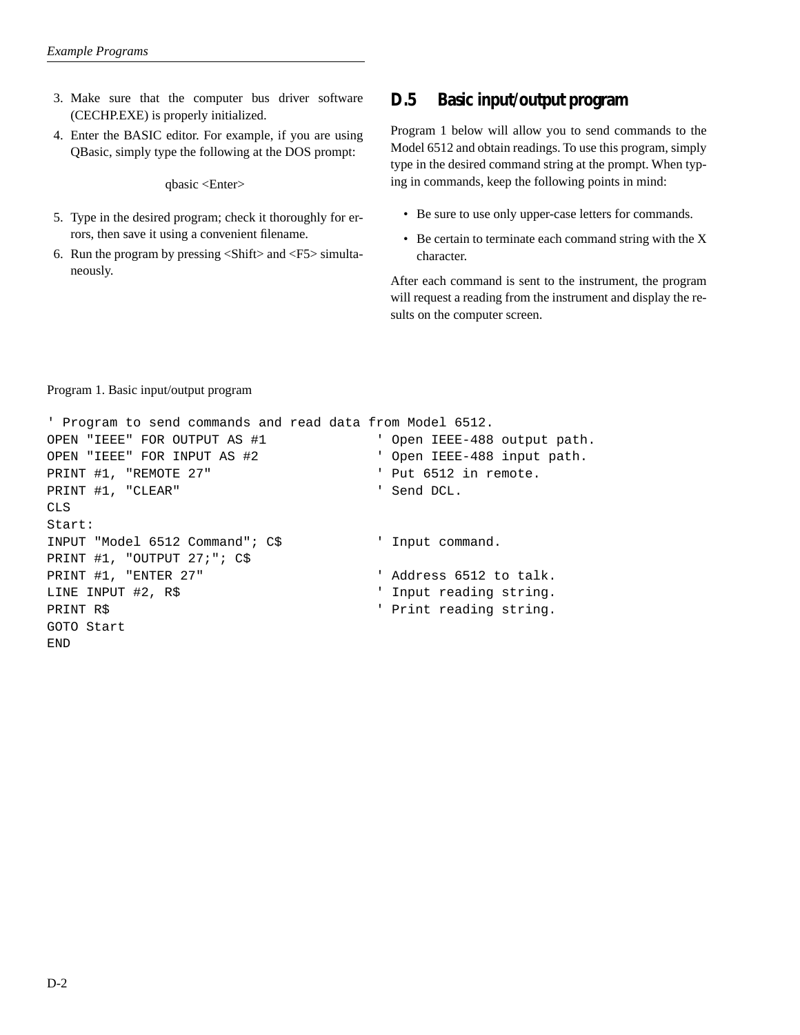3. Make sure that the computer bus driver software (CECHP.EXE) is properly initialized.
4. Enter the BASIC editor. For example, if you are using QBasic, simply type the following at the DOS prompt:

   qbasic <Enter>

5. Type in the desired program; check it thoroughly for errors, then save it using a convenient filename.
6. Run the program by pressing <Shift> and <F5> simultaneously.

## D.5 Basic input/output program

Program 1 below will allow you to send commands to the Model 6512 and obtain readings. To use this program, simply type in the desired command string at the prompt. When typing in commands, keep the following points in mind:

- Be sure to use only upper-case letters for commands.
- Be certain to terminate each command string with the X character.

After each command is sent to the instrument, the program will request a reading from the instrument and display the results on the computer screen.

Program 1. Basic input/output program

```
' Program to send commands and read data from Model 6512.
OPEN "IEEE" FOR OUTPUT AS #1             ' Open IEEE-488 output path.
OPEN "IEEE" FOR INPUT AS #2              ' Open IEEE-488 input path.
PRINT #1, "REMOTE 27"                    ' Put 6512 in remote.
PRINT #1, "CLEAR"                        ' Send DCL.
CLS
Start:
INPUT "Model 6512 Command"; C$           ' Input command.
PRINT #1, "OUTPUT 27;"; C$
PRINT #1, "ENTER 27"                     ' Address 6512 to talk.
LINE INPUT #2, R$                        ' Input reading string.
PRINT R$                                 ' Print reading string.
GOTO Start
END
```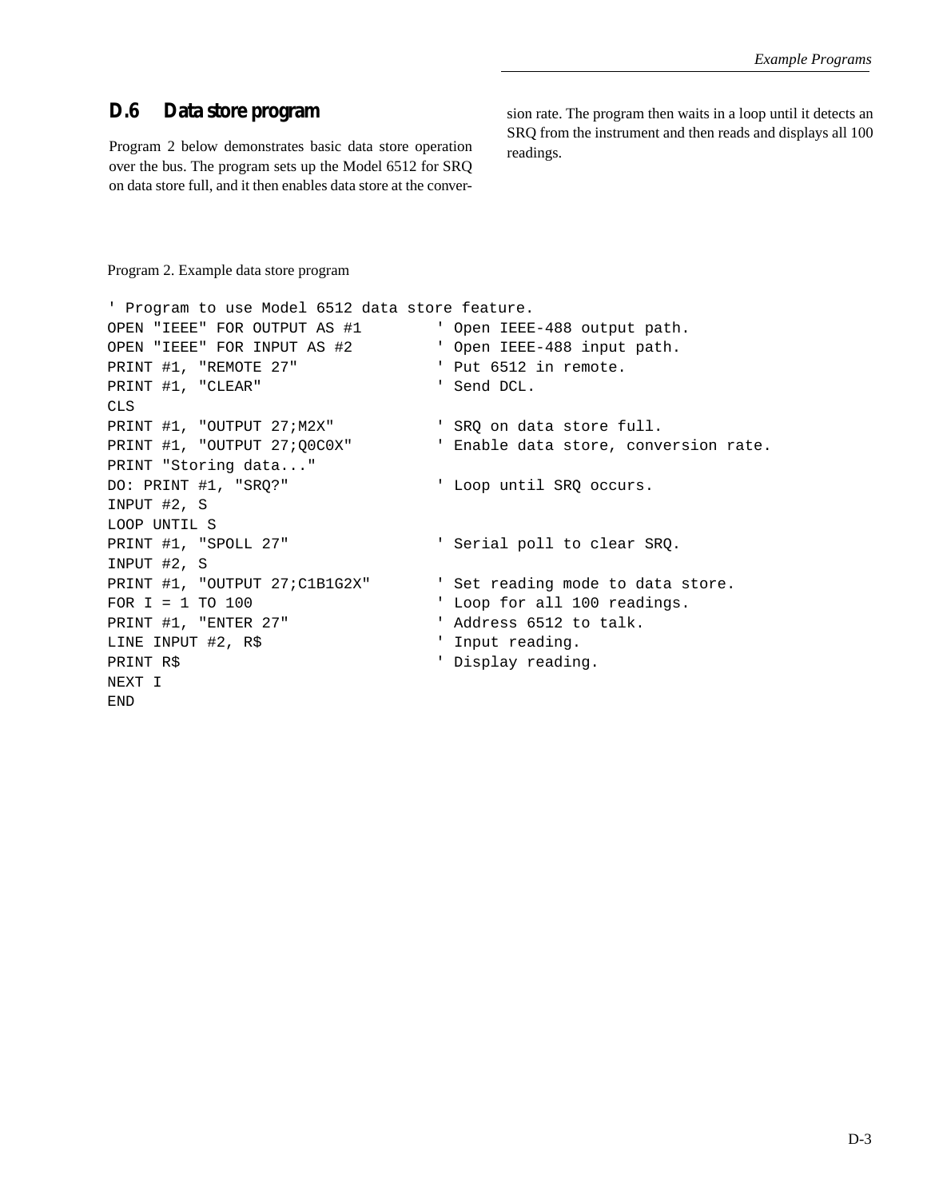## D.6 Data store program

Program 2 below demonstrates basic data store operation over the bus. The program sets up the Model 6512 for SRQ on data store full, and it then enables data store at the conversion rate. The program then waits in a loop until it detects an SRQ from the instrument and then reads and displays all 100 readings.

Program 2. Example data store program

```
' Program to use Model 6512 data store feature.
OPEN "IEEE" FOR OUTPUT AS #1        ' Open IEEE-488 output path.
OPEN "IEEE" FOR INPUT AS #2         ' Open IEEE-488 input path.
PRINT #1, "REMOTE 27"               ' Put 6512 in remote.
PRINT #1, "CLEAR"                   ' Send DCL.
CLS
PRINT #1, "OUTPUT 27;M2X"           ' SRQ on data store full.
PRINT #1, "OUTPUT 27;Q0C0X"         ' Enable data store, conversion rate.
PRINT "Storing data..."
DO: PRINT #1, "SRQ?"                ' Loop until SRQ occurs.
INPUT #2, S
LOOP UNTIL S
PRINT #1, "SPOLL 27"                ' Serial poll to clear SRQ.
INPUT #2, S
PRINT #1, "OUTPUT 27;C1B1G2X"       ' Set reading mode to data store.
FOR I = 1 TO 100                    ' Loop for all 100 readings.
PRINT #1, "ENTER 27"                ' Address 6512 to talk.
LINE INPUT #2, R$                   ' Input reading.
PRINT R$                            ' Display reading.
NEXT I
END
```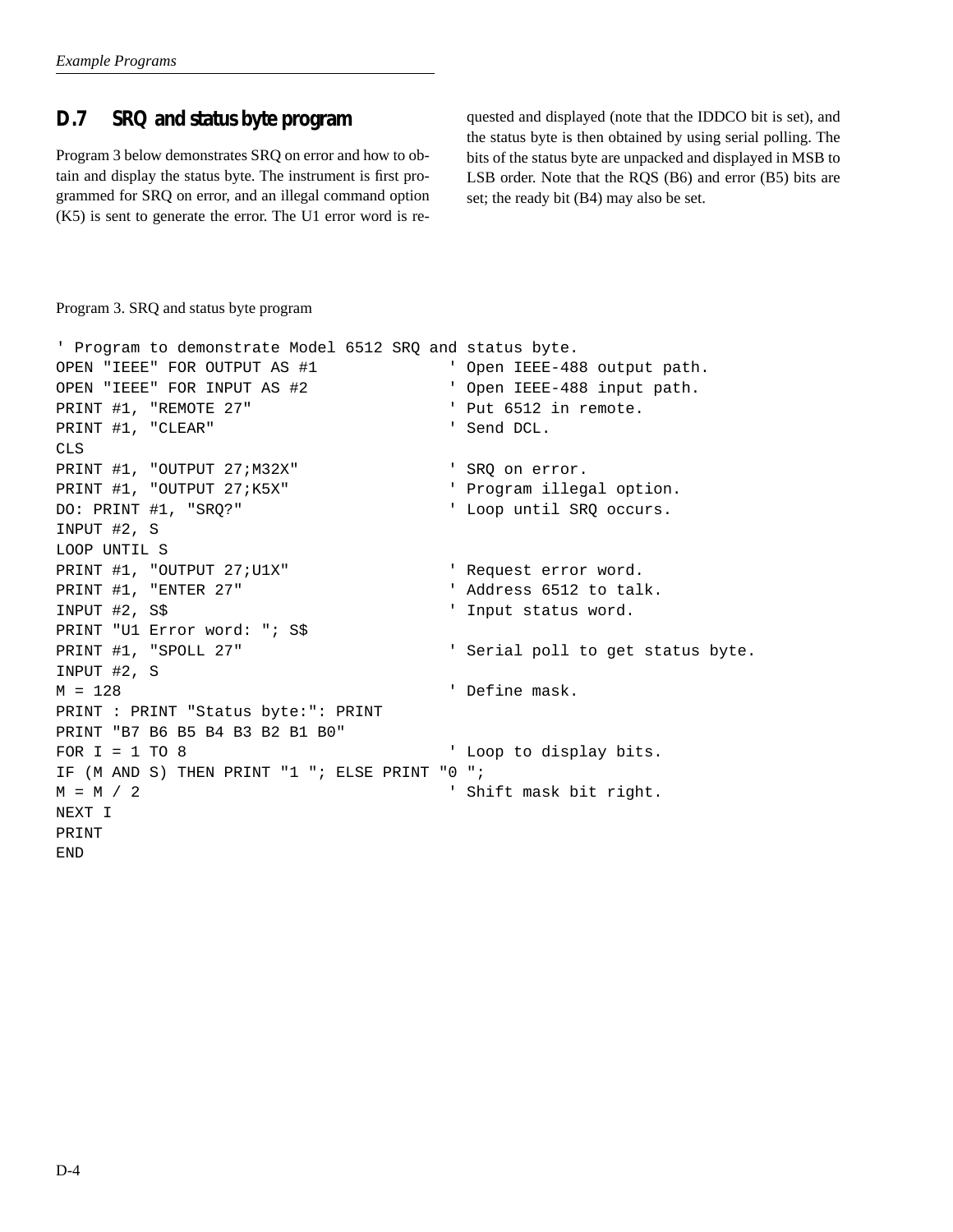## D.7 SRQ and status byte program

Program 3 below demonstrates SRQ on error and how to obtain and display the status byte. The instrument is first programmed for SRQ on error, and an illegal command option (K5) is sent to generate the error. The U1 error word is requested and displayed (note that the IDDCO bit is set), and the status byte is then obtained by using serial polling. The bits of the status byte are unpacked and displayed in MSB to LSB order. Note that the RQS (B6) and error (B5) bits are set; the ready bit (B4) may also be set.

Program 3. SRQ and status byte program

```
' Program to demonstrate Model 6512 SRQ and status byte.
OPEN "IEEE" FOR OUTPUT AS #1             ' Open IEEE-488 output path.
OPEN "IEEE" FOR INPUT AS #2              ' Open IEEE-488 input path.
PRINT #1, "REMOTE 27"                    ' Put 6512 in remote.
PRINT #1, "CLEAR"                        ' Send DCL.
CLS
PRINT #1, "OUTPUT 27;M32X"               ' SRQ on error.
PRINT #1, "OUTPUT 27;K5X"                ' Program illegal option.
DO: PRINT #1, "SRQ?"                     ' Loop until SRQ occurs.
INPUT #2, S
LOOP UNTIL S
PRINT #1, "OUTPUT 27;U1X"                ' Request error word.
PRINT #1, "ENTER 27"                     ' Address 6512 to talk.
INPUT #2, S$                             ' Input status word.
PRINT "U1 Error word: "; S$
PRINT #1, "SPOLL 27"                     ' Serial poll to get status byte.
INPUT #2, S
M = 128                                  ' Define mask.
PRINT : PRINT "Status byte:": PRINT
PRINT "B7 B6 B5 B4 B3 B2 B1 B0"
FOR I = 1 TO 8                           ' Loop to display bits.
IF (M AND S) THEN PRINT "1 "; ELSE PRINT "0 ";
M = M / 2                                ' Shift mask bit right.
NEXT I
PRINT
END
```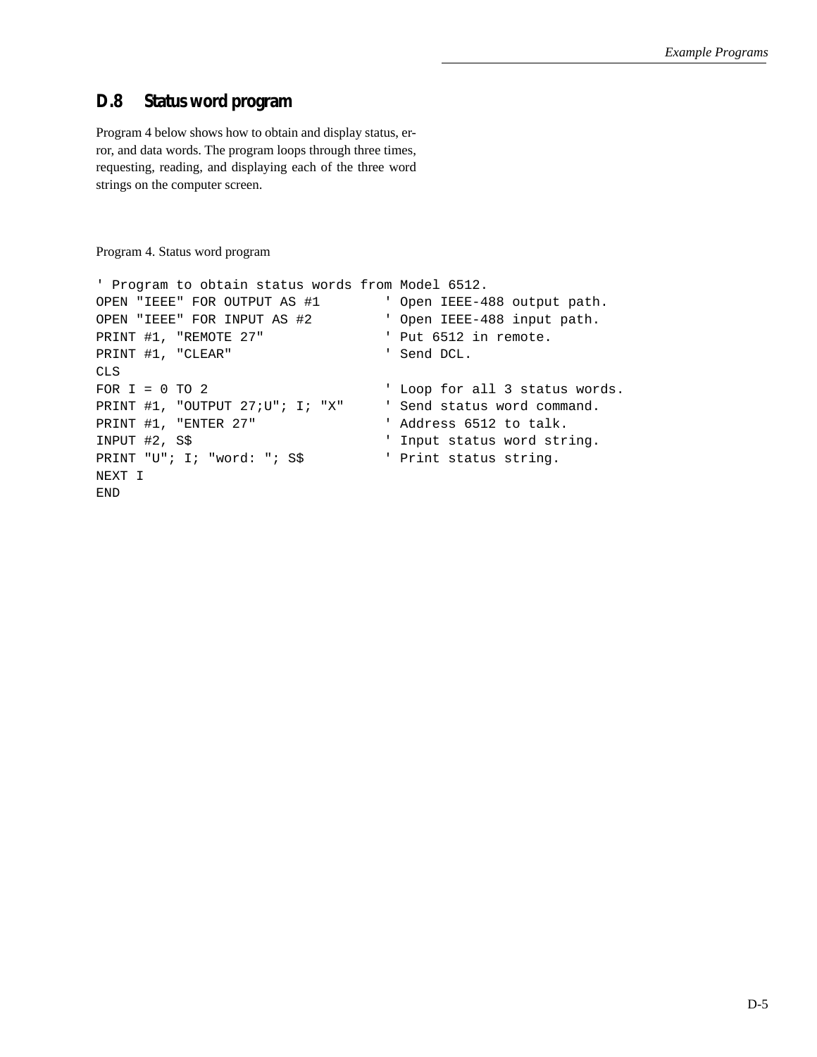## D.8 Status word program

Program 4 below shows how to obtain and display status, error, and data words. The program loops through three times, requesting, reading, and displaying each of the three word strings on the computer screen.

Program 4. Status word program

```
' Program to obtain status words from Model 6512.
OPEN "IEEE" FOR OUTPUT AS #1        ' Open IEEE-488 output path.
OPEN "IEEE" FOR INPUT AS #2         ' Open IEEE-488 input path.
PRINT #1, "REMOTE 27"               ' Put 6512 in remote.
PRINT #1, "CLEAR"                   ' Send DCL.
CLS
FOR I = 0 TO 2                      ' Loop for all 3 status words.
PRINT #1, "OUTPUT 27;U"; I; "X"     ' Send status word command.
PRINT #1, "ENTER 27"                ' Address 6512 to talk.
INPUT #2, S$                        ' Input status word string.
PRINT "U"; I; "word: "; S$          ' Print status string.
NEXT I
END
```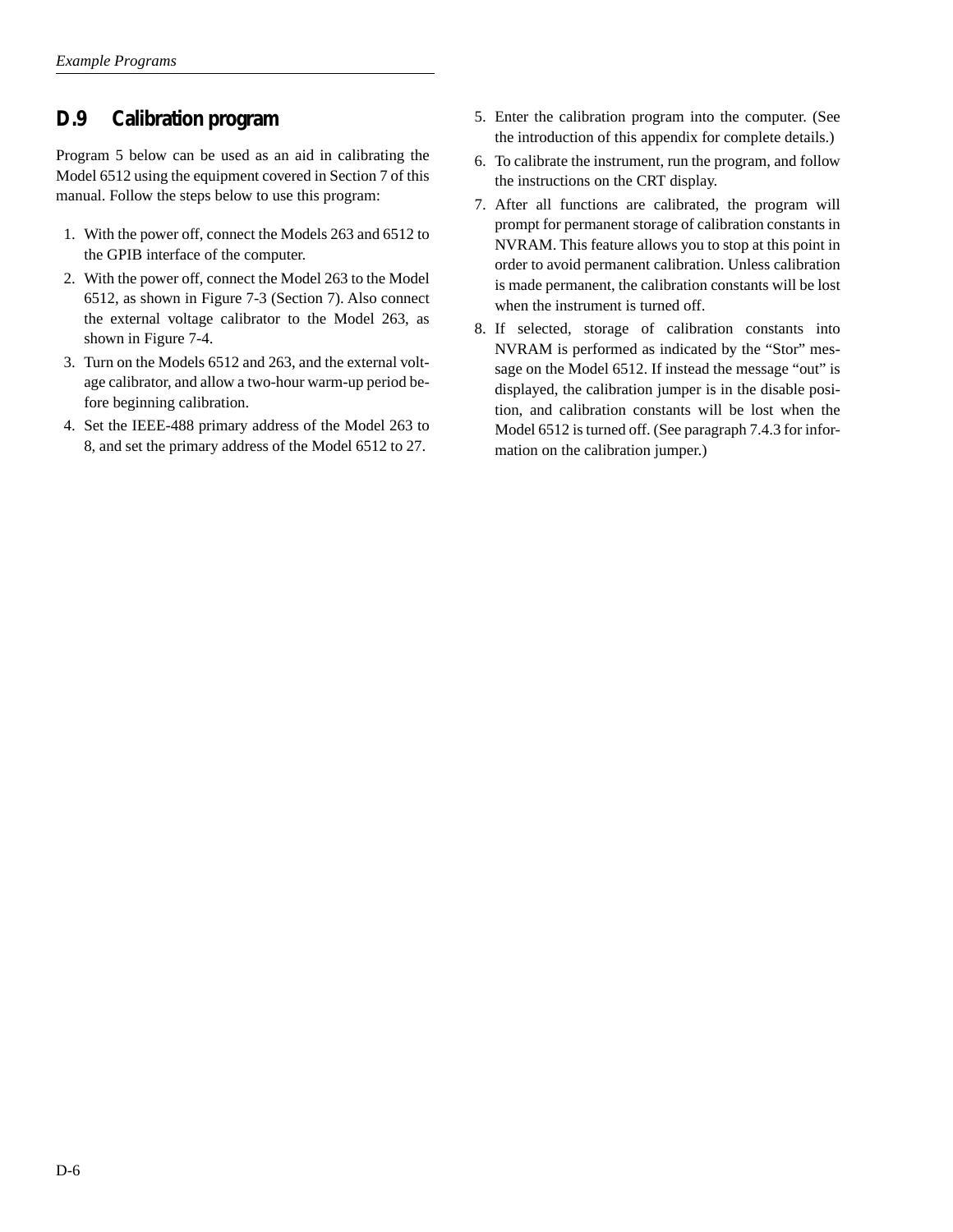## D.9 Calibration program

Program 5 below can be used as an aid in calibrating the Model 6512 using the equipment covered in Section 7 of this manual. Follow the steps below to use this program:

1. With the power off, connect the Models 263 and 6512 to the GPIB interface of the computer.
2. With the power off, connect the Model 263 to the Model 6512, as shown in Figure 7-3 (Section 7). Also connect the external voltage calibrator to the Model 263, as shown in Figure 7-4.
3. Turn on the Models 6512 and 263, and the external voltage calibrator, and allow a two-hour warm-up period before beginning calibration.
4. Set the IEEE-488 primary address of the Model 263 to 8, and set the primary address of the Model 6512 to 27.
5. Enter the calibration program into the computer. (See the introduction of this appendix for complete details.)
6. To calibrate the instrument, run the program, and follow the instructions on the CRT display.
7. After all functions are calibrated, the program will prompt for permanent storage of calibration constants in NVRAM. This feature allows you to stop at this point in order to avoid permanent calibration. Unless calibration is made permanent, the calibration constants will be lost when the instrument is turned off.
8. If selected, storage of calibration constants into NVRAM is performed as indicated by the "Stor" message on the Model 6512. If instead the message "out" is displayed, the calibration jumper is in the disable position, and calibration constants will be lost when the Model 6512 is turned off. (See paragraph 7.4.3 for information on the calibration jumper.)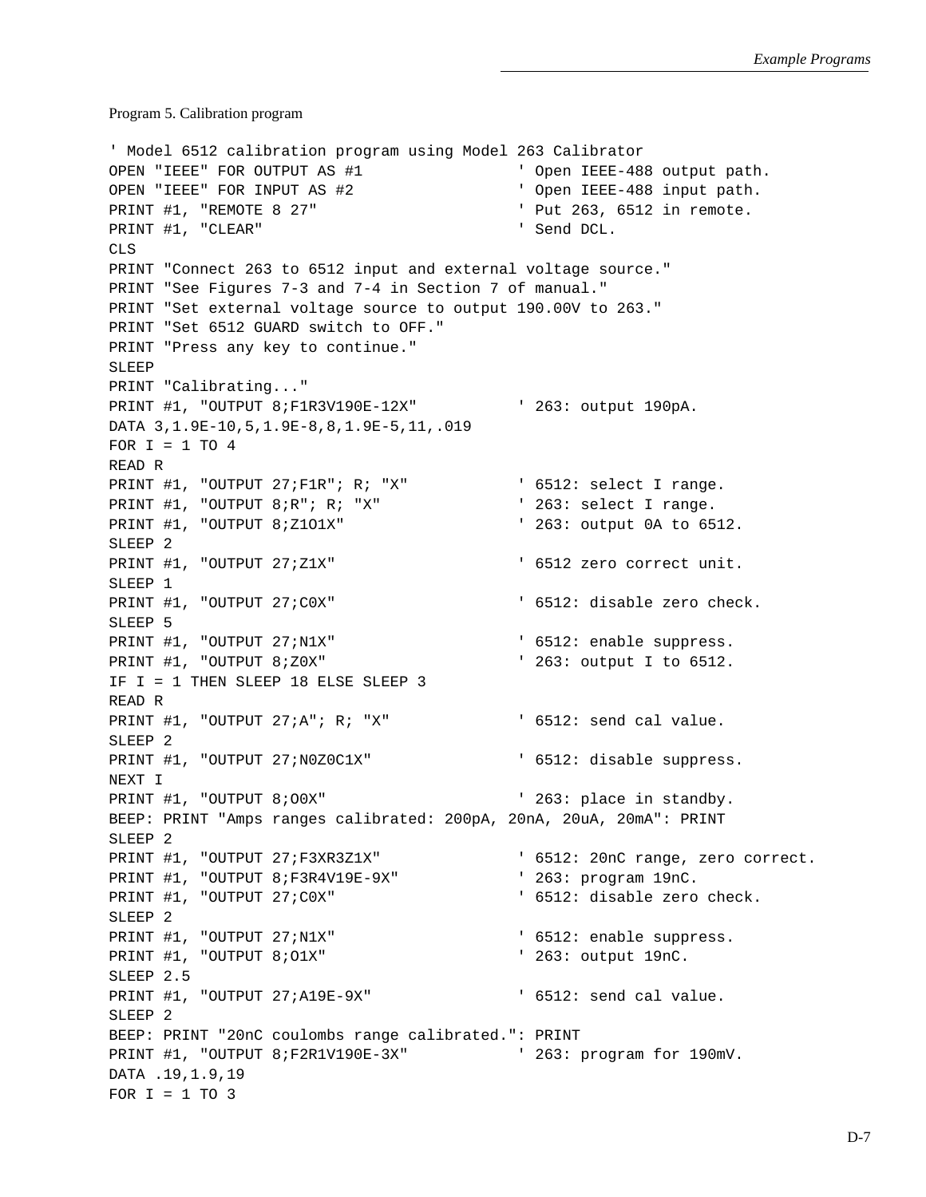Program 5. Calibration program

```
' Model 6512 calibration program using Model 263 Calibrator
OPEN "IEEE" FOR OUTPUT AS #1                ' Open IEEE-488 output path.
OPEN "IEEE" FOR INPUT AS #2                 ' Open IEEE-488 input path.
PRINT #1, "REMOTE 8 27"                     ' Put 263, 6512 in remote.
PRINT #1, "CLEAR"                           ' Send DCL.
CLS
PRINT "Connect 263 to 6512 input and external voltage source."
PRINT "See Figures 7-3 and 7-4 in Section 7 of manual."
PRINT "Set external voltage source to output 190.00V to 263."
PRINT "Set 6512 GUARD switch to OFF."
PRINT "Press any key to continue."
SLEEP
PRINT "Calibrating..."
PRINT #1, "OUTPUT 8;F1R3V190E-12X"          ' 263: output 190pA.
DATA 3,1.9E-10,5,1.9E-8,8,1.9E-5,11,.019
FOR I = 1 TO 4
READ R
PRINT #1, "OUTPUT 27;F1R"; R; "X"           ' 6512: select I range.
PRINT #1, "OUTPUT 8;R"; R; "X"              ' 263: select I range.
PRINT #1, "OUTPUT 8;Z1O1X"                  ' 263: output 0A to 6512.
SLEEP 2
PRINT #1, "OUTPUT 27;Z1X"                   ' 6512 zero correct unit.
SLEEP 1
PRINT #1, "OUTPUT 27;C0X"                   ' 6512: disable zero check.
SLEEP 5
PRINT #1, "OUTPUT 27;N1X"                   ' 6512: enable suppress.
PRINT #1, "OUTPUT 8;Z0X"                    ' 263: output I to 6512.
IF I = 1 THEN SLEEP 18 ELSE SLEEP 3
READ R
PRINT #1, "OUTPUT 27;A"; R; "X"             ' 6512: send cal value.
SLEEP 2
PRINT #1, "OUTPUT 27;N0Z0C1X"               ' 6512: disable suppress.
NEXT I
PRINT #1, "OUTPUT 8;O0X"                    ' 263: place in standby.
BEEP: PRINT "Amps ranges calibrated: 200pA, 20nA, 20uA, 20mA": PRINT
SLEEP 2
PRINT #1, "OUTPUT 27;F3XR3Z1X"              ' 6512: 20nC range, zero correct.
PRINT #1, "OUTPUT 8;F3R4V19E-9X"            ' 263: program 19nC.
PRINT #1, "OUTPUT 27;C0X"                   ' 6512: disable zero check.
SLEEP 2
PRINT #1, "OUTPUT 27;N1X"                   ' 6512: enable suppress.
PRINT #1, "OUTPUT 8;O1X"                    ' 263: output 19nC.
SLEEP 2.5
PRINT #1, "OUTPUT 27;A19E-9X"               ' 6512: send cal value.
SLEEP 2
BEEP: PRINT "20nC coulombs range calibrated.": PRINT
PRINT #1, "OUTPUT 8;F2R1V190E-3X"           ' 263: program for 190mV.
DATA .19,1.9,19
FOR I = 1 TO 3
```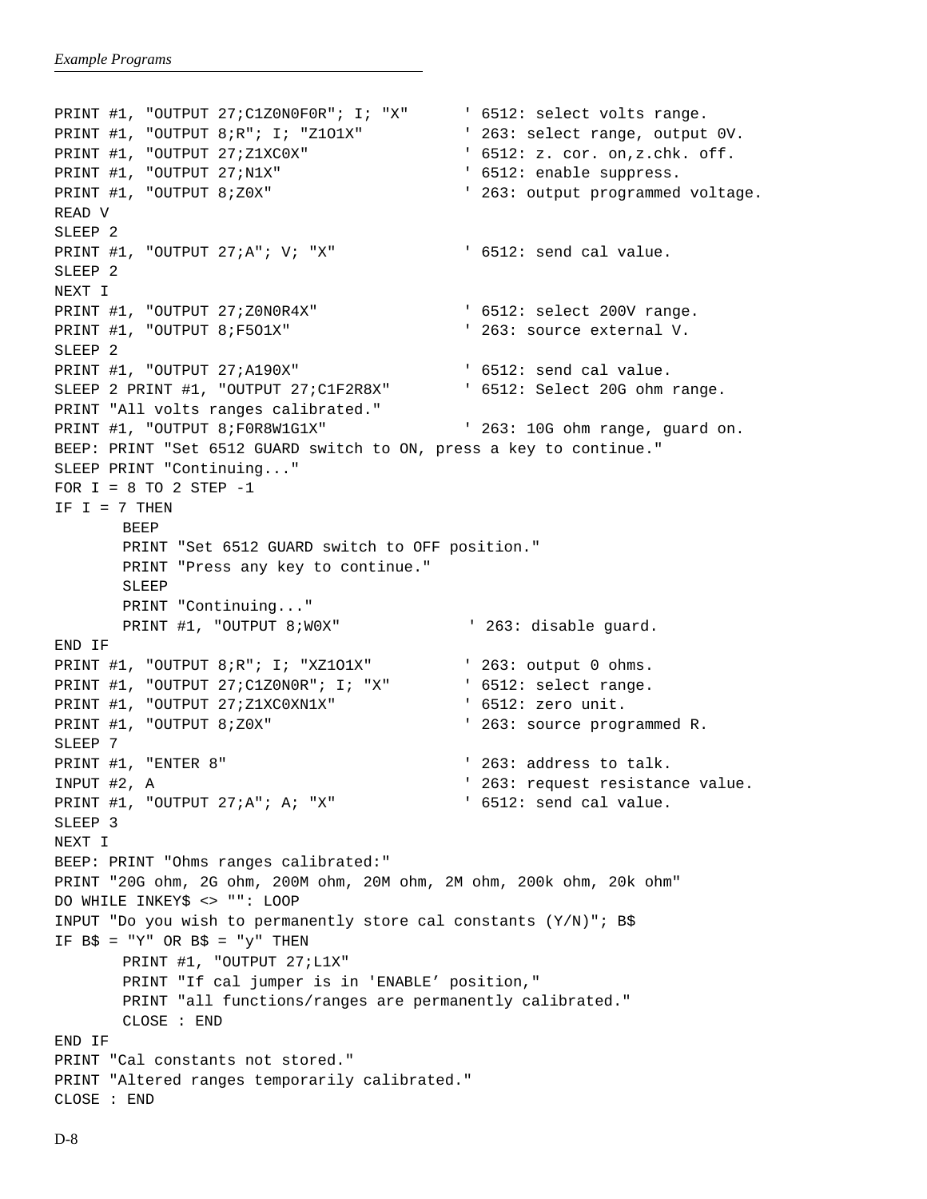```
PRINT #1, "OUTPUT 27;C1Z0N0F0R"; I; "X"      ' 6512: select volts range.
PRINT #1, "OUTPUT 8;R"; I; "Z1O1X"           ' 263: select range, output 0V.
PRINT #1, "OUTPUT 27;Z1XC0X"                 ' 6512: z. cor. on,z.chk. off.
PRINT #1, "OUTPUT 27;N1X"                    ' 6512: enable suppress.
PRINT #1, "OUTPUT 8;Z0X"                     ' 263: output programmed voltage.
READ V
SLEEP 2
PRINT #1, "OUTPUT 27;A"; V; "X"              ' 6512: send cal value.
SLEEP 2
NEXT I
PRINT #1, "OUTPUT 27;Z0N0R4X"                ' 6512: select 200V range.
PRINT #1, "OUTPUT 8;F5O1X"                   ' 263: source external V.
SLEEP 2
PRINT #1, "OUTPUT 27;A190X"                  ' 6512: send cal value.
SLEEP 2 PRINT #1, "OUTPUT 27;C1F2R8X"        ' 6512: Select 20G ohm range.
PRINT "All volts ranges calibrated."
PRINT #1, "OUTPUT 8;F0R8W1G1X"               ' 263: 10G ohm range, guard on.
BEEP: PRINT "Set 6512 GUARD switch to ON, press a key to continue."
SLEEP PRINT "Continuing..."
FOR I = 8 TO 2 STEP -1
IF I = 7 THEN
       BEEP
       PRINT "Set 6512 GUARD switch to OFF position."
       PRINT "Press any key to continue."
       SLEEP
       PRINT "Continuing..."
       PRINT #1, "OUTPUT 8;W0X"               ' 263: disable guard.
END IF
PRINT #1, "OUTPUT 8;R"; I; "XZ1O1X"          ' 263: output 0 ohms.
PRINT #1, "OUTPUT 27;C1Z0N0R"; I; "X"        ' 6512: select range.
PRINT #1, "OUTPUT 27;Z1XC0XN1X"              ' 6512: zero unit.
PRINT #1, "OUTPUT 8;Z0X"                     ' 263: source programmed R.
SLEEP 7
PRINT #1, "ENTER 8"                          ' 263: address to talk.
INPUT #2, A                                  ' 263: request resistance value.
PRINT #1, "OUTPUT 27;A"; A; "X"              ' 6512: send cal value.
SLEEP 3
NEXT I
BEEP: PRINT "Ohms ranges calibrated:"
PRINT "20G ohm, 2G ohm, 200M ohm, 20M ohm, 2M ohm, 200k ohm, 20k ohm"
DO WHILE INKEY$ <> "": LOOP
INPUT "Do you wish to permanently store cal constants (Y/N)"; B$
IF B$ = "Y" OR B$ = "y" THEN
       PRINT #1, "OUTPUT 27;L1X"
       PRINT "If cal jumper is in 'ENABLE’ position,"
       PRINT "all functions/ranges are permanently calibrated."
       CLOSE : END
END IF
PRINT "Cal constants not stored."
PRINT "Altered ranges temporarily calibrated."
CLOSE : END
```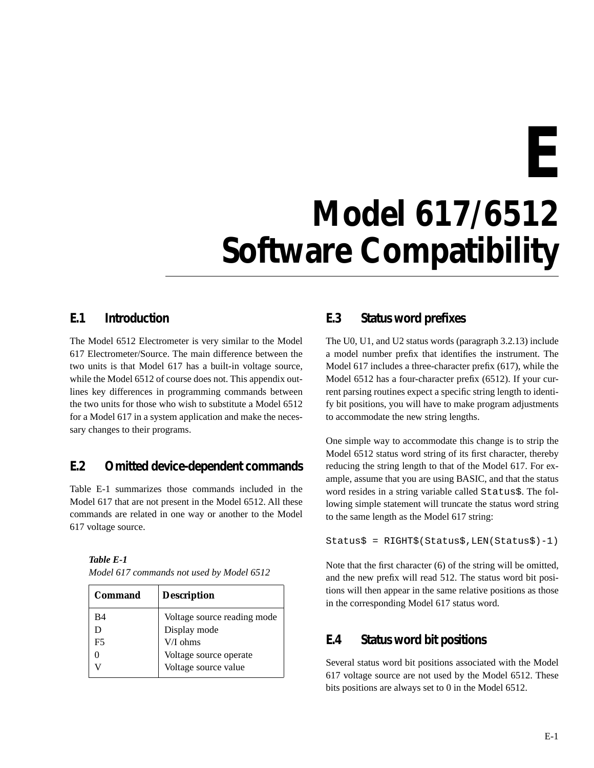# E

# Model 617/6512 Software Compatibility

## E.1 Introduction

The Model 6512 Electrometer is very similar to the Model 617 Electrometer/Source. The main difference between the two units is that Model 617 has a built-in voltage source, while the Model 6512 of course does not. This appendix outlines key differences in programming commands between the two units for those who wish to substitute a Model 6512 for a Model 617 in a system application and make the necessary changes to their programs.

## E.2 Omitted device-dependent commands

Table E-1 summarizes those commands included in the Model 617 that are not present in the Model 6512. All these commands are related in one way or another to the Model 617 voltage source.

***Table E-1***
*Model 617 commands not used by Model 6512*

| Command | Description |
|---|---|
| B4 | Voltage source reading mode |
| D | Display mode |
| F5 | V/I ohms |
| 0 | Voltage source operate |
| V | Voltage source value |

## E.3 Status word prefixes

The U0, U1, and U2 status words (paragraph 3.2.13) include a model number prefix that identifies the instrument. The Model 617 includes a three-character prefix (617), while the Model 6512 has a four-character prefix (6512). If your current parsing routines expect a specific string length to identify bit positions, you will have to make program adjustments to accommodate the new string lengths.

One simple way to accommodate this change is to strip the Model 6512 status word string of its first character, thereby reducing the string length to that of the Model 617. For example, assume that you are using BASIC, and that the status word resides in a string variable called `Status$`. The following simple statement will truncate the status word string to the same length as the Model 617 string:

```
Status$ = RIGHT$(Status$,LEN(Status$)-1)
```

Note that the first character (6) of the string will be omitted, and the new prefix will read 512. The status word bit positions will then appear in the same relative positions as those in the corresponding Model 617 status word.

## E.4 Status word bit positions

Several status word bit positions associated with the Model 617 voltage source are not used by the Model 6512. These bits positions are always set to 0 in the Model 6512.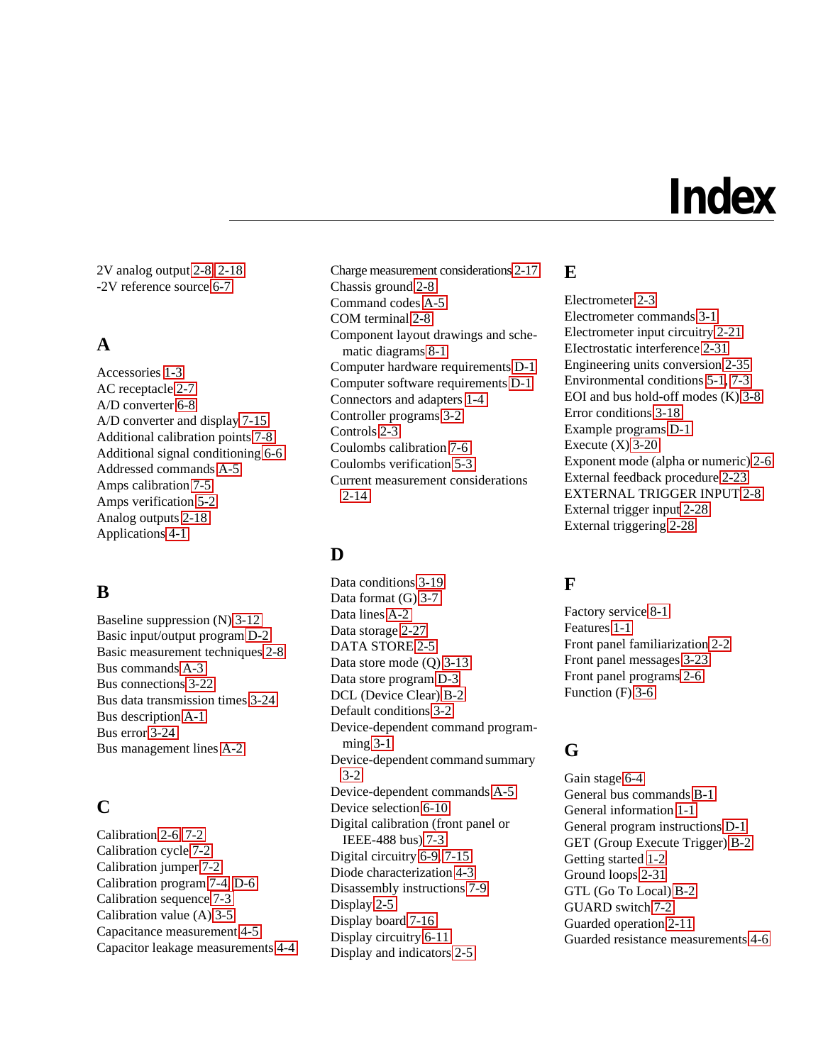# Index

2V analog output 2-8, 2-18
-2V reference source 6-7

## A

Accessories 1-3
AC receptacle 2-7
A/D converter 6-8
A/D converter and display 7-15
Additional calibration points 7-8
Additional signal conditioning 6-6
Addressed commands A-5
Amps calibration 7-5
Amps verification 5-2
Analog outputs 2-18
Applications 4-1

## B

Baseline suppression (N) 3-12
Basic input/output program D-2
Basic measurement techniques 2-8
Bus commands A-3
Bus connections 3-22
Bus data transmission times 3-24
Bus description A-1
Bus error 3-24
Bus management lines A-2

## C

Calibration 2-6, 7-2
Calibration cycle 7-2
Calibration jumper 7-2
Calibration program 7-4, D-6
Calibration sequence 7-3
Calibration value (A) 3-5
Capacitance measurement 4-5
Capacitor leakage measurements 4-4
Charge measurement considerations 2-17
Chassis ground 2-8
Command codes A-5
COM terminal 2-8
Component layout drawings and schematic diagrams 8-1
Computer hardware requirements D-1
Computer software requirements D-1
Connectors and adapters 1-4
Controller programs 3-2
Controls 2-3
Coulombs calibration 7-6
Coulombs verification 5-3
Current measurement considerations 2-14

## D

Data conditions 3-19
Data format (G) 3-7
Data lines A-2
Data storage 2-27
DATA STORE 2-5
Data store mode (Q) 3-13
Data store program D-3
DCL (Device Clear) B-2
Default conditions 3-2
Device-dependent command programming 3-1
Device-dependent command summary 3-2
Device-dependent commands A-5
Device selection 6-10
Digital calibration (front panel or IEEE-488 bus) 7-3
Digital circuitry 6-9, 7-15
Diode characterization 4-3
Disassembly instructions 7-9
Display 2-5
Display board 7-16
Display circuitry 6-11
Display and indicators 2-5

## E

Electrometer 2-3
Electrometer commands 3-1
Electrometer input circuitry 2-21
Electrostatic interference 2-31
Engineering units conversion 2-35
Environmental conditions 5-1, 7-3
EOI and bus hold-off modes (K) 3-8
Error conditions 3-18
Example programs D-1
Execute (X) 3-20
Exponent mode (alpha or numeric) 2-6
External feedback procedure 2-23
EXTERNAL TRIGGER INPUT 2-8
External trigger input 2-28
External triggering 2-28

## F

Factory service 8-1
Features 1-1
Front panel familiarization 2-2
Front panel messages 3-23
Front panel programs 2-6
Function (F) 3-6

## G

Gain stage 6-4
General bus commands B-1
General information 1-1
General program instructions D-1
GET (Group Execute Trigger) B-2
Getting started 1-2
Ground loops 2-31
GTL (Go To Local) B-2
GUARD switch 7-2
Guarded operation 2-11
Guarded resistance measurements 4-6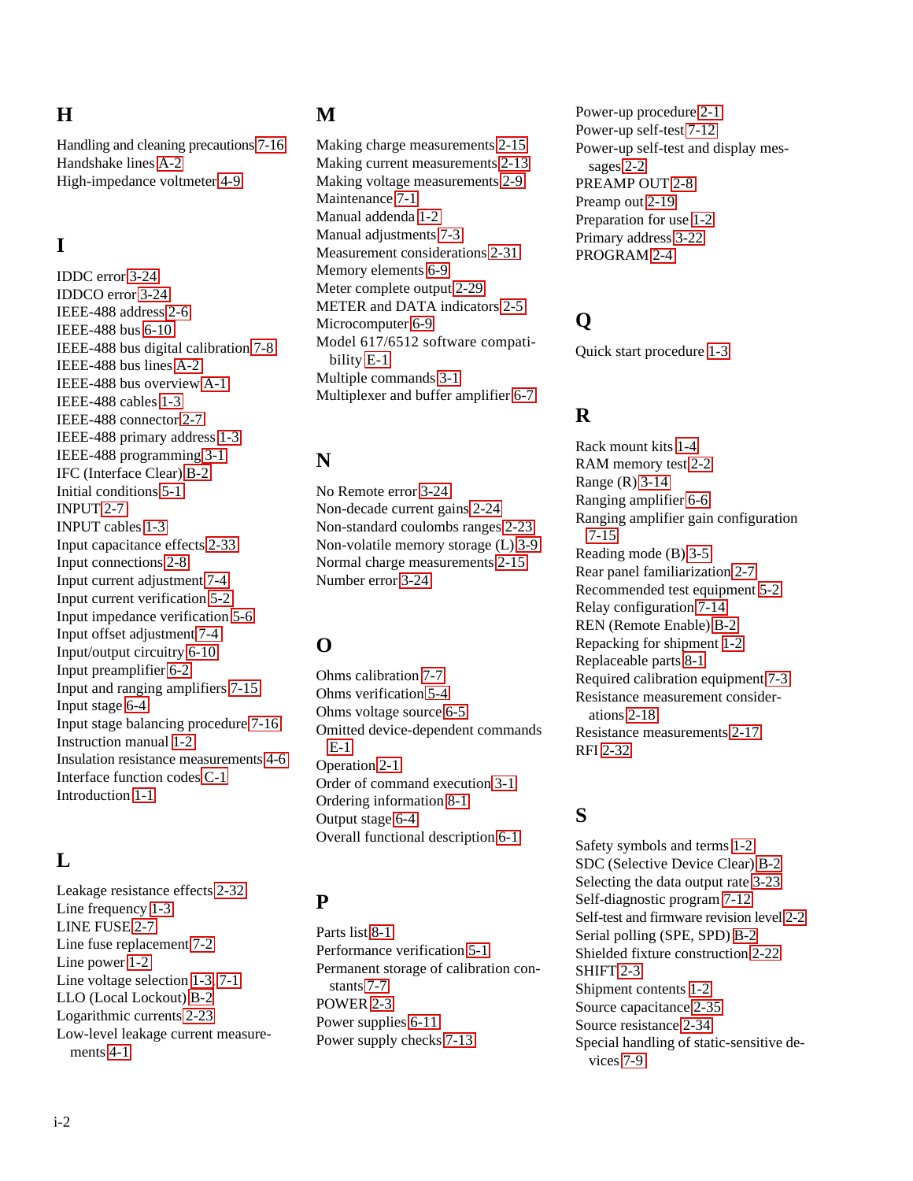## H

Handling and cleaning precautions 7-16
Handshake lines A-2
High-impedance voltmeter 4-9

## I

IDDC error 3-24
IDDCO error 3-24
IEEE-488 address 2-6
IEEE-488 bus 6-10
IEEE-488 bus digital calibration 7-8
IEEE-488 bus lines A-2
IEEE-488 bus overview A-1
IEEE-488 cables 1-3
IEEE-488 connector 2-7
IEEE-488 primary address 1-3
IEEE-488 programming 3-1
IFC (Interface Clear) B-2
Initial conditions 5-1
INPUT 2-7
INPUT cables 1-3
Input capacitance effects 2-33
Input connections 2-8
Input current adjustment 7-4
Input current verification 5-2
Input impedance verification 5-6
Input offset adjustment 7-4
Input/output circuitry 6-10
Input preamplifier 6-2
Input and ranging amplifiers 7-15
Input stage 6-4
Input stage balancing procedure 7-16
Instruction manual 1-2
Insulation resistance measurements 4-6
Interface function codes C-1
Introduction 1-1

## L

Leakage resistance effects 2-32
Line frequency 1-3
LINE FUSE 2-7
Line fuse replacement 7-2
Line power 1-2
Line voltage selection 1-3, 7-1
LLO (Local Lockout) B-2
Logarithmic currents 2-23
Low-level leakage current measurements 4-1

## M

Making charge measurements 2-15
Making current measurements 2-13
Making voltage measurements 2-9
Maintenance 7-1
Manual addenda 1-2
Manual adjustments 7-3
Measurement considerations 2-31
Memory elements 6-9
Meter complete output 2-29
METER and DATA indicators 2-5
Microcomputer 6-9
Model 617/6512 software compatibility E-1
Multiple commands 3-1
Multiplexer and buffer amplifier 6-7

## N

No Remote error 3-24
Non-decade current gains 2-24
Non-standard coulombs ranges 2-23
Non-volatile memory storage (L) 3-9
Normal charge measurements 2-15
Number error 3-24

## O

Ohms calibration 7-7
Ohms verification 5-4
Ohms voltage source 6-5
Omitted device-dependent commands E-1
Operation 2-1
Order of command execution 3-1
Ordering information 8-1
Output stage 6-4
Overall functional description 6-1

## P

Parts list 8-1
Performance verification 5-1
Permanent storage of calibration constants 7-7
POWER 2-3
Power supplies 6-11
Power supply checks 7-13
Power-up procedure 2-1
Power-up self-test 7-12
Power-up self-test and display messages 2-2
PREAMP OUT 2-8
Preamp out 2-19
Preparation for use 1-2
Primary address 3-22
PROGRAM 2-4

## Q

Quick start procedure 1-3

## R

Rack mount kits 1-4
RAM memory test 2-2
Range (R) 3-14
Ranging amplifier 6-6
Ranging amplifier gain configuration 7-15
Reading mode (B) 3-5
Rear panel familiarization 2-7
Recommended test equipment 5-2
Relay configuration 7-14
REN (Remote Enable) B-2
Repacking for shipment 1-2
Replaceable parts 8-1
Required calibration equipment 7-3
Resistance measurement considerations 2-18
Resistance measurements 2-17
RFI 2-32

## S

Safety symbols and terms 1-2
SDC (Selective Device Clear) B-2
Selecting the data output rate 3-23
Self-diagnostic program 7-12
Self-test and firmware revision level 2-2
Serial polling (SPE, SPD) B-2
Shielded fixture construction 2-22
SHIFT 2-3
Shipment contents 1-2
Source capacitance 2-35
Source resistance 2-34
Special handling of static-sensitive devices 7-9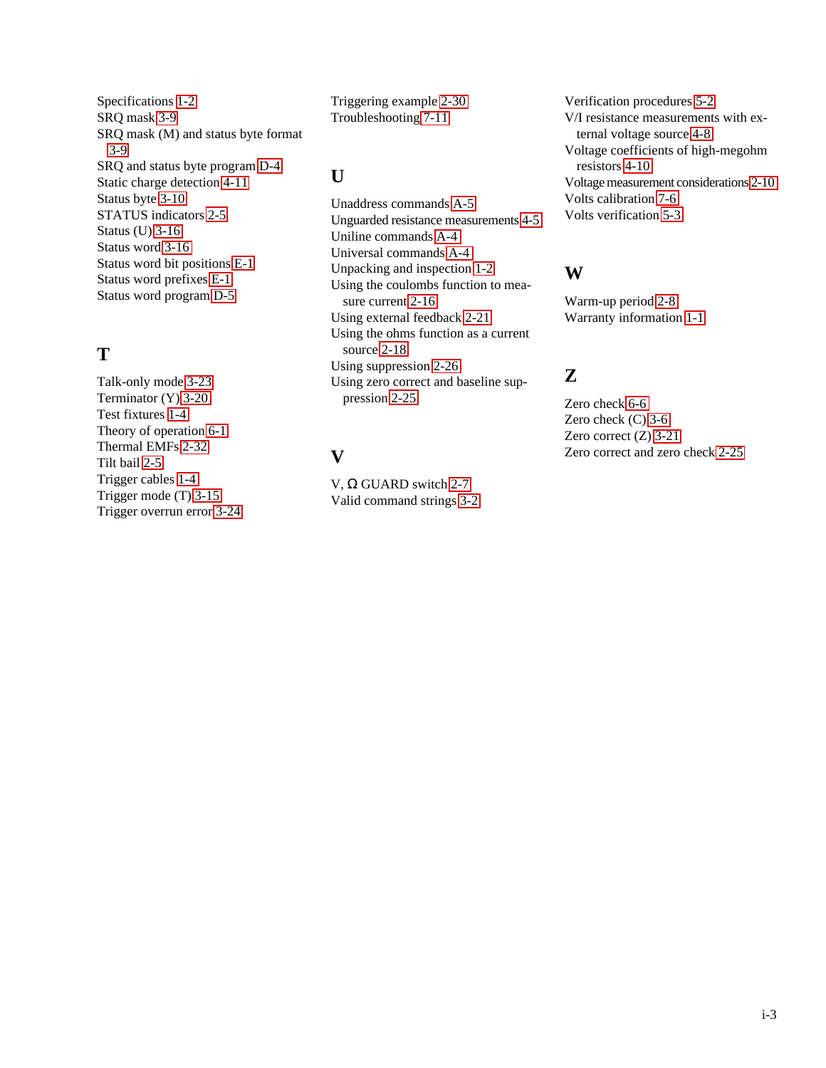Specifications 1-2
SRQ mask 3-9
SRQ mask (M) and status byte format 3-9
SRQ and status byte program D-4
Static charge detection 4-11
Status byte 3-10
STATUS indicators 2-5
Status (U) 3-16
Status word 3-16
Status word bit positions E-1
Status word prefixes E-1
Status word program D-5

## T

Talk-only mode 3-23
Terminator (Y) 3-20
Test fixtures 1-4
Theory of operation 6-1
Thermal EMFs 2-32
Tilt bail 2-5
Trigger cables 1-4
Trigger mode (T) 3-15
Trigger overrun error 3-24
Triggering example 2-30
Troubleshooting 7-11

## U

Unaddress commands A-5
Unguarded resistance measurements 4-5
Uniline commands A-4
Universal commands A-4
Unpacking and inspection 1-2
Using the coulombs function to measure current 2-16
Using external feedback 2-21
Using the ohms function as a current source 2-18
Using suppression 2-26
Using zero correct and baseline suppression 2-25

## V

V, Ω GUARD switch 2-7
Valid command strings 3-2
Verification procedures 5-2
V/I resistance measurements with external voltage source 4-8
Voltage coefficients of high-megohm resistors 4-10
Voltage measurement considerations 2-10
Volts calibration 7-6
Volts verification 5-3

## W

Warm-up period 2-8
Warranty information 1-1

## Z

Zero check 6-6
Zero check (C) 3-6
Zero correct (Z) 3-21
Zero correct and zero check 2-25